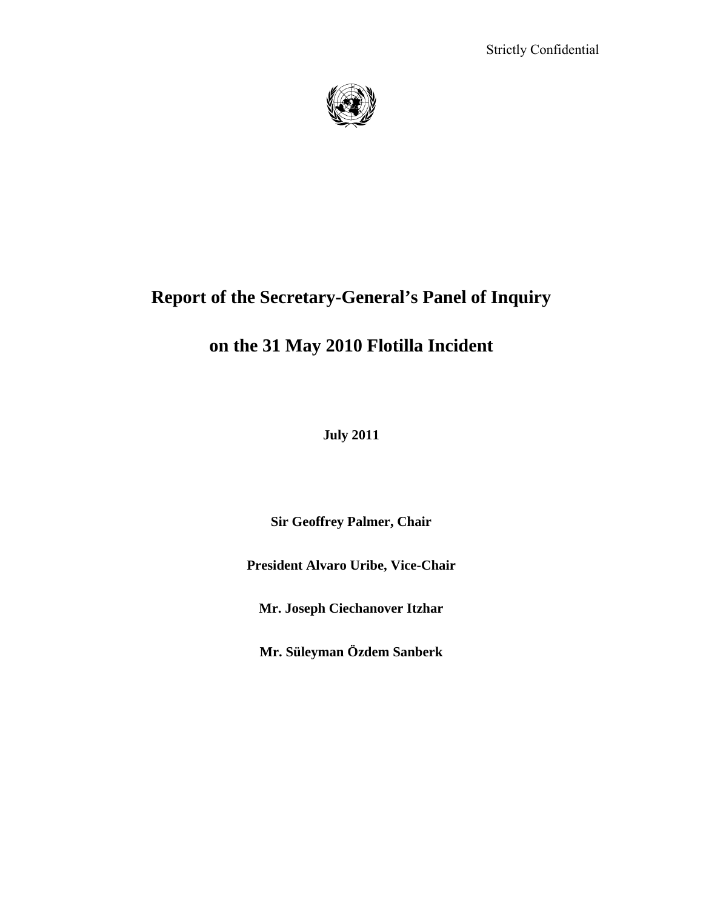Strictly Confidential

# Report of the Secretary-General's Panel of Inquiry

# on the 31 May 2010 Flotilla Incident

**July 2011**

**Sir Geoffrey Palmer, Chair**

**President Alvaro Uribe, Vice-Chair**

**Mr. Joseph Ciechanover Itzhar**

**Mr. Süleyman Özdem Sanberk**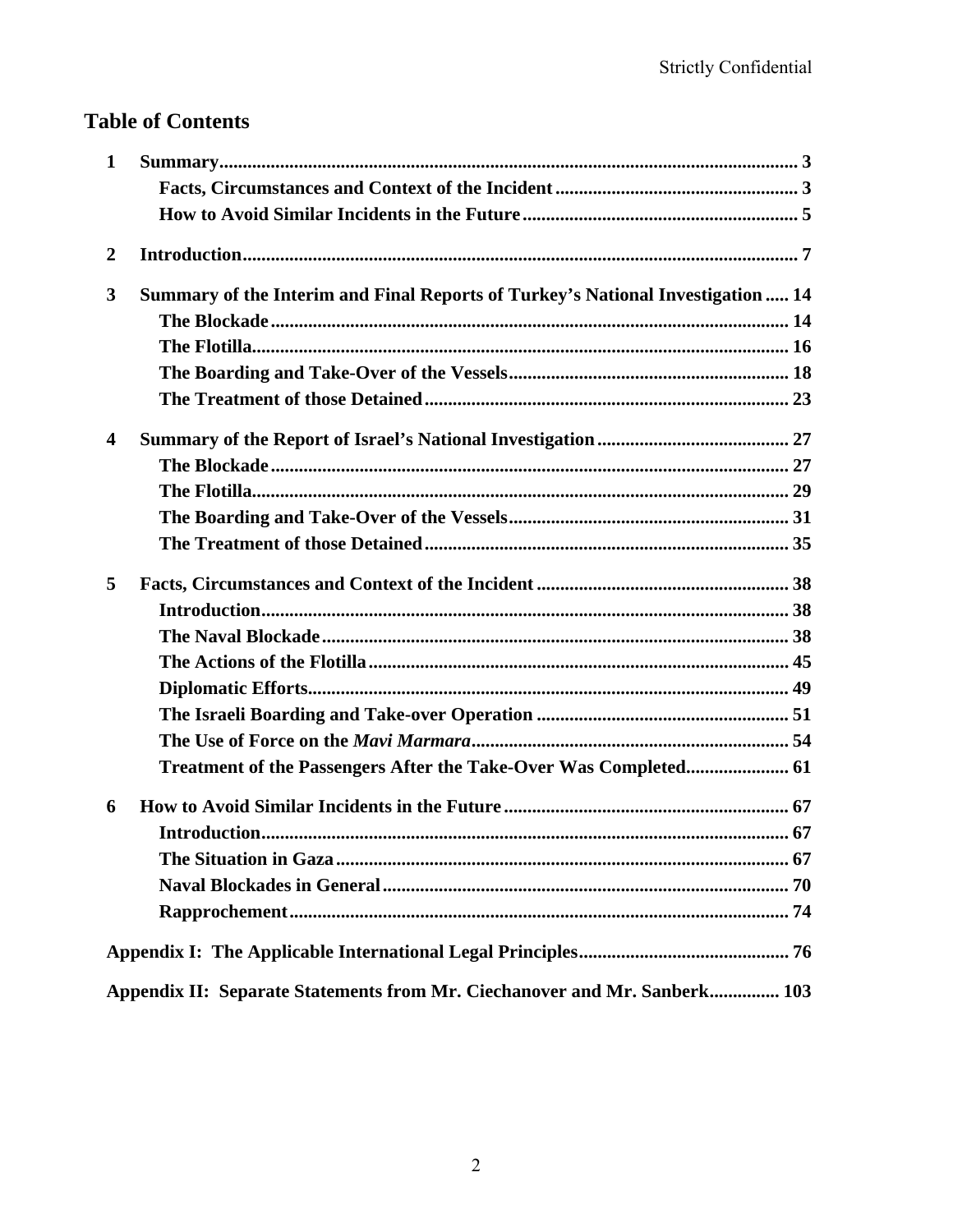## Table of Contents

- **1 Summary** ... 3
  - **Facts, Circumstances and Context of the Incident** ... 3
  - **How to Avoid Similar Incidents in the Future** ... 5
- **2 Introduction** ... 7
- **3 Summary of the Interim and Final Reports of Turkey's National Investigation** ... 14
  - **The Blockade** ... 14
  - **The Flotilla** ... 16
  - **The Boarding and Take-Over of the Vessels** ... 18
  - **The Treatment of those Detained** ... 23
- **4 Summary of the Report of Israel's National Investigation** ... 27
  - **The Blockade** ... 27
  - **The Flotilla** ... 29
  - **The Boarding and Take-Over of the Vessels** ... 31
  - **The Treatment of those Detained** ... 35
- **5 Facts, Circumstances and Context of the Incident** ... 38
  - **Introduction** ... 38
  - **The Naval Blockade** ... 38
  - **The Actions of the Flotilla** ... 45
  - **Diplomatic Efforts** ... 49
  - **The Israeli Boarding and Take-over Operation** ... 51
  - **The Use of Force on the *Mavi Marmara*** ... 54
  - **Treatment of the Passengers After the Take-Over Was Completed** ... 61
- **6 How to Avoid Similar Incidents in the Future** ... 67
  - **Introduction** ... 67
  - **The Situation in Gaza** ... 67
  - **Naval Blockades in General** ... 70
  - **Rapprochement** ... 74
- **Appendix I: The Applicable International Legal Principles** ... 76
- **Appendix II: Separate Statements from Mr. Ciechanover and Mr. Sanberk** ... 103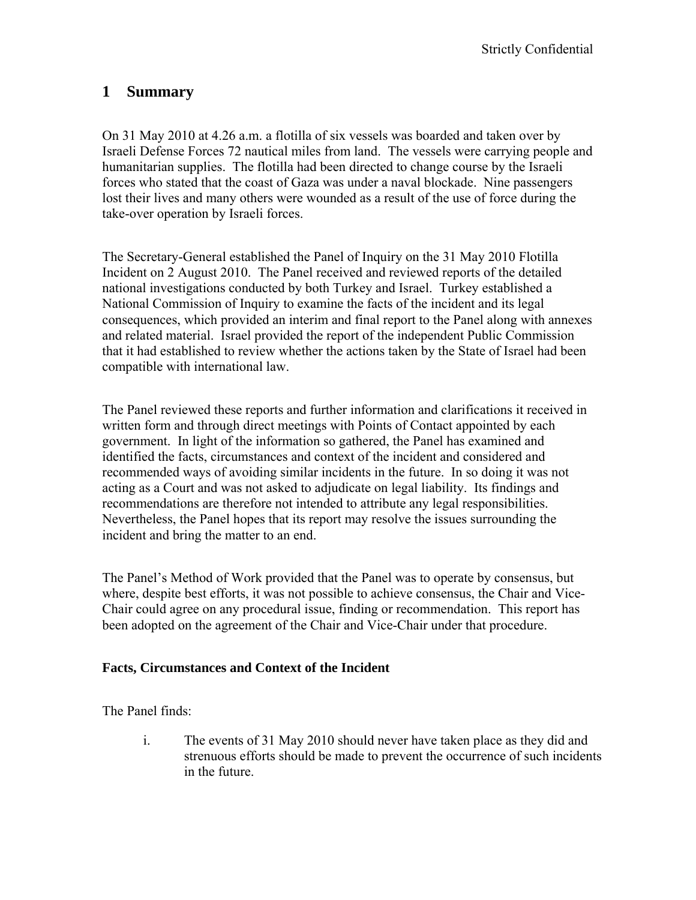# 1 Summary

On 31 May 2010 at 4.26 a.m. a flotilla of six vessels was boarded and taken over by Israeli Defense Forces 72 nautical miles from land. The vessels were carrying people and humanitarian supplies. The flotilla had been directed to change course by the Israeli forces who stated that the coast of Gaza was under a naval blockade. Nine passengers lost their lives and many others were wounded as a result of the use of force during the take-over operation by Israeli forces.

The Secretary-General established the Panel of Inquiry on the 31 May 2010 Flotilla Incident on 2 August 2010. The Panel received and reviewed reports of the detailed national investigations conducted by both Turkey and Israel. Turkey established a National Commission of Inquiry to examine the facts of the incident and its legal consequences, which provided an interim and final report to the Panel along with annexes and related material. Israel provided the report of the independent Public Commission that it had established to review whether the actions taken by the State of Israel had been compatible with international law.

The Panel reviewed these reports and further information and clarifications it received in written form and through direct meetings with Points of Contact appointed by each government. In light of the information so gathered, the Panel has examined and identified the facts, circumstances and context of the incident and considered and recommended ways of avoiding similar incidents in the future. In so doing it was not acting as a Court and was not asked to adjudicate on legal liability. Its findings and recommendations are therefore not intended to attribute any legal responsibilities. Nevertheless, the Panel hopes that its report may resolve the issues surrounding the incident and bring the matter to an end.

The Panel's Method of Work provided that the Panel was to operate by consensus, but where, despite best efforts, it was not possible to achieve consensus, the Chair and Vice-Chair could agree on any procedural issue, finding or recommendation. This report has been adopted on the agreement of the Chair and Vice-Chair under that procedure.

**Facts, Circumstances and Context of the Incident**

The Panel finds:

i. The events of 31 May 2010 should never have taken place as they did and strenuous efforts should be made to prevent the occurrence of such incidents in the future.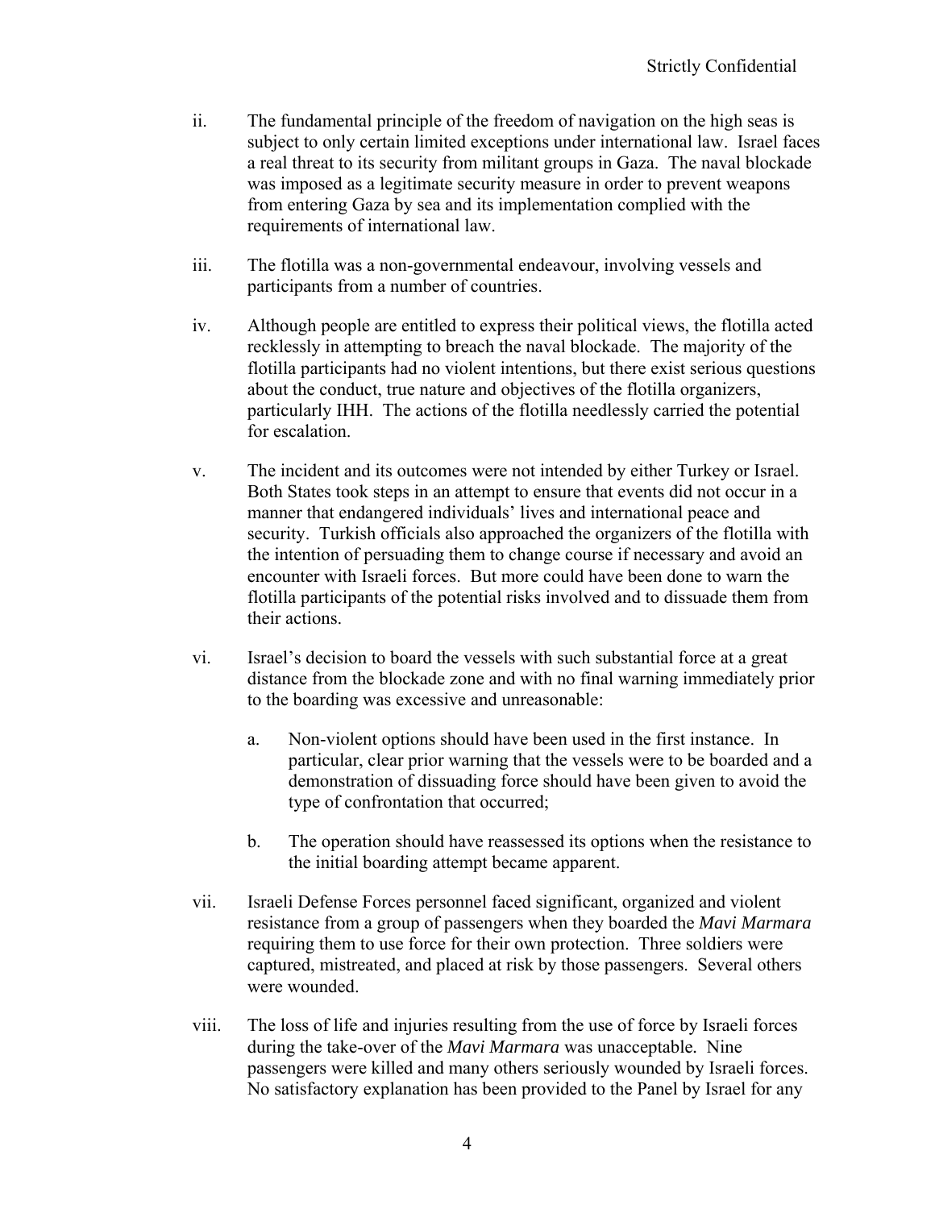ii. The fundamental principle of the freedom of navigation on the high seas is subject to only certain limited exceptions under international law. Israel faces a real threat to its security from militant groups in Gaza. The naval blockade was imposed as a legitimate security measure in order to prevent weapons from entering Gaza by sea and its implementation complied with the requirements of international law.

iii. The flotilla was a non-governmental endeavour, involving vessels and participants from a number of countries.

iv. Although people are entitled to express their political views, the flotilla acted recklessly in attempting to breach the naval blockade. The majority of the flotilla participants had no violent intentions, but there exist serious questions about the conduct, true nature and objectives of the flotilla organizers, particularly IHH. The actions of the flotilla needlessly carried the potential for escalation.

v. The incident and its outcomes were not intended by either Turkey or Israel. Both States took steps in an attempt to ensure that events did not occur in a manner that endangered individuals' lives and international peace and security. Turkish officials also approached the organizers of the flotilla with the intention of persuading them to change course if necessary and avoid an encounter with Israeli forces. But more could have been done to warn the flotilla participants of the potential risks involved and to dissuade them from their actions.

vi. Israel's decision to board the vessels with such substantial force at a great distance from the blockade zone and with no final warning immediately prior to the boarding was excessive and unreasonable:

   a. Non-violent options should have been used in the first instance. In particular, clear prior warning that the vessels were to be boarded and a demonstration of dissuading force should have been given to avoid the type of confrontation that occurred;

   b. The operation should have reassessed its options when the resistance to the initial boarding attempt became apparent.

vii. Israeli Defense Forces personnel faced significant, organized and violent resistance from a group of passengers when they boarded the *Mavi Marmara* requiring them to use force for their own protection. Three soldiers were captured, mistreated, and placed at risk by those passengers. Several others were wounded.

viii. The loss of life and injuries resulting from the use of force by Israeli forces during the take-over of the *Mavi Marmara* was unacceptable. Nine passengers were killed and many others seriously wounded by Israeli forces. No satisfactory explanation has been provided to the Panel by Israel for any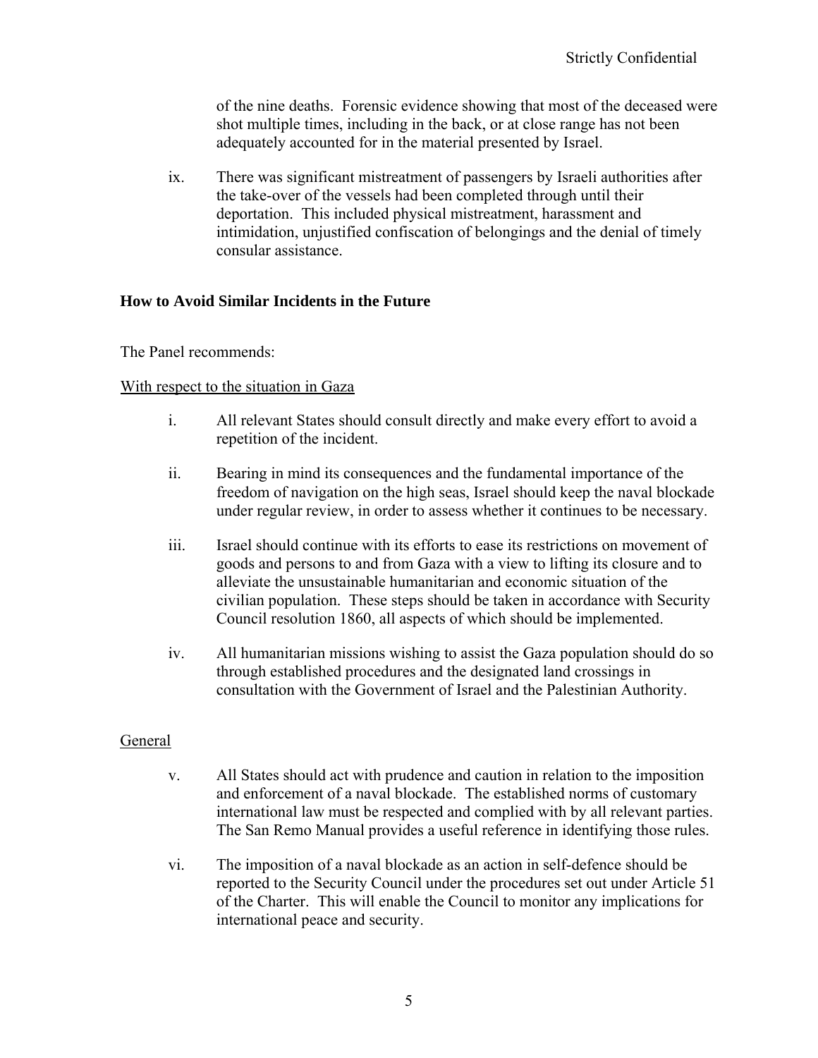of the nine deaths. Forensic evidence showing that most of the deceased were shot multiple times, including in the back, or at close range has not been adequately accounted for in the material presented by Israel.

ix. There was significant mistreatment of passengers by Israeli authorities after the take-over of the vessels had been completed through until their deportation. This included physical mistreatment, harassment and intimidation, unjustified confiscation of belongings and the denial of timely consular assistance.

## How to Avoid Similar Incidents in the Future

The Panel recommends:

With respect to the situation in Gaza

i. All relevant States should consult directly and make every effort to avoid a repetition of the incident.

ii. Bearing in mind its consequences and the fundamental importance of the freedom of navigation on the high seas, Israel should keep the naval blockade under regular review, in order to assess whether it continues to be necessary.

iii. Israel should continue with its efforts to ease its restrictions on movement of goods and persons to and from Gaza with a view to lifting its closure and to alleviate the unsustainable humanitarian and economic situation of the civilian population. These steps should be taken in accordance with Security Council resolution 1860, all aspects of which should be implemented.

iv. All humanitarian missions wishing to assist the Gaza population should do so through established procedures and the designated land crossings in consultation with the Government of Israel and the Palestinian Authority.

General

v. All States should act with prudence and caution in relation to the imposition and enforcement of a naval blockade. The established norms of customary international law must be respected and complied with by all relevant parties. The San Remo Manual provides a useful reference in identifying those rules.

vi. The imposition of a naval blockade as an action in self-defence should be reported to the Security Council under the procedures set out under Article 51 of the Charter. This will enable the Council to monitor any implications for international peace and security.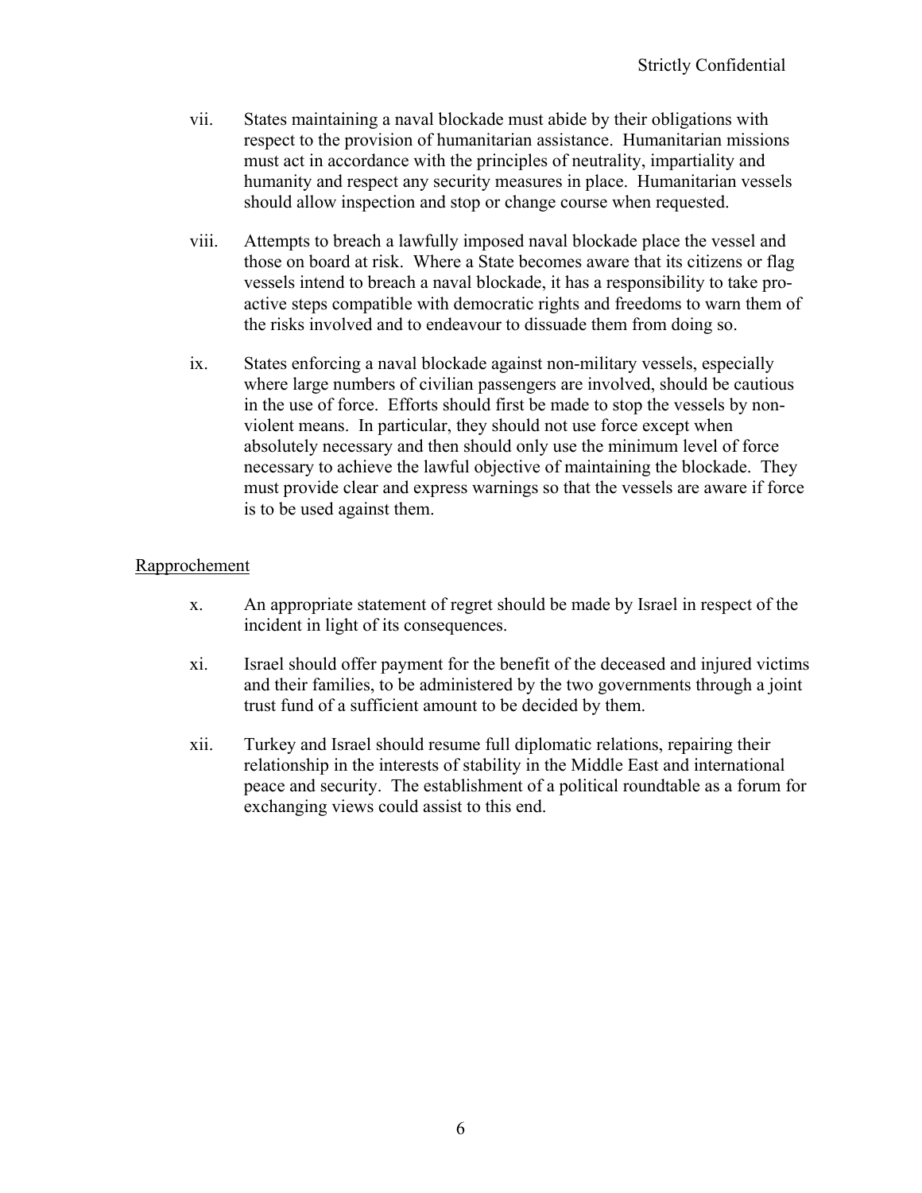vii. States maintaining a naval blockade must abide by their obligations with respect to the provision of humanitarian assistance. Humanitarian missions must act in accordance with the principles of neutrality, impartiality and humanity and respect any security measures in place. Humanitarian vessels should allow inspection and stop or change course when requested.

viii. Attempts to breach a lawfully imposed naval blockade place the vessel and those on board at risk. Where a State becomes aware that its citizens or flag vessels intend to breach a naval blockade, it has a responsibility to take pro-active steps compatible with democratic rights and freedoms to warn them of the risks involved and to endeavour to dissuade them from doing so.

ix. States enforcing a naval blockade against non-military vessels, especially where large numbers of civilian passengers are involved, should be cautious in the use of force. Efforts should first be made to stop the vessels by non-violent means. In particular, they should not use force except when absolutely necessary and then should only use the minimum level of force necessary to achieve the lawful objective of maintaining the blockade. They must provide clear and express warnings so that the vessels are aware if force is to be used against them.

<u>Rapprochement</u>

x. An appropriate statement of regret should be made by Israel in respect of the incident in light of its consequences.

xi. Israel should offer payment for the benefit of the deceased and injured victims and their families, to be administered by the two governments through a joint trust fund of a sufficient amount to be decided by them.

xii. Turkey and Israel should resume full diplomatic relations, repairing their relationship in the interests of stability in the Middle East and international peace and security. The establishment of a political roundtable as a forum for exchanging views could assist to this end.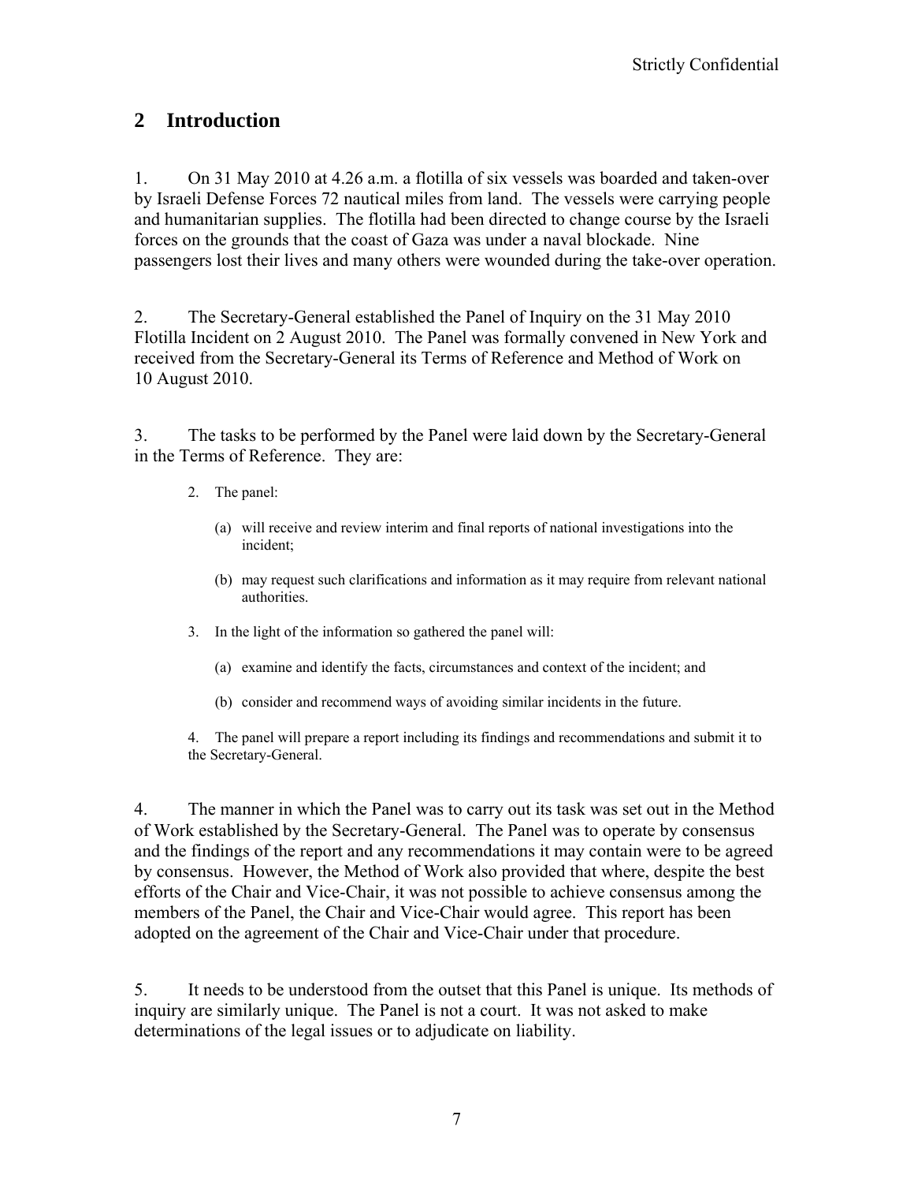## 2 Introduction

1. On 31 May 2010 at 4.26 a.m. a flotilla of six vessels was boarded and taken-over by Israeli Defense Forces 72 nautical miles from land. The vessels were carrying people and humanitarian supplies. The flotilla had been directed to change course by the Israeli forces on the grounds that the coast of Gaza was under a naval blockade. Nine passengers lost their lives and many others were wounded during the take-over operation.

2. The Secretary-General established the Panel of Inquiry on the 31 May 2010 Flotilla Incident on 2 August 2010. The Panel was formally convened in New York and received from the Secretary-General its Terms of Reference and Method of Work on 10 August 2010.

3. The tasks to be performed by the Panel were laid down by the Secretary-General in the Terms of Reference. They are:

> 2. The panel:
>
>    (a) will receive and review interim and final reports of national investigations into the incident;
>
>    (b) may request such clarifications and information as it may require from relevant national authorities.
>
> 3. In the light of the information so gathered the panel will:
>
>    (a) examine and identify the facts, circumstances and context of the incident; and
>
>    (b) consider and recommend ways of avoiding similar incidents in the future.
>
> 4. The panel will prepare a report including its findings and recommendations and submit it to the Secretary-General.

4. The manner in which the Panel was to carry out its task was set out in the Method of Work established by the Secretary-General. The Panel was to operate by consensus and the findings of the report and any recommendations it may contain were to be agreed by consensus. However, the Method of Work also provided that where, despite the best efforts of the Chair and Vice-Chair, it was not possible to achieve consensus among the members of the Panel, the Chair and Vice-Chair would agree. This report has been adopted on the agreement of the Chair and Vice-Chair under that procedure.

5. It needs to be understood from the outset that this Panel is unique. Its methods of inquiry are similarly unique. The Panel is not a court. It was not asked to make determinations of the legal issues or to adjudicate on liability.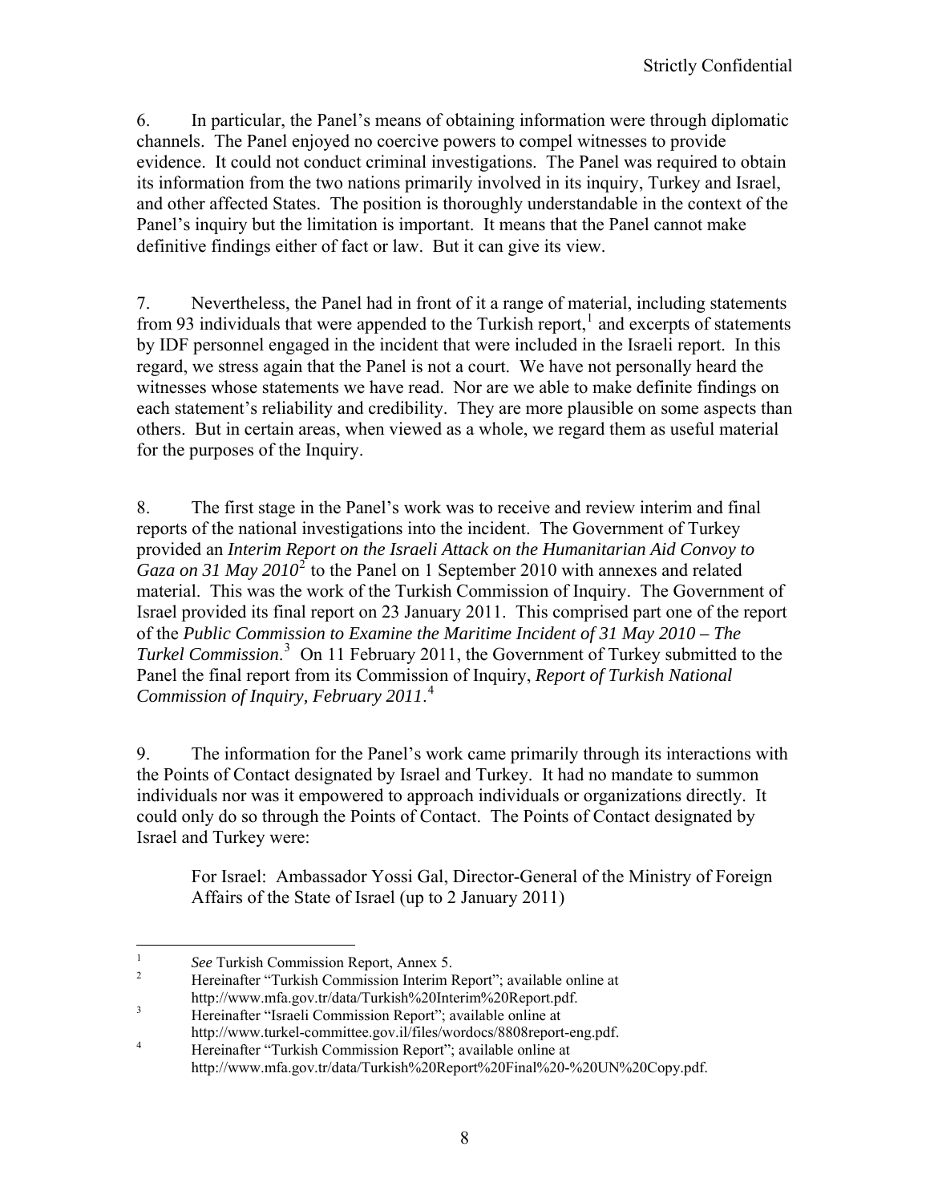6. In particular, the Panel's means of obtaining information were through diplomatic channels. The Panel enjoyed no coercive powers to compel witnesses to provide evidence. It could not conduct criminal investigations. The Panel was required to obtain its information from the two nations primarily involved in its inquiry, Turkey and Israel, and other affected States. The position is thoroughly understandable in the context of the Panel's inquiry but the limitation is important. It means that the Panel cannot make definitive findings either of fact or law. But it can give its view.

7. Nevertheless, the Panel had in front of it a range of material, including statements from 93 individuals that were appended to the Turkish report,[1] and excerpts of statements by IDF personnel engaged in the incident that were included in the Israeli report. In this regard, we stress again that the Panel is not a court. We have not personally heard the witnesses whose statements we have read. Nor are we able to make definite findings on each statement's reliability and credibility. They are more plausible on some aspects than others. But in certain areas, when viewed as a whole, we regard them as useful material for the purposes of the Inquiry.

8. The first stage in the Panel's work was to receive and review interim and final reports of the national investigations into the incident. The Government of Turkey provided an *Interim Report on the Israeli Attack on the Humanitarian Aid Convoy to Gaza on 31 May 2010*[2] to the Panel on 1 September 2010 with annexes and related material. This was the work of the Turkish Commission of Inquiry. The Government of Israel provided its final report on 23 January 2011. This comprised part one of the report of the *Public Commission to Examine the Maritime Incident of 31 May 2010 – The Turkel Commission*.[3] On 11 February 2011, the Government of Turkey submitted to the Panel the final report from its Commission of Inquiry, *Report of Turkish National Commission of Inquiry, February 2011*.[4]

9. The information for the Panel's work came primarily through its interactions with the Points of Contact designated by Israel and Turkey. It had no mandate to summon individuals nor was it empowered to approach individuals or organizations directly. It could only do so through the Points of Contact. The Points of Contact designated by Israel and Turkey were:

> For Israel: Ambassador Yossi Gal, Director-General of the Ministry of Foreign Affairs of the State of Israel (up to 2 January 2011)

---

[1] *See* Turkish Commission Report, Annex 5.

[2] Hereinafter "Turkish Commission Interim Report"; available online at http://www.mfa.gov.tr/data/Turkish%20Interim%20Report.pdf.

[3] Hereinafter "Israeli Commission Report"; available online at http://www.turkel-committee.gov.il/files/wordocs/8808report-eng.pdf.

[4] Hereinafter "Turkish Commission Report"; available online at http://www.mfa.gov.tr/data/Turkish%20Report%20Final%20-%20UN%20Copy.pdf.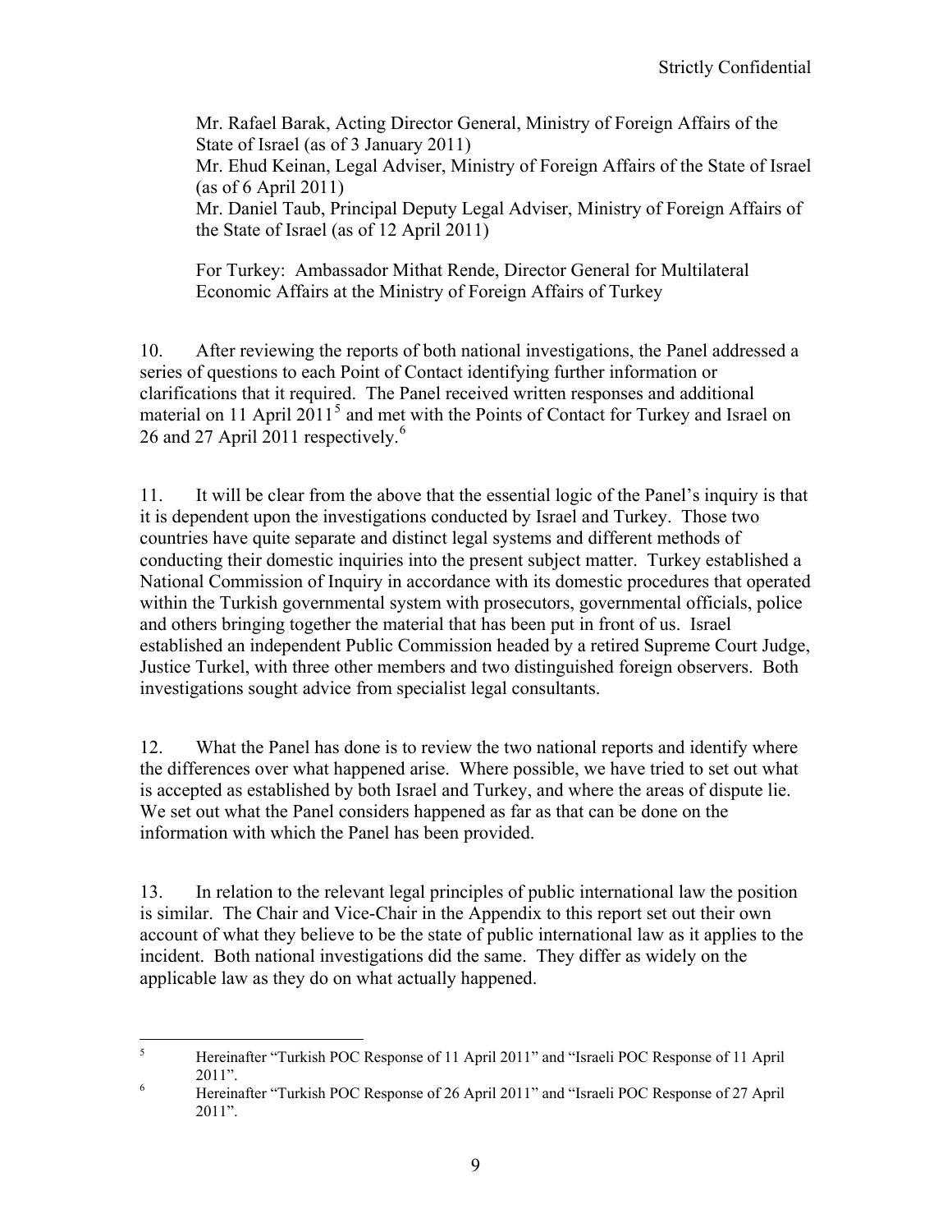Mr. Rafael Barak, Acting Director General, Ministry of Foreign Affairs of the State of Israel (as of 3 January 2011)
Mr. Ehud Keinan, Legal Adviser, Ministry of Foreign Affairs of the State of Israel (as of 6 April 2011)
Mr. Daniel Taub, Principal Deputy Legal Adviser, Ministry of Foreign Affairs of the State of Israel (as of 12 April 2011)

For Turkey: Ambassador Mithat Rende, Director General for Multilateral Economic Affairs at the Ministry of Foreign Affairs of Turkey

10. After reviewing the reports of both national investigations, the Panel addressed a series of questions to each Point of Contact identifying further information or clarifications that it required. The Panel received written responses and additional material on 11 April 2011[5] and met with the Points of Contact for Turkey and Israel on 26 and 27 April 2011 respectively.[6]

11. It will be clear from the above that the essential logic of the Panel's inquiry is that it is dependent upon the investigations conducted by Israel and Turkey. Those two countries have quite separate and distinct legal systems and different methods of conducting their domestic inquiries into the present subject matter. Turkey established a National Commission of Inquiry in accordance with its domestic procedures that operated within the Turkish governmental system with prosecutors, governmental officials, police and others bringing together the material that has been put in front of us. Israel established an independent Public Commission headed by a retired Supreme Court Judge, Justice Turkel, with three other members and two distinguished foreign observers. Both investigations sought advice from specialist legal consultants.

12. What the Panel has done is to review the two national reports and identify where the differences over what happened arise. Where possible, we have tried to set out what is accepted as established by both Israel and Turkey, and where the areas of dispute lie. We set out what the Panel considers happened as far as that can be done on the information with which the Panel has been provided.

13. In relation to the relevant legal principles of public international law the position is similar. The Chair and Vice-Chair in the Appendix to this report set out their own account of what they believe to be the state of public international law as it applies to the incident. Both national investigations did the same. They differ as widely on the applicable law as they do on what actually happened.

[5] Hereinafter "Turkish POC Response of 11 April 2011" and "Israeli POC Response of 11 April 2011".

[6] Hereinafter "Turkish POC Response of 26 April 2011" and "Israeli POC Response of 27 April 2011".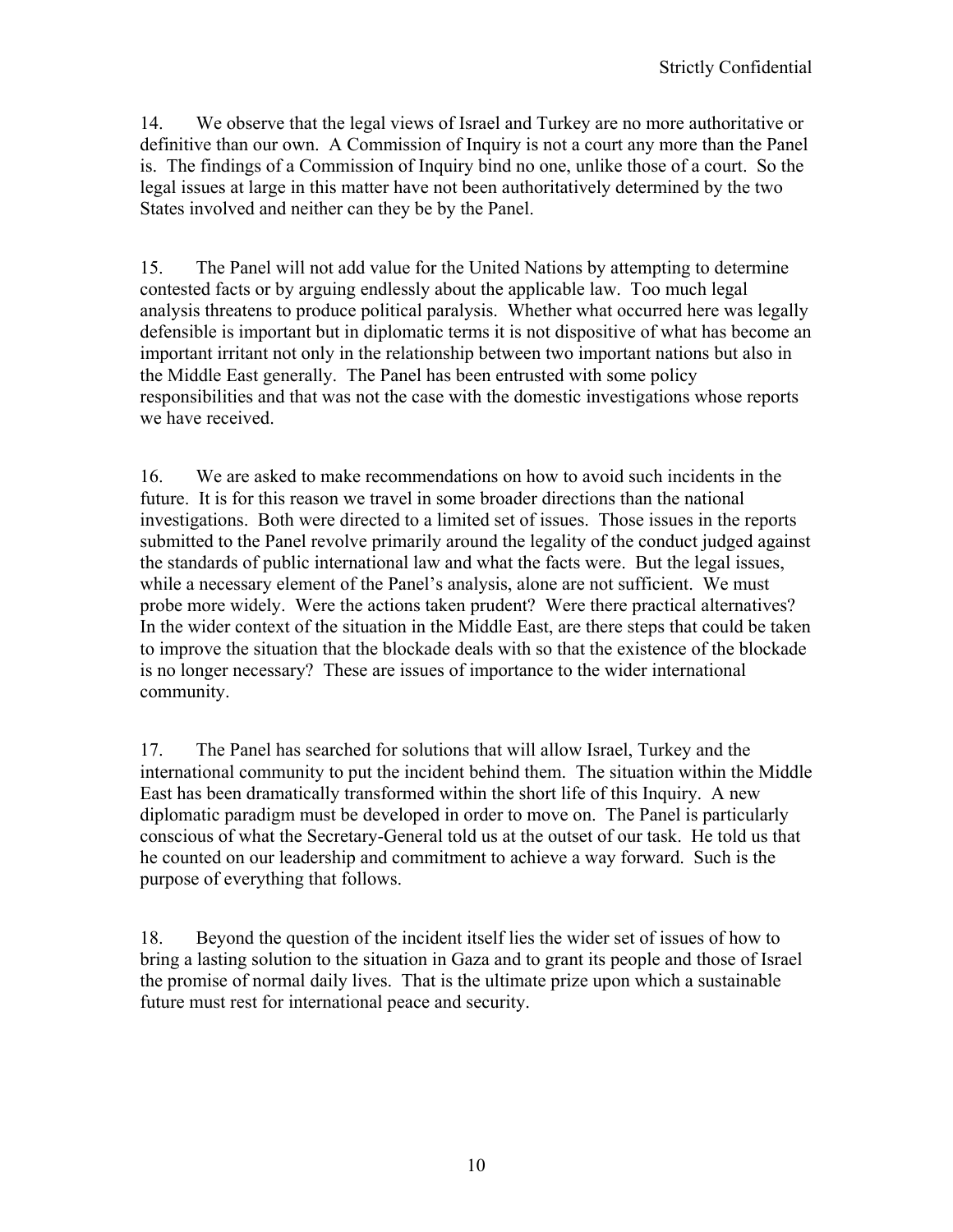14. We observe that the legal views of Israel and Turkey are no more authoritative or definitive than our own. A Commission of Inquiry is not a court any more than the Panel is. The findings of a Commission of Inquiry bind no one, unlike those of a court. So the legal issues at large in this matter have not been authoritatively determined by the two States involved and neither can they be by the Panel.

15. The Panel will not add value for the United Nations by attempting to determine contested facts or by arguing endlessly about the applicable law. Too much legal analysis threatens to produce political paralysis. Whether what occurred here was legally defensible is important but in diplomatic terms it is not dispositive of what has become an important irritant not only in the relationship between two important nations but also in the Middle East generally. The Panel has been entrusted with some policy responsibilities and that was not the case with the domestic investigations whose reports we have received.

16. We are asked to make recommendations on how to avoid such incidents in the future. It is for this reason we travel in some broader directions than the national investigations. Both were directed to a limited set of issues. Those issues in the reports submitted to the Panel revolve primarily around the legality of the conduct judged against the standards of public international law and what the facts were. But the legal issues, while a necessary element of the Panel's analysis, alone are not sufficient. We must probe more widely. Were the actions taken prudent? Were there practical alternatives? In the wider context of the situation in the Middle East, are there steps that could be taken to improve the situation that the blockade deals with so that the existence of the blockade is no longer necessary? These are issues of importance to the wider international community.

17. The Panel has searched for solutions that will allow Israel, Turkey and the international community to put the incident behind them. The situation within the Middle East has been dramatically transformed within the short life of this Inquiry. A new diplomatic paradigm must be developed in order to move on. The Panel is particularly conscious of what the Secretary-General told us at the outset of our task. He told us that he counted on our leadership and commitment to achieve a way forward. Such is the purpose of everything that follows.

18. Beyond the question of the incident itself lies the wider set of issues of how to bring a lasting solution to the situation in Gaza and to grant its people and those of Israel the promise of normal daily lives. That is the ultimate prize upon which a sustainable future must rest for international peace and security.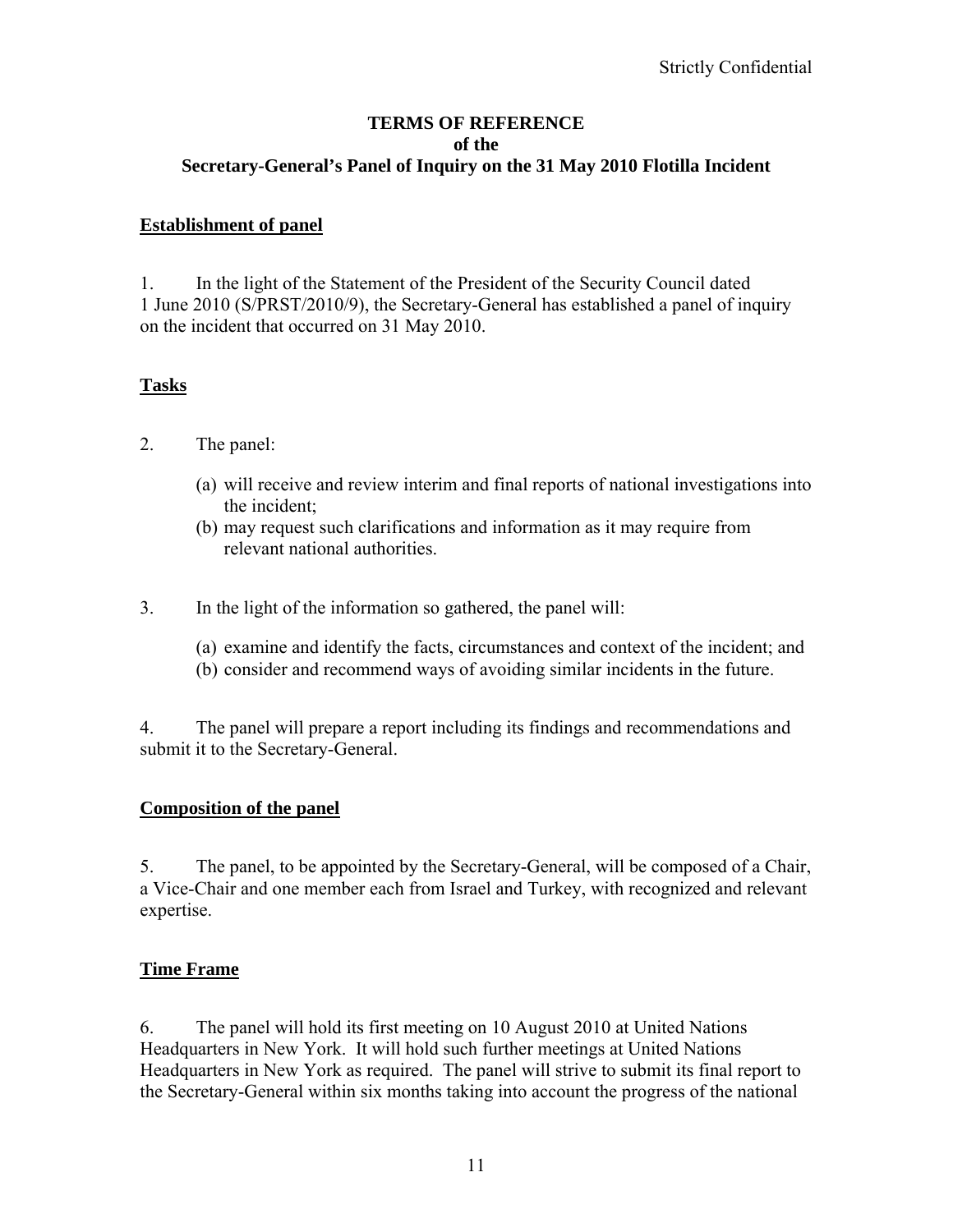Strictly Confidential

**TERMS OF REFERENCE**
**of the**
**Secretary-General's Panel of Inquiry on the 31 May 2010 Flotilla Incident**

## Establishment of panel

1. In the light of the Statement of the President of the Security Council dated 1 June 2010 (S/PRST/2010/9), the Secretary-General has established a panel of inquiry on the incident that occurred on 31 May 2010.

## Tasks

2. The panel:

   (a) will receive and review interim and final reports of national investigations into the incident;
   (b) may request such clarifications and information as it may require from relevant national authorities.

3. In the light of the information so gathered, the panel will:

   (a) examine and identify the facts, circumstances and context of the incident; and
   (b) consider and recommend ways of avoiding similar incidents in the future.

4. The panel will prepare a report including its findings and recommendations and submit it to the Secretary-General.

## Composition of the panel

5. The panel, to be appointed by the Secretary-General, will be composed of a Chair, a Vice-Chair and one member each from Israel and Turkey, with recognized and relevant expertise.

## Time Frame

6. The panel will hold its first meeting on 10 August 2010 at United Nations Headquarters in New York. It will hold such further meetings at United Nations Headquarters in New York as required. The panel will strive to submit its final report to the Secretary-General within six months taking into account the progress of the national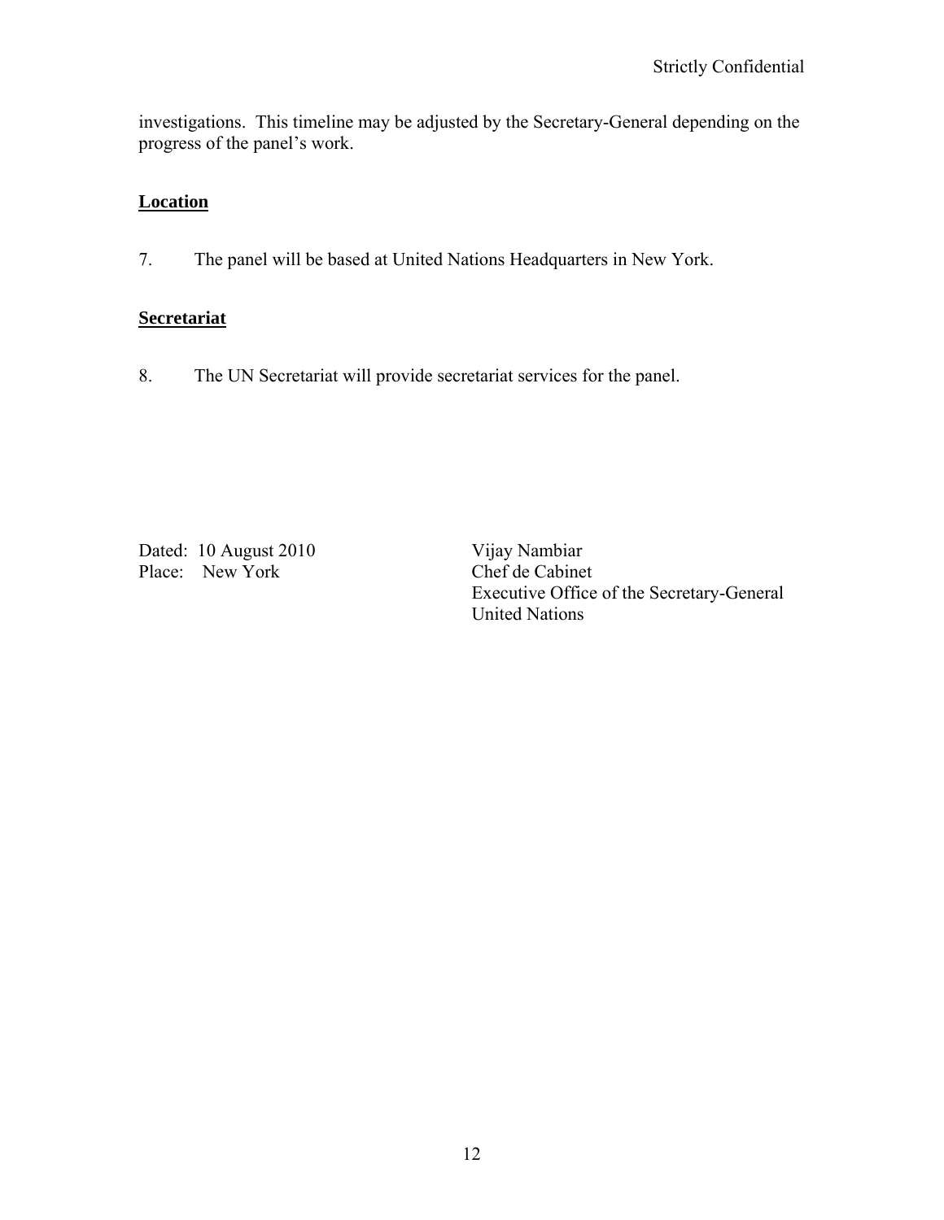investigations. This timeline may be adjusted by the Secretary-General depending on the progress of the panel's work.

**Location**

7. The panel will be based at United Nations Headquarters in New York.

**Secretariat**

8. The UN Secretariat will provide secretariat services for the panel.

Dated: 10 August 2010
Place: New York

Vijay Nambiar
Chef de Cabinet
Executive Office of the Secretary-General
United Nations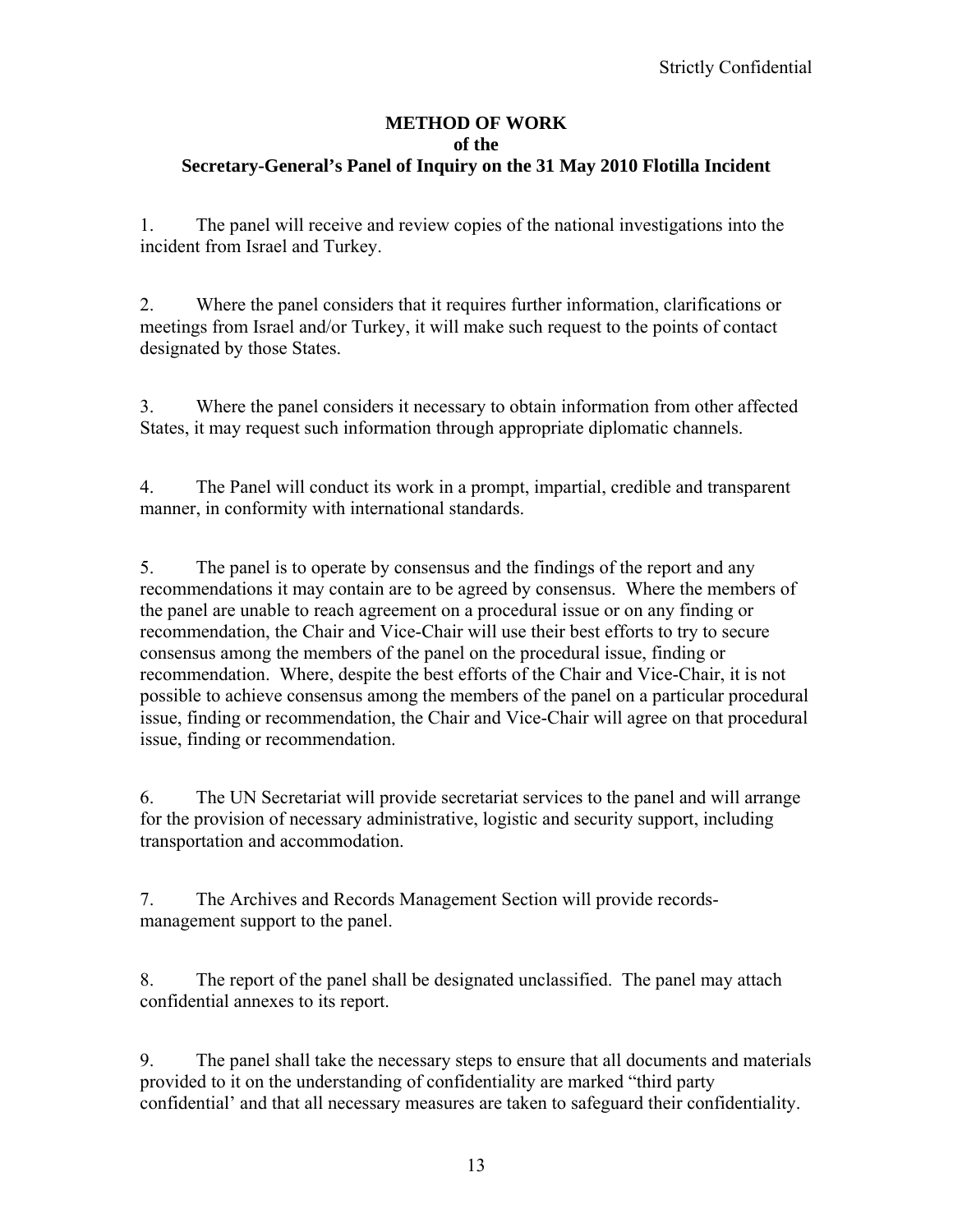Strictly Confidential

**METHOD OF WORK**
**of the**
**Secretary-General's Panel of Inquiry on the 31 May 2010 Flotilla Incident**

1. The panel will receive and review copies of the national investigations into the incident from Israel and Turkey.

2. Where the panel considers that it requires further information, clarifications or meetings from Israel and/or Turkey, it will make such request to the points of contact designated by those States.

3. Where the panel considers it necessary to obtain information from other affected States, it may request such information through appropriate diplomatic channels.

4. The Panel will conduct its work in a prompt, impartial, credible and transparent manner, in conformity with international standards.

5. The panel is to operate by consensus and the findings of the report and any recommendations it may contain are to be agreed by consensus. Where the members of the panel are unable to reach agreement on a procedural issue or on any finding or recommendation, the Chair and Vice-Chair will use their best efforts to try to secure consensus among the members of the panel on the procedural issue, finding or recommendation. Where, despite the best efforts of the Chair and Vice-Chair, it is not possible to achieve consensus among the members of the panel on a particular procedural issue, finding or recommendation, the Chair and Vice-Chair will agree on that procedural issue, finding or recommendation.

6. The UN Secretariat will provide secretariat services to the panel and will arrange for the provision of necessary administrative, logistic and security support, including transportation and accommodation.

7. The Archives and Records Management Section will provide records-management support to the panel.

8. The report of the panel shall be designated unclassified. The panel may attach confidential annexes to its report.

9. The panel shall take the necessary steps to ensure that all documents and materials provided to it on the understanding of confidentiality are marked "third party confidential' and that all necessary measures are taken to safeguard their confidentiality.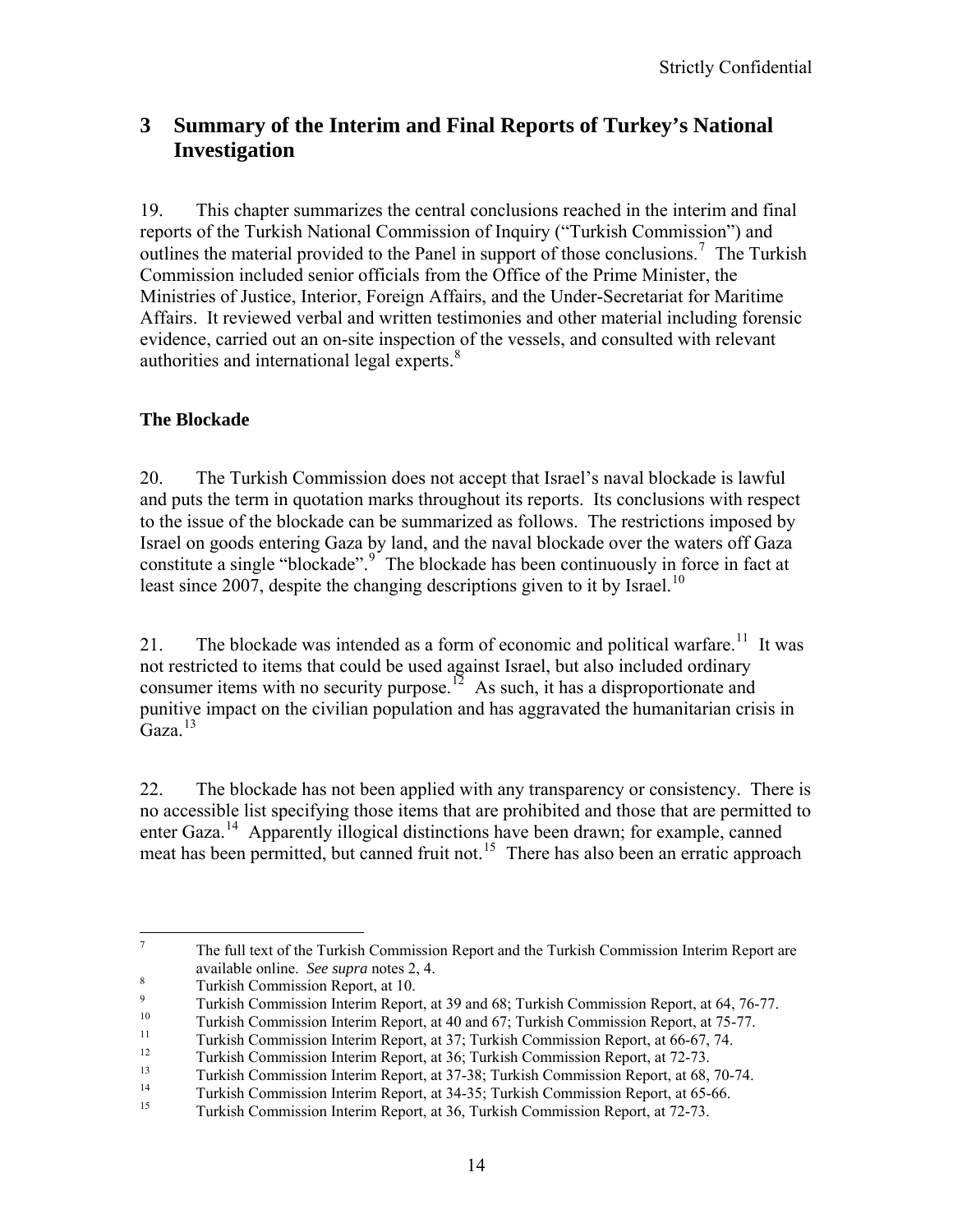Strictly Confidential

## 3 Summary of the Interim and Final Reports of Turkey's National Investigation

19. This chapter summarizes the central conclusions reached in the interim and final reports of the Turkish National Commission of Inquiry ("Turkish Commission") and outlines the material provided to the Panel in support of those conclusions.[7] The Turkish Commission included senior officials from the Office of the Prime Minister, the Ministries of Justice, Interior, Foreign Affairs, and the Under-Secretariat for Maritime Affairs. It reviewed verbal and written testimonies and other material including forensic evidence, carried out an on-site inspection of the vessels, and consulted with relevant authorities and international legal experts.[8]

### The Blockade

20. The Turkish Commission does not accept that Israel's naval blockade is lawful and puts the term in quotation marks throughout its reports. Its conclusions with respect to the issue of the blockade can be summarized as follows. The restrictions imposed by Israel on goods entering Gaza by land, and the naval blockade over the waters off Gaza constitute a single "blockade".[9] The blockade has been continuously in force in fact at least since 2007, despite the changing descriptions given to it by Israel.[10]

21. The blockade was intended as a form of economic and political warfare.[11] It was not restricted to items that could be used against Israel, but also included ordinary consumer items with no security purpose.[12] As such, it has a disproportionate and punitive impact on the civilian population and has aggravated the humanitarian crisis in Gaza.[13]

22. The blockade has not been applied with any transparency or consistency. There is no accessible list specifying those items that are prohibited and those that are permitted to enter Gaza.[14] Apparently illogical distinctions have been drawn; for example, canned meat has been permitted, but canned fruit not.[15] There has also been an erratic approach

---

[7] The full text of the Turkish Commission Report and the Turkish Commission Interim Report are available online. *See supra* notes 2, 4.

[8] Turkish Commission Report, at 10.

[9] Turkish Commission Interim Report, at 39 and 68; Turkish Commission Report, at 64, 76-77.

[10] Turkish Commission Interim Report, at 40 and 67; Turkish Commission Report, at 75-77.

[11] Turkish Commission Interim Report, at 37; Turkish Commission Report, at 66-67, 74.

[12] Turkish Commission Interim Report, at 36; Turkish Commission Report, at 72-73.

[13] Turkish Commission Interim Report, at 37-38; Turkish Commission Report, at 68, 70-74.

[14] Turkish Commission Interim Report, at 34-35; Turkish Commission Report, at 65-66.

[15] Turkish Commission Interim Report, at 36, Turkish Commission Report, at 72-73.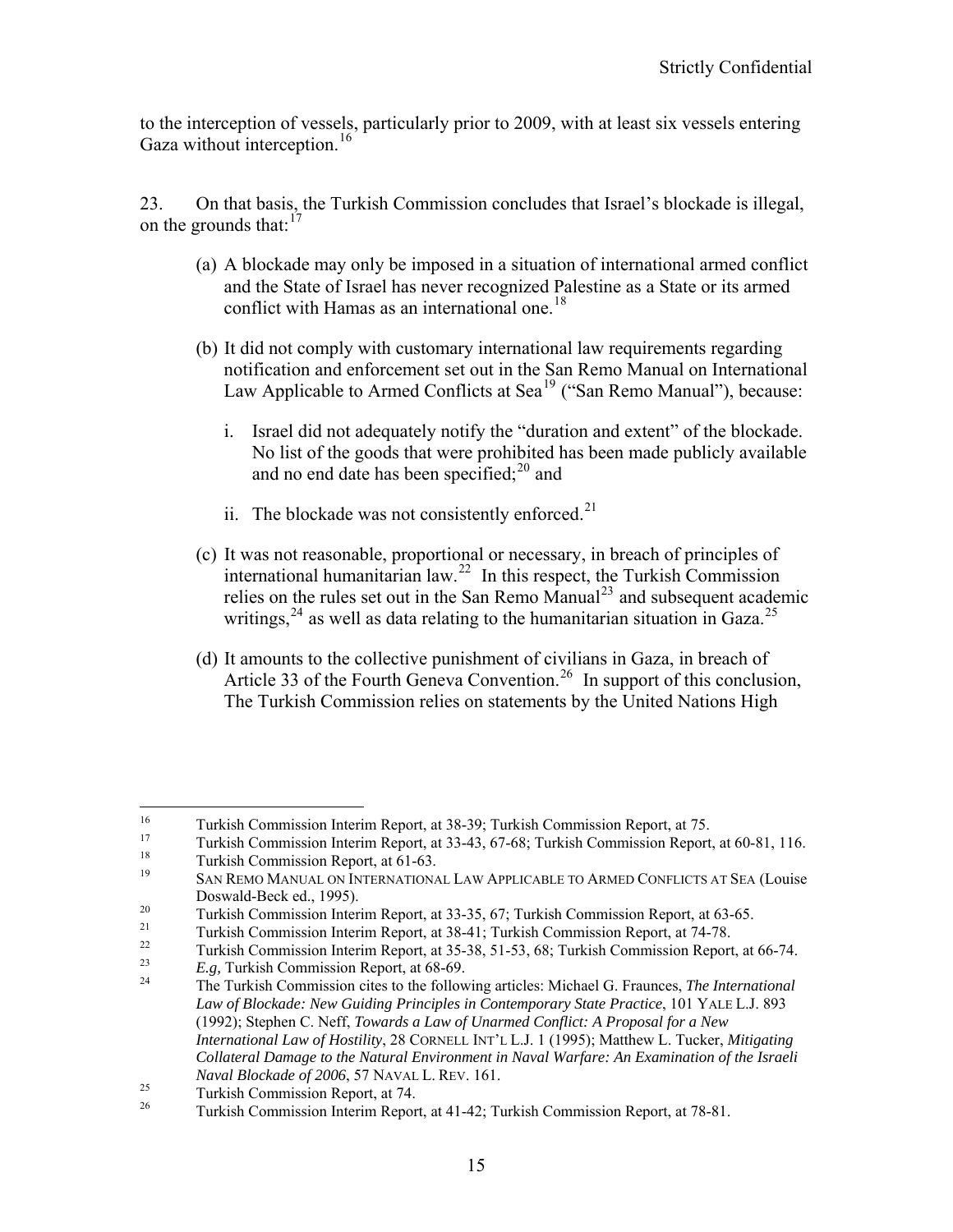to the interception of vessels, particularly prior to 2009, with at least six vessels entering Gaza without interception.[16]

23. On that basis, the Turkish Commission concludes that Israel's blockade is illegal, on the grounds that:[17]

(a) A blockade may only be imposed in a situation of international armed conflict and the State of Israel has never recognized Palestine as a State or its armed conflict with Hamas as an international one.[18]

(b) It did not comply with customary international law requirements regarding notification and enforcement set out in the San Remo Manual on International Law Applicable to Armed Conflicts at Sea[19] ("San Remo Manual"), because:

   i. Israel did not adequately notify the "duration and extent" of the blockade. No list of the goods that were prohibited has been made publicly available and no end date has been specified;[20] and

   ii. The blockade was not consistently enforced.[21]

(c) It was not reasonable, proportional or necessary, in breach of principles of international humanitarian law.[22] In this respect, the Turkish Commission relies on the rules set out in the San Remo Manual[23] and subsequent academic writings,[24] as well as data relating to the humanitarian situation in Gaza.[25]

(d) It amounts to the collective punishment of civilians in Gaza, in breach of Article 33 of the Fourth Geneva Convention.[26] In support of this conclusion, The Turkish Commission relies on statements by the United Nations High

---

[16] Turkish Commission Interim Report, at 38-39; Turkish Commission Report, at 75.

[17] Turkish Commission Interim Report, at 33-43, 67-68; Turkish Commission Report, at 60-81, 116.

[18] Turkish Commission Report, at 61-63.

[19] SAN REMO MANUAL ON INTERNATIONAL LAW APPLICABLE TO ARMED CONFLICTS AT SEA (Louise Doswald-Beck ed., 1995).

[20] Turkish Commission Interim Report, at 33-35, 67; Turkish Commission Report, at 63-65.

[21] Turkish Commission Interim Report, at 38-41; Turkish Commission Report, at 74-78.

[22] Turkish Commission Interim Report, at 35-38, 51-53, 68; Turkish Commission Report, at 66-74.

[23] *E.g,* Turkish Commission Report, at 68-69.

[24] The Turkish Commission cites to the following articles: Michael G. Fraunces, *The International Law of Blockade: New Guiding Principles in Contemporary State Practice*, 101 YALE L.J. 893 (1992); Stephen C. Neff, *Towards a Law of Unarmed Conflict: A Proposal for a New International Law of Hostility*, 28 CORNELL INT'L L.J. 1 (1995); Matthew L. Tucker, *Mitigating Collateral Damage to the Natural Environment in Naval Warfare: An Examination of the Israeli Naval Blockade of 2006*, 57 NAVAL L. REV. 161.

[25] Turkish Commission Report, at 74.

[26] Turkish Commission Interim Report, at 41-42; Turkish Commission Report, at 78-81.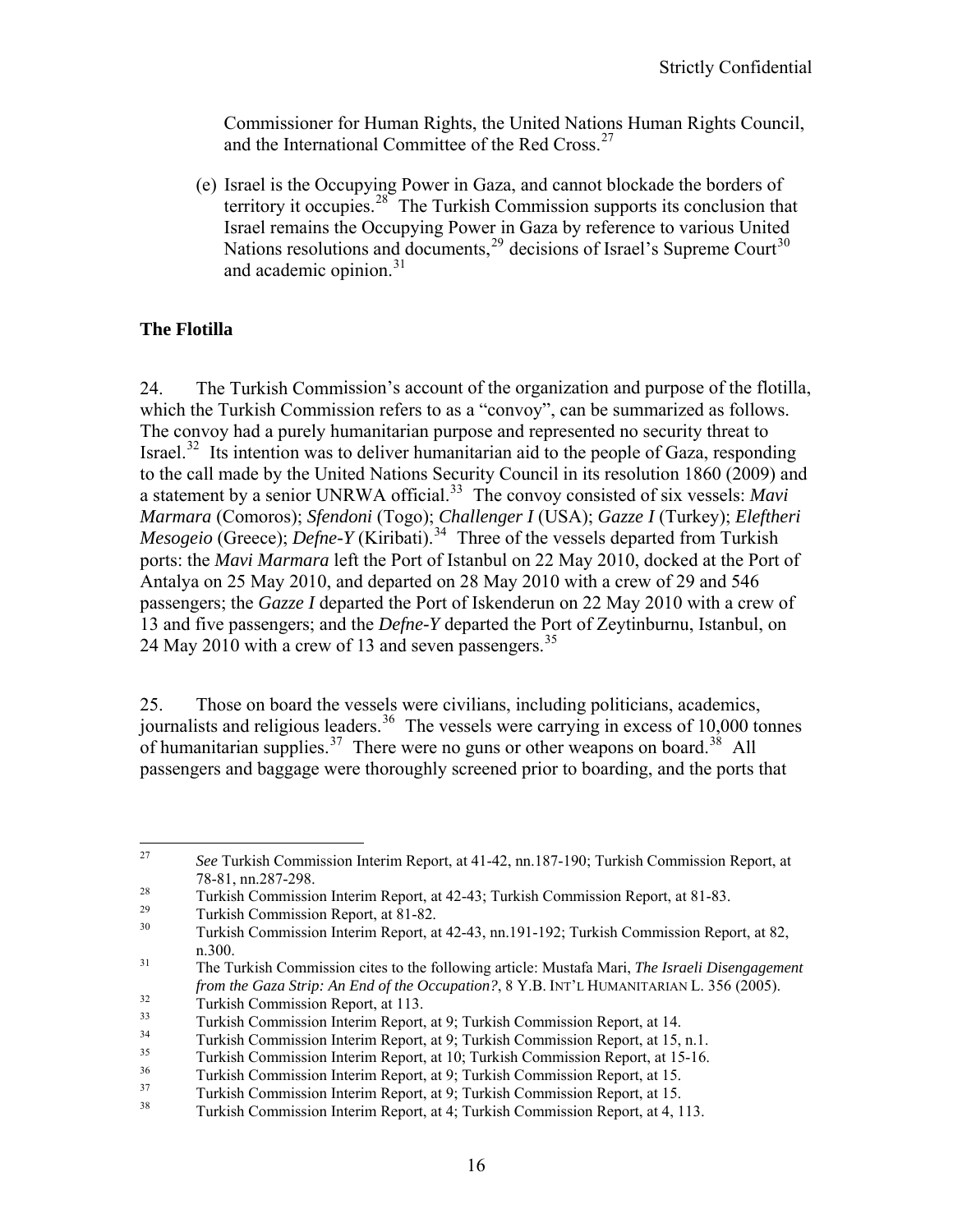Commissioner for Human Rights, the United Nations Human Rights Council, and the International Committee of the Red Cross.[27]

(e) Israel is the Occupying Power in Gaza, and cannot blockade the borders of territory it occupies.[28] The Turkish Commission supports its conclusion that Israel remains the Occupying Power in Gaza by reference to various United Nations resolutions and documents,[29] decisions of Israel's Supreme Court[30] and academic opinion.[31]

**The Flotilla**

24. The Turkish Commission's account of the organization and purpose of the flotilla, which the Turkish Commission refers to as a "convoy", can be summarized as follows. The convoy had a purely humanitarian purpose and represented no security threat to Israel.[32] Its intention was to deliver humanitarian aid to the people of Gaza, responding to the call made by the United Nations Security Council in its resolution 1860 (2009) and a statement by a senior UNRWA official.[33] The convoy consisted of six vessels: *Mavi Marmara* (Comoros); *Sfendoni* (Togo); *Challenger I* (USA); *Gazze I* (Turkey); *Eleftheri Mesogeio* (Greece); *Defne-Y* (Kiribati).[34] Three of the vessels departed from Turkish ports: the *Mavi Marmara* left the Port of Istanbul on 22 May 2010, docked at the Port of Antalya on 25 May 2010, and departed on 28 May 2010 with a crew of 29 and 546 passengers; the *Gazze I* departed the Port of Iskenderun on 22 May 2010 with a crew of 13 and five passengers; and the *Defne-Y* departed the Port of Zeytinburnu, Istanbul, on 24 May 2010 with a crew of 13 and seven passengers.[35]

25. Those on board the vessels were civilians, including politicians, academics, journalists and religious leaders.[36] The vessels were carrying in excess of 10,000 tonnes of humanitarian supplies.[37] There were no guns or other weapons on board.[38] All passengers and baggage were thoroughly screened prior to boarding, and the ports that

---

27 *See* Turkish Commission Interim Report, at 41-42, nn.187-190; Turkish Commission Report, at 78-81, nn.287-298.

28 Turkish Commission Interim Report, at 42-43; Turkish Commission Report, at 81-83.

29 Turkish Commission Report, at 81-82.

30 Turkish Commission Interim Report, at 42-43, nn.191-192; Turkish Commission Report, at 82, n.300.

31 The Turkish Commission cites to the following article: Mustafa Mari, *The Israeli Disengagement from the Gaza Strip: An End of the Occupation?*, 8 Y.B. INT'L HUMANITARIAN L. 356 (2005).

32 Turkish Commission Report, at 113.

33 Turkish Commission Interim Report, at 9; Turkish Commission Report, at 14.

34 Turkish Commission Interim Report, at 9; Turkish Commission Report, at 15, n.1.

35 Turkish Commission Interim Report, at 10; Turkish Commission Report, at 15-16.

36 Turkish Commission Interim Report, at 9; Turkish Commission Report, at 15.

37 Turkish Commission Interim Report, at 9; Turkish Commission Report, at 15.

38 Turkish Commission Interim Report, at 4; Turkish Commission Report, at 4, 113.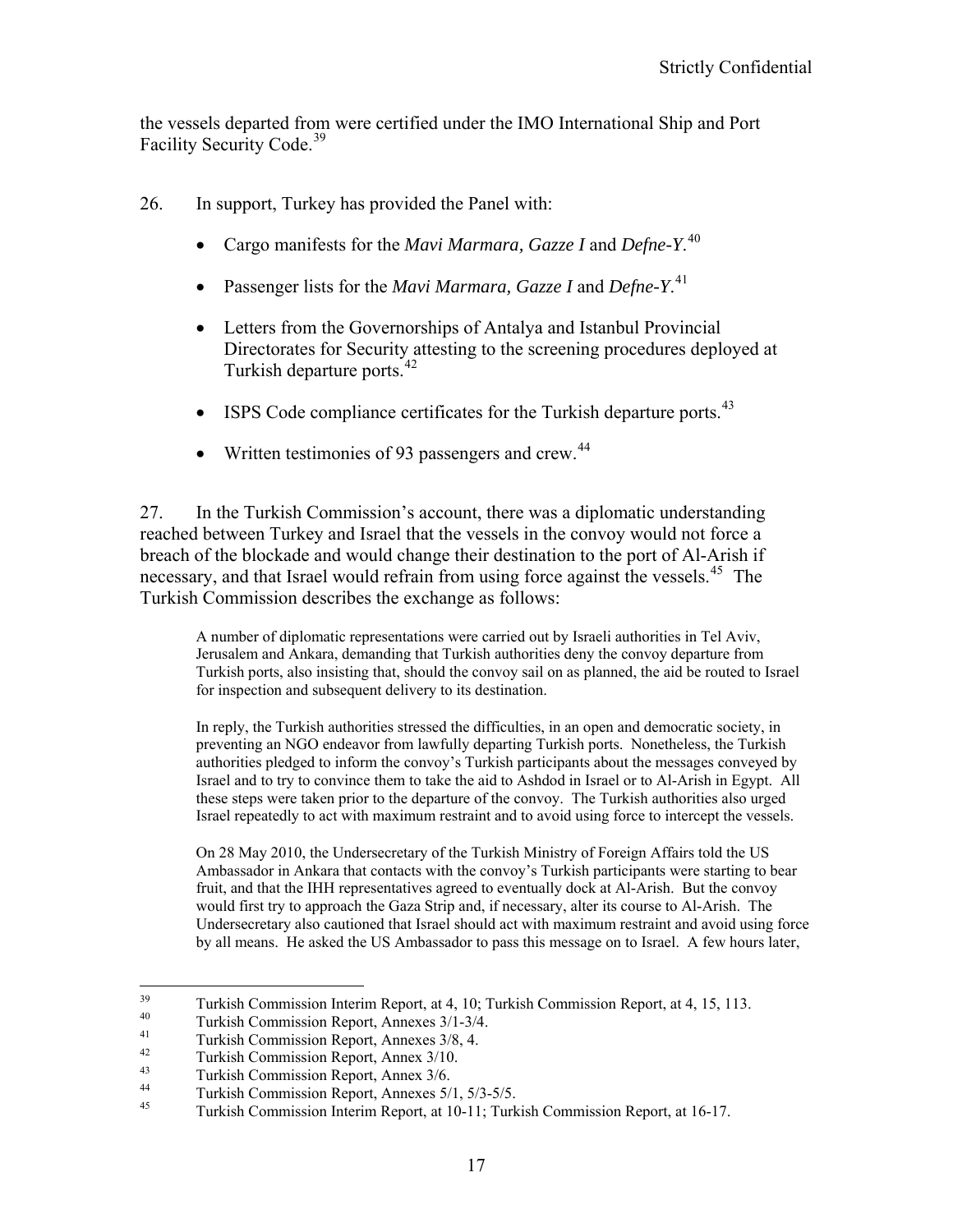the vessels departed from were certified under the IMO International Ship and Port Facility Security Code.[39]

26. In support, Turkey has provided the Panel with:

- Cargo manifests for the *Mavi Marmara, Gazze I* and *Defne-Y*.[40]
- Passenger lists for the *Mavi Marmara, Gazze I* and *Defne-Y*.[41]
- Letters from the Governorships of Antalya and Istanbul Provincial Directorates for Security attesting to the screening procedures deployed at Turkish departure ports.[42]
- ISPS Code compliance certificates for the Turkish departure ports.[43]
- Written testimonies of 93 passengers and crew.[44]

27. In the Turkish Commission's account, there was a diplomatic understanding reached between Turkey and Israel that the vessels in the convoy would not force a breach of the blockade and would change their destination to the port of Al-Arish if necessary, and that Israel would refrain from using force against the vessels.[45] The Turkish Commission describes the exchange as follows:

> A number of diplomatic representations were carried out by Israeli authorities in Tel Aviv, Jerusalem and Ankara, demanding that Turkish authorities deny the convoy departure from Turkish ports, also insisting that, should the convoy sail on as planned, the aid be routed to Israel for inspection and subsequent delivery to its destination.
>
> In reply, the Turkish authorities stressed the difficulties, in an open and democratic society, in preventing an NGO endeavor from lawfully departing Turkish ports. Nonetheless, the Turkish authorities pledged to inform the convoy's Turkish participants about the messages conveyed by Israel and to try to convince them to take the aid to Ashdod in Israel or to Al-Arish in Egypt. All these steps were taken prior to the departure of the convoy. The Turkish authorities also urged Israel repeatedly to act with maximum restraint and to avoid using force to intercept the vessels.
>
> On 28 May 2010, the Undersecretary of the Turkish Ministry of Foreign Affairs told the US Ambassador in Ankara that contacts with the convoy's Turkish participants were starting to bear fruit, and that the IHH representatives agreed to eventually dock at Al-Arish. But the convoy would first try to approach the Gaza Strip and, if necessary, alter its course to Al-Arish. The Undersecretary also cautioned that Israel should act with maximum restraint and avoid using force by all means. He asked the US Ambassador to pass this message on to Israel. A few hours later,

---

[39] Turkish Commission Interim Report, at 4, 10; Turkish Commission Report, at 4, 15, 113.

[40] Turkish Commission Report, Annexes 3/1-3/4.

[41] Turkish Commission Report, Annexes 3/8, 4.

[42] Turkish Commission Report, Annex 3/10.

[43] Turkish Commission Report, Annex 3/6.

[44] Turkish Commission Report, Annexes 5/1, 5/3-5/5.

[45] Turkish Commission Interim Report, at 10-11; Turkish Commission Report, at 16-17.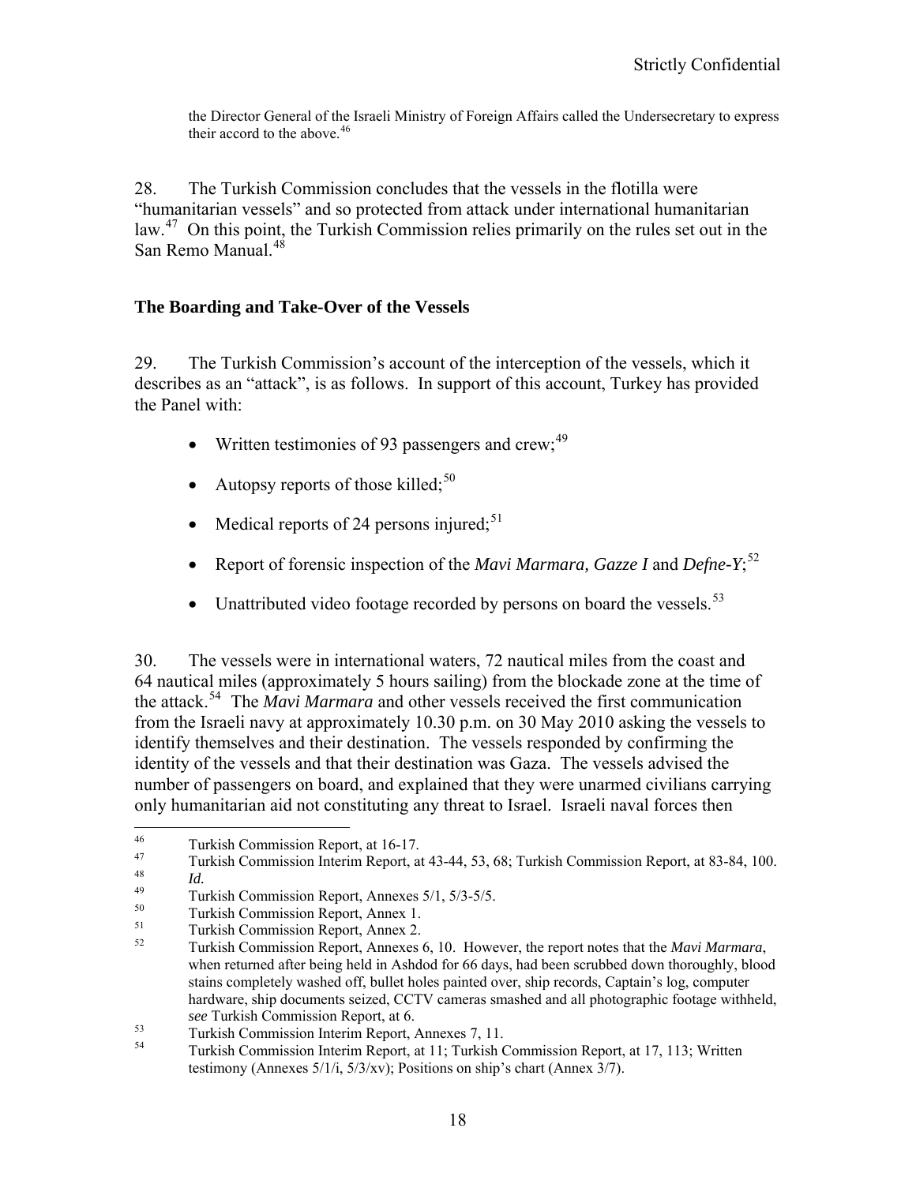the Director General of the Israeli Ministry of Foreign Affairs called the Undersecretary to express their accord to the above.[46]

28. The Turkish Commission concludes that the vessels in the flotilla were "humanitarian vessels" and so protected from attack under international humanitarian law.[47] On this point, the Turkish Commission relies primarily on the rules set out in the San Remo Manual.[48]

### The Boarding and Take-Over of the Vessels

29. The Turkish Commission's account of the interception of the vessels, which it describes as an "attack", is as follows. In support of this account, Turkey has provided the Panel with:

- Written testimonies of 93 passengers and crew;[49]
- Autopsy reports of those killed;[50]
- Medical reports of 24 persons injured;[51]
- Report of forensic inspection of the *Mavi Marmara, Gazze I* and *Defne-Y*;[52]
- Unattributed video footage recorded by persons on board the vessels.[53]

30. The vessels were in international waters, 72 nautical miles from the coast and 64 nautical miles (approximately 5 hours sailing) from the blockade zone at the time of the attack.[54] The *Mavi Marmara* and other vessels received the first communication from the Israeli navy at approximately 10.30 p.m. on 30 May 2010 asking the vessels to identify themselves and their destination. The vessels responded by confirming the identity of the vessels and that their destination was Gaza. The vessels advised the number of passengers on board, and explained that they were unarmed civilians carrying only humanitarian aid not constituting any threat to Israel. Israeli naval forces then

---

[46] Turkish Commission Report, at 16-17.

[47] Turkish Commission Interim Report, at 43-44, 53, 68; Turkish Commission Report, at 83-84, 100.

[48] *Id.*

[49] Turkish Commission Report, Annexes 5/1, 5/3-5/5.

[50] Turkish Commission Report, Annex 1.

[51] Turkish Commission Report, Annex 2.

[52] Turkish Commission Report, Annexes 6, 10. However, the report notes that the *Mavi Marmara*, when returned after being held in Ashdod for 66 days, had been scrubbed down thoroughly, blood stains completely washed off, bullet holes painted over, ship records, Captain's log, computer hardware, ship documents seized, CCTV cameras smashed and all photographic footage withheld, *see* Turkish Commission Report, at 6.

[53] Turkish Commission Interim Report, Annexes 7, 11.

[54] Turkish Commission Interim Report, at 11; Turkish Commission Report, at 17, 113; Written testimony (Annexes 5/1/i, 5/3/xv); Positions on ship's chart (Annex 3/7).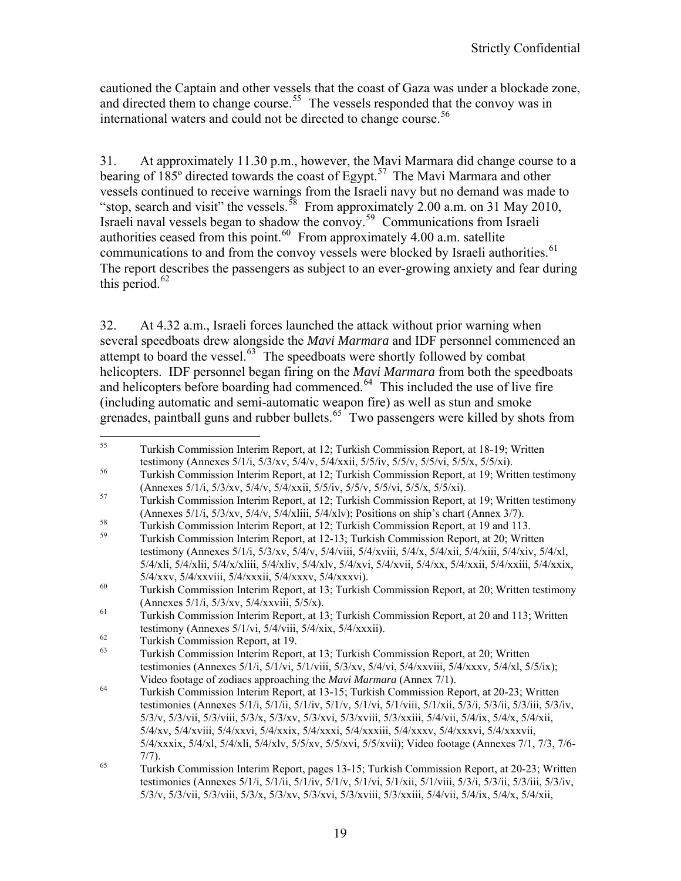cautioned the Captain and other vessels that the coast of Gaza was under a blockade zone, and directed them to change course.[55] The vessels responded that the convoy was in international waters and could not be directed to change course.[56]

31. At approximately 11.30 p.m., however, the Mavi Marmara did change course to a bearing of 185º directed towards the coast of Egypt.[57] The Mavi Marmara and other vessels continued to receive warnings from the Israeli navy but no demand was made to "stop, search and visit" the vessels.[58] From approximately 2.00 a.m. on 31 May 2010, Israeli naval vessels began to shadow the convoy.[59] Communications from Israeli authorities ceased from this point.[60] From approximately 4.00 a.m. satellite communications to and from the convoy vessels were blocked by Israeli authorities.[61] The report describes the passengers as subject to an ever-growing anxiety and fear during this period.[62]

32. At 4.32 a.m., Israeli forces launched the attack without prior warning when several speedboats drew alongside the *Mavi Marmara* and IDF personnel commenced an attempt to board the vessel.[63] The speedboats were shortly followed by combat helicopters. IDF personnel began firing on the *Mavi Marmara* from both the speedboats and helicopters before boarding had commenced.[64] This included the use of live fire (including automatic and semi-automatic weapon fire) as well as stun and smoke grenades, paintball guns and rubber bullets.[65] Two passengers were killed by shots from

---

[55] Turkish Commission Interim Report, at 12; Turkish Commission Report, at 18-19; Written testimony (Annexes 5/1/i, 5/3/xv, 5/4/v, 5/4/xxii, 5/5/iv, 5/5/v, 5/5/vi, 5/5/x, 5/5/xi).

[56] Turkish Commission Interim Report, at 12; Turkish Commission Report, at 19; Written testimony (Annexes 5/1/i, 5/3/xv, 5/4/v, 5/4/xxii, 5/5/iv, 5/5/v, 5/5/vi, 5/5/x, 5/5/xi).

[57] Turkish Commission Interim Report, at 12; Turkish Commission Report, at 19; Written testimony (Annexes 5/1/i, 5/3/xv, 5/4/v, 5/4/xliii, 5/4/xlv); Positions on ship's chart (Annex 3/7).

[58] Turkish Commission Interim Report, at 12; Turkish Commission Report, at 19 and 113.

[59] Turkish Commission Interim Report, at 12-13; Turkish Commission Report, at 20; Written testimony (Annexes 5/1/i, 5/3/xv, 5/4/v, 5/4/viii, 5/4/xviii, 5/4/x, 5/4/xii, 5/4/xiii, 5/4/xiv, 5/4/xl, 5/4/xli, 5/4/xlii, 5/4/x/xliii, 5/4/xliv, 5/4/xlv, 5/4/xvi, 5/4/xvii, 5/4/xx, 5/4/xxii, 5/4/xxiii, 5/4/xxix, 5/4/xxv, 5/4/xxviii, 5/4/xxxii, 5/4/xxxv, 5/4/xxxvi).

[60] Turkish Commission Interim Report, at 13; Turkish Commission Report, at 20; Written testimony (Annexes 5/1/i, 5/3/xv, 5/4/xxviii, 5/5/x).

[61] Turkish Commission Interim Report, at 13; Turkish Commission Report, at 20 and 113; Written testimony (Annexes 5/1/vi, 5/4/viii, 5/4/xix, 5/4/xxxii).

[62] Turkish Commission Report, at 19.

[63] Turkish Commission Interim Report, at 13; Turkish Commission Report, at 20; Written testimonies (Annexes 5/1/i, 5/1/vi, 5/1/viii, 5/3/xv, 5/4/vi, 5/4/xxviii, 5/4/xxxv, 5/4/xl, 5/5/ix); Video footage of zodiacs approaching the *Mavi Marmara* (Annex 7/1).

[64] Turkish Commission Interim Report, at 13-15; Turkish Commission Report, at 20-23; Written testimonies (Annexes 5/1/i, 5/1/ii, 5/1/iv, 5/1/v, 5/1/vi, 5/1/viii, 5/1/xii, 5/3/i, 5/3/ii, 5/3/iii, 5/3/iv, 5/3/v, 5/3/vii, 5/3/viii, 5/3/x, 5/3/xv, 5/3/xvi, 5/3/xviii, 5/3/xxiii, 5/4/vii, 5/4/ix, 5/4/x, 5/4/xii, 5/4/xv, 5/4/xviii, 5/4/xxvi, 5/4/xxix, 5/4/xxxi, 5/4/xxxiii, 5/4/xxxv, 5/4/xxxvi, 5/4/xxxvii, 5/4/xxxix, 5/4/xl, 5/4/xli, 5/4/xlv, 5/5/xv, 5/5/xvi, 5/5/xvii); Video footage (Annexes 7/1, 7/3, 7/6-7/7).

[65] Turkish Commission Interim Report, pages 13-15; Turkish Commission Report, at 20-23; Written testimonies (Annexes 5/1/i, 5/1/ii, 5/1/iv, 5/1/v, 5/1/vi, 5/1/xii, 5/1/viii, 5/3/i, 5/3/ii, 5/3/iii, 5/3/iv, 5/3/v, 5/3/vii, 5/3/viii, 5/3/x, 5/3/xv, 5/3/xvi, 5/3/xviii, 5/3/xxiii, 5/4/vii, 5/4/ix, 5/4/x, 5/4/xii,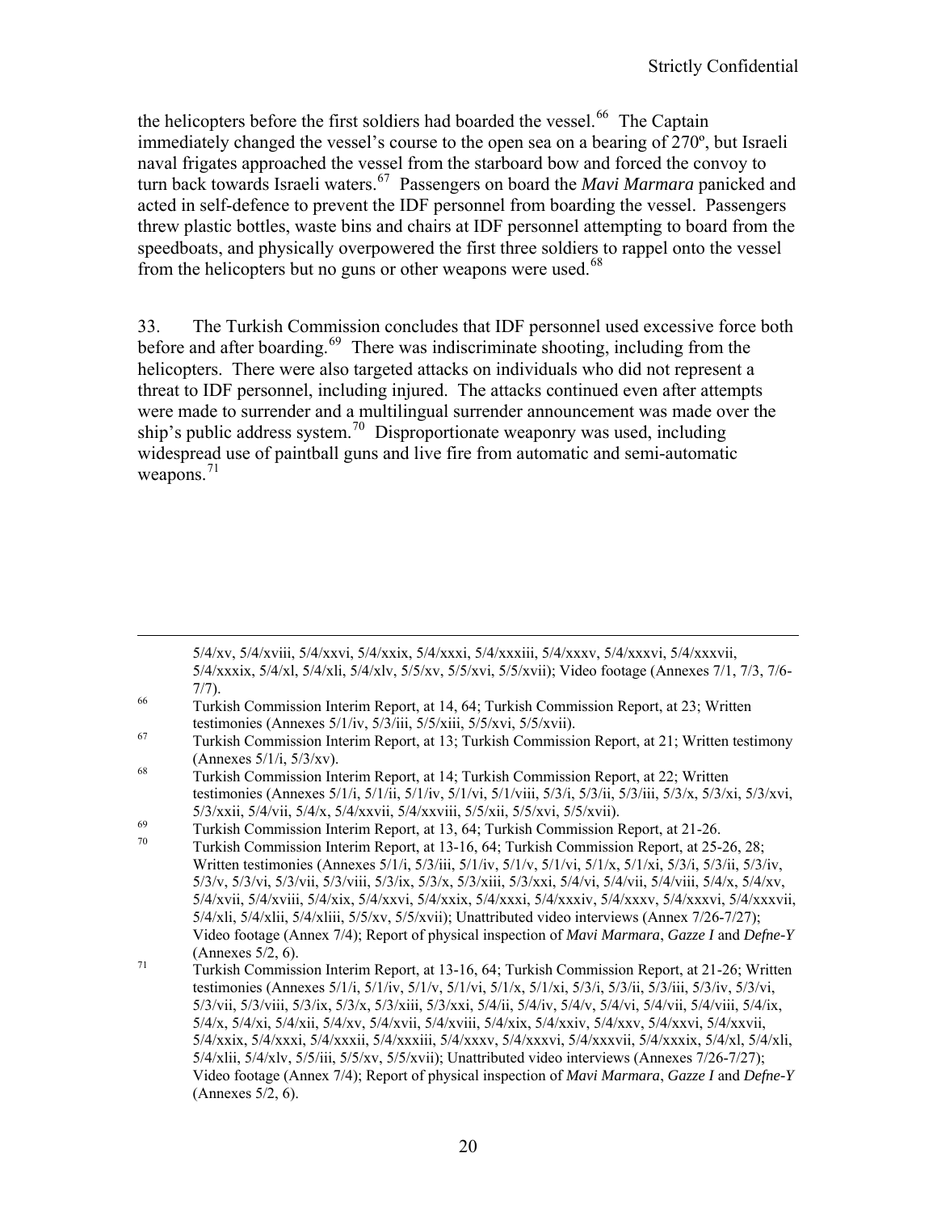the helicopters before the first soldiers had boarded the vessel.[66] The Captain immediately changed the vessel's course to the open sea on a bearing of 270º, but Israeli naval frigates approached the vessel from the starboard bow and forced the convoy to turn back towards Israeli waters.[67] Passengers on board the *Mavi Marmara* panicked and acted in self-defence to prevent the IDF personnel from boarding the vessel. Passengers threw plastic bottles, waste bins and chairs at IDF personnel attempting to board from the speedboats, and physically overpowered the first three soldiers to rappel onto the vessel from the helicopters but no guns or other weapons were used.[68]

33. The Turkish Commission concludes that IDF personnel used excessive force both before and after boarding.[69] There was indiscriminate shooting, including from the helicopters. There were also targeted attacks on individuals who did not represent a threat to IDF personnel, including injured. The attacks continued even after attempts were made to surrender and a multilingual surrender announcement was made over the ship's public address system.[70] Disproportionate weaponry was used, including widespread use of paintball guns and live fire from automatic and semi-automatic weapons.[71]

---

5/4/xv, 5/4/xviii, 5/4/xxvi, 5/4/xxix, 5/4/xxxi, 5/4/xxxiii, 5/4/xxxv, 5/4/xxxvi, 5/4/xxxvii, 5/4/xxxix, 5/4/xl, 5/4/xli, 5/4/xlv, 5/5/xv, 5/5/xvi, 5/5/xvii); Video footage (Annexes 7/1, 7/3, 7/6-7/7).

[66] Turkish Commission Interim Report, at 14, 64; Turkish Commission Report, at 23; Written testimonies (Annexes 5/1/iv, 5/3/iii, 5/5/xiii, 5/5/xvi, 5/5/xvii).

[67] Turkish Commission Interim Report, at 13; Turkish Commission Report, at 21; Written testimony (Annexes 5/1/i, 5/3/xv).

[68] Turkish Commission Interim Report, at 14; Turkish Commission Report, at 22; Written testimonies (Annexes 5/1/i, 5/1/ii, 5/1/iv, 5/1/vi, 5/1/viii, 5/3/i, 5/3/ii, 5/3/iii, 5/3/x, 5/3/xi, 5/3/xvi, 5/3/xxii, 5/4/vii, 5/4/x, 5/4/xxvii, 5/4/xxviii, 5/5/xii, 5/5/xvi, 5/5/xvii).

[69] Turkish Commission Interim Report, at 13, 64; Turkish Commission Report, at 21-26.

[70] Turkish Commission Interim Report, at 13-16, 64; Turkish Commission Report, at 25-26, 28; Written testimonies (Annexes 5/1/i, 5/3/iii, 5/1/iv, 5/1/v, 5/1/vi, 5/1/x, 5/1/xi, 5/3/i, 5/3/ii, 5/3/iv, 5/3/v, 5/3/vi, 5/3/vii, 5/3/viii, 5/3/ix, 5/3/x, 5/3/xiii, 5/3/xxi, 5/4/vi, 5/4/vii, 5/4/viii, 5/4/x, 5/4/xv, 5/4/xvii, 5/4/xviii, 5/4/xix, 5/4/xxvi, 5/4/xxix, 5/4/xxxi, 5/4/xxxiv, 5/4/xxxv, 5/4/xxxvi, 5/4/xxxvii, 5/4/xli, 5/4/xlii, 5/4/xliii, 5/5/xv, 5/5/xvii); Unattributed video interviews (Annex 7/26-7/27); Video footage (Annex 7/4); Report of physical inspection of *Mavi Marmara*, *Gazze I* and *Defne-Y* (Annexes 5/2, 6).

[71] Turkish Commission Interim Report, at 13-16, 64; Turkish Commission Report, at 21-26; Written testimonies (Annexes 5/1/i, 5/1/iv, 5/1/v, 5/1/vi, 5/1/x, 5/1/xi, 5/3/i, 5/3/ii, 5/3/iii, 5/3/iv, 5/3/vi, 5/3/vii, 5/3/viii, 5/3/ix, 5/3/x, 5/3/xiii, 5/3/xxi, 5/4/ii, 5/4/iv, 5/4/v, 5/4/vi, 5/4/vii, 5/4/viii, 5/4/ix, 5/4/x, 5/4/xi, 5/4/xii, 5/4/xv, 5/4/xvii, 5/4/xviii, 5/4/xix, 5/4/xxiv, 5/4/xxv, 5/4/xxvi, 5/4/xxvii, 5/4/xxix, 5/4/xxxi, 5/4/xxxii, 5/4/xxxiii, 5/4/xxxv, 5/4/xxxvi, 5/4/xxxvii, 5/4/xxxix, 5/4/xl, 5/4/xli, 5/4/xlii, 5/4/xlv, 5/5/iii, 5/5/xv, 5/5/xvii); Unattributed video interviews (Annexes 7/26-7/27); Video footage (Annex 7/4); Report of physical inspection of *Mavi Marmara*, *Gazze I* and *Defne-Y* (Annexes 5/2, 6).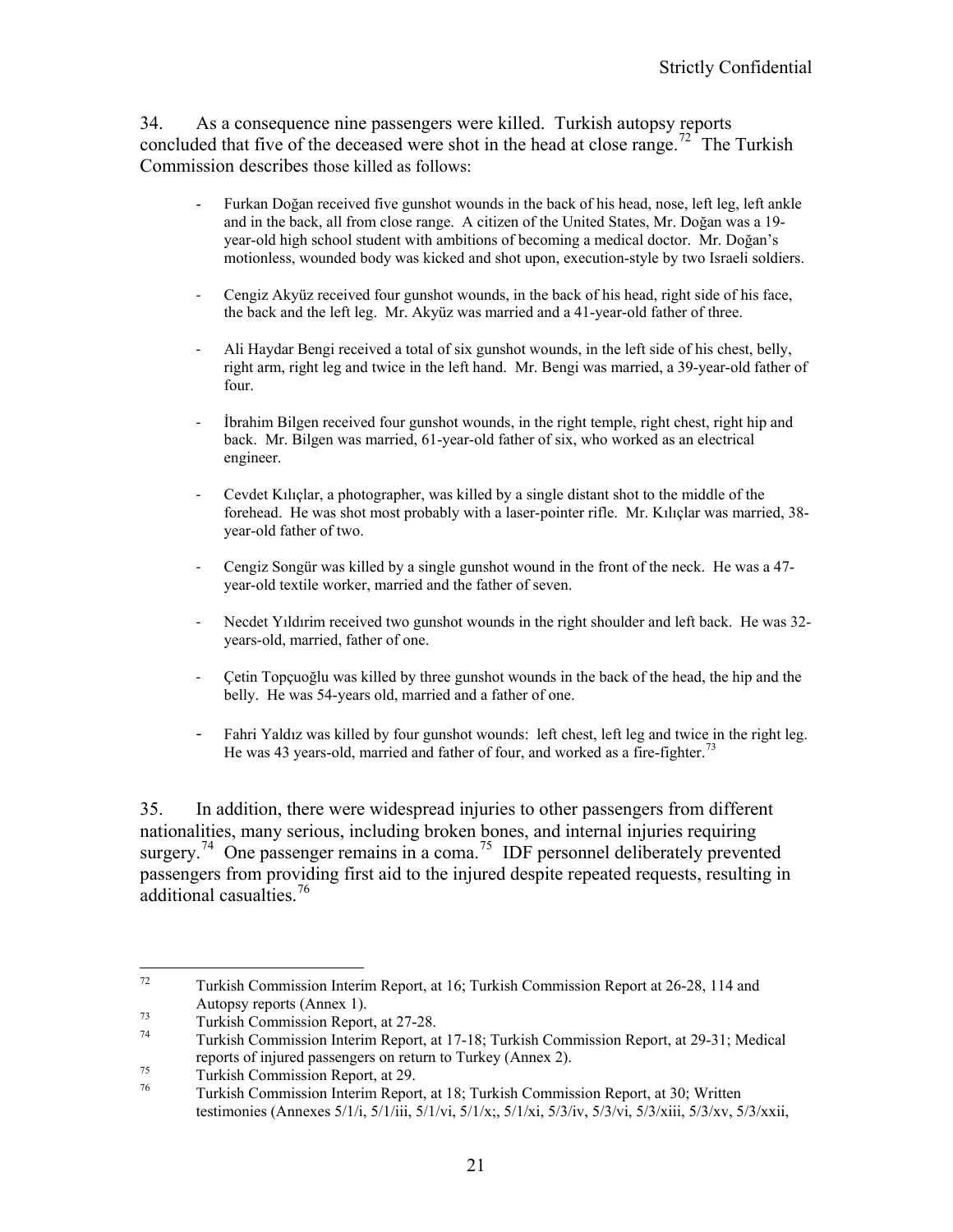34. As a consequence nine passengers were killed. Turkish autopsy reports concluded that five of the deceased were shot in the head at close range.[72] The Turkish Commission describes those killed as follows:

- Furkan Doğan received five gunshot wounds in the back of his head, nose, left leg, left ankle and in the back, all from close range. A citizen of the United States, Mr. Doğan was a 19-year-old high school student with ambitions of becoming a medical doctor. Mr. Doğan's motionless, wounded body was kicked and shot upon, execution-style by two Israeli soldiers.

- Cengiz Akyüz received four gunshot wounds, in the back of his head, right side of his face, the back and the left leg. Mr. Akyüz was married and a 41-year-old father of three.

- Ali Haydar Bengi received a total of six gunshot wounds, in the left side of his chest, belly, right arm, right leg and twice in the left hand. Mr. Bengi was married, a 39-year-old father of four.

- İbrahim Bilgen received four gunshot wounds, in the right temple, right chest, right hip and back. Mr. Bilgen was married, 61-year-old father of six, who worked as an electrical engineer.

- Cevdet Kılıçlar, a photographer, was killed by a single distant shot to the middle of the forehead. He was shot most probably with a laser-pointer rifle. Mr. Kılıçlar was married, 38-year-old father of two.

- Cengiz Songür was killed by a single gunshot wound in the front of the neck. He was a 47-year-old textile worker, married and the father of seven.

- Necdet Yıldırim received two gunshot wounds in the right shoulder and left back. He was 32-years-old, married, father of one.

- Çetin Topçuoğlu was killed by three gunshot wounds in the back of the head, the hip and the belly. He was 54-years old, married and a father of one.

- Fahri Yaldız was killed by four gunshot wounds: left chest, left leg and twice in the right leg. He was 43 years-old, married and father of four, and worked as a fire-fighter.[73]

35. In addition, there were widespread injuries to other passengers from different nationalities, many serious, including broken bones, and internal injuries requiring surgery.[74] One passenger remains in a coma.[75] IDF personnel deliberately prevented passengers from providing first aid to the injured despite repeated requests, resulting in additional casualties.[76]

---

[72] Turkish Commission Interim Report, at 16; Turkish Commission Report at 26-28, 114 and Autopsy reports (Annex 1).

[73] Turkish Commission Report, at 27-28.

[74] Turkish Commission Interim Report, at 17-18; Turkish Commission Report, at 29-31; Medical reports of injured passengers on return to Turkey (Annex 2).

[75] Turkish Commission Report, at 29.

[76] Turkish Commission Interim Report, at 18; Turkish Commission Report, at 30; Written testimonies (Annexes 5/1/i, 5/1/iii, 5/1/vi, 5/1/x;, 5/1/xi, 5/3/iv, 5/3/vi, 5/3/xiii, 5/3/xv, 5/3/xxii,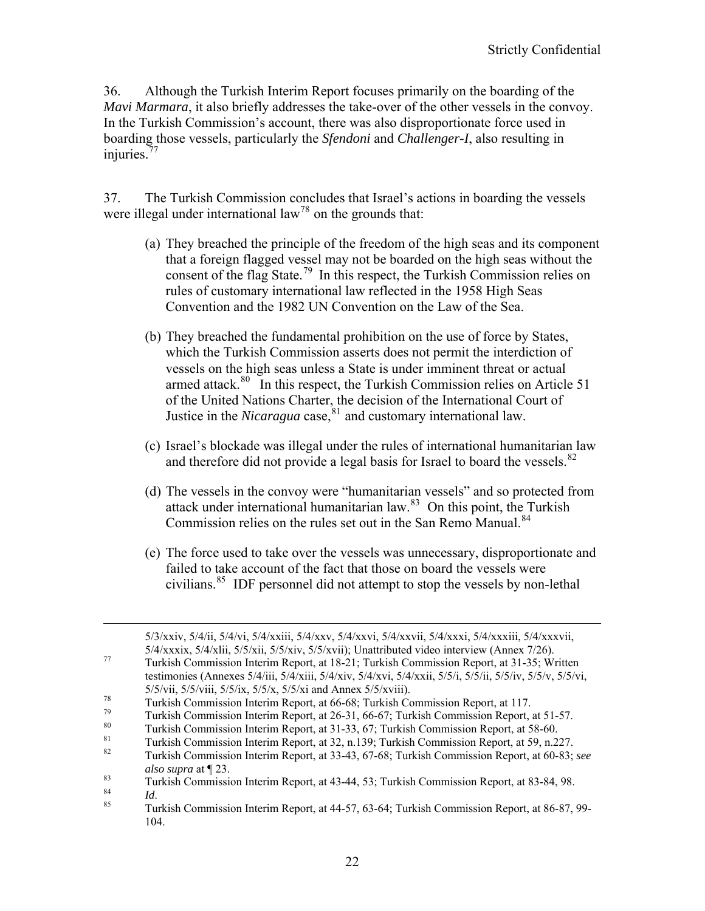36. Although the Turkish Interim Report focuses primarily on the boarding of the *Mavi Marmara*, it also briefly addresses the take-over of the other vessels in the convoy. In the Turkish Commission's account, there was also disproportionate force used in boarding those vessels, particularly the *Sfendoni* and *Challenger-I*, also resulting in injuries.[77]

37. The Turkish Commission concludes that Israel's actions in boarding the vessels were illegal under international law[78] on the grounds that:

(a) They breached the principle of the freedom of the high seas and its component that a foreign flagged vessel may not be boarded on the high seas without the consent of the flag State.[79] In this respect, the Turkish Commission relies on rules of customary international law reflected in the 1958 High Seas Convention and the 1982 UN Convention on the Law of the Sea.

(b) They breached the fundamental prohibition on the use of force by States, which the Turkish Commission asserts does not permit the interdiction of vessels on the high seas unless a State is under imminent threat or actual armed attack.[80] In this respect, the Turkish Commission relies on Article 51 of the United Nations Charter, the decision of the International Court of Justice in the *Nicaragua* case,[81] and customary international law.

(c) Israel's blockade was illegal under the rules of international humanitarian law and therefore did not provide a legal basis for Israel to board the vessels.[82]

(d) The vessels in the convoy were "humanitarian vessels" and so protected from attack under international humanitarian law.[83] On this point, the Turkish Commission relies on the rules set out in the San Remo Manual.[84]

(e) The force used to take over the vessels was unnecessary, disproportionate and failed to take account of the fact that those on board the vessels were civilians.[85] IDF personnel did not attempt to stop the vessels by non-lethal

---

5/3/xxiv, 5/4/ii, 5/4/vi, 5/4/xxiii, 5/4/xxv, 5/4/xxvi, 5/4/xxvii, 5/4/xxxi, 5/4/xxxiii, 5/4/xxxvii, 5/4/xxxix, 5/4/xlii, 5/5/xii, 5/5/xiv, 5/5/xvii); Unattributed video interview (Annex 7/26).

[77] Turkish Commission Interim Report, at 18-21; Turkish Commission Report, at 31-35; Written testimonies (Annexes 5/4/iii, 5/4/xiii, 5/4/xiv, 5/4/xvi, 5/4/xxii, 5/5/i, 5/5/ii, 5/5/iv, 5/5/v, 5/5/vi, 5/5/vii, 5/5/viii, 5/5/ix, 5/5/x, 5/5/xi and Annex 5/5/xviii).

[78] Turkish Commission Interim Report, at 66-68; Turkish Commission Report, at 117.

[79] Turkish Commission Interim Report, at 26-31, 66-67; Turkish Commission Report, at 51-57.

[80] Turkish Commission Interim Report, at 31-33, 67; Turkish Commission Report, at 58-60.

[81] Turkish Commission Interim Report, at 32, n.139; Turkish Commission Report, at 59, n.227.

[82] Turkish Commission Interim Report, at 33-43, 67-68; Turkish Commission Report, at 60-83; *see also supra* at ¶ 23.

[83] Turkish Commission Interim Report, at 43-44, 53; Turkish Commission Report, at 83-84, 98.

[84] *Id*.

[85] Turkish Commission Interim Report, at 44-57, 63-64; Turkish Commission Report, at 86-87, 99-104.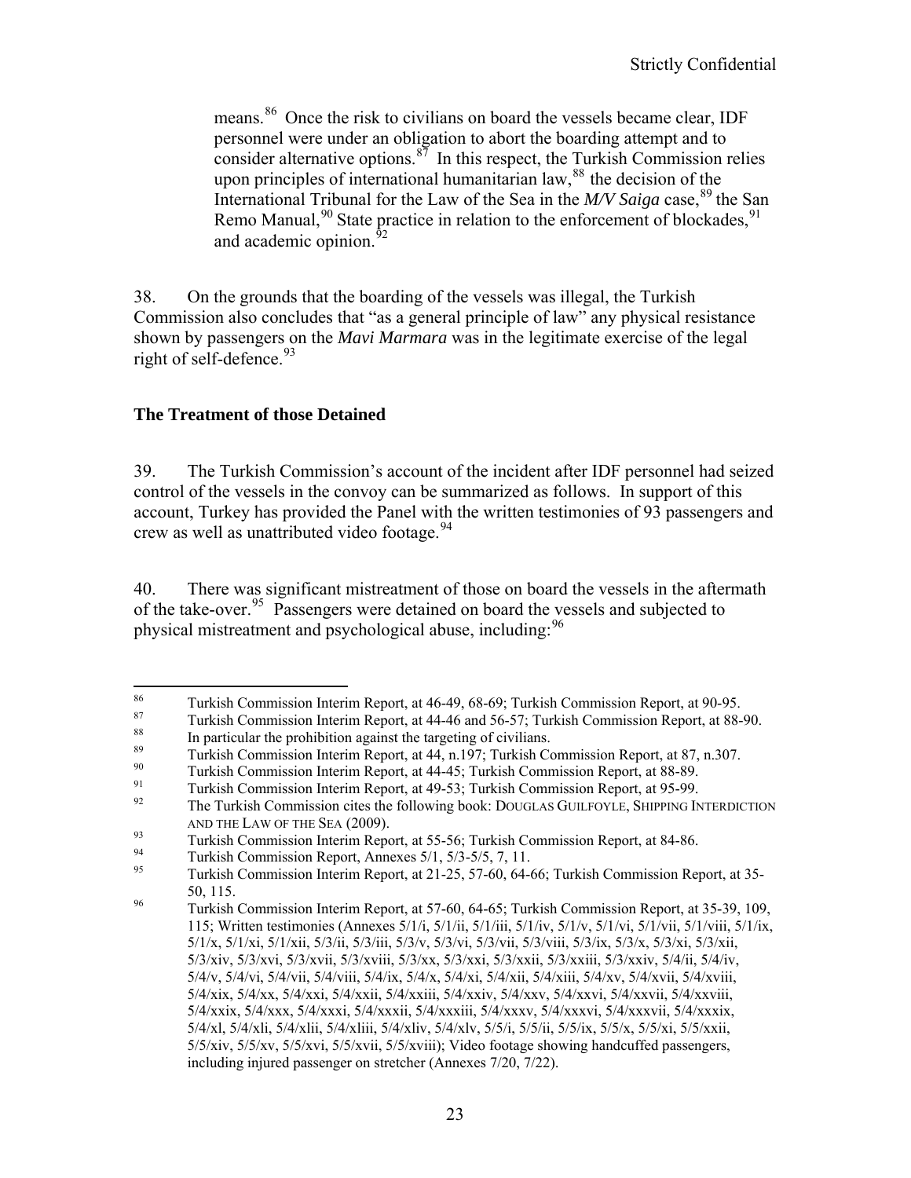means.[86] Once the risk to civilians on board the vessels became clear, IDF personnel were under an obligation to abort the boarding attempt and to consider alternative options.[87] In this respect, the Turkish Commission relies upon principles of international humanitarian law,[88] the decision of the International Tribunal for the Law of the Sea in the *M/V Saiga* case,[89] the San Remo Manual,[90] State practice in relation to the enforcement of blockades,[91] and academic opinion.[92]

38. On the grounds that the boarding of the vessels was illegal, the Turkish Commission also concludes that "as a general principle of law" any physical resistance shown by passengers on the *Mavi Marmara* was in the legitimate exercise of the legal right of self-defence.[93]

**The Treatment of those Detained**

39. The Turkish Commission's account of the incident after IDF personnel had seized control of the vessels in the convoy can be summarized as follows. In support of this account, Turkey has provided the Panel with the written testimonies of 93 passengers and crew as well as unattributed video footage.[94]

40. There was significant mistreatment of those on board the vessels in the aftermath of the take-over.[95] Passengers were detained on board the vessels and subjected to physical mistreatment and psychological abuse, including:[96]

---

[86] Turkish Commission Interim Report, at 46-49, 68-69; Turkish Commission Report, at 90-95.

[87] Turkish Commission Interim Report, at 44-46 and 56-57; Turkish Commission Report, at 88-90.

[88] In particular the prohibition against the targeting of civilians.

[89] Turkish Commission Interim Report, at 44, n.197; Turkish Commission Report, at 87, n.307.

[90] Turkish Commission Interim Report, at 44-45; Turkish Commission Report, at 88-89.

[91] Turkish Commission Interim Report, at 49-53; Turkish Commission Report, at 95-99.

[92] The Turkish Commission cites the following book: DOUGLAS GUILFOYLE, SHIPPING INTERDICTION AND THE LAW OF THE SEA (2009).

[93] Turkish Commission Interim Report, at 55-56; Turkish Commission Report, at 84-86.

[94] Turkish Commission Report, Annexes 5/1, 5/3-5/5, 7, 11.

[95] Turkish Commission Interim Report, at 21-25, 57-60, 64-66; Turkish Commission Report, at 35-50, 115.

[96] Turkish Commission Interim Report, at 57-60, 64-65; Turkish Commission Report, at 35-39, 109, 115; Written testimonies (Annexes 5/1/i, 5/1/ii, 5/1/iii, 5/1/iv, 5/1/v, 5/1/vi, 5/1/vii, 5/1/viii, 5/1/ix, 5/1/x, 5/1/xi, 5/1/xii, 5/3/ii, 5/3/iii, 5/3/v, 5/3/vi, 5/3/vii, 5/3/viii, 5/3/ix, 5/3/x, 5/3/xi, 5/3/xii, 5/3/xiv, 5/3/xvi, 5/3/xvii, 5/3/xviii, 5/3/xx, 5/3/xxi, 5/3/xxii, 5/3/xxiii, 5/3/xxiv, 5/4/ii, 5/4/iv, 5/4/v, 5/4/vi, 5/4/vii, 5/4/viii, 5/4/ix, 5/4/x, 5/4/xi, 5/4/xii, 5/4/xiii, 5/4/xv, 5/4/xvii, 5/4/xviii, 5/4/xix, 5/4/xx, 5/4/xxi, 5/4/xxii, 5/4/xxiii, 5/4/xxiv, 5/4/xxv, 5/4/xxvi, 5/4/xxvii, 5/4/xxviii, 5/4/xxix, 5/4/xxx, 5/4/xxxi, 5/4/xxxii, 5/4/xxxiii, 5/4/xxxv, 5/4/xxxvi, 5/4/xxxvii, 5/4/xxxix, 5/4/xl, 5/4/xli, 5/4/xlii, 5/4/xliii, 5/4/xliv, 5/4/xlv, 5/5/i, 5/5/ii, 5/5/ix, 5/5/x, 5/5/xi, 5/5/xxii, 5/5/xiv, 5/5/xv, 5/5/xvi, 5/5/xvii, 5/5/xviii); Video footage showing handcuffed passengers, including injured passenger on stretcher (Annexes 7/20, 7/22).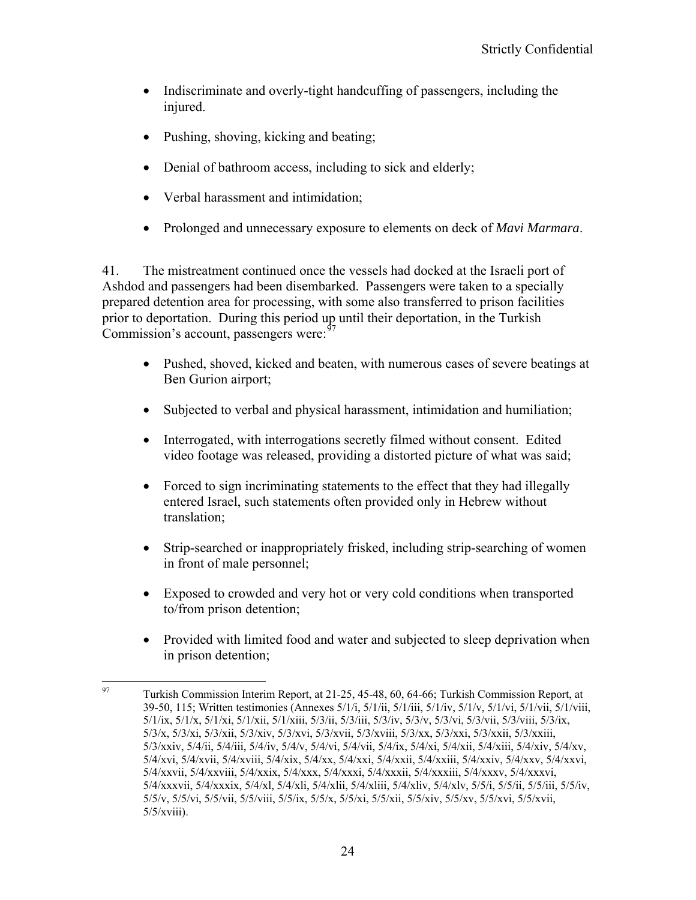- Indiscriminate and overly-tight handcuffing of passengers, including the injured.
- Pushing, shoving, kicking and beating;
- Denial of bathroom access, including to sick and elderly;
- Verbal harassment and intimidation;
- Prolonged and unnecessary exposure to elements on deck of *Mavi Marmara*.

41. The mistreatment continued once the vessels had docked at the Israeli port of Ashdod and passengers had been disembarked. Passengers were taken to a specially prepared detention area for processing, with some also transferred to prison facilities prior to deportation. During this period up until their deportation, in the Turkish Commission's account, passengers were:[97]

- Pushed, shoved, kicked and beaten, with numerous cases of severe beatings at Ben Gurion airport;
- Subjected to verbal and physical harassment, intimidation and humiliation;
- Interrogated, with interrogations secretly filmed without consent. Edited video footage was released, providing a distorted picture of what was said;
- Forced to sign incriminating statements to the effect that they had illegally entered Israel, such statements often provided only in Hebrew without translation;
- Strip-searched or inappropriately frisked, including strip-searching of women in front of male personnel;
- Exposed to crowded and very hot or very cold conditions when transported to/from prison detention;
- Provided with limited food and water and subjected to sleep deprivation when in prison detention;

---

[97] Turkish Commission Interim Report, at 21-25, 45-48, 60, 64-66; Turkish Commission Report, at 39-50, 115; Written testimonies (Annexes 5/1/i, 5/1/ii, 5/1/iii, 5/1/iv, 5/1/v, 5/1/vi, 5/1/vii, 5/1/viii, 5/1/ix, 5/1/x, 5/1/xi, 5/1/xii, 5/1/xiii, 5/3/ii, 5/3/iii, 5/3/iv, 5/3/v, 5/3/vi, 5/3/vii, 5/3/viii, 5/3/ix, 5/3/x, 5/3/xi, 5/3/xii, 5/3/xiv, 5/3/xvi, 5/3/xvii, 5/3/xviii, 5/3/xx, 5/3/xxi, 5/3/xxii, 5/3/xxiii, 5/3/xxiv, 5/4/ii, 5/4/iii, 5/4/iv, 5/4/v, 5/4/vi, 5/4/vii, 5/4/ix, 5/4/xi, 5/4/xii, 5/4/xiii, 5/4/xiv, 5/4/xv, 5/4/xvi, 5/4/xvii, 5/4/xviii, 5/4/xix, 5/4/xx, 5/4/xxi, 5/4/xxii, 5/4/xxiii, 5/4/xxiv, 5/4/xxv, 5/4/xxvi, 5/4/xxvii, 5/4/xxviii, 5/4/xxix, 5/4/xxx, 5/4/xxxi, 5/4/xxxii, 5/4/xxxiii, 5/4/xxxv, 5/4/xxxvi, 5/4/xxxvii, 5/4/xxxix, 5/4/xl, 5/4/xli, 5/4/xlii, 5/4/xliii, 5/4/xliv, 5/4/xlv, 5/5/i, 5/5/ii, 5/5/iii, 5/5/iv, 5/5/v, 5/5/vi, 5/5/vii, 5/5/viii, 5/5/ix, 5/5/x, 5/5/xi, 5/5/xii, 5/5/xiv, 5/5/xv, 5/5/xvi, 5/5/xvii, 5/5/xviii).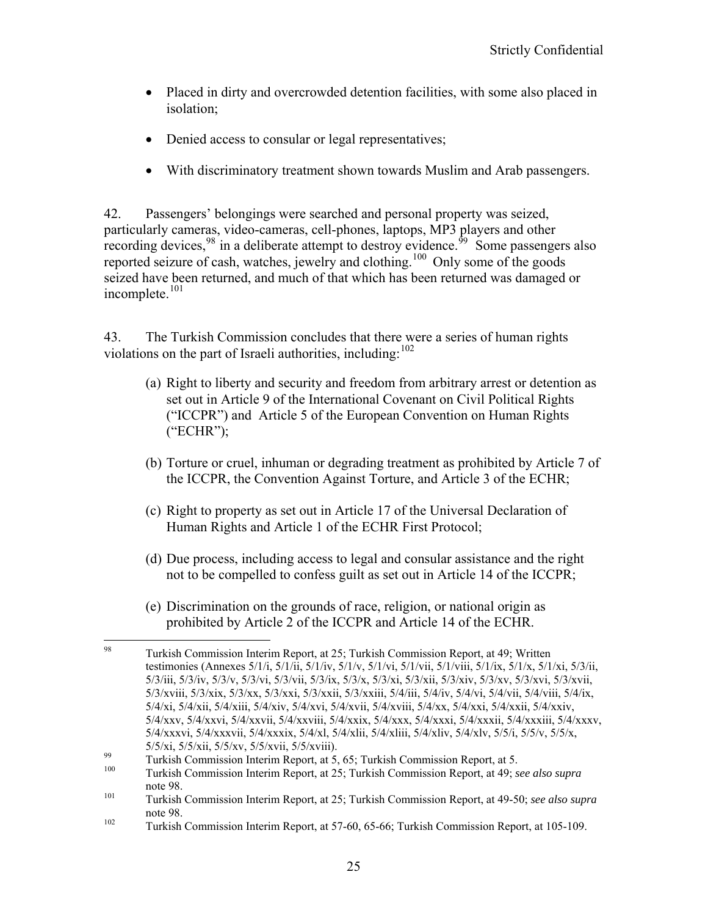- Placed in dirty and overcrowded detention facilities, with some also placed in isolation;
- Denied access to consular or legal representatives;
- With discriminatory treatment shown towards Muslim and Arab passengers.

42. Passengers' belongings were searched and personal property was seized, particularly cameras, video-cameras, cell-phones, laptops, MP3 players and other recording devices,[98] in a deliberate attempt to destroy evidence.[99] Some passengers also reported seizure of cash, watches, jewelry and clothing.[100] Only some of the goods seized have been returned, and much of that which has been returned was damaged or incomplete.[101]

43. The Turkish Commission concludes that there were a series of human rights violations on the part of Israeli authorities, including:[102]

(a) Right to liberty and security and freedom from arbitrary arrest or detention as set out in Article 9 of the International Covenant on Civil Political Rights ("ICCPR") and Article 5 of the European Convention on Human Rights ("ECHR");

(b) Torture or cruel, inhuman or degrading treatment as prohibited by Article 7 of the ICCPR, the Convention Against Torture, and Article 3 of the ECHR;

(c) Right to property as set out in Article 17 of the Universal Declaration of Human Rights and Article 1 of the ECHR First Protocol;

(d) Due process, including access to legal and consular assistance and the right not to be compelled to confess guilt as set out in Article 14 of the ICCPR;

(e) Discrimination on the grounds of race, religion, or national origin as prohibited by Article 2 of the ICCPR and Article 14 of the ECHR.

---

[98] Turkish Commission Interim Report, at 25; Turkish Commission Report, at 49; Written testimonies (Annexes 5/1/i, 5/1/ii, 5/1/iv, 5/1/v, 5/1/vi, 5/1/vii, 5/1/viii, 5/1/ix, 5/1/x, 5/1/xi, 5/3/ii, 5/3/iii, 5/3/iv, 5/3/v, 5/3/vi, 5/3/vii, 5/3/ix, 5/3/x, 5/3/xi, 5/3/xii, 5/3/xiv, 5/3/xv, 5/3/xvi, 5/3/xvii, 5/3/xviii, 5/3/xix, 5/3/xx, 5/3/xxi, 5/3/xxii, 5/3/xxiii, 5/4/iii, 5/4/iv, 5/4/vi, 5/4/vii, 5/4/viii, 5/4/ix, 5/4/xi, 5/4/xii, 5/4/xiii, 5/4/xiv, 5/4/xvi, 5/4/xvii, 5/4/xviii, 5/4/xx, 5/4/xxi, 5/4/xxii, 5/4/xxiv, 5/4/xxv, 5/4/xxvi, 5/4/xxvii, 5/4/xxviii, 5/4/xxix, 5/4/xxx, 5/4/xxxi, 5/4/xxxii, 5/4/xxxiii, 5/4/xxxv, 5/4/xxxvi, 5/4/xxxvii, 5/4/xxxix, 5/4/xl, 5/4/xlii, 5/4/xliii, 5/4/xliv, 5/4/xlv, 5/5/i, 5/5/v, 5/5/x, 5/5/xi, 5/5/xii, 5/5/xv, 5/5/xvii, 5/5/xviii).

[99] Turkish Commission Interim Report, at 5, 65; Turkish Commission Report, at 5.

[100] Turkish Commission Interim Report, at 25; Turkish Commission Report, at 49; *see also supra* note 98.

[101] Turkish Commission Interim Report, at 25; Turkish Commission Report, at 49-50; *see also supra* note 98.

[102] Turkish Commission Interim Report, at 57-60, 65-66; Turkish Commission Report, at 105-109.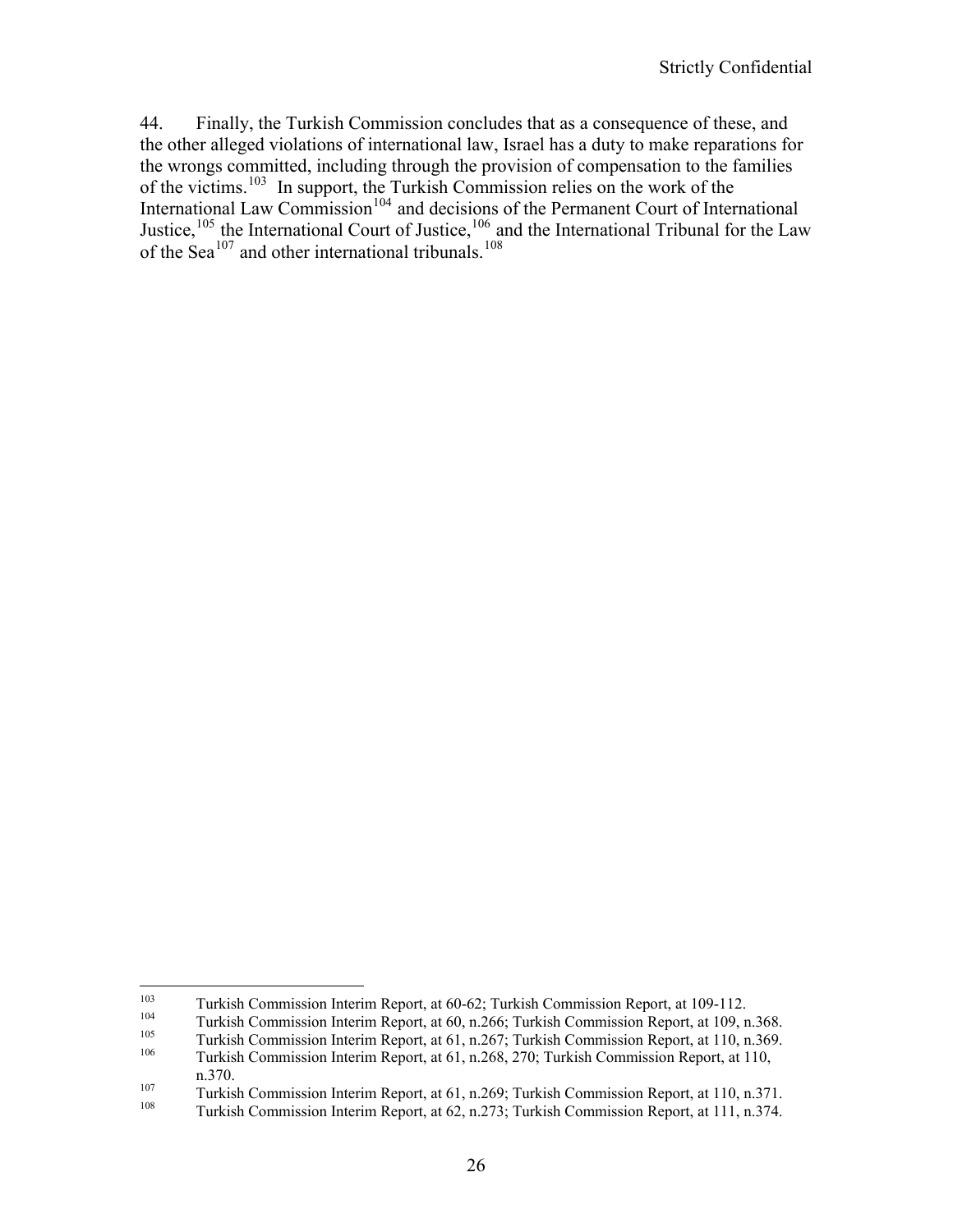44. Finally, the Turkish Commission concludes that as a consequence of these, and the other alleged violations of international law, Israel has a duty to make reparations for the wrongs committed, including through the provision of compensation to the families of the victims.[103] In support, the Turkish Commission relies on the work of the International Law Commission[104] and decisions of the Permanent Court of International Justice,[105] the International Court of Justice,[106] and the International Tribunal for the Law of the Sea[107] and other international tribunals.[108]

---

[103] Turkish Commission Interim Report, at 60-62; Turkish Commission Report, at 109-112.

[104] Turkish Commission Interim Report, at 60, n.266; Turkish Commission Report, at 109, n.368.

[105] Turkish Commission Interim Report, at 61, n.267; Turkish Commission Report, at 110, n.369.

[106] Turkish Commission Interim Report, at 61, n.268, 270; Turkish Commission Report, at 110, n.370.

[107] Turkish Commission Interim Report, at 61, n.269; Turkish Commission Report, at 110, n.371.

[108] Turkish Commission Interim Report, at 62, n.273; Turkish Commission Report, at 111, n.374.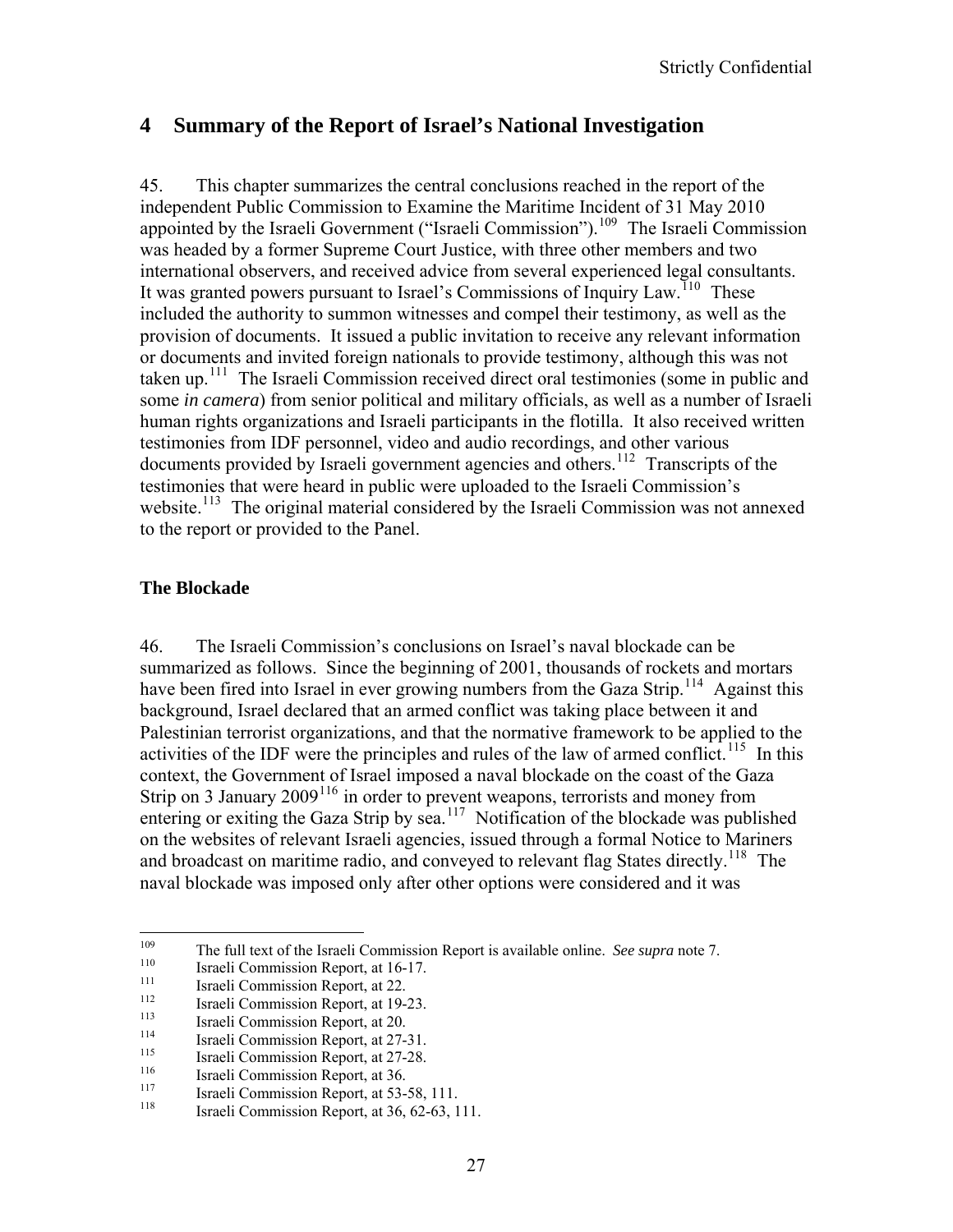# 4 Summary of the Report of Israel's National Investigation

45. This chapter summarizes the central conclusions reached in the report of the independent Public Commission to Examine the Maritime Incident of 31 May 2010 appointed by the Israeli Government ("Israeli Commission").[109] The Israeli Commission was headed by a former Supreme Court Justice, with three other members and two international observers, and received advice from several experienced legal consultants. It was granted powers pursuant to Israel's Commissions of Inquiry Law.[110] These included the authority to summon witnesses and compel their testimony, as well as the provision of documents. It issued a public invitation to receive any relevant information or documents and invited foreign nationals to provide testimony, although this was not taken up.[111] The Israeli Commission received direct oral testimonies (some in public and some *in camera*) from senior political and military officials, as well as a number of Israeli human rights organizations and Israeli participants in the flotilla. It also received written testimonies from IDF personnel, video and audio recordings, and other various documents provided by Israeli government agencies and others.[112] Transcripts of the testimonies that were heard in public were uploaded to the Israeli Commission's website.[113] The original material considered by the Israeli Commission was not annexed to the report or provided to the Panel.

**The Blockade**

46. The Israeli Commission's conclusions on Israel's naval blockade can be summarized as follows. Since the beginning of 2001, thousands of rockets and mortars have been fired into Israel in ever growing numbers from the Gaza Strip.[114] Against this background, Israel declared that an armed conflict was taking place between it and Palestinian terrorist organizations, and that the normative framework to be applied to the activities of the IDF were the principles and rules of the law of armed conflict.[115] In this context, the Government of Israel imposed a naval blockade on the coast of the Gaza Strip on 3 January 2009[116] in order to prevent weapons, terrorists and money from entering or exiting the Gaza Strip by sea.[117] Notification of the blockade was published on the websites of relevant Israeli agencies, issued through a formal Notice to Mariners and broadcast on maritime radio, and conveyed to relevant flag States directly.[118] The naval blockade was imposed only after other options were considered and it was

---

[109] The full text of the Israeli Commission Report is available online. *See supra* note 7.

[110] Israeli Commission Report, at 16-17.

[111] Israeli Commission Report, at 22.

[112] Israeli Commission Report, at 19-23.

[113] Israeli Commission Report, at 20.

[114] Israeli Commission Report, at 27-31.

[115] Israeli Commission Report, at 27-28.

[116] Israeli Commission Report, at 36.

[117] Israeli Commission Report, at 53-58, 111.

[118] Israeli Commission Report, at 36, 62-63, 111.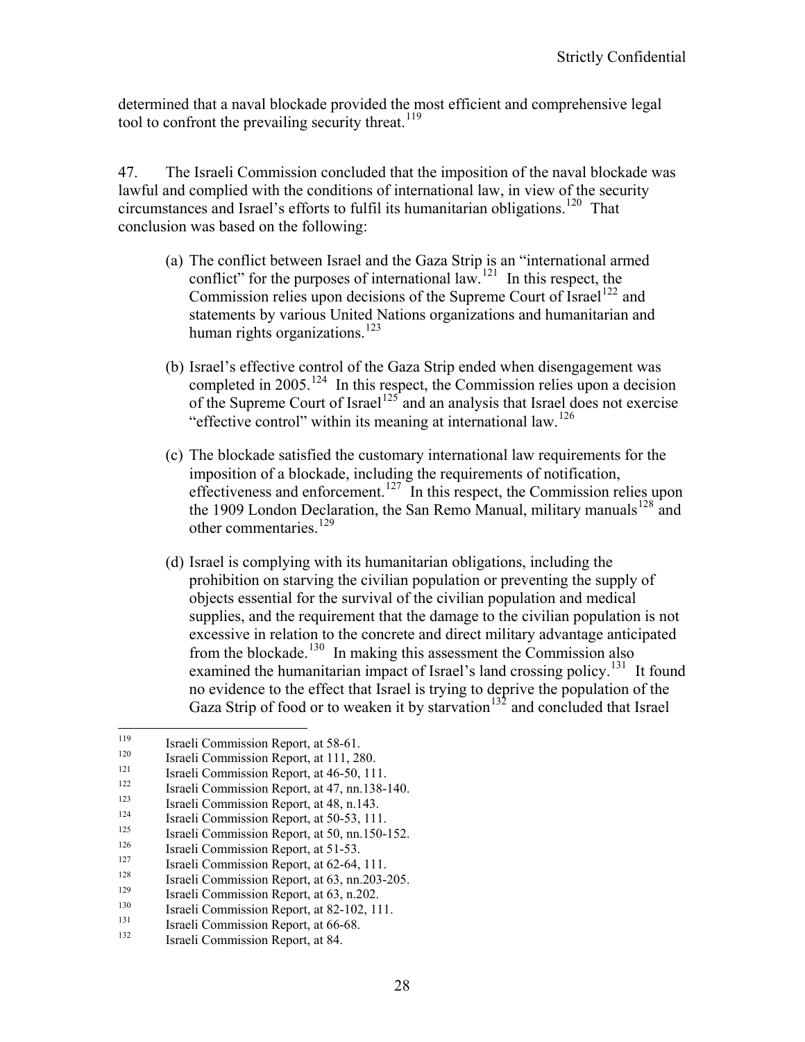determined that a naval blockade provided the most efficient and comprehensive legal tool to confront the prevailing security threat.[119]

47. The Israeli Commission concluded that the imposition of the naval blockade was lawful and complied with the conditions of international law, in view of the security circumstances and Israel's efforts to fulfil its humanitarian obligations.[120] That conclusion was based on the following:

(a) The conflict between Israel and the Gaza Strip is an "international armed conflict" for the purposes of international law.[121] In this respect, the Commission relies upon decisions of the Supreme Court of Israel[122] and statements by various United Nations organizations and humanitarian and human rights organizations.[123]

(b) Israel's effective control of the Gaza Strip ended when disengagement was completed in 2005.[124] In this respect, the Commission relies upon a decision of the Supreme Court of Israel[125] and an analysis that Israel does not exercise "effective control" within its meaning at international law.[126]

(c) The blockade satisfied the customary international law requirements for the imposition of a blockade, including the requirements of notification, effectiveness and enforcement.[127] In this respect, the Commission relies upon the 1909 London Declaration, the San Remo Manual, military manuals[128] and other commentaries.[129]

(d) Israel is complying with its humanitarian obligations, including the prohibition on starving the civilian population or preventing the supply of objects essential for the survival of the civilian population and medical supplies, and the requirement that the damage to the civilian population is not excessive in relation to the concrete and direct military advantage anticipated from the blockade.[130] In making this assessment the Commission also examined the humanitarian impact of Israel's land crossing policy.[131] It found no evidence to the effect that Israel is trying to deprive the population of the Gaza Strip of food or to weaken it by starvation[132] and concluded that Israel

---

[119] Israeli Commission Report, at 58-61.

[120] Israeli Commission Report, at 111, 280.

[121] Israeli Commission Report, at 46-50, 111.

[122] Israeli Commission Report, at 47, nn.138-140.

[123] Israeli Commission Report, at 48, n.143.

[124] Israeli Commission Report, at 50-53, 111.

[125] Israeli Commission Report, at 50, nn.150-152.

[126] Israeli Commission Report, at 51-53.

[127] Israeli Commission Report, at 62-64, 111.

[128] Israeli Commission Report, at 63, nn.203-205.

[129] Israeli Commission Report, at 63, n.202.

[130] Israeli Commission Report, at 82-102, 111.

[131] Israeli Commission Report, at 66-68.

[132] Israeli Commission Report, at 84.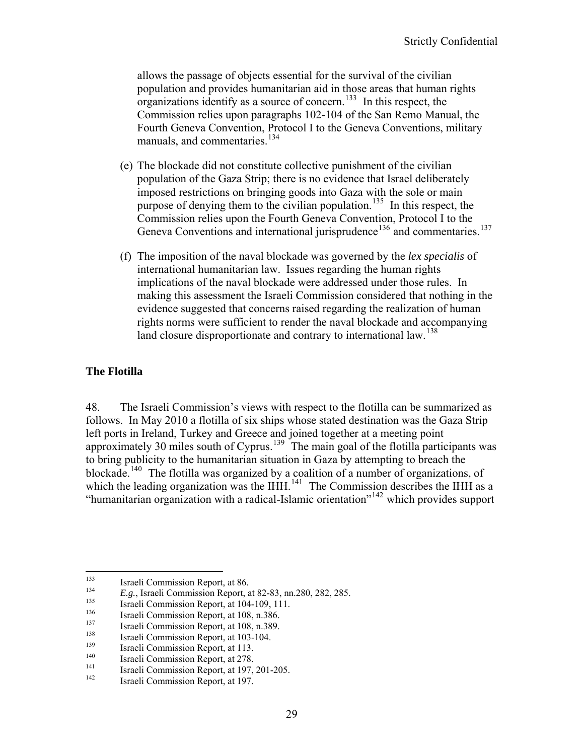allows the passage of objects essential for the survival of the civilian population and provides humanitarian aid in those areas that human rights organizations identify as a source of concern.[133] In this respect, the Commission relies upon paragraphs 102-104 of the San Remo Manual, the Fourth Geneva Convention, Protocol I to the Geneva Conventions, military manuals, and commentaries.[134]

(e) The blockade did not constitute collective punishment of the civilian population of the Gaza Strip; there is no evidence that Israel deliberately imposed restrictions on bringing goods into Gaza with the sole or main purpose of denying them to the civilian population.[135] In this respect, the Commission relies upon the Fourth Geneva Convention, Protocol I to the Geneva Conventions and international jurisprudence[136] and commentaries.[137]

(f) The imposition of the naval blockade was governed by the *lex specialis* of international humanitarian law. Issues regarding the human rights implications of the naval blockade were addressed under those rules. In making this assessment the Israeli Commission considered that nothing in the evidence suggested that concerns raised regarding the realization of human rights norms were sufficient to render the naval blockade and accompanying land closure disproportionate and contrary to international law.[138]

**The Flotilla**

48. The Israeli Commission's views with respect to the flotilla can be summarized as follows. In May 2010 a flotilla of six ships whose stated destination was the Gaza Strip left ports in Ireland, Turkey and Greece and joined together at a meeting point approximately 30 miles south of Cyprus.[139] The main goal of the flotilla participants was to bring publicity to the humanitarian situation in Gaza by attempting to breach the blockade.[140] The flotilla was organized by a coalition of a number of organizations, of which the leading organization was the IHH.[141] The Commission describes the IHH as a "humanitarian organization with a radical-Islamic orientation"[142] which provides support

---

[133] Israeli Commission Report, at 86.

[134] *E.g.*, Israeli Commission Report, at 82-83, nn.280, 282, 285.

[135] Israeli Commission Report, at 104-109, 111.

[136] Israeli Commission Report, at 108, n.386.

[137] Israeli Commission Report, at 108, n.389.

[138] Israeli Commission Report, at 103-104.

[139] Israeli Commission Report, at 113.

[140] Israeli Commission Report, at 278.

[141] Israeli Commission Report, at 197, 201-205.

[142] Israeli Commission Report, at 197.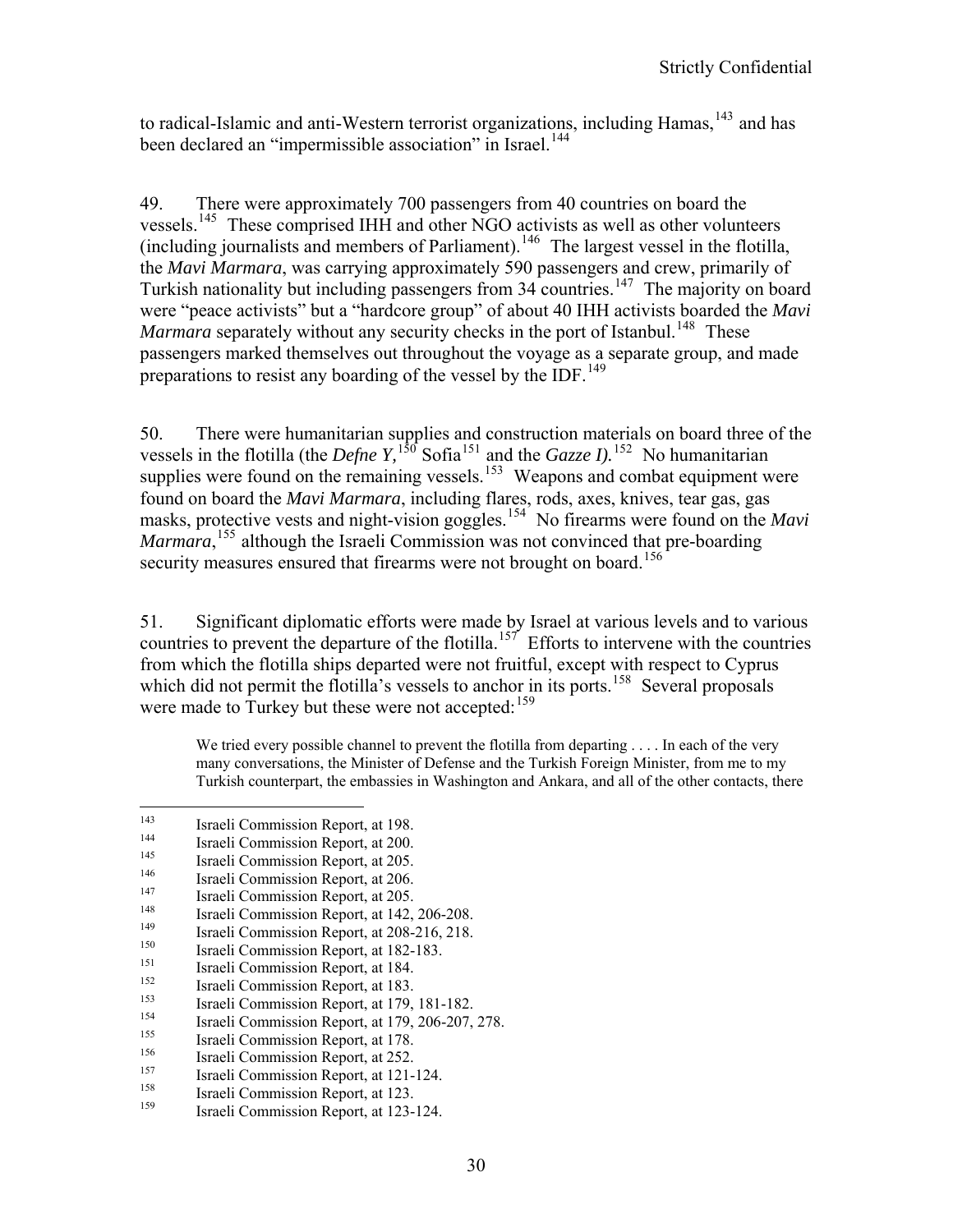to radical-Islamic and anti-Western terrorist organizations, including Hamas,[143] and has been declared an "impermissible association" in Israel.[144]

49. There were approximately 700 passengers from 40 countries on board the vessels.[145] These comprised IHH and other NGO activists as well as other volunteers (including journalists and members of Parliament).[146] The largest vessel in the flotilla, the *Mavi Marmara*, was carrying approximately 590 passengers and crew, primarily of Turkish nationality but including passengers from 34 countries.[147] The majority on board were "peace activists" but a "hardcore group" of about 40 IHH activists boarded the *Mavi Marmara* separately without any security checks in the port of Istanbul.[148] These passengers marked themselves out throughout the voyage as a separate group, and made preparations to resist any boarding of the vessel by the IDF.[149]

50. There were humanitarian supplies and construction materials on board three of the vessels in the flotilla (the *Defne Y,*[150] Sofia[151] and the *Gazze I).*[152] No humanitarian supplies were found on the remaining vessels.[153] Weapons and combat equipment were found on board the *Mavi Marmara*, including flares, rods, axes, knives, tear gas, gas masks, protective vests and night-vision goggles.[154] No firearms were found on the *Mavi Marmara*,[155] although the Israeli Commission was not convinced that pre-boarding security measures ensured that firearms were not brought on board.[156]

51. Significant diplomatic efforts were made by Israel at various levels and to various countries to prevent the departure of the flotilla.[157] Efforts to intervene with the countries from which the flotilla ships departed were not fruitful, except with respect to Cyprus which did not permit the flotilla's vessels to anchor in its ports.[158] Several proposals were made to Turkey but these were not accepted:[159]

> We tried every possible channel to prevent the flotilla from departing . . . . In each of the very many conversations, the Minister of Defense and the Turkish Foreign Minister, from me to my Turkish counterpart, the embassies in Washington and Ankara, and all of the other contacts, there

---

[143] Israeli Commission Report, at 198.
[144] Israeli Commission Report, at 200.
[145] Israeli Commission Report, at 205.
[146] Israeli Commission Report, at 206.
[147] Israeli Commission Report, at 205.
[148] Israeli Commission Report, at 142, 206-208.
[149] Israeli Commission Report, at 208-216, 218.
[150] Israeli Commission Report, at 182-183.
[151] Israeli Commission Report, at 184.
[152] Israeli Commission Report, at 183.
[153] Israeli Commission Report, at 179, 181-182.
[154] Israeli Commission Report, at 179, 206-207, 278.
[155] Israeli Commission Report, at 178.
[156] Israeli Commission Report, at 252.
[157] Israeli Commission Report, at 121-124.
[158] Israeli Commission Report, at 123.
[159] Israeli Commission Report, at 123-124.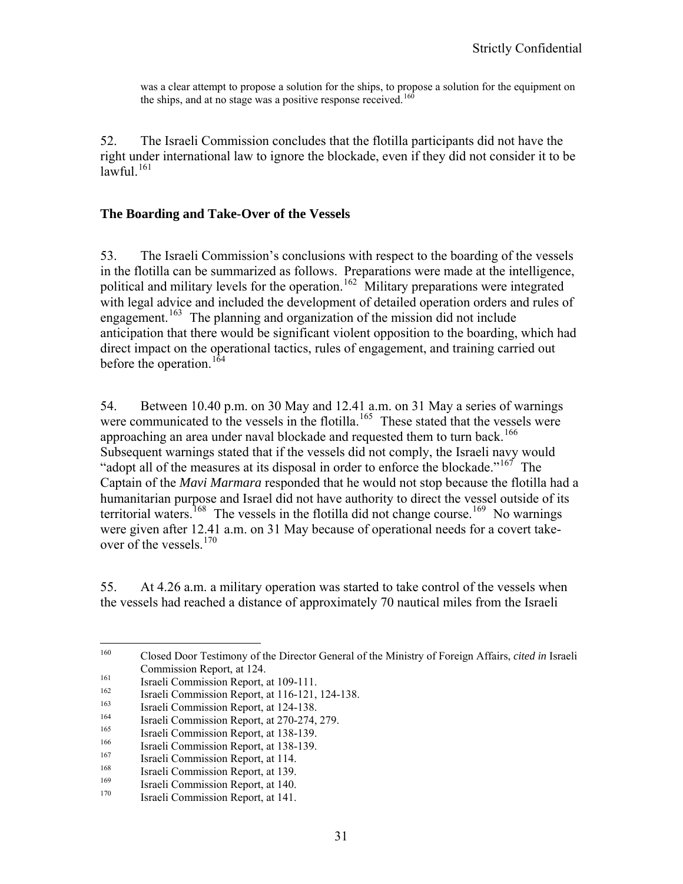was a clear attempt to propose a solution for the ships, to propose a solution for the equipment on the ships, and at no stage was a positive response received.[160]

52. The Israeli Commission concludes that the flotilla participants did not have the right under international law to ignore the blockade, even if they did not consider it to be lawful.[161]

### The Boarding and Take-Over of the Vessels

53. The Israeli Commission's conclusions with respect to the boarding of the vessels in the flotilla can be summarized as follows. Preparations were made at the intelligence, political and military levels for the operation.[162] Military preparations were integrated with legal advice and included the development of detailed operation orders and rules of engagement.[163] The planning and organization of the mission did not include anticipation that there would be significant violent opposition to the boarding, which had direct impact on the operational tactics, rules of engagement, and training carried out before the operation.[164]

54. Between 10.40 p.m. on 30 May and 12.41 a.m. on 31 May a series of warnings were communicated to the vessels in the flotilla.[165] These stated that the vessels were approaching an area under naval blockade and requested them to turn back.[166] Subsequent warnings stated that if the vessels did not comply, the Israeli navy would "adopt all of the measures at its disposal in order to enforce the blockade."[167] The Captain of the *Mavi Marmara* responded that he would not stop because the flotilla had a humanitarian purpose and Israel did not have authority to direct the vessel outside of its territorial waters.[168] The vessels in the flotilla did not change course.[169] No warnings were given after 12.41 a.m. on 31 May because of operational needs for a covert take-over of the vessels.[170]

55. At 4.26 a.m. a military operation was started to take control of the vessels when the vessels had reached a distance of approximately 70 nautical miles from the Israeli

---

[160] Closed Door Testimony of the Director General of the Ministry of Foreign Affairs, *cited in* Israeli Commission Report, at 124.

[161] Israeli Commission Report, at 109-111.

[162] Israeli Commission Report, at 116-121, 124-138.

[163] Israeli Commission Report, at 124-138.

[164] Israeli Commission Report, at 270-274, 279.

[165] Israeli Commission Report, at 138-139.

[166] Israeli Commission Report, at 138-139.

[167] Israeli Commission Report, at 114.

[168] Israeli Commission Report, at 139.

[169] Israeli Commission Report, at 140.

[170] Israeli Commission Report, at 141.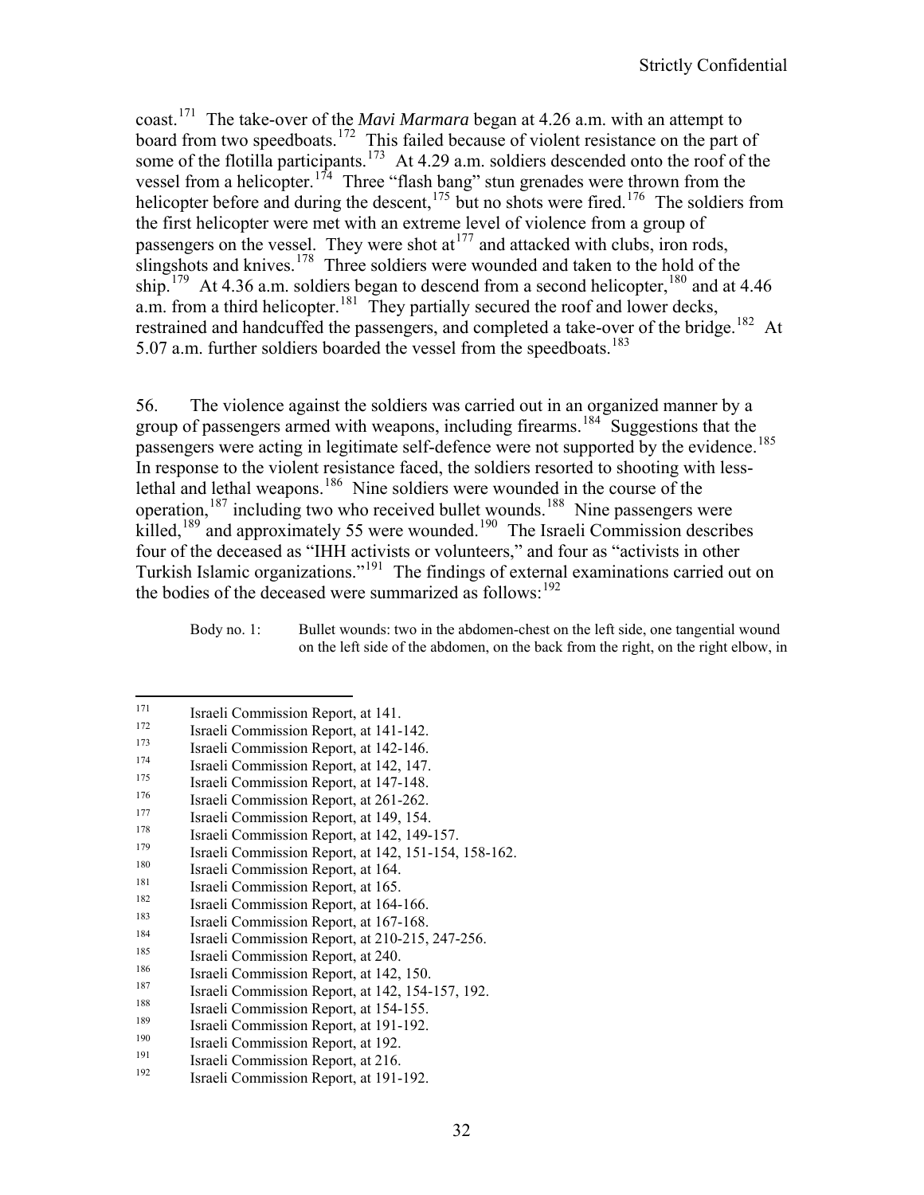coast.[171] The take-over of the *Mavi Marmara* began at 4.26 a.m. with an attempt to board from two speedboats.[172] This failed because of violent resistance on the part of some of the flotilla participants.[173] At 4.29 a.m. soldiers descended onto the roof of the vessel from a helicopter.[174] Three "flash bang" stun grenades were thrown from the helicopter before and during the descent,[175] but no shots were fired.[176] The soldiers from the first helicopter were met with an extreme level of violence from a group of passengers on the vessel. They were shot at[177] and attacked with clubs, iron rods, slingshots and knives.[178] Three soldiers were wounded and taken to the hold of the ship.[179] At 4.36 a.m. soldiers began to descend from a second helicopter,[180] and at 4.46 a.m. from a third helicopter.[181] They partially secured the roof and lower decks, restrained and handcuffed the passengers, and completed a take-over of the bridge.[182] At 5.07 a.m. further soldiers boarded the vessel from the speedboats.[183]

56. The violence against the soldiers was carried out in an organized manner by a group of passengers armed with weapons, including firearms.[184] Suggestions that the passengers were acting in legitimate self-defence were not supported by the evidence.[185] In response to the violent resistance faced, the soldiers resorted to shooting with less-lethal and lethal weapons.[186] Nine soldiers were wounded in the course of the operation,[187] including two who received bullet wounds.[188] Nine passengers were killed,[189] and approximately 55 were wounded.[190] The Israeli Commission describes four of the deceased as "IHH activists or volunteers," and four as "activists in other Turkish Islamic organizations."[191] The findings of external examinations carried out on the bodies of the deceased were summarized as follows:[192]

> Body no. 1: Bullet wounds: two in the abdomen-chest on the left side, one tangential wound on the left side of the abdomen, on the back from the right, on the right elbow, in

---

171 Israeli Commission Report, at 141.
172 Israeli Commission Report, at 141-142.
173 Israeli Commission Report, at 142-146.
174 Israeli Commission Report, at 142, 147.
175 Israeli Commission Report, at 147-148.
176 Israeli Commission Report, at 261-262.
177 Israeli Commission Report, at 149, 154.
178 Israeli Commission Report, at 142, 149-157.
179 Israeli Commission Report, at 142, 151-154, 158-162.
180 Israeli Commission Report, at 164.
181 Israeli Commission Report, at 165.
182 Israeli Commission Report, at 164-166.
183 Israeli Commission Report, at 167-168.
184 Israeli Commission Report, at 210-215, 247-256.
185 Israeli Commission Report, at 240.
186 Israeli Commission Report, at 142, 150.
187 Israeli Commission Report, at 142, 154-157, 192.
188 Israeli Commission Report, at 154-155.
189 Israeli Commission Report, at 191-192.
190 Israeli Commission Report, at 192.
191 Israeli Commission Report, at 216.
192 Israeli Commission Report, at 191-192.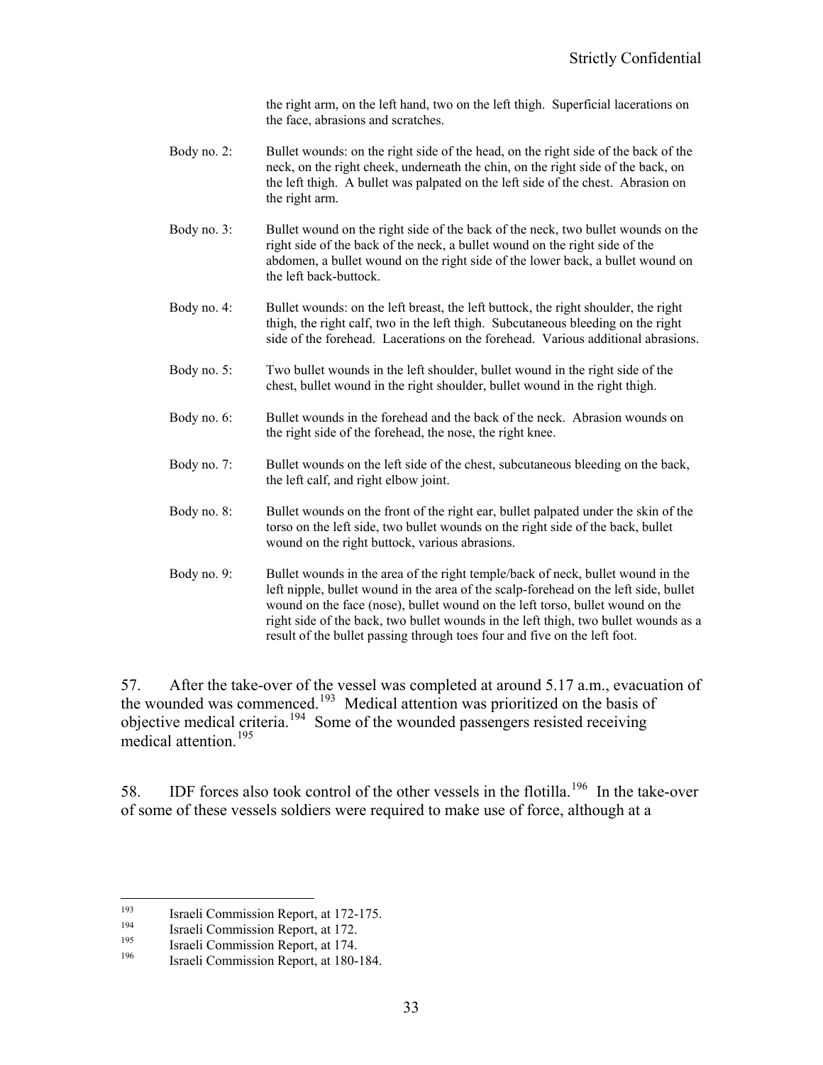the right arm, on the left hand, two on the left thigh. Superficial lacerations on the face, abrasions and scratches.

Body no. 2: Bullet wounds: on the right side of the head, on the right side of the back of the neck, on the right cheek, underneath the chin, on the right side of the back, on the left thigh. A bullet was palpated on the left side of the chest. Abrasion on the right arm.

Body no. 3: Bullet wound on the right side of the back of the neck, two bullet wounds on the right side of the back of the neck, a bullet wound on the right side of the abdomen, a bullet wound on the right side of the lower back, a bullet wound on the left back-buttock.

Body no. 4: Bullet wounds: on the left breast, the left buttock, the right shoulder, the right thigh, the right calf, two in the left thigh. Subcutaneous bleeding on the right side of the forehead. Lacerations on the forehead. Various additional abrasions.

Body no. 5: Two bullet wounds in the left shoulder, bullet wound in the right side of the chest, bullet wound in the right shoulder, bullet wound in the right thigh.

Body no. 6: Bullet wounds in the forehead and the back of the neck. Abrasion wounds on the right side of the forehead, the nose, the right knee.

Body no. 7: Bullet wounds on the left side of the chest, subcutaneous bleeding on the back, the left calf, and right elbow joint.

Body no. 8: Bullet wounds on the front of the right ear, bullet palpated under the skin of the torso on the left side, two bullet wounds on the right side of the back, bullet wound on the right buttock, various abrasions.

Body no. 9: Bullet wounds in the area of the right temple/back of neck, bullet wound in the left nipple, bullet wound in the area of the scalp-forehead on the left side, bullet wound on the face (nose), bullet wound on the left torso, bullet wound on the right side of the back, two bullet wounds in the left thigh, two bullet wounds as a result of the bullet passing through toes four and five on the left foot.

57. After the take-over of the vessel was completed at around 5.17 a.m., evacuation of the wounded was commenced.[193] Medical attention was prioritized on the basis of objective medical criteria.[194] Some of the wounded passengers resisted receiving medical attention.[195]

58. IDF forces also took control of the other vessels in the flotilla.[196] In the take-over of some of these vessels soldiers were required to make use of force, although at a

---

[193] Israeli Commission Report, at 172-175.

[194] Israeli Commission Report, at 172.

[195] Israeli Commission Report, at 174.

[196] Israeli Commission Report, at 180-184.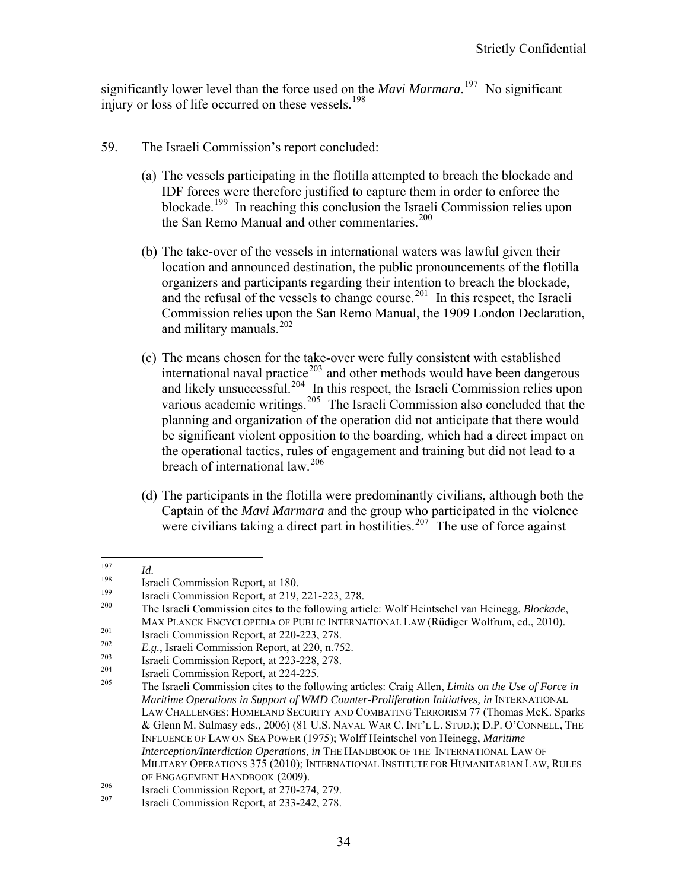significantly lower level than the force used on the *Mavi Marmara*.[197] No significant injury or loss of life occurred on these vessels.[198]

59. The Israeli Commission's report concluded:

(a) The vessels participating in the flotilla attempted to breach the blockade and IDF forces were therefore justified to capture them in order to enforce the blockade.[199] In reaching this conclusion the Israeli Commission relies upon the San Remo Manual and other commentaries.[200]

(b) The take-over of the vessels in international waters was lawful given their location and announced destination, the public pronouncements of the flotilla organizers and participants regarding their intention to breach the blockade, and the refusal of the vessels to change course.[201] In this respect, the Israeli Commission relies upon the San Remo Manual, the 1909 London Declaration, and military manuals.[202]

(c) The means chosen for the take-over were fully consistent with established international naval practice[203] and other methods would have been dangerous and likely unsuccessful.[204] In this respect, the Israeli Commission relies upon various academic writings.[205] The Israeli Commission also concluded that the planning and organization of the operation did not anticipate that there would be significant violent opposition to the boarding, which had a direct impact on the operational tactics, rules of engagement and training but did not lead to a breach of international law.[206]

(d) The participants in the flotilla were predominantly civilians, although both the Captain of the *Mavi Marmara* and the group who participated in the violence were civilians taking a direct part in hostilities.[207] The use of force against

---

[197] *Id.*

[198] Israeli Commission Report, at 180.

[199] Israeli Commission Report, at 219, 221-223, 278.

[200] The Israeli Commission cites to the following article: Wolf Heintschel van Heinegg, *Blockade*, MAX PLANCK ENCYCLOPEDIA OF PUBLIC INTERNATIONAL LAW (Rüdiger Wolfrum, ed., 2010).

[201] Israeli Commission Report, at 220-223, 278.

[202] *E.g.*, Israeli Commission Report, at 220, n.752.

[203] Israeli Commission Report, at 223-228, 278.

[204] Israeli Commission Report, at 224-225.

[205] The Israeli Commission cites to the following articles: Craig Allen, *Limits on the Use of Force in Maritime Operations in Support of WMD Counter-Proliferation Initiatives, in* INTERNATIONAL LAW CHALLENGES: HOMELAND SECURITY AND COMBATING TERRORISM 77 (Thomas McK. Sparks & Glenn M. Sulmasy eds., 2006) (81 U.S. NAVAL WAR C. INT'L L. STUD.); D.P. O'CONNELL, THE INFLUENCE OF LAW ON SEA POWER (1975); Wolff Heintschel von Heinegg, *Maritime Interception/Interdiction Operations, in* THE HANDBOOK OF THE INTERNATIONAL LAW OF MILITARY OPERATIONS 375 (2010); INTERNATIONAL INSTITUTE FOR HUMANITARIAN LAW, RULES OF ENGAGEMENT HANDBOOK (2009).

[206] Israeli Commission Report, at 270-274, 279.

[207] Israeli Commission Report, at 233-242, 278.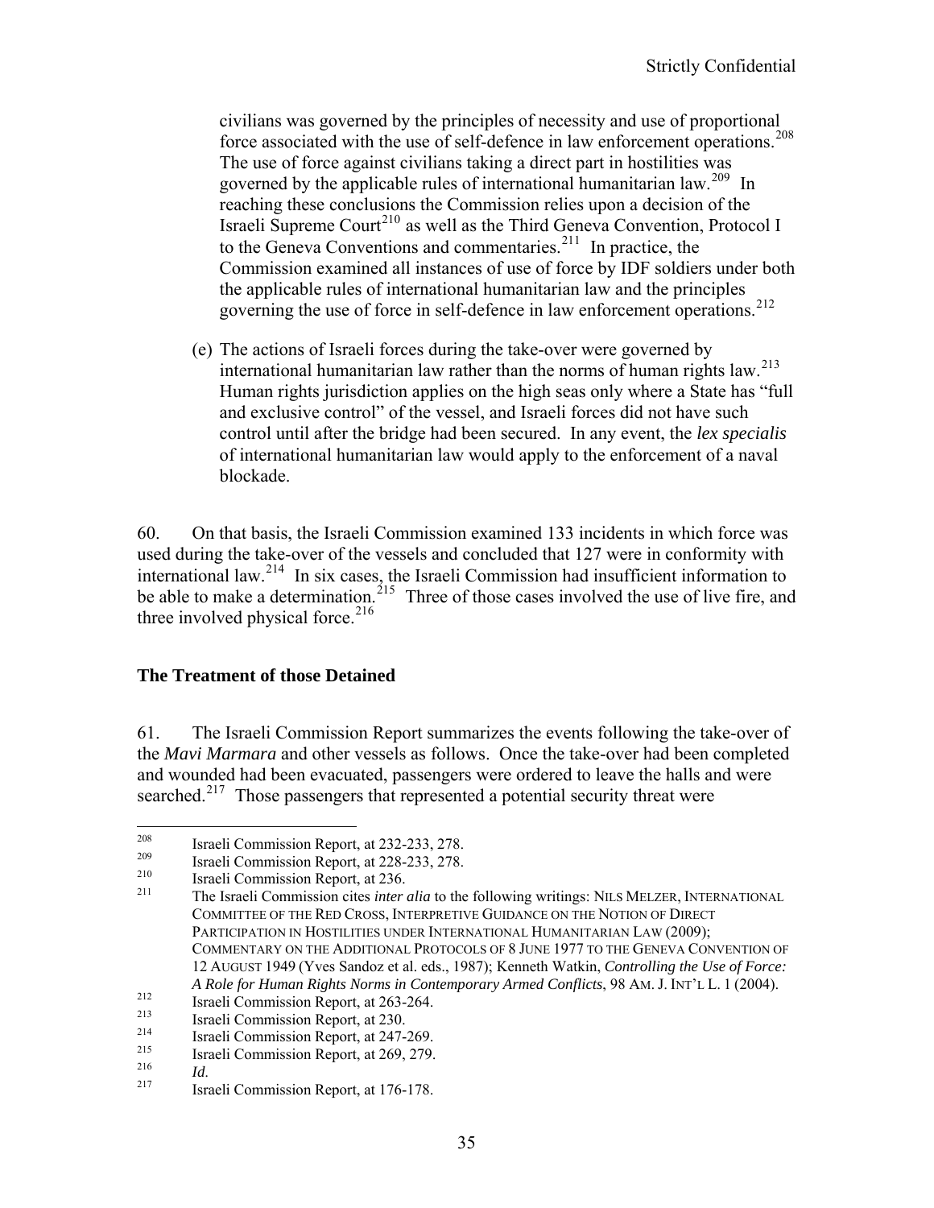civilians was governed by the principles of necessity and use of proportional force associated with the use of self-defence in law enforcement operations.[208] The use of force against civilians taking a direct part in hostilities was governed by the applicable rules of international humanitarian law.[209] In reaching these conclusions the Commission relies upon a decision of the Israeli Supreme Court[210] as well as the Third Geneva Convention, Protocol I to the Geneva Conventions and commentaries.[211] In practice, the Commission examined all instances of use of force by IDF soldiers under both the applicable rules of international humanitarian law and the principles governing the use of force in self-defence in law enforcement operations.[212]

(e) The actions of Israeli forces during the take-over were governed by international humanitarian law rather than the norms of human rights law.[213] Human rights jurisdiction applies on the high seas only where a State has "full and exclusive control" of the vessel, and Israeli forces did not have such control until after the bridge had been secured. In any event, the *lex specialis* of international humanitarian law would apply to the enforcement of a naval blockade.

60. On that basis, the Israeli Commission examined 133 incidents in which force was used during the take-over of the vessels and concluded that 127 were in conformity with international law.[214] In six cases, the Israeli Commission had insufficient information to be able to make a determination.[215] Three of those cases involved the use of live fire, and three involved physical force.[216]

**The Treatment of those Detained**

61. The Israeli Commission Report summarizes the events following the take-over of the *Mavi Marmara* and other vessels as follows. Once the take-over had been completed and wounded had been evacuated, passengers were ordered to leave the halls and were searched.[217] Those passengers that represented a potential security threat were

---

[208] Israeli Commission Report, at 232-233, 278.

[209] Israeli Commission Report, at 228-233, 278.

[210] Israeli Commission Report, at 236.

[211] The Israeli Commission cites *inter alia* to the following writings: NILS MELZER, INTERNATIONAL COMMITTEE OF THE RED CROSS, INTERPRETIVE GUIDANCE ON THE NOTION OF DIRECT PARTICIPATION IN HOSTILITIES UNDER INTERNATIONAL HUMANITARIAN LAW (2009); COMMENTARY ON THE ADDITIONAL PROTOCOLS OF 8 JUNE 1977 TO THE GENEVA CONVENTION OF 12 AUGUST 1949 (Yves Sandoz et al. eds., 1987); Kenneth Watkin, *Controlling the Use of Force: A Role for Human Rights Norms in Contemporary Armed Conflicts*, 98 AM. J. INT'L L. 1 (2004).

[212] Israeli Commission Report, at 263-264.

[213] Israeli Commission Report, at 230.

[214] Israeli Commission Report, at 247-269.

[215] Israeli Commission Report, at 269, 279.

[216] *Id.*

[217] Israeli Commission Report, at 176-178.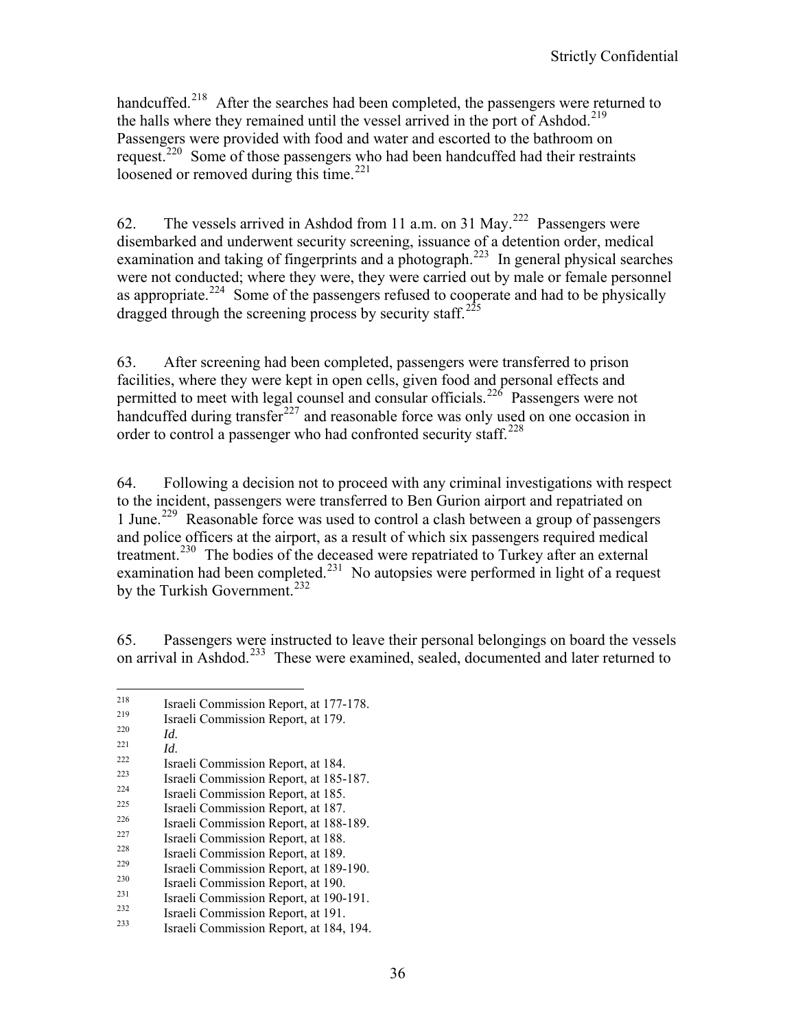handcuffed.[218] After the searches had been completed, the passengers were returned to the halls where they remained until the vessel arrived in the port of Ashdod.[219] Passengers were provided with food and water and escorted to the bathroom on request.[220] Some of those passengers who had been handcuffed had their restraints loosened or removed during this time.[221]

62. The vessels arrived in Ashdod from 11 a.m. on 31 May.[222] Passengers were disembarked and underwent security screening, issuance of a detention order, medical examination and taking of fingerprints and a photograph.[223] In general physical searches were not conducted; where they were, they were carried out by male or female personnel as appropriate.[224] Some of the passengers refused to cooperate and had to be physically dragged through the screening process by security staff.[225]

63. After screening had been completed, passengers were transferred to prison facilities, where they were kept in open cells, given food and personal effects and permitted to meet with legal counsel and consular officials.[226] Passengers were not handcuffed during transfer[227] and reasonable force was only used on one occasion in order to control a passenger who had confronted security staff.[228]

64. Following a decision not to proceed with any criminal investigations with respect to the incident, passengers were transferred to Ben Gurion airport and repatriated on 1 June.[229] Reasonable force was used to control a clash between a group of passengers and police officers at the airport, as a result of which six passengers required medical treatment.[230] The bodies of the deceased were repatriated to Turkey after an external examination had been completed.[231] No autopsies were performed in light of a request by the Turkish Government.[232]

65. Passengers were instructed to leave their personal belongings on board the vessels on arrival in Ashdod.[233] These were examined, sealed, documented and later returned to

---

[218] Israeli Commission Report, at 177-178.
[219] Israeli Commission Report, at 179.
[220] *Id.*
[221] *Id.*
[222] Israeli Commission Report, at 184.
[223] Israeli Commission Report, at 185-187.
[224] Israeli Commission Report, at 185.
[225] Israeli Commission Report, at 187.
[226] Israeli Commission Report, at 188-189.
[227] Israeli Commission Report, at 188.
[228] Israeli Commission Report, at 189.
[229] Israeli Commission Report, at 189-190.
[230] Israeli Commission Report, at 190.
[231] Israeli Commission Report, at 190-191.
[232] Israeli Commission Report, at 191.
[233] Israeli Commission Report, at 184, 194.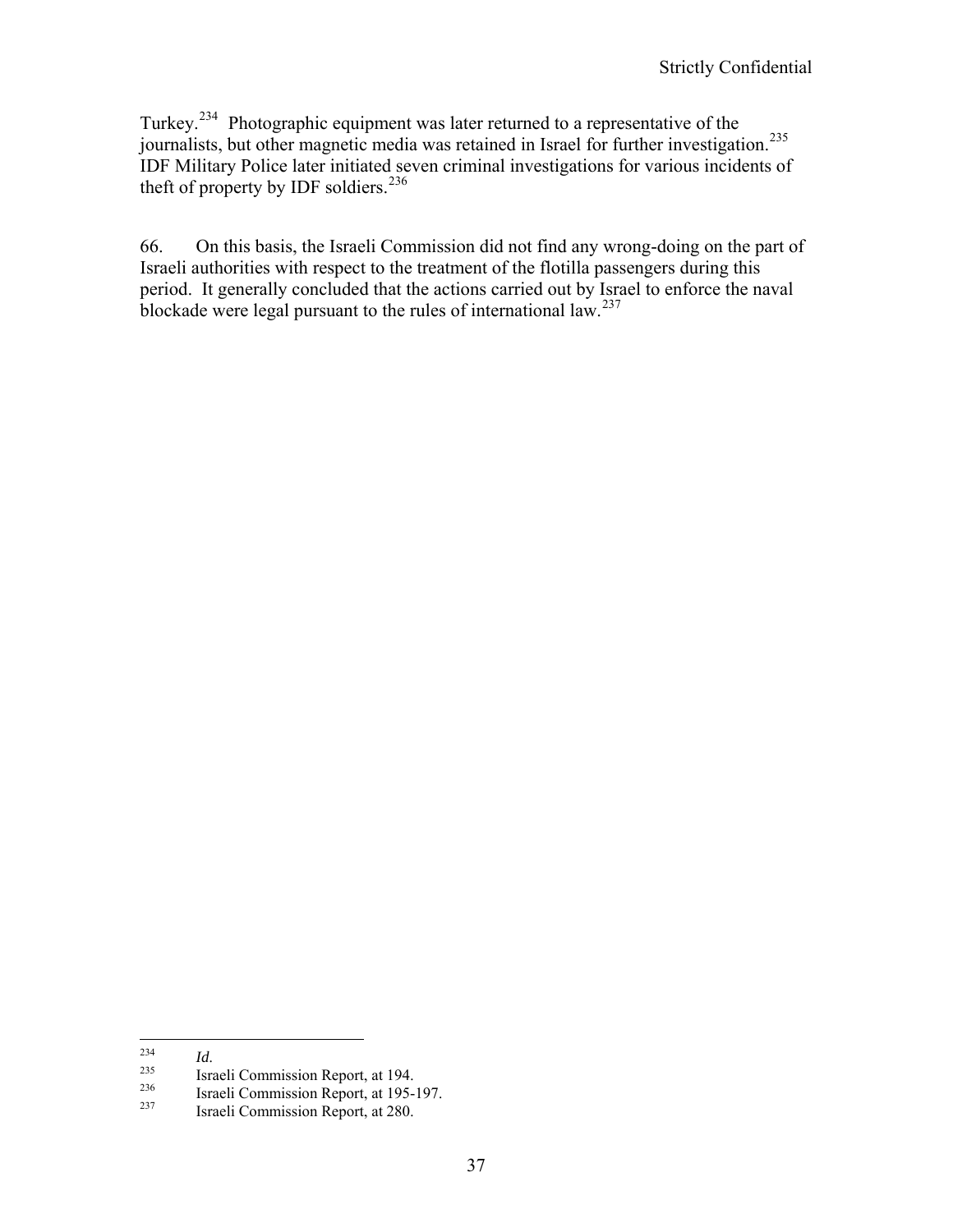Turkey.[234] Photographic equipment was later returned to a representative of the journalists, but other magnetic media was retained in Israel for further investigation.[235] IDF Military Police later initiated seven criminal investigations for various incidents of theft of property by IDF soldiers.[236]

66. On this basis, the Israeli Commission did not find any wrong-doing on the part of Israeli authorities with respect to the treatment of the flotilla passengers during this period. It generally concluded that the actions carried out by Israel to enforce the naval blockade were legal pursuant to the rules of international law.[237]

---

[234] *Id.*

[235] Israeli Commission Report, at 194.

[236] Israeli Commission Report, at 195-197.

[237] Israeli Commission Report, at 280.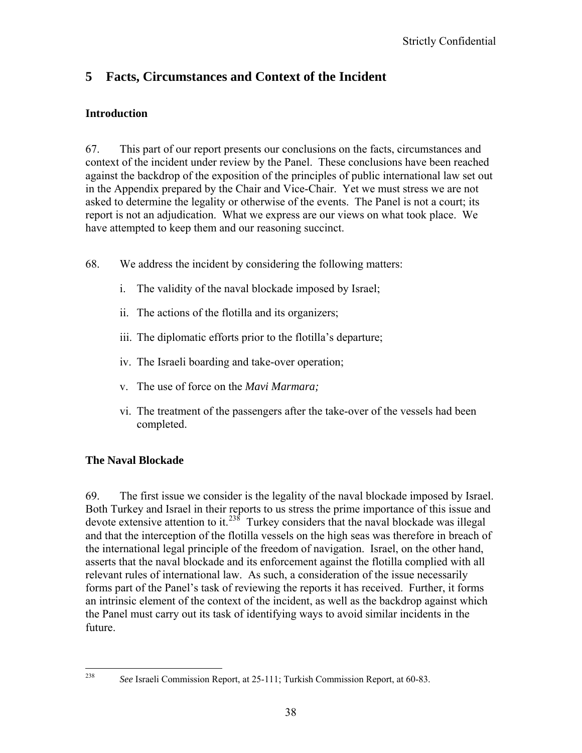# 5 Facts, Circumstances and Context of the Incident

## Introduction

67. This part of our report presents our conclusions on the facts, circumstances and context of the incident under review by the Panel. These conclusions have been reached against the backdrop of the exposition of the principles of public international law set out in the Appendix prepared by the Chair and Vice-Chair. Yet we must stress we are not asked to determine the legality or otherwise of the events. The Panel is not a court; its report is not an adjudication. What we express are our views on what took place. We have attempted to keep them and our reasoning succinct.

68. We address the incident by considering the following matters:

i. The validity of the naval blockade imposed by Israel;

ii. The actions of the flotilla and its organizers;

iii. The diplomatic efforts prior to the flotilla's departure;

iv. The Israeli boarding and take-over operation;

v. The use of force on the *Mavi Marmara;*

vi. The treatment of the passengers after the take-over of the vessels had been completed.

## The Naval Blockade

69. The first issue we consider is the legality of the naval blockade imposed by Israel. Both Turkey and Israel in their reports to us stress the prime importance of this issue and devote extensive attention to it.[238] Turkey considers that the naval blockade was illegal and that the interception of the flotilla vessels on the high seas was therefore in breach of the international legal principle of the freedom of navigation. Israel, on the other hand, asserts that the naval blockade and its enforcement against the flotilla complied with all relevant rules of international law. As such, a consideration of the issue necessarily forms part of the Panel's task of reviewing the reports it has received. Further, it forms an intrinsic element of the context of the incident, as well as the backdrop against which the Panel must carry out its task of identifying ways to avoid similar incidents in the future.

---

[238] *See* Israeli Commission Report, at 25-111; Turkish Commission Report, at 60-83.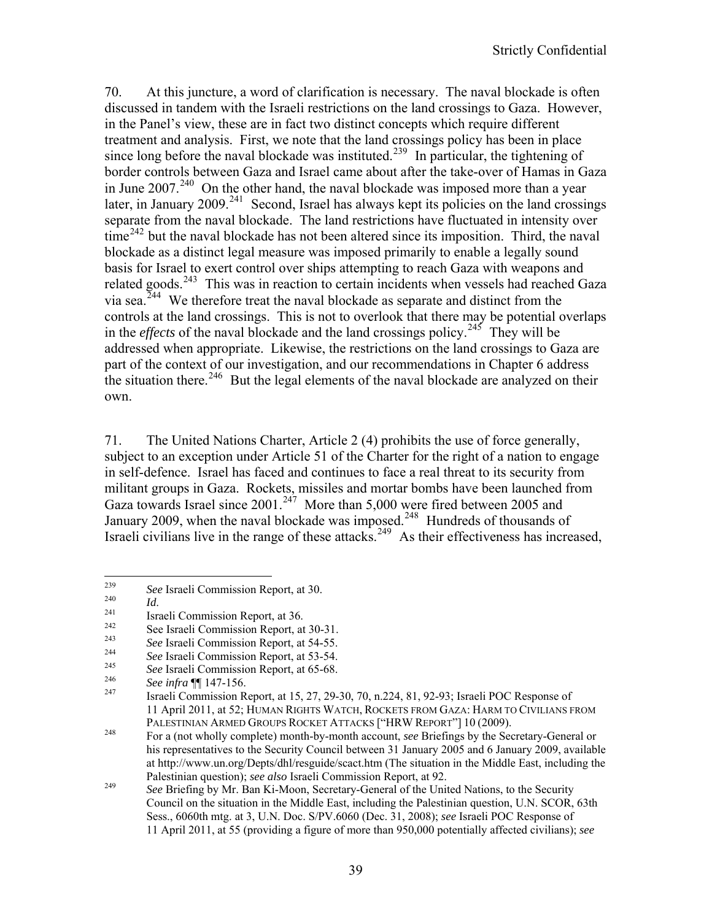70. At this juncture, a word of clarification is necessary. The naval blockade is often discussed in tandem with the Israeli restrictions on the land crossings to Gaza. However, in the Panel's view, these are in fact two distinct concepts which require different treatment and analysis. First, we note that the land crossings policy has been in place since long before the naval blockade was instituted.[239] In particular, the tightening of border controls between Gaza and Israel came about after the take-over of Hamas in Gaza in June 2007.[240] On the other hand, the naval blockade was imposed more than a year later, in January 2009.[241] Second, Israel has always kept its policies on the land crossings separate from the naval blockade. The land restrictions have fluctuated in intensity over time[242] but the naval blockade has not been altered since its imposition. Third, the naval blockade as a distinct legal measure was imposed primarily to enable a legally sound basis for Israel to exert control over ships attempting to reach Gaza with weapons and related goods.[243] This was in reaction to certain incidents when vessels had reached Gaza via sea.[244] We therefore treat the naval blockade as separate and distinct from the controls at the land crossings. This is not to overlook that there may be potential overlaps in the *effects* of the naval blockade and the land crossings policy.[245] They will be addressed when appropriate. Likewise, the restrictions on the land crossings to Gaza are part of the context of our investigation, and our recommendations in Chapter 6 address the situation there.[246] But the legal elements of the naval blockade are analyzed on their own.

71. The United Nations Charter, Article 2 (4) prohibits the use of force generally, subject to an exception under Article 51 of the Charter for the right of a nation to engage in self-defence. Israel has faced and continues to face a real threat to its security from militant groups in Gaza. Rockets, missiles and mortar bombs have been launched from Gaza towards Israel since 2001.[247] More than 5,000 were fired between 2005 and January 2009, when the naval blockade was imposed.[248] Hundreds of thousands of Israeli civilians live in the range of these attacks.[249] As their effectiveness has increased,

---

[239] *See* Israeli Commission Report, at 30.

[240] *Id.*

[241] Israeli Commission Report, at 36.

[242] See Israeli Commission Report, at 30-31.

[243] *See* Israeli Commission Report, at 54-55.

[244] *See* Israeli Commission Report, at 53-54.

[245] *See* Israeli Commission Report, at 65-68.

[246] *See infra* ¶¶ 147-156.

[247] Israeli Commission Report, at 15, 27, 29-30, 70, n.224, 81, 92-93; Israeli POC Response of 11 April 2011, at 52; HUMAN RIGHTS WATCH, ROCKETS FROM GAZA: HARM TO CIVILIANS FROM PALESTINIAN ARMED GROUPS ROCKET ATTACKS ["HRW REPORT"] 10 (2009).

[248] For a (not wholly complete) month-by-month account, *see* Briefings by the Secretary-General or his representatives to the Security Council between 31 January 2005 and 6 January 2009, available at http://www.un.org/Depts/dhl/resguide/scact.htm (The situation in the Middle East, including the Palestinian question); *see also* Israeli Commission Report, at 92.

[249] *See* Briefing by Mr. Ban Ki-Moon, Secretary-General of the United Nations, to the Security Council on the situation in the Middle East, including the Palestinian question, U.N. SCOR, 63th Sess., 6060th mtg. at 3, U.N. Doc. S/PV.6060 (Dec. 31, 2008); *see* Israeli POC Response of 11 April 2011, at 55 (providing a figure of more than 950,000 potentially affected civilians); *see*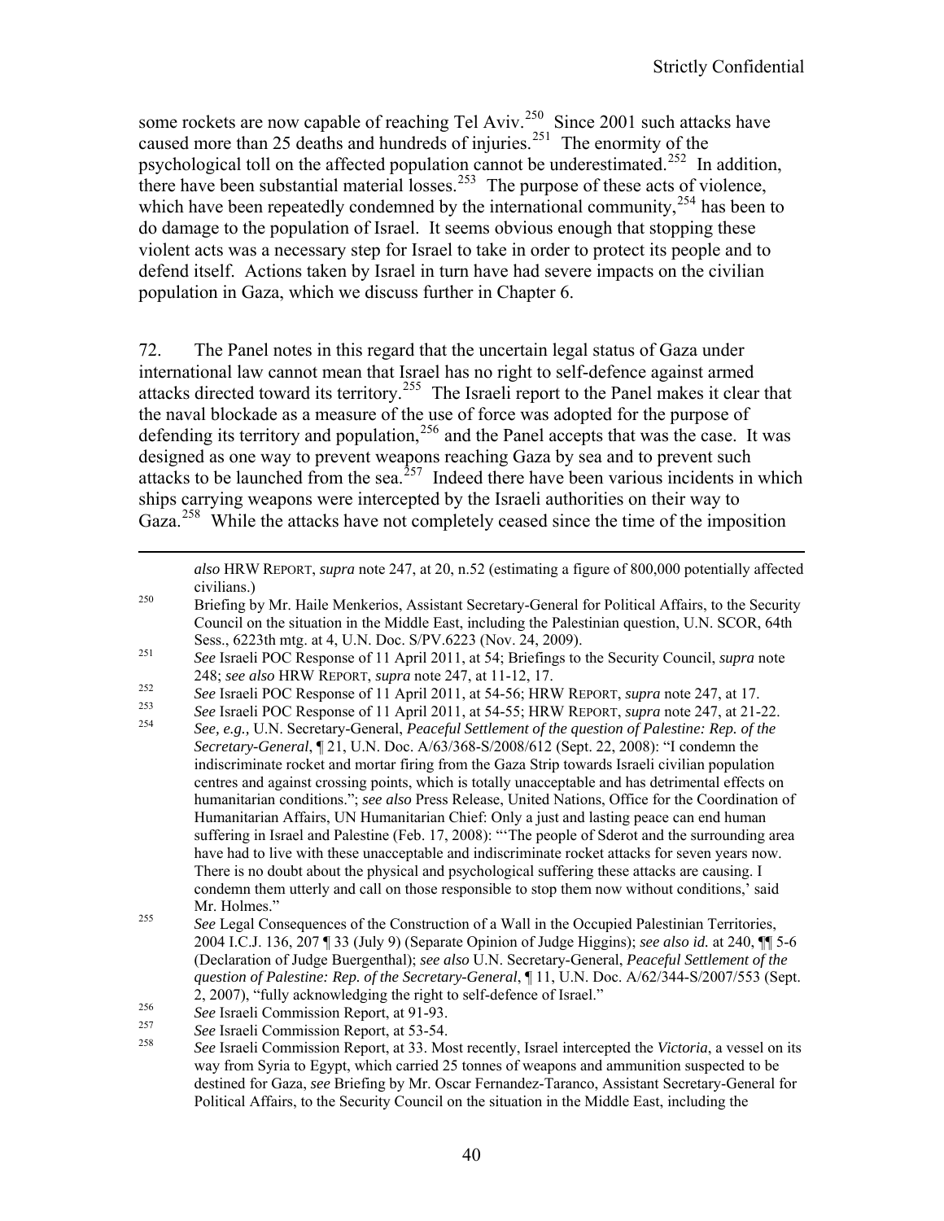some rockets are now capable of reaching Tel Aviv.[250] Since 2001 such attacks have caused more than 25 deaths and hundreds of injuries.[251] The enormity of the psychological toll on the affected population cannot be underestimated.[252] In addition, there have been substantial material losses.[253] The purpose of these acts of violence, which have been repeatedly condemned by the international community,[254] has been to do damage to the population of Israel. It seems obvious enough that stopping these violent acts was a necessary step for Israel to take in order to protect its people and to defend itself. Actions taken by Israel in turn have had severe impacts on the civilian population in Gaza, which we discuss further in Chapter 6.

72. The Panel notes in this regard that the uncertain legal status of Gaza under international law cannot mean that Israel has no right to self-defence against armed attacks directed toward its territory.[255] The Israeli report to the Panel makes it clear that the naval blockade as a measure of the use of force was adopted for the purpose of defending its territory and population,[256] and the Panel accepts that was the case. It was designed as one way to prevent weapons reaching Gaza by sea and to prevent such attacks to be launched from the sea.[257] Indeed there have been various incidents in which ships carrying weapons were intercepted by the Israeli authorities on their way to Gaza.[258] While the attacks have not completely ceased since the time of the imposition

---

*also* HRW REPORT, *supra* note 247, at 20, n.52 (estimating a figure of 800,000 potentially affected civilians.)

[250] Briefing by Mr. Haile Menkerios, Assistant Secretary-General for Political Affairs, to the Security Council on the situation in the Middle East, including the Palestinian question, U.N. SCOR, 64th Sess., 6223th mtg. at 4, U.N. Doc. S/PV.6223 (Nov. 24, 2009).

[251] *See* Israeli POC Response of 11 April 2011, at 54; Briefings to the Security Council, *supra* note 248; *see also* HRW REPORT, *supra* note 247, at 11-12, 17.

[252] *See* Israeli POC Response of 11 April 2011, at 54-56; HRW REPORT, *supra* note 247, at 17.

[253] *See* Israeli POC Response of 11 April 2011, at 54-55; HRW REPORT, *supra* note 247, at 21-22.

[254] *See, e.g.,* U.N. Secretary-General, *Peaceful Settlement of the question of Palestine: Rep. of the Secretary-General*, ¶ 21, U.N. Doc. A/63/368-S/2008/612 (Sept. 22, 2008): "I condemn the indiscriminate rocket and mortar firing from the Gaza Strip towards Israeli civilian population centres and against crossing points, which is totally unacceptable and has detrimental effects on humanitarian conditions."; *see also* Press Release, United Nations, Office for the Coordination of Humanitarian Affairs, UN Humanitarian Chief: Only a just and lasting peace can end human suffering in Israel and Palestine (Feb. 17, 2008): "'The people of Sderot and the surrounding area have had to live with these unacceptable and indiscriminate rocket attacks for seven years now. There is no doubt about the physical and psychological suffering these attacks are causing. I condemn them utterly and call on those responsible to stop them now without conditions,' said Mr. Holmes."

[255] *See* Legal Consequences of the Construction of a Wall in the Occupied Palestinian Territories, 2004 I.C.J. 136, 207 ¶ 33 (July 9) (Separate Opinion of Judge Higgins); *see also id.* at 240, ¶¶ 5-6 (Declaration of Judge Buergenthal); *see also* U.N. Secretary-General, *Peaceful Settlement of the question of Palestine: Rep. of the Secretary-General*, ¶ 11, U.N. Doc. A/62/344-S/2007/553 (Sept. 2, 2007), "fully acknowledging the right to self-defence of Israel."

[256] *See* Israeli Commission Report, at 91-93.

[257] *See* Israeli Commission Report, at 53-54.

[258] *See* Israeli Commission Report, at 33. Most recently, Israel intercepted the *Victoria*, a vessel on its way from Syria to Egypt, which carried 25 tonnes of weapons and ammunition suspected to be destined for Gaza, *see* Briefing by Mr. Oscar Fernandez-Taranco, Assistant Secretary-General for Political Affairs, to the Security Council on the situation in the Middle East, including the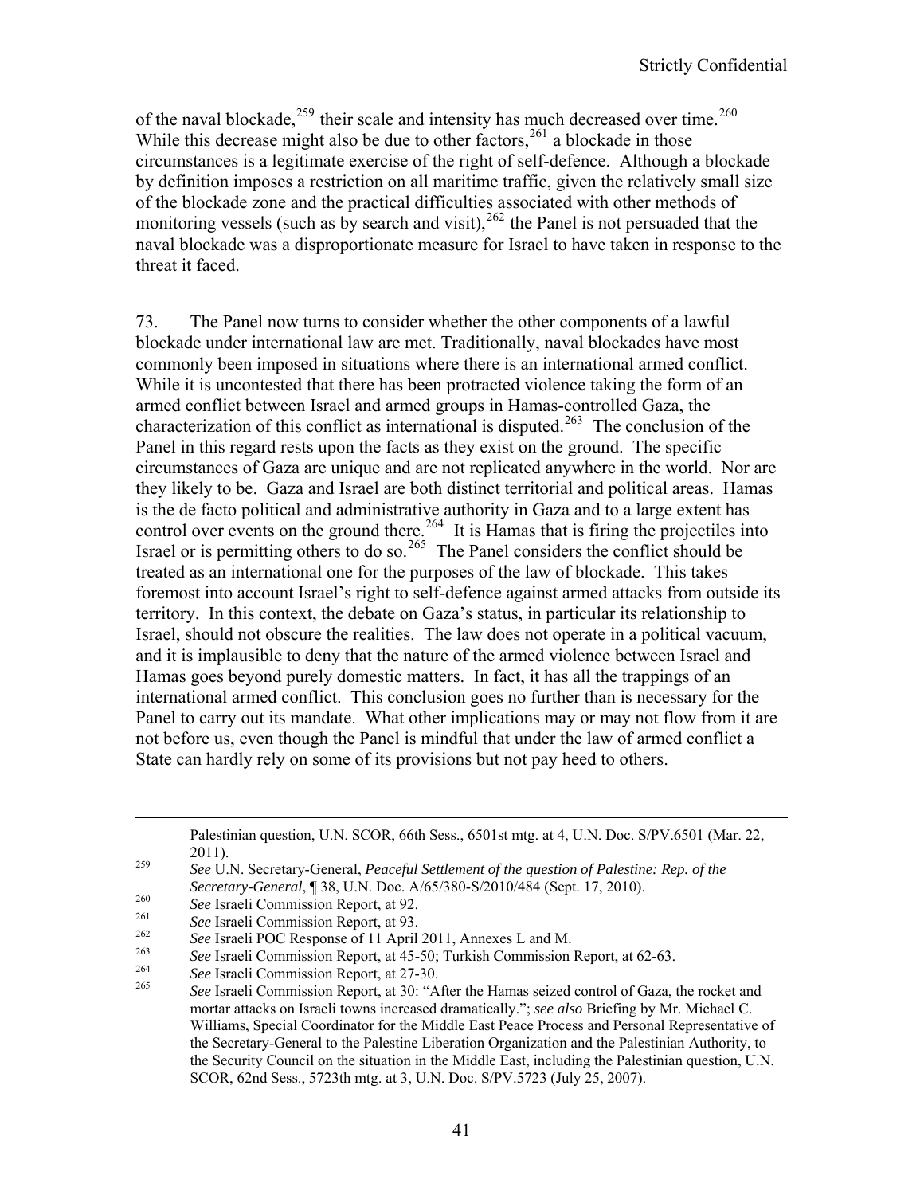of the naval blockade,[259] their scale and intensity has much decreased over time.[260] While this decrease might also be due to other factors,[261] a blockade in those circumstances is a legitimate exercise of the right of self-defence. Although a blockade by definition imposes a restriction on all maritime traffic, given the relatively small size of the blockade zone and the practical difficulties associated with other methods of monitoring vessels (such as by search and visit),[262] the Panel is not persuaded that the naval blockade was a disproportionate measure for Israel to have taken in response to the threat it faced.

73. The Panel now turns to consider whether the other components of a lawful blockade under international law are met. Traditionally, naval blockades have most commonly been imposed in situations where there is an international armed conflict. While it is uncontested that there has been protracted violence taking the form of an armed conflict between Israel and armed groups in Hamas-controlled Gaza, the characterization of this conflict as international is disputed.[263] The conclusion of the Panel in this regard rests upon the facts as they exist on the ground. The specific circumstances of Gaza are unique and are not replicated anywhere in the world. Nor are they likely to be. Gaza and Israel are both distinct territorial and political areas. Hamas is the de facto political and administrative authority in Gaza and to a large extent has control over events on the ground there.[264] It is Hamas that is firing the projectiles into Israel or is permitting others to do so.[265] The Panel considers the conflict should be treated as an international one for the purposes of the law of blockade. This takes foremost into account Israel's right to self-defence against armed attacks from outside its territory. In this context, the debate on Gaza's status, in particular its relationship to Israel, should not obscure the realities. The law does not operate in a political vacuum, and it is implausible to deny that the nature of the armed violence between Israel and Hamas goes beyond purely domestic matters. In fact, it has all the trappings of an international armed conflict. This conclusion goes no further than is necessary for the Panel to carry out its mandate. What other implications may or may not flow from it are not before us, even though the Panel is mindful that under the law of armed conflict a State can hardly rely on some of its provisions but not pay heed to others.

---

Palestinian question, U.N. SCOR, 66th Sess., 6501st mtg. at 4, U.N. Doc. S/PV.6501 (Mar. 22, 2011).

[259] *See* U.N. Secretary-General, *Peaceful Settlement of the question of Palestine: Rep. of the Secretary-General*, ¶ 38, U.N. Doc. A/65/380-S/2010/484 (Sept. 17, 2010).

[260] *See* Israeli Commission Report, at 92.

[261] *See* Israeli Commission Report, at 93.

[262] *See* Israeli POC Response of 11 April 2011, Annexes L and M.

[263] *See* Israeli Commission Report, at 45-50; Turkish Commission Report, at 62-63.

[264] *See* Israeli Commission Report, at 27-30.

[265] *See* Israeli Commission Report, at 30: "After the Hamas seized control of Gaza, the rocket and mortar attacks on Israeli towns increased dramatically."; *see also* Briefing by Mr. Michael C. Williams, Special Coordinator for the Middle East Peace Process and Personal Representative of the Secretary-General to the Palestine Liberation Organization and the Palestinian Authority, to the Security Council on the situation in the Middle East, including the Palestinian question, U.N. SCOR, 62nd Sess., 5723th mtg. at 3, U.N. Doc. S/PV.5723 (July 25, 2007).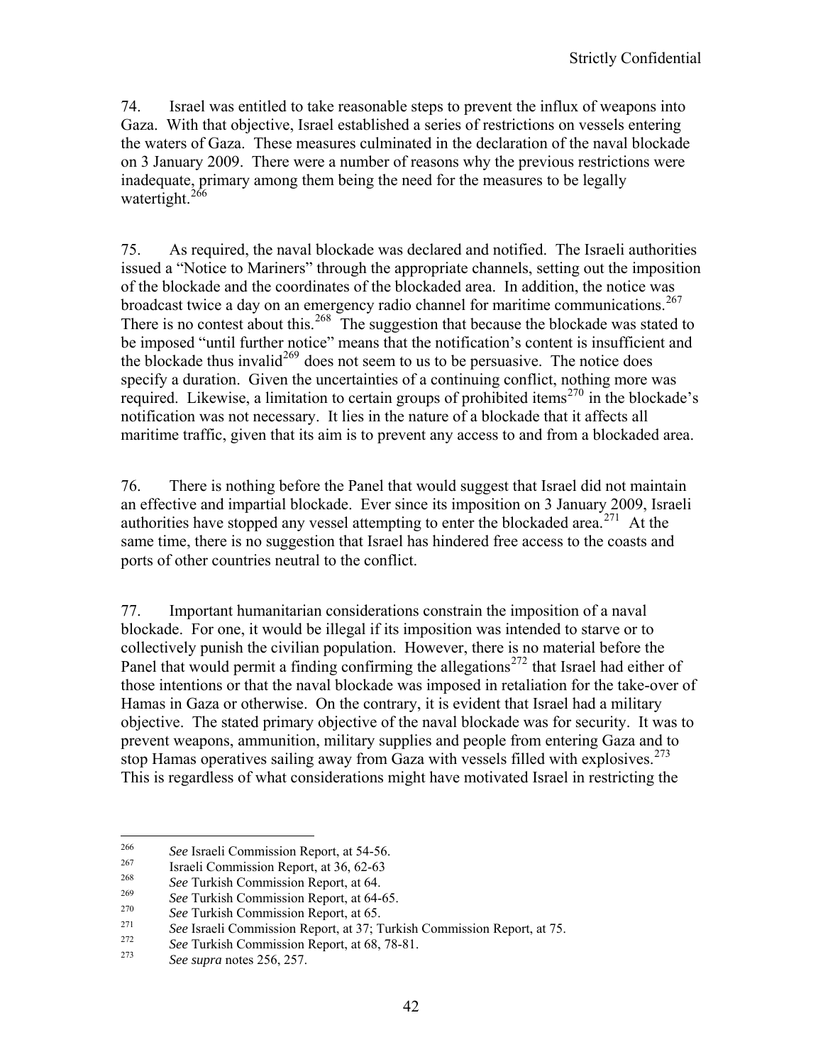74. Israel was entitled to take reasonable steps to prevent the influx of weapons into Gaza. With that objective, Israel established a series of restrictions on vessels entering the waters of Gaza. These measures culminated in the declaration of the naval blockade on 3 January 2009. There were a number of reasons why the previous restrictions were inadequate, primary among them being the need for the measures to be legally watertight.[266]

75. As required, the naval blockade was declared and notified. The Israeli authorities issued a "Notice to Mariners" through the appropriate channels, setting out the imposition of the blockade and the coordinates of the blockaded area. In addition, the notice was broadcast twice a day on an emergency radio channel for maritime communications.[267] There is no contest about this.[268] The suggestion that because the blockade was stated to be imposed "until further notice" means that the notification's content is insufficient and the blockade thus invalid[269] does not seem to us to be persuasive. The notice does specify a duration. Given the uncertainties of a continuing conflict, nothing more was required. Likewise, a limitation to certain groups of prohibited items[270] in the blockade's notification was not necessary. It lies in the nature of a blockade that it affects all maritime traffic, given that its aim is to prevent any access to and from a blockaded area.

76. There is nothing before the Panel that would suggest that Israel did not maintain an effective and impartial blockade. Ever since its imposition on 3 January 2009, Israeli authorities have stopped any vessel attempting to enter the blockaded area.[271] At the same time, there is no suggestion that Israel has hindered free access to the coasts and ports of other countries neutral to the conflict.

77. Important humanitarian considerations constrain the imposition of a naval blockade. For one, it would be illegal if its imposition was intended to starve or to collectively punish the civilian population. However, there is no material before the Panel that would permit a finding confirming the allegations[272] that Israel had either of those intentions or that the naval blockade was imposed in retaliation for the take-over of Hamas in Gaza or otherwise. On the contrary, it is evident that Israel had a military objective. The stated primary objective of the naval blockade was for security. It was to prevent weapons, ammunition, military supplies and people from entering Gaza and to stop Hamas operatives sailing away from Gaza with vessels filled with explosives.[273] This is regardless of what considerations might have motivated Israel in restricting the

---

[266] *See* Israeli Commission Report, at 54-56.

[267] Israeli Commission Report, at 36, 62-63

[268] *See* Turkish Commission Report, at 64.

[269] *See* Turkish Commission Report, at 64-65.

[270] *See* Turkish Commission Report, at 65.

[271] *See* Israeli Commission Report, at 37; Turkish Commission Report, at 75.

[272] *See* Turkish Commission Report, at 68, 78-81.

[273] *See supra* notes 256, 257.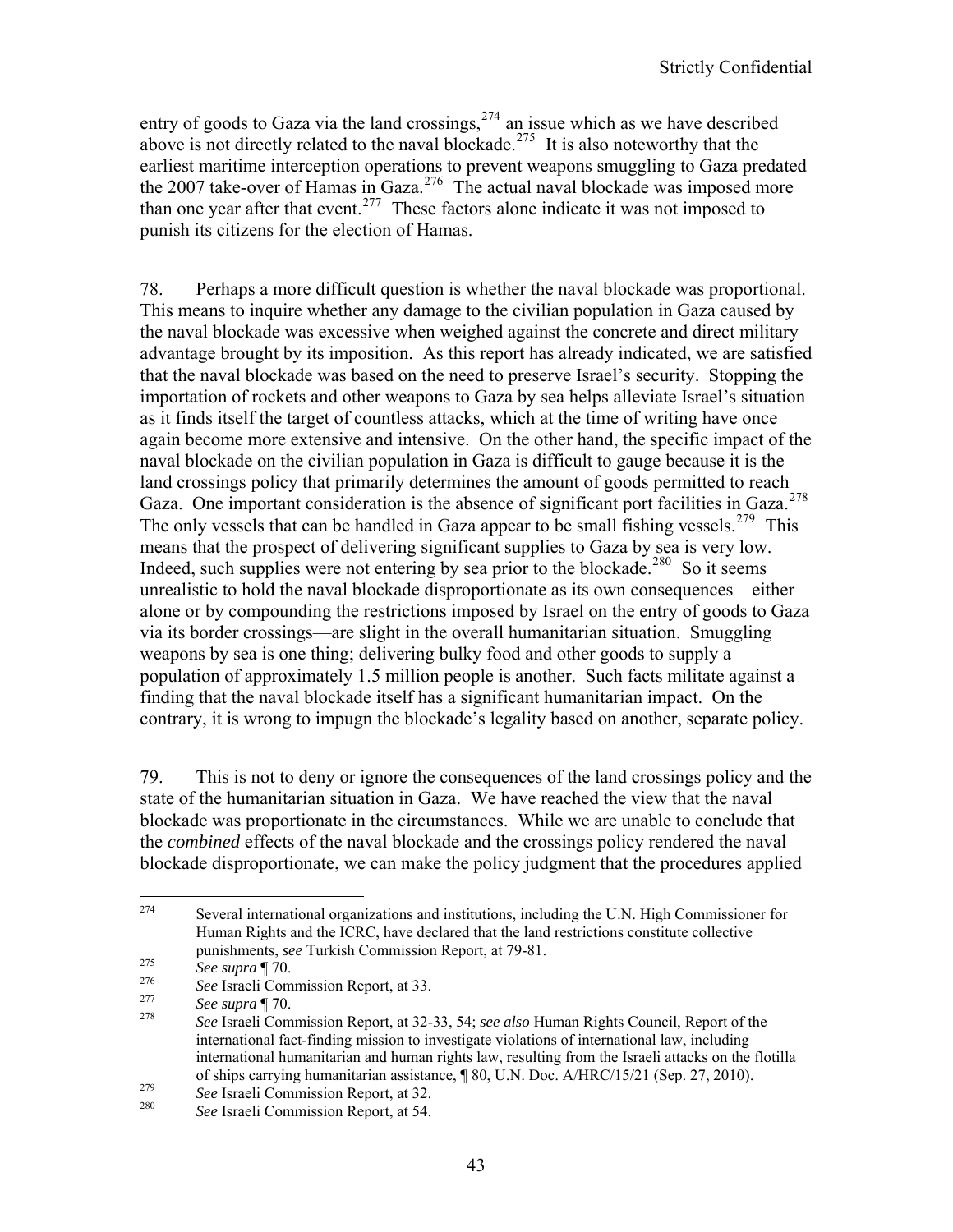entry of goods to Gaza via the land crossings,[274] an issue which as we have described above is not directly related to the naval blockade.[275] It is also noteworthy that the earliest maritime interception operations to prevent weapons smuggling to Gaza predated the 2007 take-over of Hamas in Gaza.[276] The actual naval blockade was imposed more than one year after that event.[277] These factors alone indicate it was not imposed to punish its citizens for the election of Hamas.

78. Perhaps a more difficult question is whether the naval blockade was proportional. This means to inquire whether any damage to the civilian population in Gaza caused by the naval blockade was excessive when weighed against the concrete and direct military advantage brought by its imposition. As this report has already indicated, we are satisfied that the naval blockade was based on the need to preserve Israel's security. Stopping the importation of rockets and other weapons to Gaza by sea helps alleviate Israel's situation as it finds itself the target of countless attacks, which at the time of writing have once again become more extensive and intensive. On the other hand, the specific impact of the naval blockade on the civilian population in Gaza is difficult to gauge because it is the land crossings policy that primarily determines the amount of goods permitted to reach Gaza. One important consideration is the absence of significant port facilities in Gaza.[278] The only vessels that can be handled in Gaza appear to be small fishing vessels.[279] This means that the prospect of delivering significant supplies to Gaza by sea is very low. Indeed, such supplies were not entering by sea prior to the blockade.[280] So it seems unrealistic to hold the naval blockade disproportionate as its own consequences—either alone or by compounding the restrictions imposed by Israel on the entry of goods to Gaza via its border crossings—are slight in the overall humanitarian situation. Smuggling weapons by sea is one thing; delivering bulky food and other goods to supply a population of approximately 1.5 million people is another. Such facts militate against a finding that the naval blockade itself has a significant humanitarian impact. On the contrary, it is wrong to impugn the blockade's legality based on another, separate policy.

79. This is not to deny or ignore the consequences of the land crossings policy and the state of the humanitarian situation in Gaza. We have reached the view that the naval blockade was proportionate in the circumstances. While we are unable to conclude that the *combined* effects of the naval blockade and the crossings policy rendered the naval blockade disproportionate, we can make the policy judgment that the procedures applied

---

[274] Several international organizations and institutions, including the U.N. High Commissioner for Human Rights and the ICRC, have declared that the land restrictions constitute collective punishments, *see* Turkish Commission Report, at 79-81.

[275] *See supra* ¶ 70.

[276] *See* Israeli Commission Report, at 33.

[277] *See supra* ¶ 70.

[278] *See* Israeli Commission Report, at 32-33, 54; *see also* Human Rights Council, Report of the international fact-finding mission to investigate violations of international law, including international humanitarian and human rights law, resulting from the Israeli attacks on the flotilla of ships carrying humanitarian assistance, ¶ 80, U.N. Doc. A/HRC/15/21 (Sep. 27, 2010).

[279] *See* Israeli Commission Report, at 32.

[280] *See* Israeli Commission Report, at 54.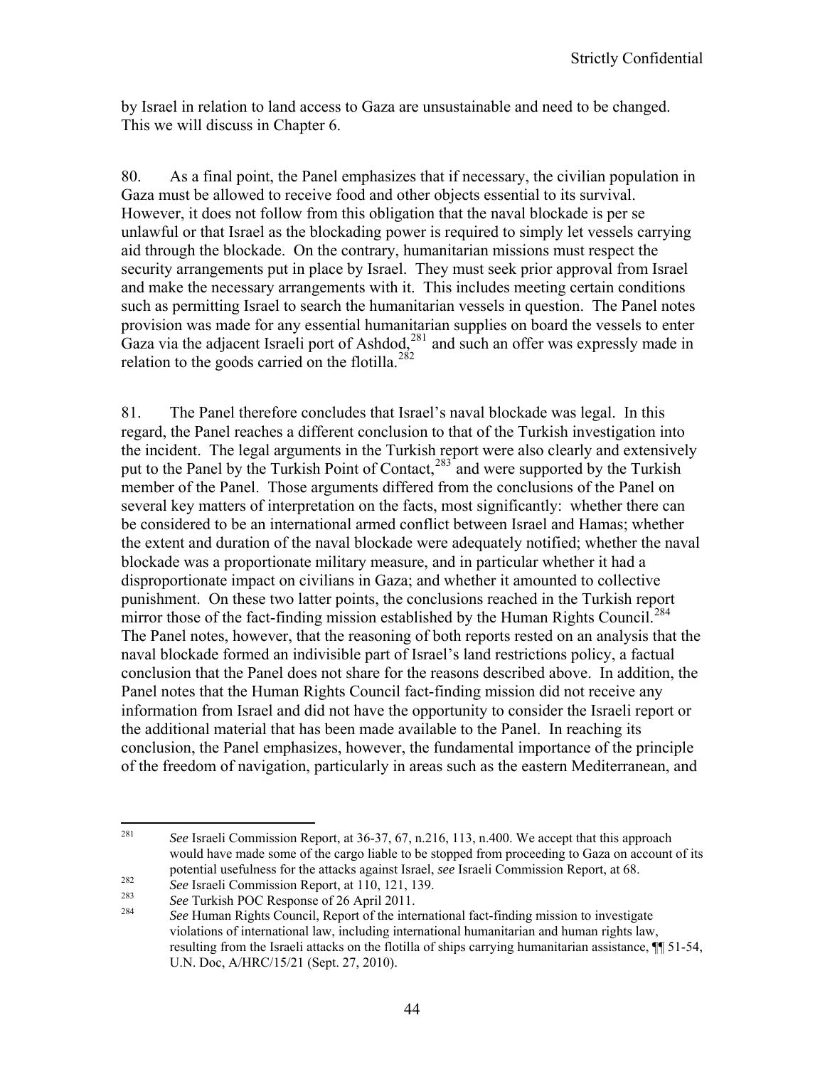by Israel in relation to land access to Gaza are unsustainable and need to be changed. This we will discuss in Chapter 6.

80. As a final point, the Panel emphasizes that if necessary, the civilian population in Gaza must be allowed to receive food and other objects essential to its survival. However, it does not follow from this obligation that the naval blockade is per se unlawful or that Israel as the blockading power is required to simply let vessels carrying aid through the blockade. On the contrary, humanitarian missions must respect the security arrangements put in place by Israel. They must seek prior approval from Israel and make the necessary arrangements with it. This includes meeting certain conditions such as permitting Israel to search the humanitarian vessels in question. The Panel notes provision was made for any essential humanitarian supplies on board the vessels to enter Gaza via the adjacent Israeli port of Ashdod,[281] and such an offer was expressly made in relation to the goods carried on the flotilla.[282]

81. The Panel therefore concludes that Israel's naval blockade was legal. In this regard, the Panel reaches a different conclusion to that of the Turkish investigation into the incident. The legal arguments in the Turkish report were also clearly and extensively put to the Panel by the Turkish Point of Contact,[283] and were supported by the Turkish member of the Panel. Those arguments differed from the conclusions of the Panel on several key matters of interpretation on the facts, most significantly: whether there can be considered to be an international armed conflict between Israel and Hamas; whether the extent and duration of the naval blockade were adequately notified; whether the naval blockade was a proportionate military measure, and in particular whether it had a disproportionate impact on civilians in Gaza; and whether it amounted to collective punishment. On these two latter points, the conclusions reached in the Turkish report mirror those of the fact-finding mission established by the Human Rights Council.[284] The Panel notes, however, that the reasoning of both reports rested on an analysis that the naval blockade formed an indivisible part of Israel's land restrictions policy, a factual conclusion that the Panel does not share for the reasons described above. In addition, the Panel notes that the Human Rights Council fact-finding mission did not receive any information from Israel and did not have the opportunity to consider the Israeli report or the additional material that has been made available to the Panel. In reaching its conclusion, the Panel emphasizes, however, the fundamental importance of the principle of the freedom of navigation, particularly in areas such as the eastern Mediterranean, and

---

[281] *See* Israeli Commission Report, at 36-37, 67, n.216, 113, n.400. We accept that this approach would have made some of the cargo liable to be stopped from proceeding to Gaza on account of its potential usefulness for the attacks against Israel, *see* Israeli Commission Report, at 68.

[282] *See* Israeli Commission Report, at 110, 121, 139.

[283] *See* Turkish POC Response of 26 April 2011.

[284] *See* Human Rights Council, Report of the international fact-finding mission to investigate violations of international law, including international humanitarian and human rights law, resulting from the Israeli attacks on the flotilla of ships carrying humanitarian assistance, ¶¶ 51-54, U.N. Doc, A/HRC/15/21 (Sept. 27, 2010).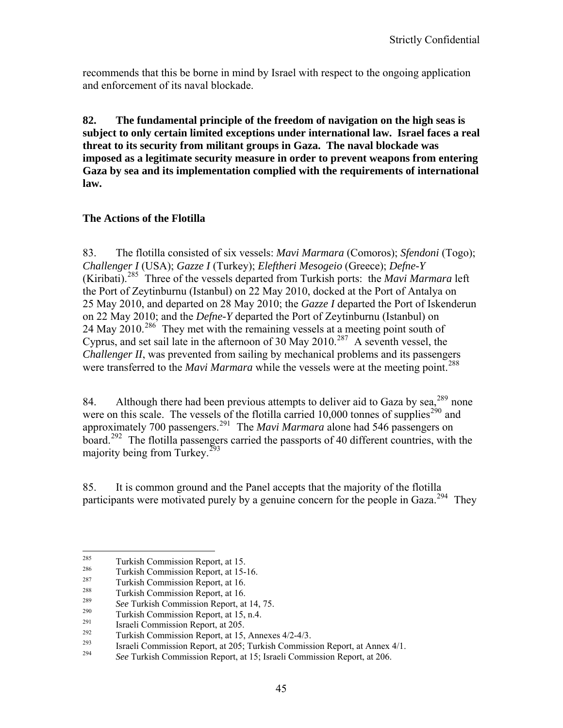recommends that this be borne in mind by Israel with respect to the ongoing application and enforcement of its naval blockade.

**82. The fundamental principle of the freedom of navigation on the high seas is subject to only certain limited exceptions under international law. Israel faces a real threat to its security from militant groups in Gaza. The naval blockade was imposed as a legitimate security measure in order to prevent weapons from entering Gaza by sea and its implementation complied with the requirements of international law.**

### The Actions of the Flotilla

83. The flotilla consisted of six vessels: *Mavi Marmara* (Comoros); *Sfendoni* (Togo); *Challenger I* (USA); *Gazze I* (Turkey); *Eleftheri Mesogeio* (Greece); *Defne-Y* (Kiribati).[285] Three of the vessels departed from Turkish ports: the *Mavi Marmara* left the Port of Zeytinburnu (Istanbul) on 22 May 2010, docked at the Port of Antalya on 25 May 2010, and departed on 28 May 2010; the *Gazze I* departed the Port of Iskenderun on 22 May 2010; and the *Defne-Y* departed the Port of Zeytinburnu (Istanbul) on 24 May 2010.[286] They met with the remaining vessels at a meeting point south of Cyprus, and set sail late in the afternoon of 30 May 2010.[287] A seventh vessel, the *Challenger II*, was prevented from sailing by mechanical problems and its passengers were transferred to the *Mavi Marmara* while the vessels were at the meeting point.[288]

84. Although there had been previous attempts to deliver aid to Gaza by sea,[289] none were on this scale. The vessels of the flotilla carried 10,000 tonnes of supplies[290] and approximately 700 passengers.[291] The *Mavi Marmara* alone had 546 passengers on board.[292] The flotilla passengers carried the passports of 40 different countries, with the majority being from Turkey.[293]

85. It is common ground and the Panel accepts that the majority of the flotilla participants were motivated purely by a genuine concern for the people in Gaza.[294] They

---

[285] Turkish Commission Report, at 15.

[286] Turkish Commission Report, at 15-16.

[287] Turkish Commission Report, at 16.

[288] Turkish Commission Report, at 16.

[289] *See* Turkish Commission Report, at 14, 75.

[290] Turkish Commission Report, at 15, n.4.

[291] Israeli Commission Report, at 205.

[292] Turkish Commission Report, at 15, Annexes 4/2-4/3.

[293] Israeli Commission Report, at 205; Turkish Commission Report, at Annex 4/1.

[294] *See* Turkish Commission Report, at 15; Israeli Commission Report, at 206.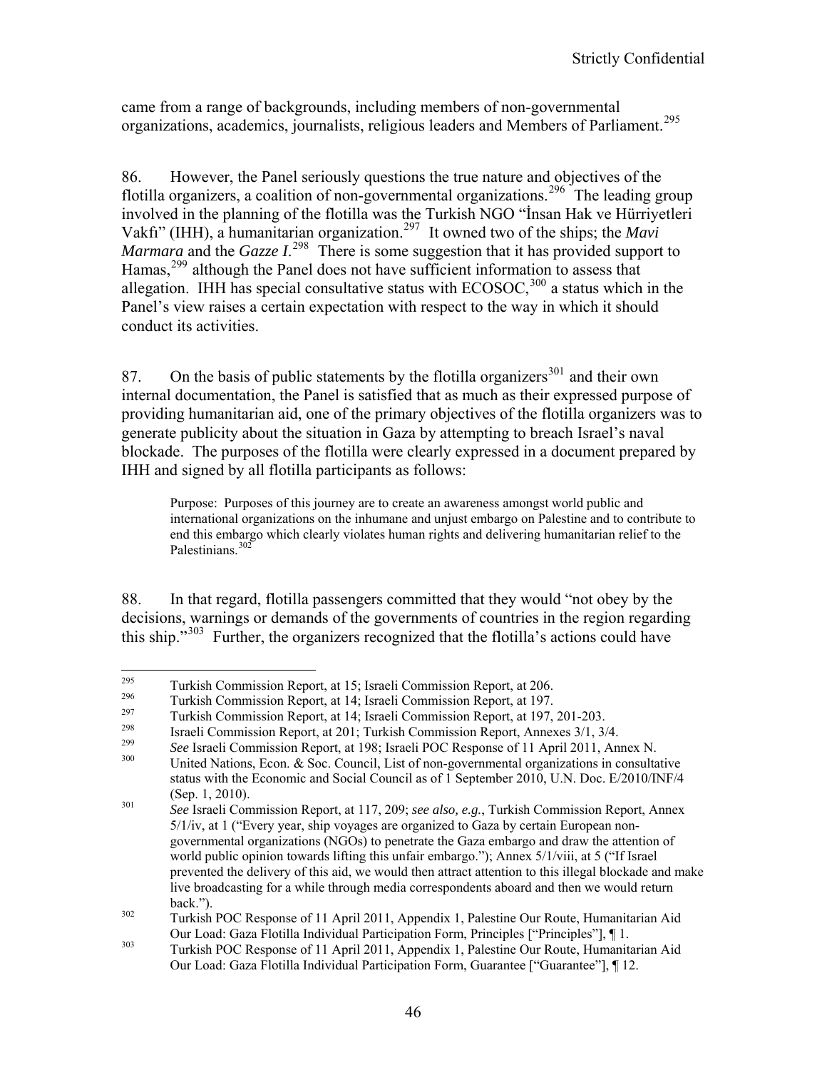came from a range of backgrounds, including members of non-governmental organizations, academics, journalists, religious leaders and Members of Parliament.[295]

86. However, the Panel seriously questions the true nature and objectives of the flotilla organizers, a coalition of non-governmental organizations.[296] The leading group involved in the planning of the flotilla was the Turkish NGO "İnsan Hak ve Hürriyetleri Vakfı" (IHH), a humanitarian organization.[297] It owned two of the ships; the *Mavi Marmara* and the *Gazze I*.[298] There is some suggestion that it has provided support to Hamas,[299] although the Panel does not have sufficient information to assess that allegation. IHH has special consultative status with ECOSOC,[300] a status which in the Panel's view raises a certain expectation with respect to the way in which it should conduct its activities.

87. On the basis of public statements by the flotilla organizers[301] and their own internal documentation, the Panel is satisfied that as much as their expressed purpose of providing humanitarian aid, one of the primary objectives of the flotilla organizers was to generate publicity about the situation in Gaza by attempting to breach Israel's naval blockade. The purposes of the flotilla were clearly expressed in a document prepared by IHH and signed by all flotilla participants as follows:

> Purpose: Purposes of this journey are to create an awareness amongst world public and international organizations on the inhumane and unjust embargo on Palestine and to contribute to end this embargo which clearly violates human rights and delivering humanitarian relief to the Palestinians.[302]

88. In that regard, flotilla passengers committed that they would "not obey by the decisions, warnings or demands of the governments of countries in the region regarding this ship."[303] Further, the organizers recognized that the flotilla's actions could have

---

[295] Turkish Commission Report, at 15; Israeli Commission Report, at 206.

[296] Turkish Commission Report, at 14; Israeli Commission Report, at 197.

[297] Turkish Commission Report, at 14; Israeli Commission Report, at 197, 201-203.

[298] Israeli Commission Report, at 201; Turkish Commission Report, Annexes 3/1, 3/4.

[299] *See* Israeli Commission Report, at 198; Israeli POC Response of 11 April 2011, Annex N.

[300] United Nations, Econ. & Soc. Council, List of non-governmental organizations in consultative status with the Economic and Social Council as of 1 September 2010, U.N. Doc. E/2010/INF/4 (Sep. 1, 2010).

[301] *See* Israeli Commission Report, at 117, 209; *see also, e.g.*, Turkish Commission Report, Annex 5/1/iv, at 1 ("Every year, ship voyages are organized to Gaza by certain European non-governmental organizations (NGOs) to penetrate the Gaza embargo and draw the attention of world public opinion towards lifting this unfair embargo."); Annex 5/1/viii, at 5 ("If Israel prevented the delivery of this aid, we would then attract attention to this illegal blockade and make live broadcasting for a while through media correspondents aboard and then we would return back.").

[302] Turkish POC Response of 11 April 2011, Appendix 1, Palestine Our Route, Humanitarian Aid Our Load: Gaza Flotilla Individual Participation Form, Principles ["Principles"], ¶ 1.

[303] Turkish POC Response of 11 April 2011, Appendix 1, Palestine Our Route, Humanitarian Aid Our Load: Gaza Flotilla Individual Participation Form, Guarantee ["Guarantee"], ¶ 12.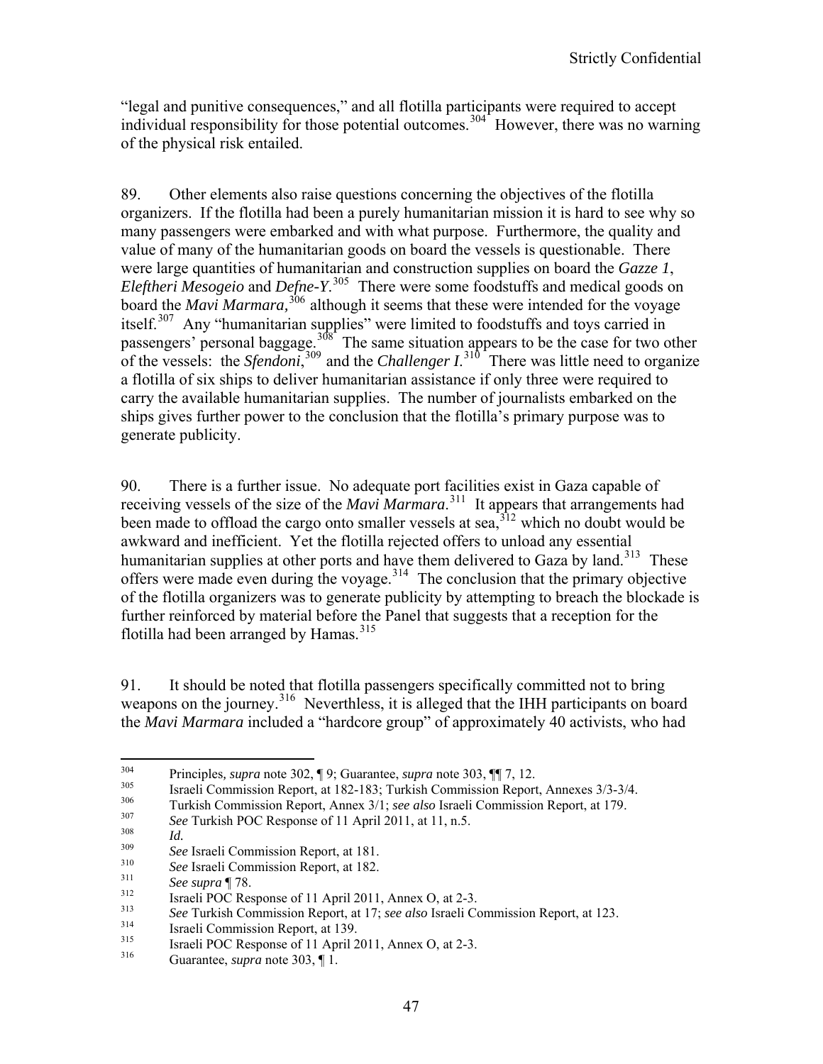"legal and punitive consequences," and all flotilla participants were required to accept individual responsibility for those potential outcomes.[304] However, there was no warning of the physical risk entailed.

89. Other elements also raise questions concerning the objectives of the flotilla organizers. If the flotilla had been a purely humanitarian mission it is hard to see why so many passengers were embarked and with what purpose. Furthermore, the quality and value of many of the humanitarian goods on board the vessels is questionable. There were large quantities of humanitarian and construction supplies on board the *Gazze 1*, *Eleftheri Mesogeio* and *Defne-Y*.[305] There were some foodstuffs and medical goods on board the *Mavi Marmara,*[306] although it seems that these were intended for the voyage itself.[307] Any "humanitarian supplies" were limited to foodstuffs and toys carried in passengers' personal baggage.[308] The same situation appears to be the case for two other of the vessels: the *Sfendoni*,[309] and the *Challenger I*.[310] There was little need to organize a flotilla of six ships to deliver humanitarian assistance if only three were required to carry the available humanitarian supplies. The number of journalists embarked on the ships gives further power to the conclusion that the flotilla's primary purpose was to generate publicity.

90. There is a further issue. No adequate port facilities exist in Gaza capable of receiving vessels of the size of the *Mavi Marmara*.[311] It appears that arrangements had been made to offload the cargo onto smaller vessels at sea,[312] which no doubt would be awkward and inefficient. Yet the flotilla rejected offers to unload any essential humanitarian supplies at other ports and have them delivered to Gaza by land.[313] These offers were made even during the voyage.[314] The conclusion that the primary objective of the flotilla organizers was to generate publicity by attempting to breach the blockade is further reinforced by material before the Panel that suggests that a reception for the flotilla had been arranged by Hamas.[315]

91. It should be noted that flotilla passengers specifically committed not to bring weapons on the journey.[316] Neverthless, it is alleged that the IHH participants on board the *Mavi Marmara* included a "hardcore group" of approximately 40 activists, who had

---

[304] Principles*, supra* note 302, ¶ 9; Guarantee, *supra* note 303, ¶¶ 7, 12.
[305] Israeli Commission Report, at 182-183; Turkish Commission Report, Annexes 3/3-3/4.
[306] Turkish Commission Report, Annex 3/1; *see also* Israeli Commission Report, at 179.
[307] *See* Turkish POC Response of 11 April 2011, at 11, n.5.
[308] *Id.*
[309] *See* Israeli Commission Report, at 181.
[310] *See* Israeli Commission Report, at 182.
[311] *See supra* ¶ 78.
[312] Israeli POC Response of 11 April 2011, Annex O, at 2-3.
[313] *See* Turkish Commission Report, at 17; *see also* Israeli Commission Report, at 123.
[314] Israeli Commission Report, at 139.
[315] Israeli POC Response of 11 April 2011, Annex O, at 2-3.
[316] Guarantee, *supra* note 303, ¶ 1.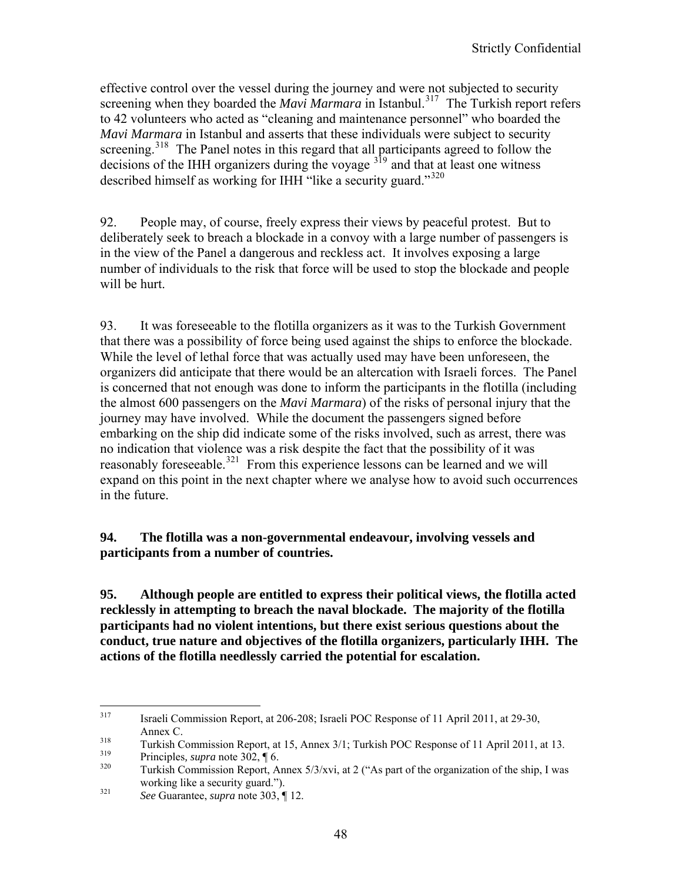effective control over the vessel during the journey and were not subjected to security screening when they boarded the *Mavi Marmara* in Istanbul.[317] The Turkish report refers to 42 volunteers who acted as "cleaning and maintenance personnel" who boarded the *Mavi Marmara* in Istanbul and asserts that these individuals were subject to security screening.[318] The Panel notes in this regard that all participants agreed to follow the decisions of the IHH organizers during the voyage [319] and that at least one witness described himself as working for IHH "like a security guard."[320]

92. People may, of course, freely express their views by peaceful protest. But to deliberately seek to breach a blockade in a convoy with a large number of passengers is in the view of the Panel a dangerous and reckless act. It involves exposing a large number of individuals to the risk that force will be used to stop the blockade and people will be hurt.

93. It was foreseeable to the flotilla organizers as it was to the Turkish Government that there was a possibility of force being used against the ships to enforce the blockade. While the level of lethal force that was actually used may have been unforeseen, the organizers did anticipate that there would be an altercation with Israeli forces. The Panel is concerned that not enough was done to inform the participants in the flotilla (including the almost 600 passengers on the *Mavi Marmara*) of the risks of personal injury that the journey may have involved. While the document the passengers signed before embarking on the ship did indicate some of the risks involved, such as arrest, there was no indication that violence was a risk despite the fact that the possibility of it was reasonably foreseeable.[321] From this experience lessons can be learned and we will expand on this point in the next chapter where we analyse how to avoid such occurrences in the future.

**94. The flotilla was a non-governmental endeavour, involving vessels and participants from a number of countries.**

**95. Although people are entitled to express their political views, the flotilla acted recklessly in attempting to breach the naval blockade. The majority of the flotilla participants had no violent intentions, but there exist serious questions about the conduct, true nature and objectives of the flotilla organizers, particularly IHH. The actions of the flotilla needlessly carried the potential for escalation.**

---

[317] Israeli Commission Report, at 206-208; Israeli POC Response of 11 April 2011, at 29-30, Annex C.

[318] Turkish Commission Report, at 15, Annex 3/1; Turkish POC Response of 11 April 2011, at 13.

[319] Principles, *supra* note 302, ¶ 6.

[320] Turkish Commission Report, Annex 5/3/xvi, at 2 ("As part of the organization of the ship, I was working like a security guard.").

[321] *See* Guarantee, *supra* note 303, ¶ 12.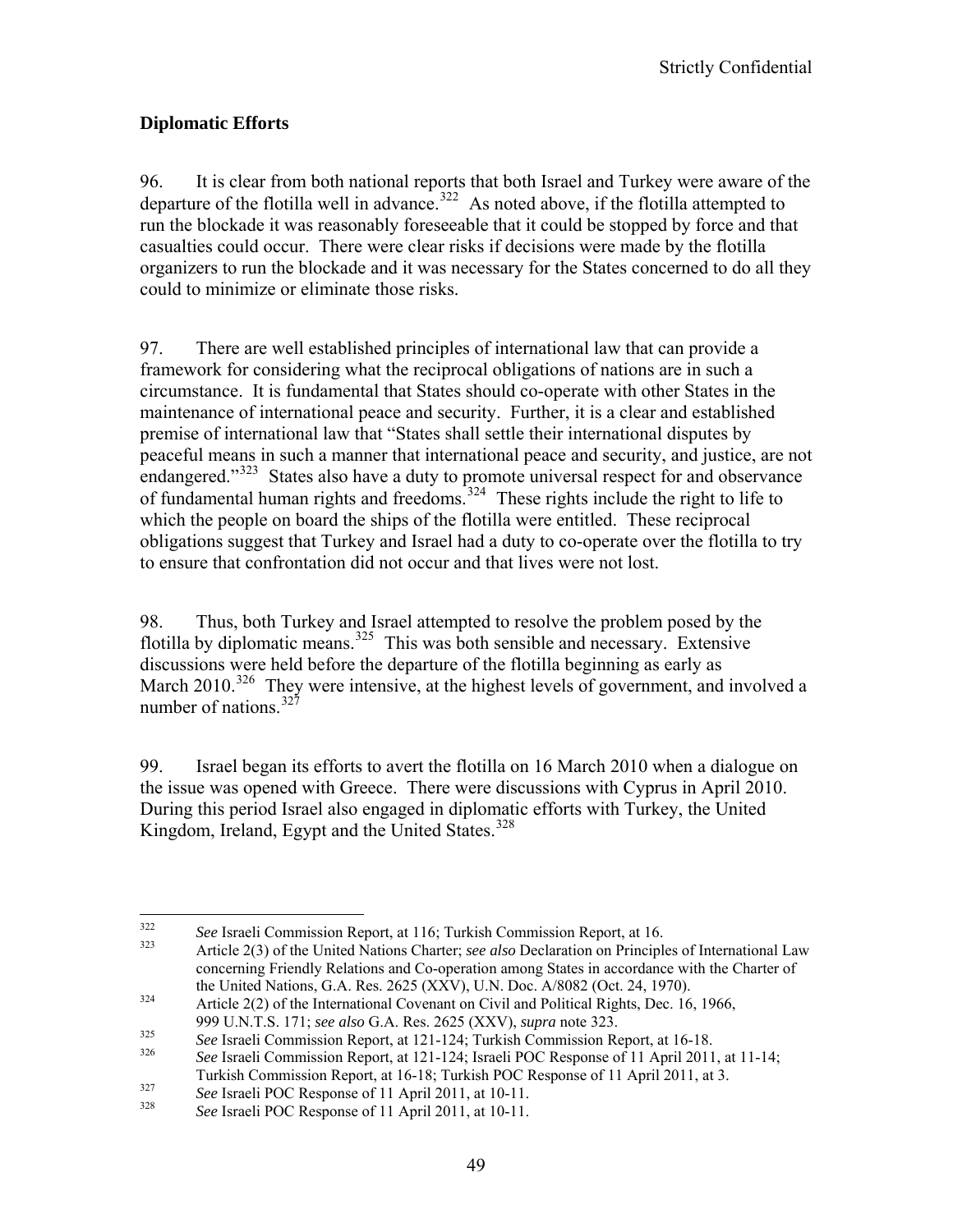## Diplomatic Efforts

96. It is clear from both national reports that both Israel and Turkey were aware of the departure of the flotilla well in advance.[322] As noted above, if the flotilla attempted to run the blockade it was reasonably foreseeable that it could be stopped by force and that casualties could occur. There were clear risks if decisions were made by the flotilla organizers to run the blockade and it was necessary for the States concerned to do all they could to minimize or eliminate those risks.

97. There are well established principles of international law that can provide a framework for considering what the reciprocal obligations of nations are in such a circumstance. It is fundamental that States should co-operate with other States in the maintenance of international peace and security. Further, it is a clear and established premise of international law that "States shall settle their international disputes by peaceful means in such a manner that international peace and security, and justice, are not endangered."[323] States also have a duty to promote universal respect for and observance of fundamental human rights and freedoms.[324] These rights include the right to life to which the people on board the ships of the flotilla were entitled. These reciprocal obligations suggest that Turkey and Israel had a duty to co-operate over the flotilla to try to ensure that confrontation did not occur and that lives were not lost.

98. Thus, both Turkey and Israel attempted to resolve the problem posed by the flotilla by diplomatic means.[325] This was both sensible and necessary. Extensive discussions were held before the departure of the flotilla beginning as early as March 2010.[326] They were intensive, at the highest levels of government, and involved a number of nations.[327]

99. Israel began its efforts to avert the flotilla on 16 March 2010 when a dialogue on the issue was opened with Greece. There were discussions with Cyprus in April 2010. During this period Israel also engaged in diplomatic efforts with Turkey, the United Kingdom, Ireland, Egypt and the United States.[328]

---

[322] *See* Israeli Commission Report, at 116; Turkish Commission Report, at 16.

[323] Article 2(3) of the United Nations Charter; *see also* Declaration on Principles of International Law concerning Friendly Relations and Co-operation among States in accordance with the Charter of the United Nations, G.A. Res. 2625 (XXV), U.N. Doc. A/8082 (Oct. 24, 1970).

[324] Article 2(2) of the International Covenant on Civil and Political Rights, Dec. 16, 1966, 999 U.N.T.S. 171; *see also* G.A. Res. 2625 (XXV), *supra* note 323.

[325] *See* Israeli Commission Report, at 121-124; Turkish Commission Report, at 16-18.

[326] *See* Israeli Commission Report, at 121-124; Israeli POC Response of 11 April 2011, at 11-14; Turkish Commission Report, at 16-18; Turkish POC Response of 11 April 2011, at 3.

[327] *See* Israeli POC Response of 11 April 2011, at 10-11.

[328] *See* Israeli POC Response of 11 April 2011, at 10-11.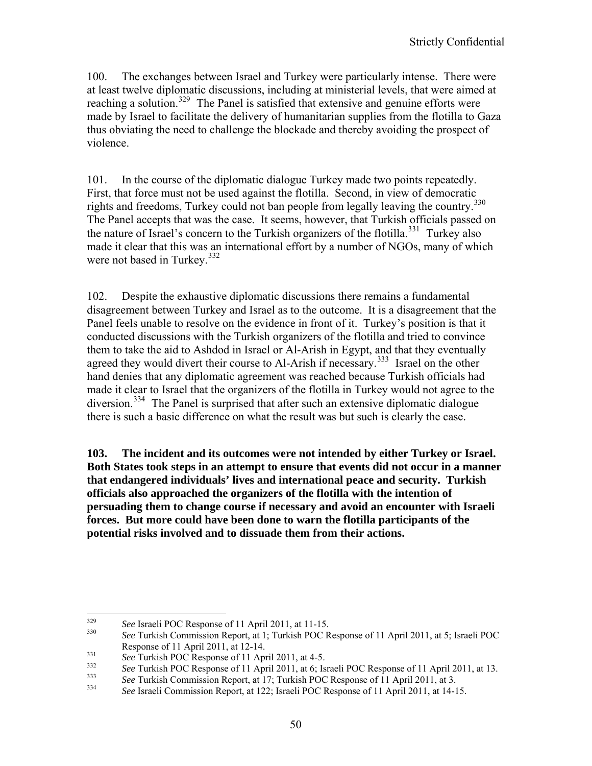100. The exchanges between Israel and Turkey were particularly intense. There were at least twelve diplomatic discussions, including at ministerial levels, that were aimed at reaching a solution.[329] The Panel is satisfied that extensive and genuine efforts were made by Israel to facilitate the delivery of humanitarian supplies from the flotilla to Gaza thus obviating the need to challenge the blockade and thereby avoiding the prospect of violence.

101. In the course of the diplomatic dialogue Turkey made two points repeatedly. First, that force must not be used against the flotilla. Second, in view of democratic rights and freedoms, Turkey could not ban people from legally leaving the country.[330] The Panel accepts that was the case. It seems, however, that Turkish officials passed on the nature of Israel's concern to the Turkish organizers of the flotilla.[331] Turkey also made it clear that this was an international effort by a number of NGOs, many of which were not based in Turkey.[332]

102. Despite the exhaustive diplomatic discussions there remains a fundamental disagreement between Turkey and Israel as to the outcome. It is a disagreement that the Panel feels unable to resolve on the evidence in front of it. Turkey's position is that it conducted discussions with the Turkish organizers of the flotilla and tried to convince them to take the aid to Ashdod in Israel or Al-Arish in Egypt, and that they eventually agreed they would divert their course to Al-Arish if necessary.[333] Israel on the other hand denies that any diplomatic agreement was reached because Turkish officials had made it clear to Israel that the organizers of the flotilla in Turkey would not agree to the diversion.[334] The Panel is surprised that after such an extensive diplomatic dialogue there is such a basic difference on what the result was but such is clearly the case.

**103. The incident and its outcomes were not intended by either Turkey or Israel. Both States took steps in an attempt to ensure that events did not occur in a manner that endangered individuals' lives and international peace and security. Turkish officials also approached the organizers of the flotilla with the intention of persuading them to change course if necessary and avoid an encounter with Israeli forces. But more could have been done to warn the flotilla participants of the potential risks involved and to dissuade them from their actions.**

---

[329] *See* Israeli POC Response of 11 April 2011, at 11-15.

[330] *See* Turkish Commission Report, at 1; Turkish POC Response of 11 April 2011, at 5; Israeli POC Response of 11 April 2011, at 12-14.

[331] *See* Turkish POC Response of 11 April 2011, at 4-5.

[332] *See* Turkish POC Response of 11 April 2011, at 6; Israeli POC Response of 11 April 2011, at 13.

[333] *See* Turkish Commission Report, at 17; Turkish POC Response of 11 April 2011, at 3.

[334] *See* Israeli Commission Report, at 122; Israeli POC Response of 11 April 2011, at 14-15.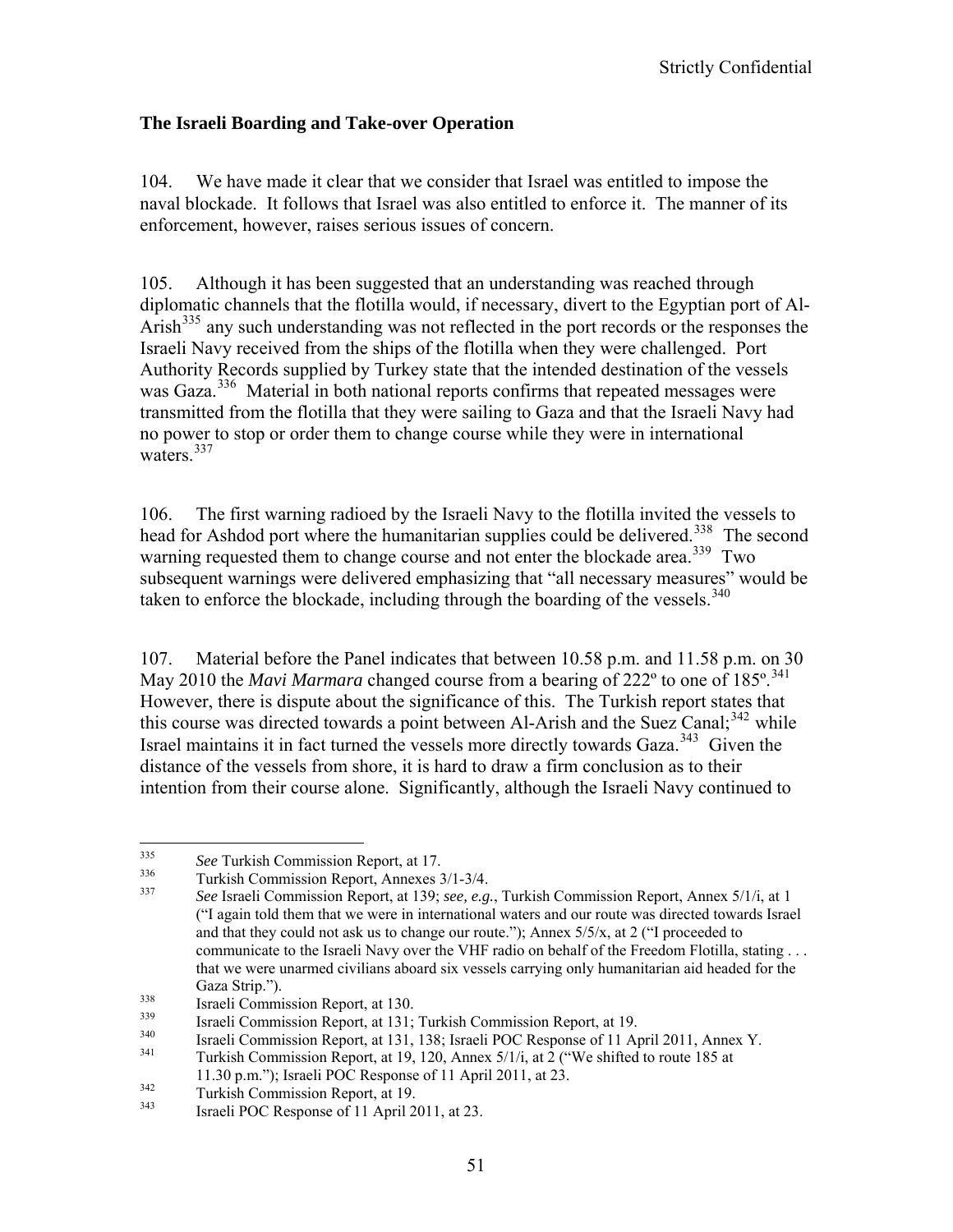### The Israeli Boarding and Take-over Operation

104. We have made it clear that we consider that Israel was entitled to impose the naval blockade. It follows that Israel was also entitled to enforce it. The manner of its enforcement, however, raises serious issues of concern.

105. Although it has been suggested that an understanding was reached through diplomatic channels that the flotilla would, if necessary, divert to the Egyptian port of Al-Arish[335] any such understanding was not reflected in the port records or the responses the Israeli Navy received from the ships of the flotilla when they were challenged. Port Authority Records supplied by Turkey state that the intended destination of the vessels was Gaza.[336] Material in both national reports confirms that repeated messages were transmitted from the flotilla that they were sailing to Gaza and that the Israeli Navy had no power to stop or order them to change course while they were in international waters.[337]

106. The first warning radioed by the Israeli Navy to the flotilla invited the vessels to head for Ashdod port where the humanitarian supplies could be delivered.[338] The second warning requested them to change course and not enter the blockade area.[339] Two subsequent warnings were delivered emphasizing that "all necessary measures" would be taken to enforce the blockade, including through the boarding of the vessels.[340]

107. Material before the Panel indicates that between 10.58 p.m. and 11.58 p.m. on 30 May 2010 the *Mavi Marmara* changed course from a bearing of 222º to one of 185º.[341] However, there is dispute about the significance of this. The Turkish report states that this course was directed towards a point between Al-Arish and the Suez Canal;[342] while Israel maintains it in fact turned the vessels more directly towards Gaza.[343] Given the distance of the vessels from shore, it is hard to draw a firm conclusion as to their intention from their course alone. Significantly, although the Israeli Navy continued to

---

[335] *See* Turkish Commission Report, at 17.

[336] Turkish Commission Report, Annexes 3/1-3/4.

[337] *See* Israeli Commission Report, at 139; *see, e.g.*, Turkish Commission Report, Annex 5/1/i, at 1 ("I again told them that we were in international waters and our route was directed towards Israel and that they could not ask us to change our route."); Annex 5/5/x, at 2 ("I proceeded to communicate to the Israeli Navy over the VHF radio on behalf of the Freedom Flotilla, stating . . . that we were unarmed civilians aboard six vessels carrying only humanitarian aid headed for the Gaza Strip.").

[338] Israeli Commission Report, at 130.

[339] Israeli Commission Report, at 131; Turkish Commission Report, at 19.

[340] Israeli Commission Report, at 131, 138; Israeli POC Response of 11 April 2011, Annex Y.

[341] Turkish Commission Report, at 19, 120, Annex 5/1/i, at 2 ("We shifted to route 185 at 11.30 p.m."); Israeli POC Response of 11 April 2011, at 23.

[342] Turkish Commission Report, at 19.

[343] Israeli POC Response of 11 April 2011, at 23.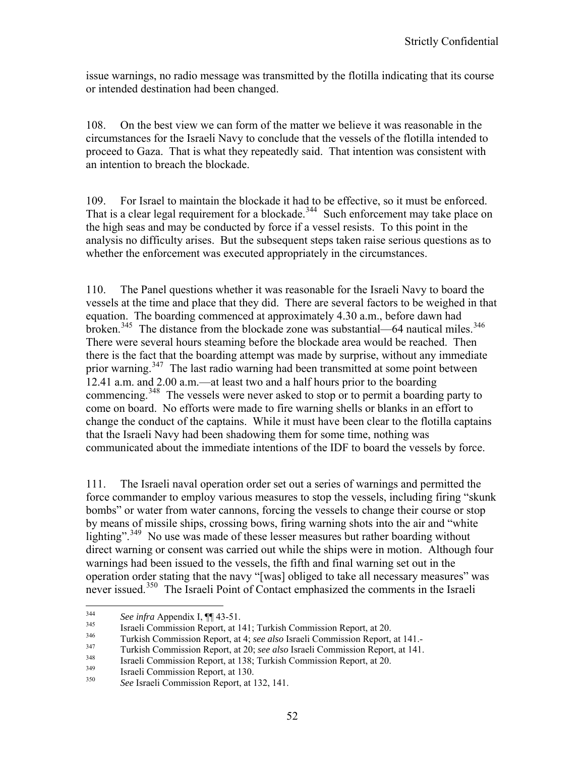issue warnings, no radio message was transmitted by the flotilla indicating that its course or intended destination had been changed.

108. On the best view we can form of the matter we believe it was reasonable in the circumstances for the Israeli Navy to conclude that the vessels of the flotilla intended to proceed to Gaza. That is what they repeatedly said. That intention was consistent with an intention to breach the blockade.

109. For Israel to maintain the blockade it had to be effective, so it must be enforced. That is a clear legal requirement for a blockade.[344] Such enforcement may take place on the high seas and may be conducted by force if a vessel resists. To this point in the analysis no difficulty arises. But the subsequent steps taken raise serious questions as to whether the enforcement was executed appropriately in the circumstances.

110. The Panel questions whether it was reasonable for the Israeli Navy to board the vessels at the time and place that they did. There are several factors to be weighed in that equation. The boarding commenced at approximately 4.30 a.m., before dawn had broken.[345] The distance from the blockade zone was substantial—64 nautical miles.[346] There were several hours steaming before the blockade area would be reached. Then there is the fact that the boarding attempt was made by surprise, without any immediate prior warning.[347] The last radio warning had been transmitted at some point between 12.41 a.m. and 2.00 a.m.—at least two and a half hours prior to the boarding commencing.[348] The vessels were never asked to stop or to permit a boarding party to come on board. No efforts were made to fire warning shells or blanks in an effort to change the conduct of the captains. While it must have been clear to the flotilla captains that the Israeli Navy had been shadowing them for some time, nothing was communicated about the immediate intentions of the IDF to board the vessels by force.

111. The Israeli naval operation order set out a series of warnings and permitted the force commander to employ various measures to stop the vessels, including firing "skunk bombs" or water from water cannons, forcing the vessels to change their course or stop by means of missile ships, crossing bows, firing warning shots into the air and "white lighting".[349] No use was made of these lesser measures but rather boarding without direct warning or consent was carried out while the ships were in motion. Although four warnings had been issued to the vessels, the fifth and final warning set out in the operation order stating that the navy "[was] obliged to take all necessary measures" was never issued.[350] The Israeli Point of Contact emphasized the comments in the Israeli

---

[344] *See infra* Appendix I, ¶¶ 43-51.

[345] Israeli Commission Report, at 141; Turkish Commission Report, at 20.

[346] Turkish Commission Report, at 4; *see also* Israeli Commission Report, at 141.-

[347] Turkish Commission Report, at 20; *see also* Israeli Commission Report, at 141.

[348] Israeli Commission Report, at 138; Turkish Commission Report, at 20.

[349] Israeli Commission Report, at 130.

[350] *See* Israeli Commission Report, at 132, 141.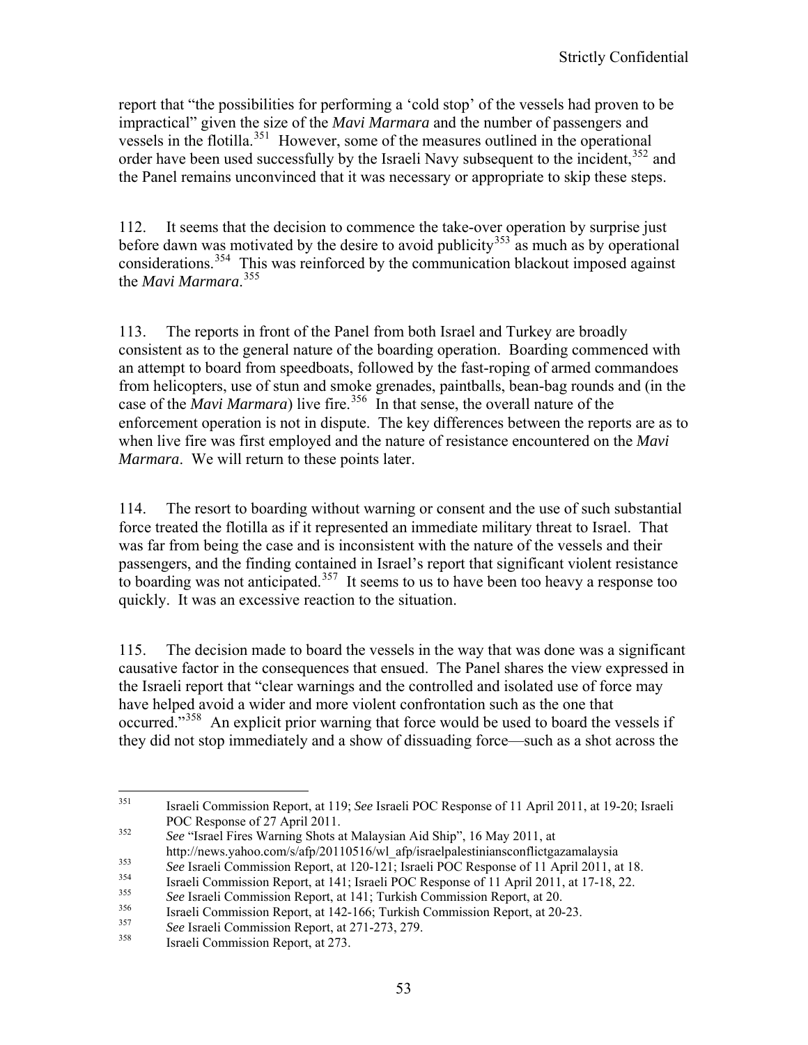report that "the possibilities for performing a 'cold stop' of the vessels had proven to be impractical" given the size of the *Mavi Marmara* and the number of passengers and vessels in the flotilla.[351] However, some of the measures outlined in the operational order have been used successfully by the Israeli Navy subsequent to the incident,[352] and the Panel remains unconvinced that it was necessary or appropriate to skip these steps.

112. It seems that the decision to commence the take-over operation by surprise just before dawn was motivated by the desire to avoid publicity[353] as much as by operational considerations.[354] This was reinforced by the communication blackout imposed against the *Mavi Marmara*.[355]

113. The reports in front of the Panel from both Israel and Turkey are broadly consistent as to the general nature of the boarding operation. Boarding commenced with an attempt to board from speedboats, followed by the fast-roping of armed commandoes from helicopters, use of stun and smoke grenades, paintballs, bean-bag rounds and (in the case of the *Mavi Marmara*) live fire.[356] In that sense, the overall nature of the enforcement operation is not in dispute. The key differences between the reports are as to when live fire was first employed and the nature of resistance encountered on the *Mavi Marmara*. We will return to these points later.

114. The resort to boarding without warning or consent and the use of such substantial force treated the flotilla as if it represented an immediate military threat to Israel. That was far from being the case and is inconsistent with the nature of the vessels and their passengers, and the finding contained in Israel's report that significant violent resistance to boarding was not anticipated.[357] It seems to us to have been too heavy a response too quickly. It was an excessive reaction to the situation.

115. The decision made to board the vessels in the way that was done was a significant causative factor in the consequences that ensued. The Panel shares the view expressed in the Israeli report that "clear warnings and the controlled and isolated use of force may have helped avoid a wider and more violent confrontation such as the one that occurred."[358] An explicit prior warning that force would be used to board the vessels if they did not stop immediately and a show of dissuading force—such as a shot across the

---

[351] Israeli Commission Report, at 119; *See* Israeli POC Response of 11 April 2011, at 19-20; Israeli POC Response of 27 April 2011.

[352] *See* "Israel Fires Warning Shots at Malaysian Aid Ship", 16 May 2011, at http://news.yahoo.com/s/afp/20110516/wl_afp/israelpalestiniansconflictgazamalaysia

[353] *See* Israeli Commission Report, at 120-121; Israeli POC Response of 11 April 2011, at 18.

[354] Israeli Commission Report, at 141; Israeli POC Response of 11 April 2011, at 17-18, 22.

[355] *See* Israeli Commission Report, at 141; Turkish Commission Report, at 20.

[356] Israeli Commission Report, at 142-166; Turkish Commission Report, at 20-23.

[357] *See* Israeli Commission Report, at 271-273, 279.

[358] Israeli Commission Report, at 273.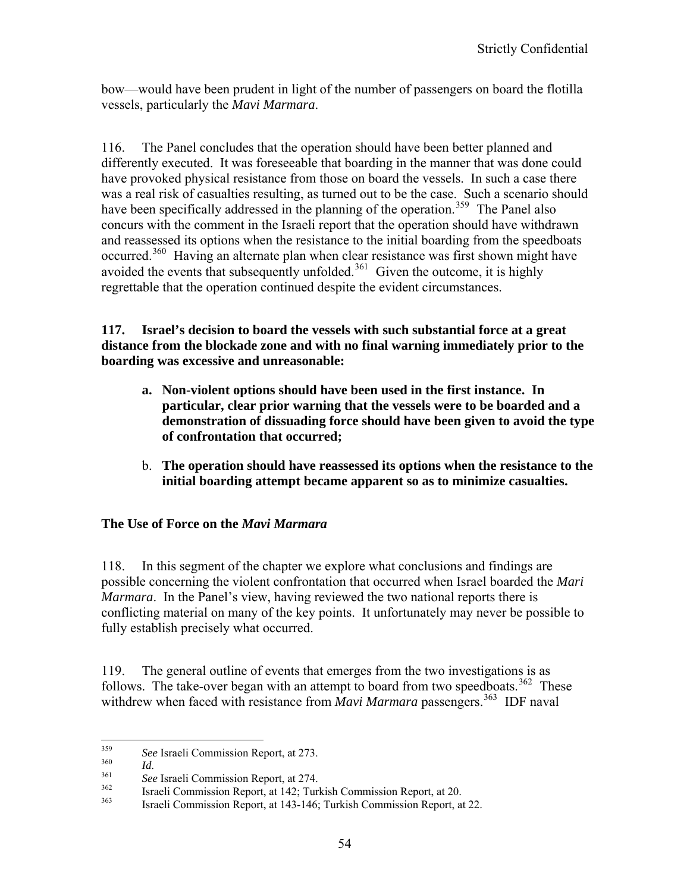bow—would have been prudent in light of the number of passengers on board the flotilla vessels, particularly the *Mavi Marmara*.

116. The Panel concludes that the operation should have been better planned and differently executed. It was foreseeable that boarding in the manner that was done could have provoked physical resistance from those on board the vessels. In such a case there was a real risk of casualties resulting, as turned out to be the case. Such a scenario should have been specifically addressed in the planning of the operation.[359] The Panel also concurs with the comment in the Israeli report that the operation should have withdrawn and reassessed its options when the resistance to the initial boarding from the speedboats occurred.[360] Having an alternate plan when clear resistance was first shown might have avoided the events that subsequently unfolded.[361] Given the outcome, it is highly regrettable that the operation continued despite the evident circumstances.

**117. Israel's decision to board the vessels with such substantial force at a great distance from the blockade zone and with no final warning immediately prior to the boarding was excessive and unreasonable:**

- **a. Non-violent options should have been used in the first instance. In particular, clear prior warning that the vessels were to be boarded and a demonstration of dissuading force should have been given to avoid the type of confrontation that occurred;**
- b. **The operation should have reassessed its options when the resistance to the initial boarding attempt became apparent so as to minimize casualties.**

### The Use of Force on the *Mavi Marmara*

118. In this segment of the chapter we explore what conclusions and findings are possible concerning the violent confrontation that occurred when Israel boarded the *Mari Marmara*. In the Panel's view, having reviewed the two national reports there is conflicting material on many of the key points. It unfortunately may never be possible to fully establish precisely what occurred.

119. The general outline of events that emerges from the two investigations is as follows. The take-over began with an attempt to board from two speedboats.[362] These withdrew when faced with resistance from *Mavi Marmara* passengers.[363] IDF naval

---

[359] *See* Israeli Commission Report, at 273.
[360] *Id.*
[361] *See* Israeli Commission Report, at 274.
[362] Israeli Commission Report, at 142; Turkish Commission Report, at 20.
[363] Israeli Commission Report, at 143-146; Turkish Commission Report, at 22.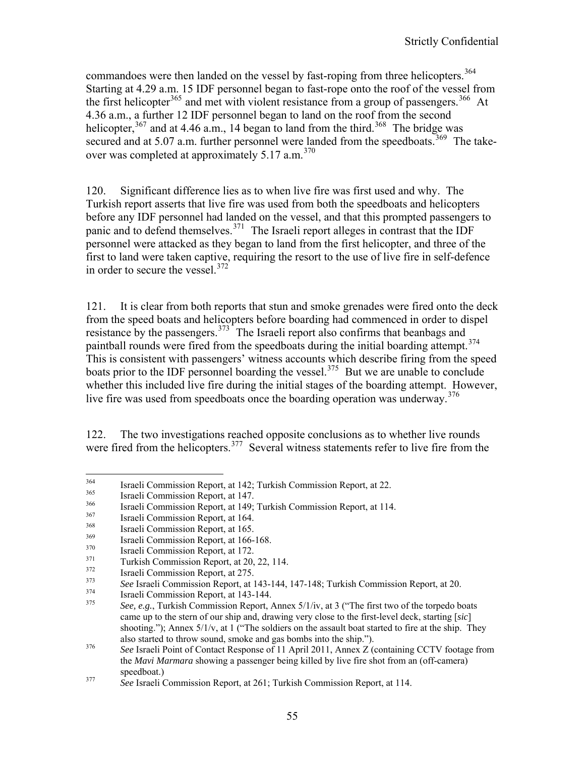commandoes were then landed on the vessel by fast-roping from three helicopters.[364] Starting at 4.29 a.m. 15 IDF personnel began to fast-rope onto the roof of the vessel from the first helicopter[365] and met with violent resistance from a group of passengers.[366] At 4.36 a.m., a further 12 IDF personnel began to land on the roof from the second helicopter,[367] and at 4.46 a.m., 14 began to land from the third.[368] The bridge was secured and at 5.07 a.m. further personnel were landed from the speedboats.[369] The take-over was completed at approximately 5.17 a.m.[370]

120. Significant difference lies as to when live fire was first used and why. The Turkish report asserts that live fire was used from both the speedboats and helicopters before any IDF personnel had landed on the vessel, and that this prompted passengers to panic and to defend themselves.[371] The Israeli report alleges in contrast that the IDF personnel were attacked as they began to land from the first helicopter, and three of the first to land were taken captive, requiring the resort to the use of live fire in self-defence in order to secure the vessel.[372]

121. It is clear from both reports that stun and smoke grenades were fired onto the deck from the speed boats and helicopters before boarding had commenced in order to dispel resistance by the passengers.[373] The Israeli report also confirms that beanbags and paintball rounds were fired from the speedboats during the initial boarding attempt.[374] This is consistent with passengers' witness accounts which describe firing from the speed boats prior to the IDF personnel boarding the vessel.[375] But we are unable to conclude whether this included live fire during the initial stages of the boarding attempt. However, live fire was used from speedboats once the boarding operation was underway.[376]

122. The two investigations reached opposite conclusions as to whether live rounds were fired from the helicopters.[377] Several witness statements refer to live fire from the

---

[364] Israeli Commission Report, at 142; Turkish Commission Report, at 22.

[365] Israeli Commission Report, at 147.

[366] Israeli Commission Report, at 149; Turkish Commission Report, at 114.

[367] Israeli Commission Report, at 164.

[368] Israeli Commission Report, at 165.

[369] Israeli Commission Report, at 166-168.

[370] Israeli Commission Report, at 172.

[371] Turkish Commission Report, at 20, 22, 114.

[372] Israeli Commission Report, at 275.

[373] *See* Israeli Commission Report, at 143-144, 147-148; Turkish Commission Report, at 20.

[374] Israeli Commission Report, at 143-144.

[375] *See, e.g.*, Turkish Commission Report, Annex 5/1/iv, at 3 ("The first two of the torpedo boats came up to the stern of our ship and, drawing very close to the first-level deck, starting [*sic*] shooting."); Annex 5/1/v, at 1 ("The soldiers on the assault boat started to fire at the ship. They also started to throw sound, smoke and gas bombs into the ship.").

[376] *See* Israeli Point of Contact Response of 11 April 2011, Annex Z (containing CCTV footage from the *Mavi Marmara* showing a passenger being killed by live fire shot from an (off-camera) speedboat.)

[377] *See* Israeli Commission Report, at 261; Turkish Commission Report, at 114.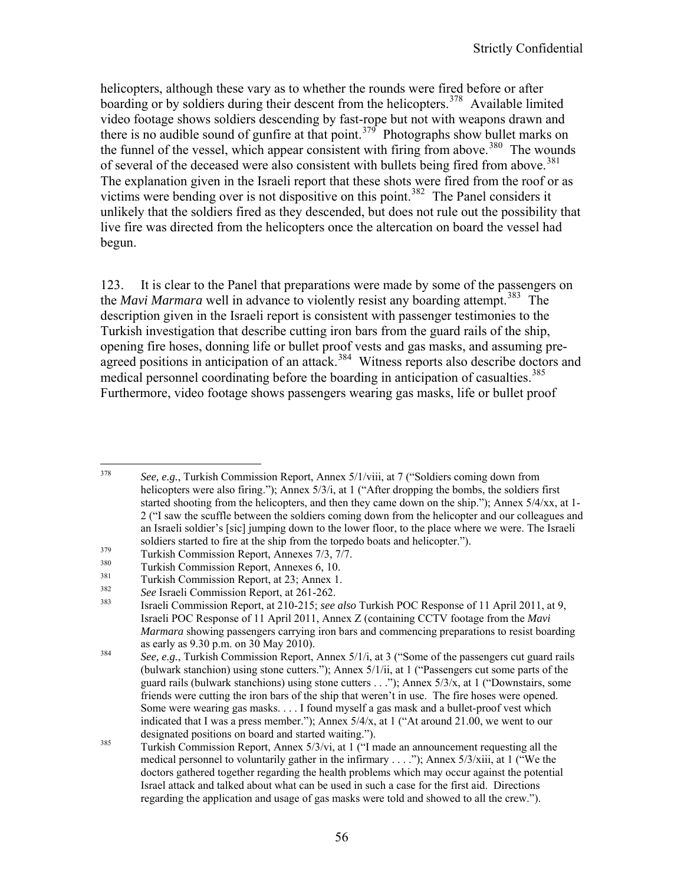helicopters, although these vary as to whether the rounds were fired before or after boarding or by soldiers during their descent from the helicopters.[378] Available limited video footage shows soldiers descending by fast-rope but not with weapons drawn and there is no audible sound of gunfire at that point.[379] Photographs show bullet marks on the funnel of the vessel, which appear consistent with firing from above.[380] The wounds of several of the deceased were also consistent with bullets being fired from above.[381] The explanation given in the Israeli report that these shots were fired from the roof or as victims were bending over is not dispositive on this point.[382] The Panel considers it unlikely that the soldiers fired as they descended, but does not rule out the possibility that live fire was directed from the helicopters once the altercation on board the vessel had begun.

123. It is clear to the Panel that preparations were made by some of the passengers on the *Mavi Marmara* well in advance to violently resist any boarding attempt.[383] The description given in the Israeli report is consistent with passenger testimonies to the Turkish investigation that describe cutting iron bars from the guard rails of the ship, opening fire hoses, donning life or bullet proof vests and gas masks, and assuming pre-agreed positions in anticipation of an attack.[384] Witness reports also describe doctors and medical personnel coordinating before the boarding in anticipation of casualties.[385] Furthermore, video footage shows passengers wearing gas masks, life or bullet proof

---

[378] *See, e.g.*, Turkish Commission Report, Annex 5/1/viii, at 7 ("Soldiers coming down from helicopters were also firing."); Annex 5/3/i, at 1 ("After dropping the bombs, the soldiers first started shooting from the helicopters, and then they came down on the ship."); Annex 5/4/xx, at 1-2 ("I saw the scuffle between the soldiers coming down from the helicopter and our colleagues and an Israeli soldier's [sic] jumping down to the lower floor, to the place where we were. The Israeli soldiers started to fire at the ship from the torpedo boats and helicopter.").

[379] Turkish Commission Report, Annexes 7/3, 7/7.

[380] Turkish Commission Report, Annexes 6, 10.

[381] Turkish Commission Report, at 23; Annex 1.

[382] *See* Israeli Commission Report, at 261-262.

[383] Israeli Commission Report, at 210-215; *see also* Turkish POC Response of 11 April 2011, at 9, Israeli POC Response of 11 April 2011, Annex Z (containing CCTV footage from the *Mavi Marmara* showing passengers carrying iron bars and commencing preparations to resist boarding as early as 9.30 p.m. on 30 May 2010).

[384] *See, e.g.*, Turkish Commission Report, Annex 5/1/i, at 3 ("Some of the passengers cut guard rails (bulwark stanchion) using stone cutters."); Annex 5/1/ii, at 1 ("Passengers cut some parts of the guard rails (bulwark stanchions) using stone cutters . . ."); Annex 5/3/x, at 1 ("Downstairs, some friends were cutting the iron bars of the ship that weren't in use. The fire hoses were opened. Some were wearing gas masks. . . . I found myself a gas mask and a bullet-proof vest which indicated that I was a press member."); Annex 5/4/x, at 1 ("At around 21.00, we went to our designated positions on board and started waiting.").

[385] Turkish Commission Report, Annex 5/3/vi, at 1 ("I made an announcement requesting all the medical personnel to voluntarily gather in the infirmary . . . ."); Annex 5/3/xiii, at 1 ("We the doctors gathered together regarding the health problems which may occur against the potential Israel attack and talked about what can be used in such a case for the first aid. Directions regarding the application and usage of gas masks were told and showed to all the crew.").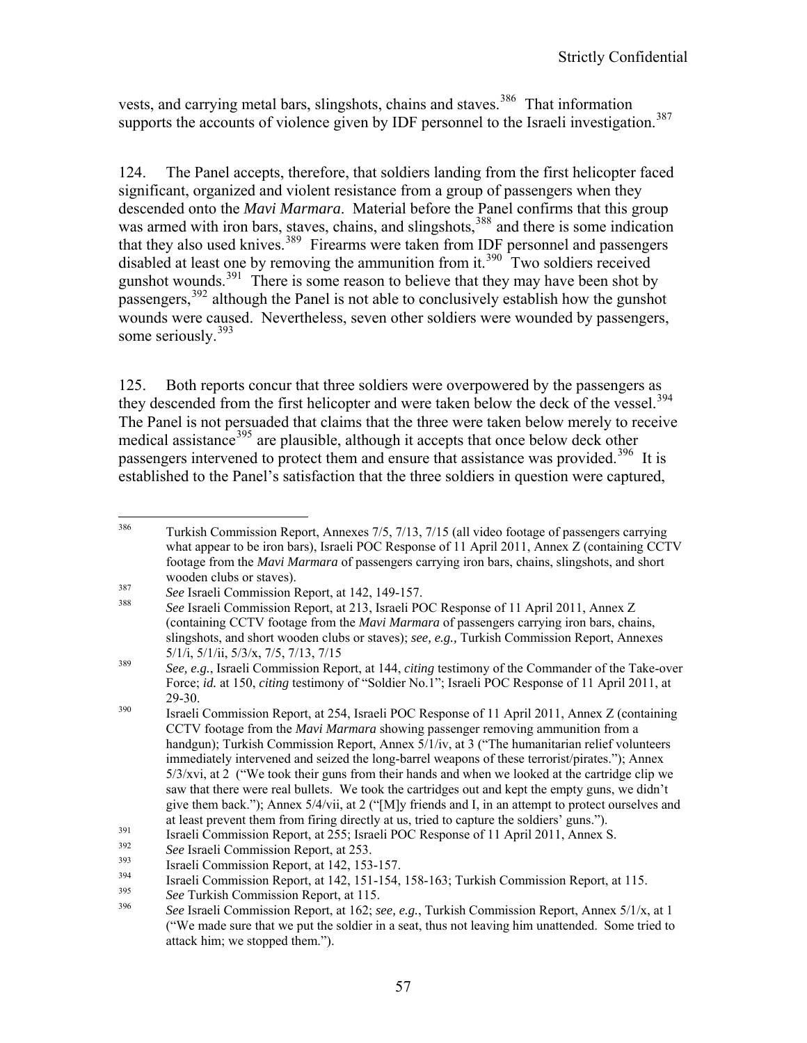vests, and carrying metal bars, slingshots, chains and staves.[386] That information supports the accounts of violence given by IDF personnel to the Israeli investigation.[387]

124. The Panel accepts, therefore, that soldiers landing from the first helicopter faced significant, organized and violent resistance from a group of passengers when they descended onto the *Mavi Marmara*. Material before the Panel confirms that this group was armed with iron bars, staves, chains, and slingshots,[388] and there is some indication that they also used knives.[389] Firearms were taken from IDF personnel and passengers disabled at least one by removing the ammunition from it.[390] Two soldiers received gunshot wounds.[391] There is some reason to believe that they may have been shot by passengers,[392] although the Panel is not able to conclusively establish how the gunshot wounds were caused. Nevertheless, seven other soldiers were wounded by passengers, some seriously.[393]

125. Both reports concur that three soldiers were overpowered by the passengers as they descended from the first helicopter and were taken below the deck of the vessel.[394] The Panel is not persuaded that claims that the three were taken below merely to receive medical assistance[395] are plausible, although it accepts that once below deck other passengers intervened to protect them and ensure that assistance was provided.[396] It is established to the Panel's satisfaction that the three soldiers in question were captured,

---

[386] Turkish Commission Report, Annexes 7/5, 7/13, 7/15 (all video footage of passengers carrying what appear to be iron bars), Israeli POC Response of 11 April 2011, Annex Z (containing CCTV footage from the *Mavi Marmara* of passengers carrying iron bars, chains, slingshots, and short wooden clubs or staves).

[387] *See* Israeli Commission Report, at 142, 149-157.

[388] *See* Israeli Commission Report, at 213, Israeli POC Response of 11 April 2011, Annex Z (containing CCTV footage from the *Mavi Marmara* of passengers carrying iron bars, chains, slingshots, and short wooden clubs or staves); *see, e.g.,* Turkish Commission Report, Annexes 5/1/i, 5/1/ii, 5/3/x, 7/5, 7/13, 7/15

[389] *See, e.g.*, Israeli Commission Report, at 144, *citing* testimony of the Commander of the Take-over Force; *id.* at 150, *citing* testimony of "Soldier No.1"; Israeli POC Response of 11 April 2011, at 29-30.

[390] Israeli Commission Report, at 254, Israeli POC Response of 11 April 2011, Annex Z (containing CCTV footage from the *Mavi Marmara* showing passenger removing ammunition from a handgun); Turkish Commission Report, Annex 5/1/iv, at 3 ("The humanitarian relief volunteers immediately intervened and seized the long-barrel weapons of these terrorist/pirates."); Annex 5/3/xvi, at 2 ("We took their guns from their hands and when we looked at the cartridge clip we saw that there were real bullets. We took the cartridges out and kept the empty guns, we didn't give them back."); Annex 5/4/vii, at 2 ("[M]y friends and I, in an attempt to protect ourselves and at least prevent them from firing directly at us, tried to capture the soldiers' guns.").

[391] Israeli Commission Report, at 255; Israeli POC Response of 11 April 2011, Annex S.

[392] *See* Israeli Commission Report, at 253.

[393] Israeli Commission Report, at 142, 153-157.

[394] Israeli Commission Report, at 142, 151-154, 158-163; Turkish Commission Report, at 115.

[395] *See* Turkish Commission Report, at 115.

[396] *See* Israeli Commission Report, at 162; *see, e.g.*, Turkish Commission Report, Annex 5/1/x, at 1 ("We made sure that we put the soldier in a seat, thus not leaving him unattended. Some tried to attack him; we stopped them.").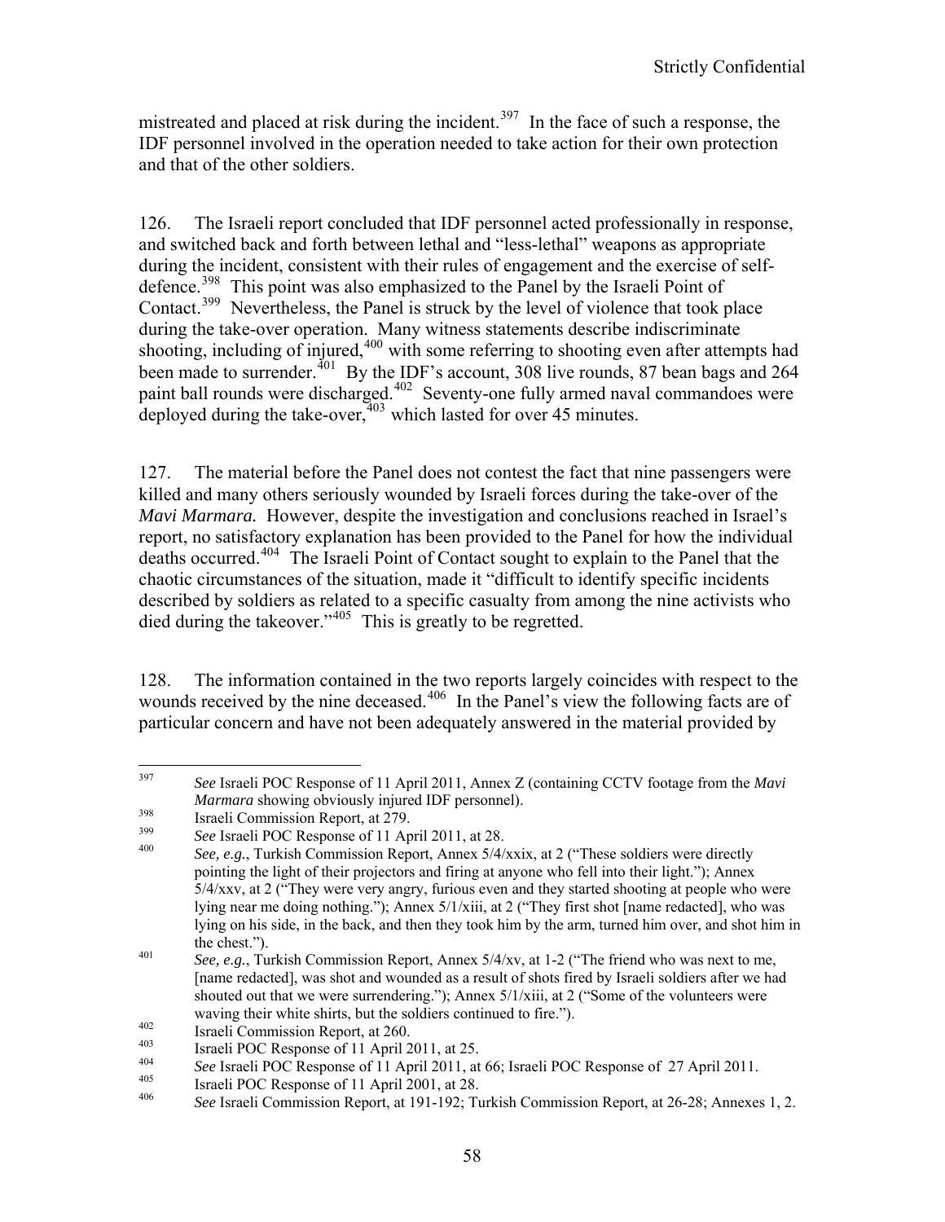mistreated and placed at risk during the incident.[397] In the face of such a response, the IDF personnel involved in the operation needed to take action for their own protection and that of the other soldiers.

126. The Israeli report concluded that IDF personnel acted professionally in response, and switched back and forth between lethal and "less-lethal" weapons as appropriate during the incident, consistent with their rules of engagement and the exercise of self-defence.[398] This point was also emphasized to the Panel by the Israeli Point of Contact.[399] Nevertheless, the Panel is struck by the level of violence that took place during the take-over operation. Many witness statements describe indiscriminate shooting, including of injured,[400] with some referring to shooting even after attempts had been made to surrender.[401] By the IDF's account, 308 live rounds, 87 bean bags and 264 paint ball rounds were discharged.[402] Seventy-one fully armed naval commandoes were deployed during the take-over,[403] which lasted for over 45 minutes.

127. The material before the Panel does not contest the fact that nine passengers were killed and many others seriously wounded by Israeli forces during the take-over of the *Mavi Marmara.* However, despite the investigation and conclusions reached in Israel's report, no satisfactory explanation has been provided to the Panel for how the individual deaths occurred.[404] The Israeli Point of Contact sought to explain to the Panel that the chaotic circumstances of the situation, made it "difficult to identify specific incidents described by soldiers as related to a specific casualty from among the nine activists who died during the takeover."[405] This is greatly to be regretted.

128. The information contained in the two reports largely coincides with respect to the wounds received by the nine deceased.[406] In the Panel's view the following facts are of particular concern and have not been adequately answered in the material provided by

---

[397] *See* Israeli POC Response of 11 April 2011, Annex Z (containing CCTV footage from the *Mavi Marmara* showing obviously injured IDF personnel).

[398] Israeli Commission Report, at 279.

[399] *See* Israeli POC Response of 11 April 2011, at 28.

[400] *See, e.g.*, Turkish Commission Report, Annex 5/4/xxix, at 2 ("These soldiers were directly pointing the light of their projectors and firing at anyone who fell into their light."); Annex 5/4/xxv, at 2 ("They were very angry, furious even and they started shooting at people who were lying near me doing nothing."); Annex 5/1/xiii, at 2 ("They first shot [name redacted], who was lying on his side, in the back, and then they took him by the arm, turned him over, and shot him in the chest.").

[401] *See, e.g.*, Turkish Commission Report, Annex 5/4/xv, at 1-2 ("The friend who was next to me, [name redacted], was shot and wounded as a result of shots fired by Israeli soldiers after we had shouted out that we were surrendering."); Annex 5/1/xiii, at 2 ("Some of the volunteers were waving their white shirts, but the soldiers continued to fire.").

[402] Israeli Commission Report, at 260.

[403] Israeli POC Response of 11 April 2011, at 25.

[404] *See* Israeli POC Response of 11 April 2011, at 66; Israeli POC Response of 27 April 2011.

[405] Israeli POC Response of 11 April 2001, at 28.

[406] *See* Israeli Commission Report, at 191-192; Turkish Commission Report, at 26-28; Annexes 1, 2.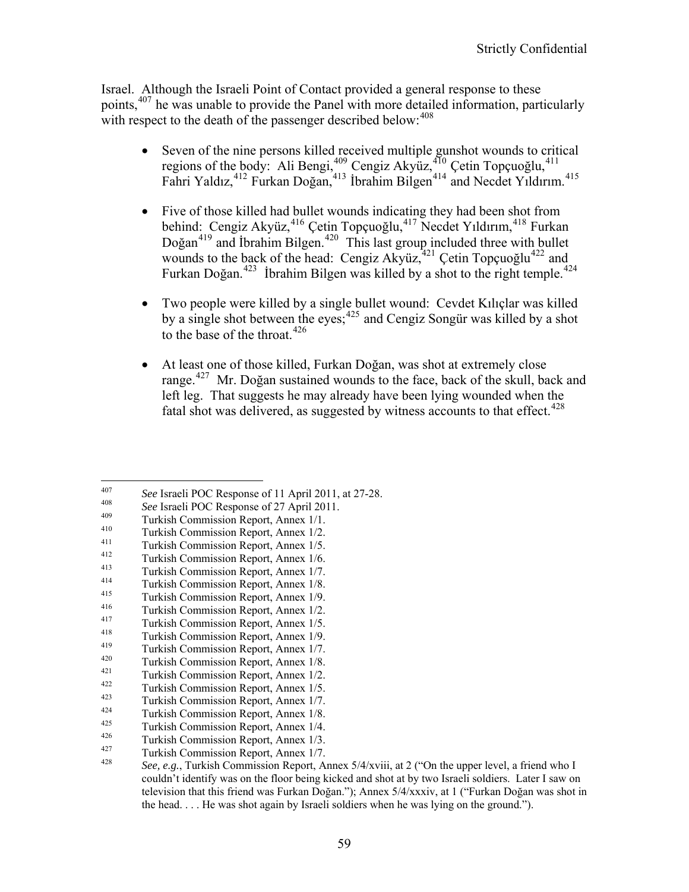Israel. Although the Israeli Point of Contact provided a general response to these points,[407] he was unable to provide the Panel with more detailed information, particularly with respect to the death of the passenger described below:[408]

- Seven of the nine persons killed received multiple gunshot wounds to critical regions of the body: Ali Bengi,[409] Cengiz Akyüz,[410] Çetin Topçuoğlu,[411] Fahri Yaldız,[412] Furkan Doğan,[413] İbrahim Bilgen[414] and Necdet Yıldırım.[415]

- Five of those killed had bullet wounds indicating they had been shot from behind: Cengiz Akyüz,[416] Çetin Topçuoğlu,[417] Necdet Yıldırım,[418] Furkan Doğan[419] and İbrahim Bilgen.[420] This last group included three with bullet wounds to the back of the head: Cengiz Akyüz,[421] Çetin Topçuoğlu[422] and Furkan Doğan.[423] İbrahim Bilgen was killed by a shot to the right temple.[424]

- Two people were killed by a single bullet wound: Cevdet Kılıçlar was killed by a single shot between the eyes;[425] and Cengiz Songür was killed by a shot to the base of the throat.[426]

- At least one of those killed, Furkan Doğan, was shot at extremely close range.[427] Mr. Doğan sustained wounds to the face, back of the skull, back and left leg. That suggests he may already have been lying wounded when the fatal shot was delivered, as suggested by witness accounts to that effect.[428]

---

[407] *See* Israeli POC Response of 11 April 2011, at 27-28.

[408] *See* Israeli POC Response of 27 April 2011.

[409] Turkish Commission Report, Annex 1/1.

[410] Turkish Commission Report, Annex 1/2.

[411] Turkish Commission Report, Annex 1/5.

[412] Turkish Commission Report, Annex 1/6.

[413] Turkish Commission Report, Annex 1/7.

[414] Turkish Commission Report, Annex 1/8.

[415] Turkish Commission Report, Annex 1/9.

[416] Turkish Commission Report, Annex 1/2.

[417] Turkish Commission Report, Annex 1/5.

[418] Turkish Commission Report, Annex 1/9.

[419] Turkish Commission Report, Annex 1/7.

[420] Turkish Commission Report, Annex 1/8.

[421] Turkish Commission Report, Annex 1/2.

[422] Turkish Commission Report, Annex 1/5.

[423] Turkish Commission Report, Annex 1/7.

[424] Turkish Commission Report, Annex 1/8.

[425] Turkish Commission Report, Annex 1/4.

[426] Turkish Commission Report, Annex 1/3.

[427] Turkish Commission Report, Annex 1/7.

[428] *See, e.g.*, Turkish Commission Report, Annex 5/4/xviii, at 2 ("On the upper level, a friend who I couldn't identify was on the floor being kicked and shot at by two Israeli soldiers. Later I saw on television that this friend was Furkan Doğan."); Annex 5/4/xxxiv, at 1 ("Furkan Doğan was shot in the head. . . . He was shot again by Israeli soldiers when he was lying on the ground.").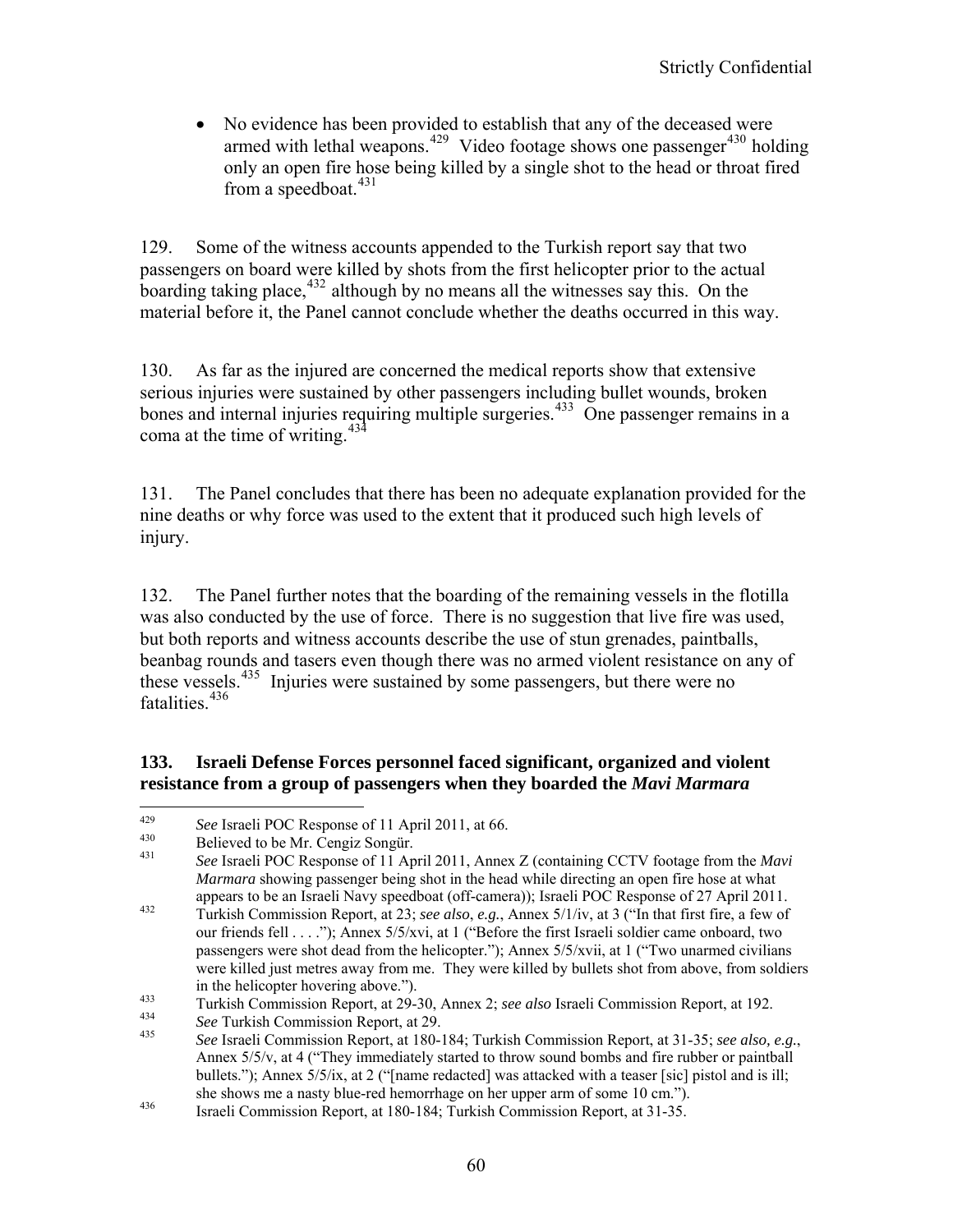- No evidence has been provided to establish that any of the deceased were armed with lethal weapons.[429] Video footage shows one passenger[430] holding only an open fire hose being killed by a single shot to the head or throat fired from a speedboat.[431]

129. Some of the witness accounts appended to the Turkish report say that two passengers on board were killed by shots from the first helicopter prior to the actual boarding taking place,[432] although by no means all the witnesses say this. On the material before it, the Panel cannot conclude whether the deaths occurred in this way.

130. As far as the injured are concerned the medical reports show that extensive serious injuries were sustained by other passengers including bullet wounds, broken bones and internal injuries requiring multiple surgeries.[433] One passenger remains in a coma at the time of writing.[434]

131. The Panel concludes that there has been no adequate explanation provided for the nine deaths or why force was used to the extent that it produced such high levels of injury.

132. The Panel further notes that the boarding of the remaining vessels in the flotilla was also conducted by the use of force. There is no suggestion that live fire was used, but both reports and witness accounts describe the use of stun grenades, paintballs, beanbag rounds and tasers even though there was no armed violent resistance on any of these vessels.[435] Injuries were sustained by some passengers, but there were no fatalities.[436]

**133. Israeli Defense Forces personnel faced significant, organized and violent resistance from a group of passengers when they boarded the *Mavi Marmara***

---

[429] *See* Israeli POC Response of 11 April 2011, at 66.

[430] Believed to be Mr. Cengiz Songür.

[431] *See* Israeli POC Response of 11 April 2011, Annex Z (containing CCTV footage from the *Mavi Marmara* showing passenger being shot in the head while directing an open fire hose at what appears to be an Israeli Navy speedboat (off-camera)); Israeli POC Response of 27 April 2011.

[432] Turkish Commission Report, at 23; *see also*, *e.g.*, Annex 5/1/iv, at 3 ("In that first fire, a few of our friends fell . . . ."); Annex 5/5/xvi, at 1 ("Before the first Israeli soldier came onboard, two passengers were shot dead from the helicopter."); Annex 5/5/xvii, at 1 ("Two unarmed civilians were killed just metres away from me. They were killed by bullets shot from above, from soldiers in the helicopter hovering above.").

[433] Turkish Commission Report, at 29-30, Annex 2; *see also* Israeli Commission Report, at 192.

[434] *See* Turkish Commission Report, at 29.

[435] *See* Israeli Commission Report, at 180-184; Turkish Commission Report, at 31-35; *see also, e.g.*, Annex 5/5/v, at 4 ("They immediately started to throw sound bombs and fire rubber or paintball bullets."); Annex 5/5/ix, at 2 ("[name redacted] was attacked with a teaser [sic] pistol and is ill; she shows me a nasty blue-red hemorrhage on her upper arm of some 10 cm.").

[436] Israeli Commission Report, at 180-184; Turkish Commission Report, at 31-35.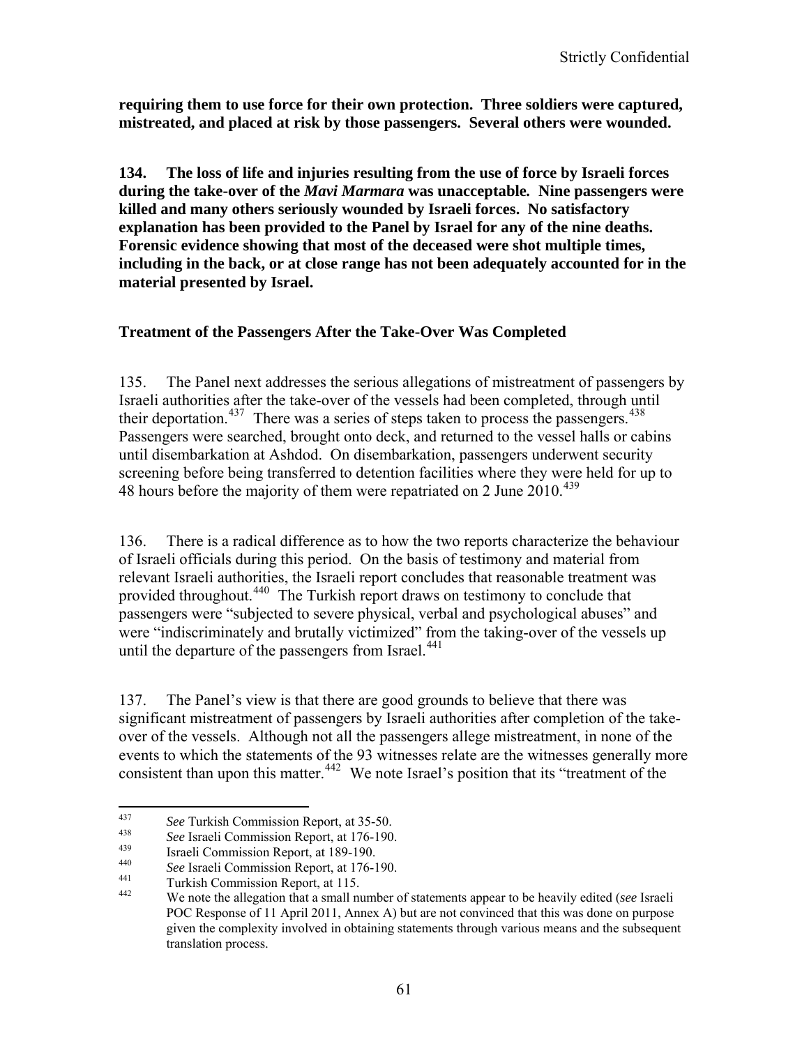**requiring them to use force for their own protection. Three soldiers were captured, mistreated, and placed at risk by those passengers. Several others were wounded.**

**134. The loss of life and injuries resulting from the use of force by Israeli forces during the take-over of the *Mavi Marmara* was unacceptable. Nine passengers were killed and many others seriously wounded by Israeli forces. No satisfactory explanation has been provided to the Panel by Israel for any of the nine deaths. Forensic evidence showing that most of the deceased were shot multiple times, including in the back, or at close range has not been adequately accounted for in the material presented by Israel.**

### Treatment of the Passengers After the Take-Over Was Completed

135. The Panel next addresses the serious allegations of mistreatment of passengers by Israeli authorities after the take-over of the vessels had been completed, through until their deportation.[437] There was a series of steps taken to process the passengers.[438] Passengers were searched, brought onto deck, and returned to the vessel halls or cabins until disembarkation at Ashdod. On disembarkation, passengers underwent security screening before being transferred to detention facilities where they were held for up to 48 hours before the majority of them were repatriated on 2 June 2010.[439]

136. There is a radical difference as to how the two reports characterize the behaviour of Israeli officials during this period. On the basis of testimony and material from relevant Israeli authorities, the Israeli report concludes that reasonable treatment was provided throughout.[440] The Turkish report draws on testimony to conclude that passengers were "subjected to severe physical, verbal and psychological abuses" and were "indiscriminately and brutally victimized" from the taking-over of the vessels up until the departure of the passengers from Israel.[441]

137. The Panel's view is that there are good grounds to believe that there was significant mistreatment of passengers by Israeli authorities after completion of the take-over of the vessels. Although not all the passengers allege mistreatment, in none of the events to which the statements of the 93 witnesses relate are the witnesses generally more consistent than upon this matter.[442] We note Israel's position that its "treatment of the

---

[437] *See* Turkish Commission Report, at 35-50.

[438] *See* Israeli Commission Report, at 176-190.

[439] Israeli Commission Report, at 189-190.

[440] *See* Israeli Commission Report, at 176-190.

[441] Turkish Commission Report, at 115.

[442] We note the allegation that a small number of statements appear to be heavily edited (*see* Israeli POC Response of 11 April 2011, Annex A) but are not convinced that this was done on purpose given the complexity involved in obtaining statements through various means and the subsequent translation process.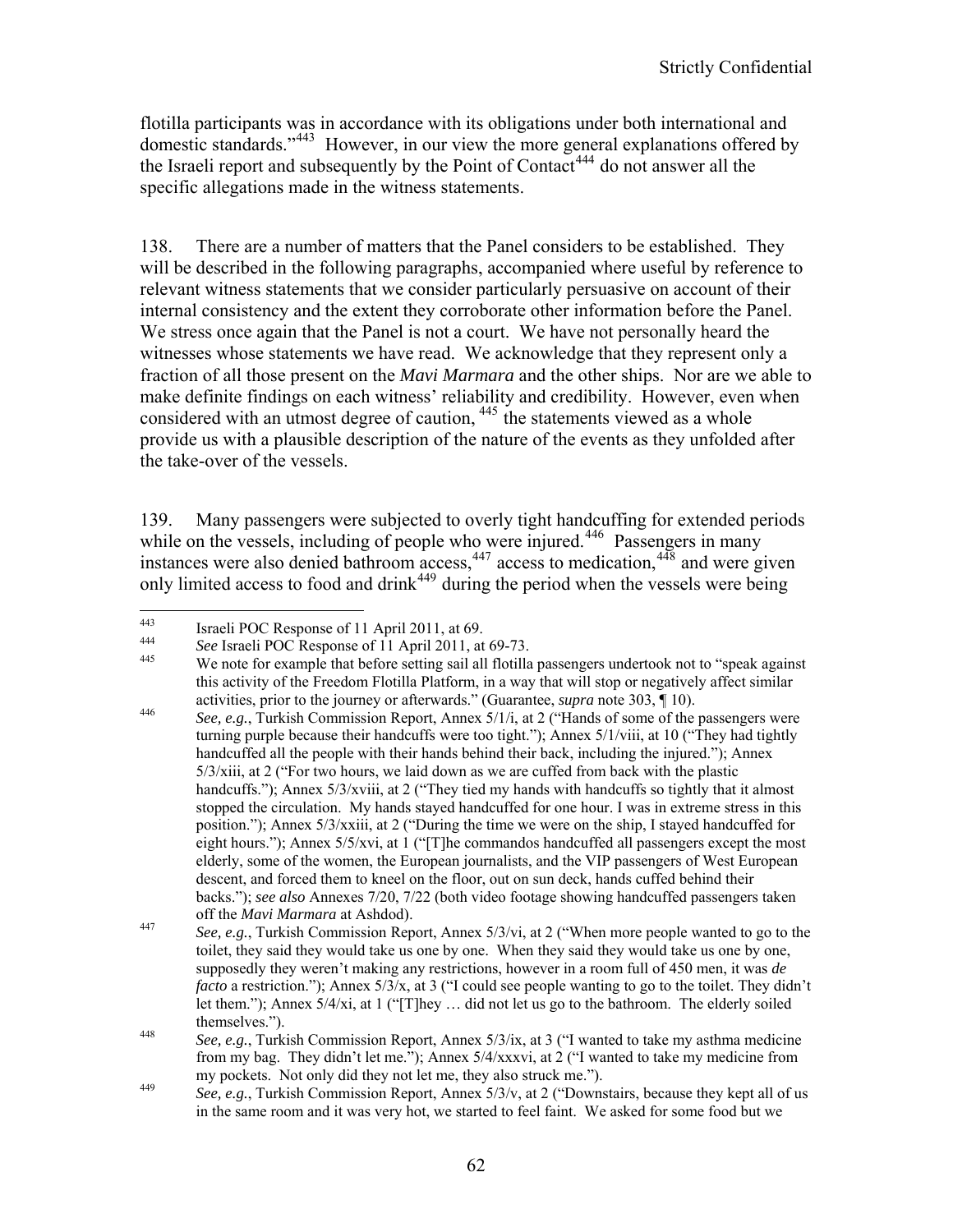flotilla participants was in accordance with its obligations under both international and domestic standards."[443] However, in our view the more general explanations offered by the Israeli report and subsequently by the Point of Contact[444] do not answer all the specific allegations made in the witness statements.

138. There are a number of matters that the Panel considers to be established. They will be described in the following paragraphs, accompanied where useful by reference to relevant witness statements that we consider particularly persuasive on account of their internal consistency and the extent they corroborate other information before the Panel. We stress once again that the Panel is not a court. We have not personally heard the witnesses whose statements we have read. We acknowledge that they represent only a fraction of all those present on the *Mavi Marmara* and the other ships. Nor are we able to make definite findings on each witness' reliability and credibility. However, even when considered with an utmost degree of caution,[445] the statements viewed as a whole provide us with a plausible description of the nature of the events as they unfolded after the take-over of the vessels.

139. Many passengers were subjected to overly tight handcuffing for extended periods while on the vessels, including of people who were injured.[446] Passengers in many instances were also denied bathroom access,[447] access to medication,[448] and were given only limited access to food and drink[449] during the period when the vessels were being

---

[443] Israeli POC Response of 11 April 2011, at 69.

[444] *See* Israeli POC Response of 11 April 2011, at 69-73.

[445] We note for example that before setting sail all flotilla passengers undertook not to "speak against this activity of the Freedom Flotilla Platform, in a way that will stop or negatively affect similar activities, prior to the journey or afterwards." (Guarantee, *supra* note 303, ¶ 10).

[446] *See, e.g.*, Turkish Commission Report, Annex 5/1/i, at 2 ("Hands of some of the passengers were turning purple because their handcuffs were too tight."); Annex 5/1/viii, at 10 ("They had tightly handcuffed all the people with their hands behind their back, including the injured."); Annex 5/3/xiii, at 2 ("For two hours, we laid down as we are cuffed from back with the plastic handcuffs."); Annex 5/3/xviii, at 2 ("They tied my hands with handcuffs so tightly that it almost stopped the circulation. My hands stayed handcuffed for one hour. I was in extreme stress in this position."); Annex 5/3/xxiii, at 2 ("During the time we were on the ship, I stayed handcuffed for eight hours."); Annex 5/5/xvi, at 1 ("[T]he commandos handcuffed all passengers except the most elderly, some of the women, the European journalists, and the VIP passengers of West European descent, and forced them to kneel on the floor, out on sun deck, hands cuffed behind their backs."); *see also* Annexes 7/20, 7/22 (both video footage showing handcuffed passengers taken off the *Mavi Marmara* at Ashdod).

[447] *See, e.g.*, Turkish Commission Report, Annex 5/3/vi, at 2 ("When more people wanted to go to the toilet, they said they would take us one by one. When they said they would take us one by one, supposedly they weren't making any restrictions, however in a room full of 450 men, it was *de facto* a restriction."); Annex 5/3/x, at 3 ("I could see people wanting to go to the toilet. They didn't let them."); Annex 5/4/xi, at 1 ("[T]hey … did not let us go to the bathroom. The elderly soiled themselves.").

[448] *See, e.g.*, Turkish Commission Report, Annex 5/3/ix, at 3 ("I wanted to take my asthma medicine from my bag. They didn't let me."); Annex 5/4/xxxvi, at 2 ("I wanted to take my medicine from my pockets. Not only did they not let me, they also struck me.").

[449] *See, e.g.*, Turkish Commission Report, Annex 5/3/v, at 2 ("Downstairs, because they kept all of us in the same room and it was very hot, we started to feel faint. We asked for some food but we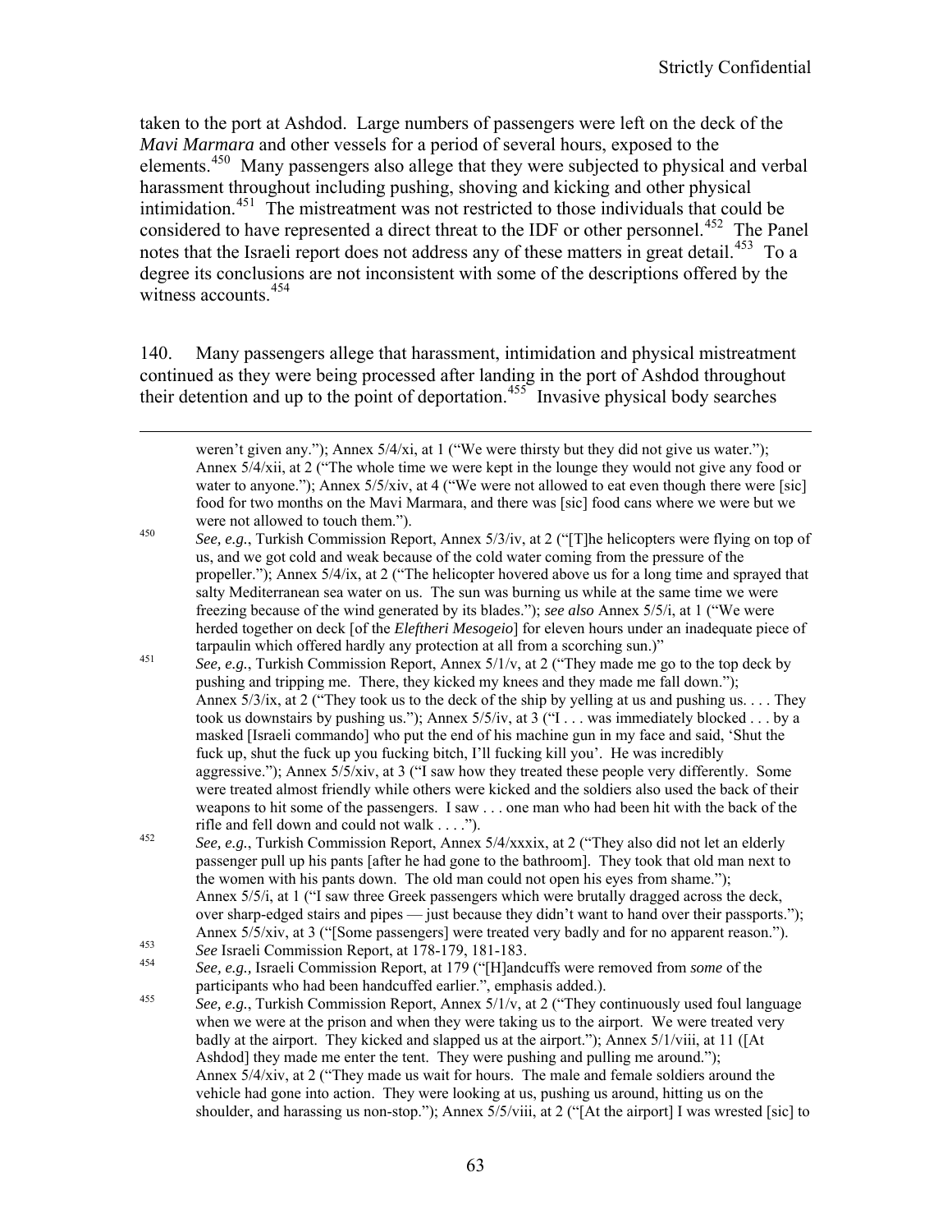taken to the port at Ashdod. Large numbers of passengers were left on the deck of the *Mavi Marmara* and other vessels for a period of several hours, exposed to the elements.[450] Many passengers also allege that they were subjected to physical and verbal harassment throughout including pushing, shoving and kicking and other physical intimidation.[451] The mistreatment was not restricted to those individuals that could be considered to have represented a direct threat to the IDF or other personnel.[452] The Panel notes that the Israeli report does not address any of these matters in great detail.[453] To a degree its conclusions are not inconsistent with some of the descriptions offered by the witness accounts.[454]

140. Many passengers allege that harassment, intimidation and physical mistreatment continued as they were being processed after landing in the port of Ashdod throughout their detention and up to the point of deportation.[455] Invasive physical body searches

---

weren't given any."); Annex 5/4/xi, at 1 ("We were thirsty but they did not give us water."); Annex 5/4/xii, at 2 ("The whole time we were kept in the lounge they would not give any food or water to anyone."); Annex 5/5/xiv, at 4 ("We were not allowed to eat even though there were [sic] food for two months on the Mavi Marmara, and there was [sic] food cans where we were but we were not allowed to touch them.").

[450] *See, e.g.*, Turkish Commission Report, Annex 5/3/iv, at 2 ("[T]he helicopters were flying on top of us, and we got cold and weak because of the cold water coming from the pressure of the propeller."); Annex 5/4/ix, at 2 ("The helicopter hovered above us for a long time and sprayed that salty Mediterranean sea water on us. The sun was burning us while at the same time we were freezing because of the wind generated by its blades."); *see also* Annex 5/5/i, at 1 ("We were herded together on deck [of the *Eleftheri Mesogeio*] for eleven hours under an inadequate piece of tarpaulin which offered hardly any protection at all from a scorching sun.)"

[451] *See, e.g.*, Turkish Commission Report, Annex 5/1/v, at 2 ("They made me go to the top deck by pushing and tripping me. There, they kicked my knees and they made me fall down."); Annex 5/3/ix, at 2 ("They took us to the deck of the ship by yelling at us and pushing us. . . . They took us downstairs by pushing us."); Annex 5/5/iv, at 3 ("I . . . was immediately blocked . . . by a masked [Israeli commando] who put the end of his machine gun in my face and said, 'Shut the fuck up, shut the fuck up you fucking bitch, I'll fucking kill you'. He was incredibly aggressive."); Annex 5/5/xiv, at 3 ("I saw how they treated these people very differently. Some were treated almost friendly while others were kicked and the soldiers also used the back of their weapons to hit some of the passengers. I saw . . . one man who had been hit with the back of the rifle and fell down and could not walk . . . .").

[452] *See, e.g.*, Turkish Commission Report, Annex 5/4/xxxix, at 2 ("They also did not let an elderly passenger pull up his pants [after he had gone to the bathroom]. They took that old man next to the women with his pants down. The old man could not open his eyes from shame."); Annex 5/5/i, at 1 ("I saw three Greek passengers which were brutally dragged across the deck, over sharp-edged stairs and pipes — just because they didn't want to hand over their passports."); Annex 5/5/xiv, at 3 ("[Some passengers] were treated very badly and for no apparent reason.").

[453] *See* Israeli Commission Report, at 178-179, 181-183.

[454] *See, e.g.,* Israeli Commission Report, at 179 ("[H]andcuffs were removed from *some* of the participants who had been handcuffed earlier.", emphasis added.).

[455] *See, e.g.*, Turkish Commission Report, Annex 5/1/v, at 2 ("They continuously used foul language when we were at the prison and when they were taking us to the airport. We were treated very badly at the airport. They kicked and slapped us at the airport."); Annex 5/1/viii, at 11 ([At Ashdod] they made me enter the tent. They were pushing and pulling me around."); Annex 5/4/xiv, at 2 ("They made us wait for hours. The male and female soldiers around the vehicle had gone into action. They were looking at us, pushing us around, hitting us on the shoulder, and harassing us non-stop."); Annex 5/5/viii, at 2 ("[At the airport] I was wrested [sic] to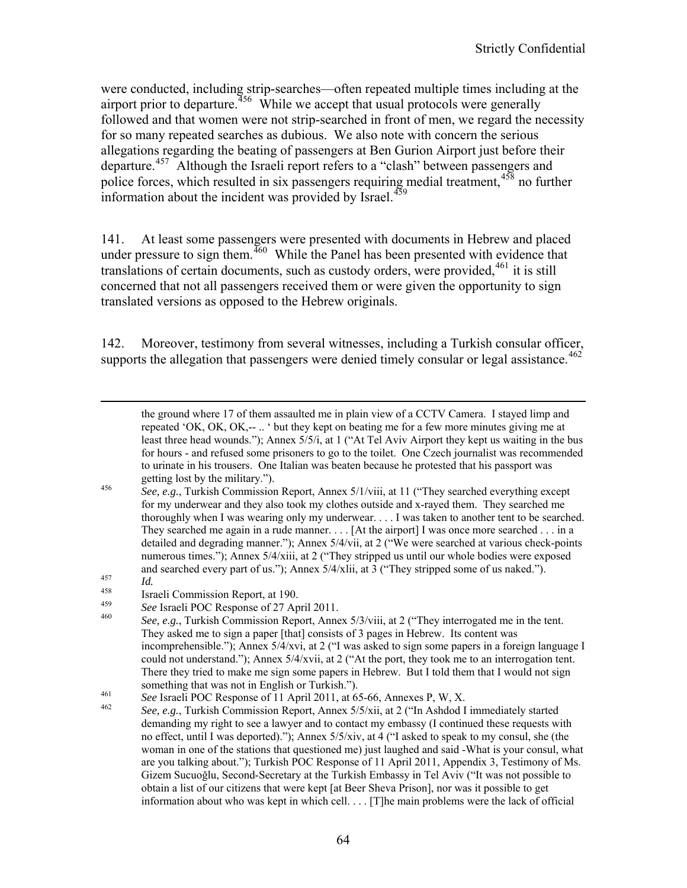were conducted, including strip-searches—often repeated multiple times including at the airport prior to departure.[456] While we accept that usual protocols were generally followed and that women were not strip-searched in front of men, we regard the necessity for so many repeated searches as dubious. We also note with concern the serious allegations regarding the beating of passengers at Ben Gurion Airport just before their departure.[457] Although the Israeli report refers to a "clash" between passengers and police forces, which resulted in six passengers requiring medial treatment,[458] no further information about the incident was provided by Israel.[459]

141. At least some passengers were presented with documents in Hebrew and placed under pressure to sign them.[460] While the Panel has been presented with evidence that translations of certain documents, such as custody orders, were provided,[461] it is still concerned that not all passengers received them or were given the opportunity to sign translated versions as opposed to the Hebrew originals.

142. Moreover, testimony from several witnesses, including a Turkish consular officer, supports the allegation that passengers were denied timely consular or legal assistance.[462]

---

the ground where 17 of them assaulted me in plain view of a CCTV Camera. I stayed limp and repeated 'OK, OK, OK,-- .. ' but they kept on beating me for a few more minutes giving me at least three head wounds."); Annex 5/5/i, at 1 ("At Tel Aviv Airport they kept us waiting in the bus for hours - and refused some prisoners to go to the toilet. One Czech journalist was recommended to urinate in his trousers. One Italian was beaten because he protested that his passport was getting lost by the military.").

[456] *See, e.g.*, Turkish Commission Report, Annex 5/1/viii, at 11 ("They searched everything except for my underwear and they also took my clothes outside and x-rayed them. They searched me thoroughly when I was wearing only my underwear. . . . I was taken to another tent to be searched. They searched me again in a rude manner. . . . [At the airport] I was once more searched . . . in a detailed and degrading manner."); Annex 5/4/vii, at 2 ("We were searched at various check-points numerous times."); Annex 5/4/xiii, at 2 ("They stripped us until our whole bodies were exposed and searched every part of us."); Annex 5/4/xlii, at 3 ("They stripped some of us naked.").

[457] *Id.*

[458] Israeli Commission Report, at 190.

[459] *See* Israeli POC Response of 27 April 2011.

[460] *See, e.g.*, Turkish Commission Report, Annex 5/3/viii, at 2 ("They interrogated me in the tent. They asked me to sign a paper [that] consists of 3 pages in Hebrew. Its content was incomprehensible."); Annex 5/4/xvi, at 2 ("I was asked to sign some papers in a foreign language I could not understand."); Annex 5/4/xvii, at 2 ("At the port, they took me to an interrogation tent. There they tried to make me sign some papers in Hebrew. But I told them that I would not sign something that was not in English or Turkish.").

[461] *See* Israeli POC Response of 11 April 2011, at 65-66, Annexes P, W, X.

[462] *See, e.g.*, Turkish Commission Report, Annex 5/5/xii, at 2 ("In Ashdod I immediately started demanding my right to see a lawyer and to contact my embassy (I continued these requests with no effect, until I was deported)."); Annex 5/5/xiv, at 4 ("I asked to speak to my consul, she (the woman in one of the stations that questioned me) just laughed and said -What is your consul, what are you talking about."); Turkish POC Response of 11 April 2011, Appendix 3, Testimony of Ms. Gizem Sucuoğlu, Second-Secretary at the Turkish Embassy in Tel Aviv ("It was not possible to obtain a list of our citizens that were kept [at Beer Sheva Prison], nor was it possible to get information about who was kept in which cell. . . . [T]he main problems were the lack of official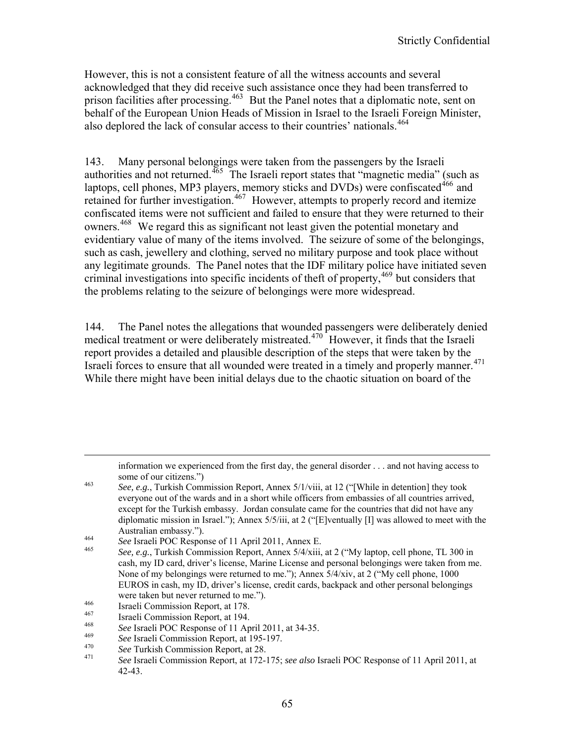However, this is not a consistent feature of all the witness accounts and several acknowledged that they did receive such assistance once they had been transferred to prison facilities after processing.[463] But the Panel notes that a diplomatic note, sent on behalf of the European Union Heads of Mission in Israel to the Israeli Foreign Minister, also deplored the lack of consular access to their countries' nationals.[464]

143. Many personal belongings were taken from the passengers by the Israeli authorities and not returned.[465] The Israeli report states that "magnetic media" (such as laptops, cell phones, MP3 players, memory sticks and DVDs) were confiscated[466] and retained for further investigation.[467] However, attempts to properly record and itemize confiscated items were not sufficient and failed to ensure that they were returned to their owners.[468] We regard this as significant not least given the potential monetary and evidentiary value of many of the items involved. The seizure of some of the belongings, such as cash, jewellery and clothing, served no military purpose and took place without any legitimate grounds. The Panel notes that the IDF military police have initiated seven criminal investigations into specific incidents of theft of property,[469] but considers that the problems relating to the seizure of belongings were more widespread.

144. The Panel notes the allegations that wounded passengers were deliberately denied medical treatment or were deliberately mistreated.[470] However, it finds that the Israeli report provides a detailed and plausible description of the steps that were taken by the Israeli forces to ensure that all wounded were treated in a timely and properly manner.[471] While there might have been initial delays due to the chaotic situation on board of the

---

information we experienced from the first day, the general disorder . . . and not having access to some of our citizens.")

[463] *See, e.g.*, Turkish Commission Report, Annex 5/1/viii, at 12 ("[While in detention] they took everyone out of the wards and in a short while officers from embassies of all countries arrived, except for the Turkish embassy. Jordan consulate came for the countries that did not have any diplomatic mission in Israel."); Annex 5/5/iii, at 2 ("[E]ventually [I] was allowed to meet with the Australian embassy.").

[464] *See* Israeli POC Response of 11 April 2011, Annex E.

[465] *See, e.g.*, Turkish Commission Report, Annex 5/4/xiii, at 2 ("My laptop, cell phone, TL 300 in cash, my ID card, driver's license, Marine License and personal belongings were taken from me. None of my belongings were returned to me."); Annex 5/4/xiv, at 2 ("My cell phone, 1000 EUROS in cash, my ID, driver's license, credit cards, backpack and other personal belongings were taken but never returned to me.").

[466] Israeli Commission Report, at 178.

[467] Israeli Commission Report, at 194.

[468] *See* Israeli POC Response of 11 April 2011, at 34-35.

[469] *See* Israeli Commission Report, at 195-197.

[470] *See* Turkish Commission Report, at 28.

[471] *See* Israeli Commission Report, at 172-175; *see also* Israeli POC Response of 11 April 2011, at 42-43.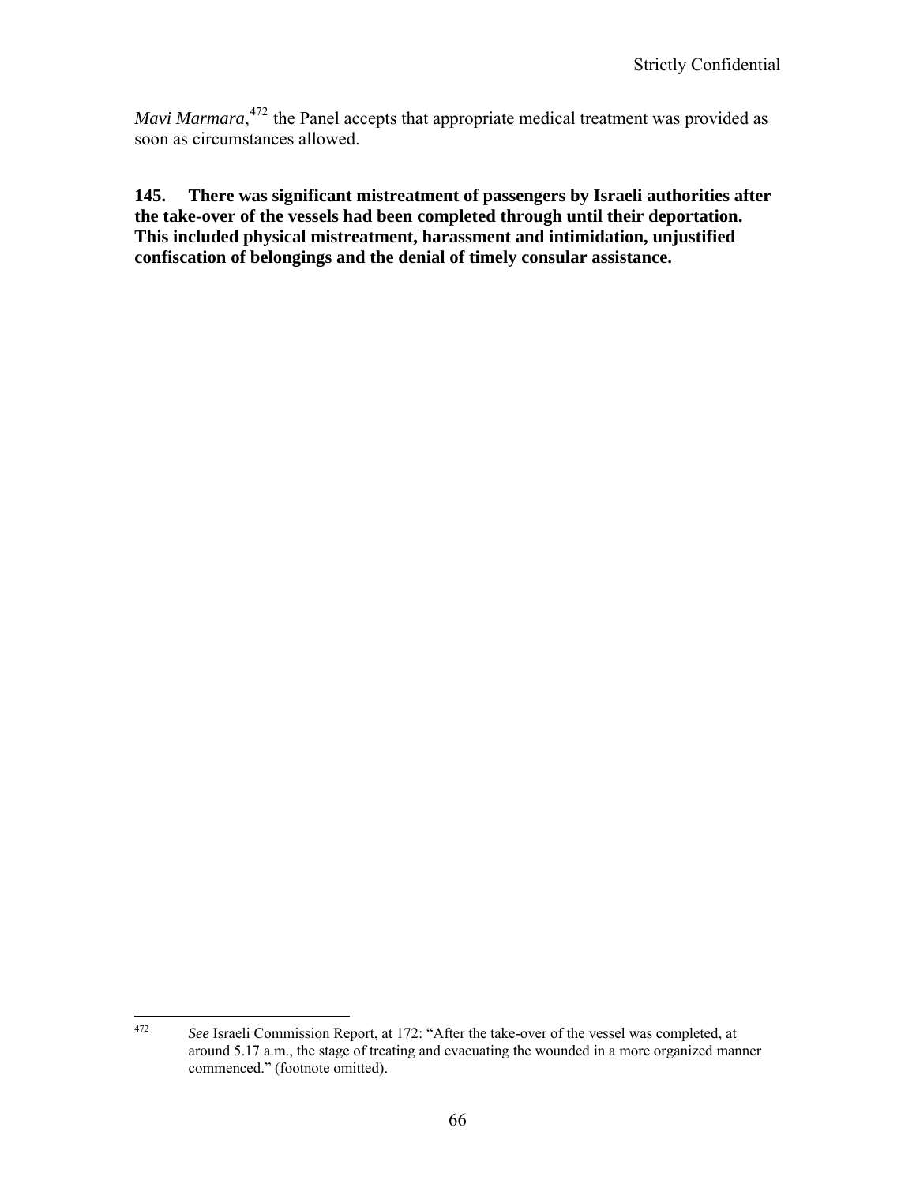*Mavi Marmara*,[472] the Panel accepts that appropriate medical treatment was provided as soon as circumstances allowed.

**145. There was significant mistreatment of passengers by Israeli authorities after the take-over of the vessels had been completed through until their deportation. This included physical mistreatment, harassment and intimidation, unjustified confiscation of belongings and the denial of timely consular assistance.**

[472] *See* Israeli Commission Report, at 172: "After the take-over of the vessel was completed, at around 5.17 a.m., the stage of treating and evacuating the wounded in a more organized manner commenced." (footnote omitted).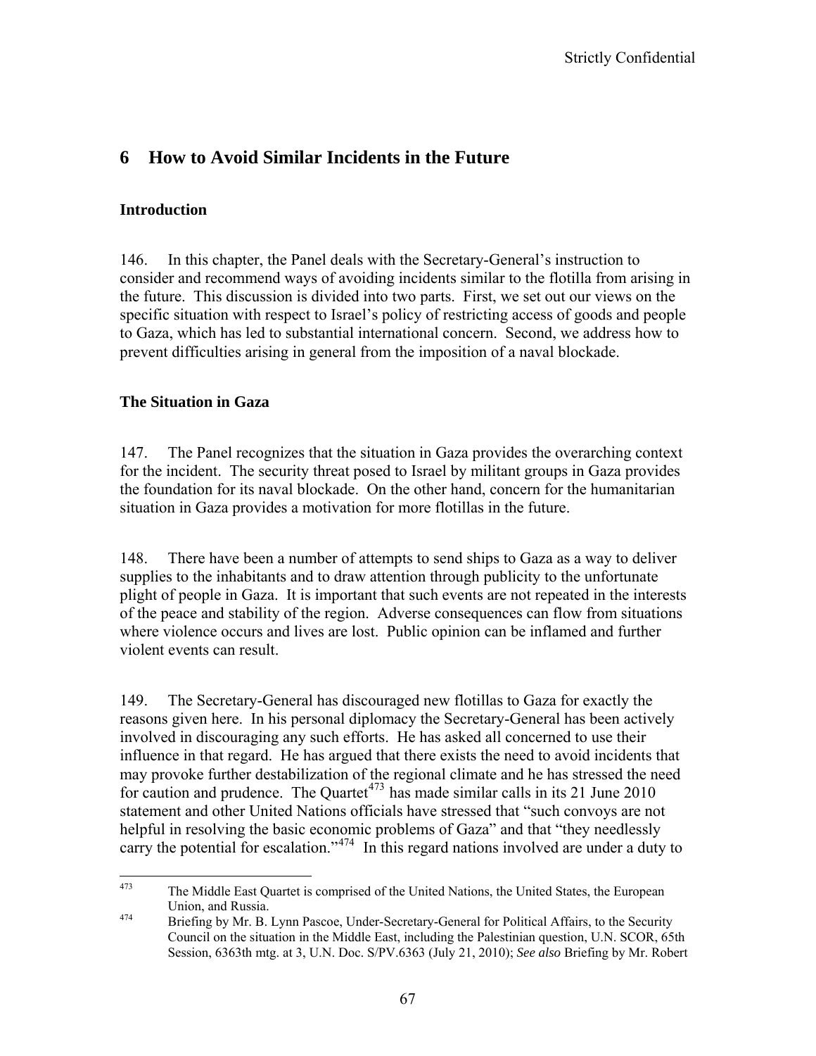# 6 How to Avoid Similar Incidents in the Future

### Introduction

146. In this chapter, the Panel deals with the Secretary-General's instruction to consider and recommend ways of avoiding incidents similar to the flotilla from arising in the future. This discussion is divided into two parts. First, we set out our views on the specific situation with respect to Israel's policy of restricting access of goods and people to Gaza, which has led to substantial international concern. Second, we address how to prevent difficulties arising in general from the imposition of a naval blockade.

### The Situation in Gaza

147. The Panel recognizes that the situation in Gaza provides the overarching context for the incident. The security threat posed to Israel by militant groups in Gaza provides the foundation for its naval blockade. On the other hand, concern for the humanitarian situation in Gaza provides a motivation for more flotillas in the future.

148. There have been a number of attempts to send ships to Gaza as a way to deliver supplies to the inhabitants and to draw attention through publicity to the unfortunate plight of people in Gaza. It is important that such events are not repeated in the interests of the peace and stability of the region. Adverse consequences can flow from situations where violence occurs and lives are lost. Public opinion can be inflamed and further violent events can result.

149. The Secretary-General has discouraged new flotillas to Gaza for exactly the reasons given here. In his personal diplomacy the Secretary-General has been actively involved in discouraging any such efforts. He has asked all concerned to use their influence in that regard. He has argued that there exists the need to avoid incidents that may provoke further destabilization of the regional climate and he has stressed the need for caution and prudence. The Quartet[473] has made similar calls in its 21 June 2010 statement and other United Nations officials have stressed that "such convoys are not helpful in resolving the basic economic problems of Gaza" and that "they needlessly carry the potential for escalation."[474] In this regard nations involved are under a duty to

---

[473] The Middle East Quartet is comprised of the United Nations, the United States, the European Union, and Russia.

[474] Briefing by Mr. B. Lynn Pascoe, Under-Secretary-General for Political Affairs, to the Security Council on the situation in the Middle East, including the Palestinian question, U.N. SCOR, 65th Session, 6363th mtg. at 3, U.N. Doc. S/PV.6363 (July 21, 2010); *See also* Briefing by Mr. Robert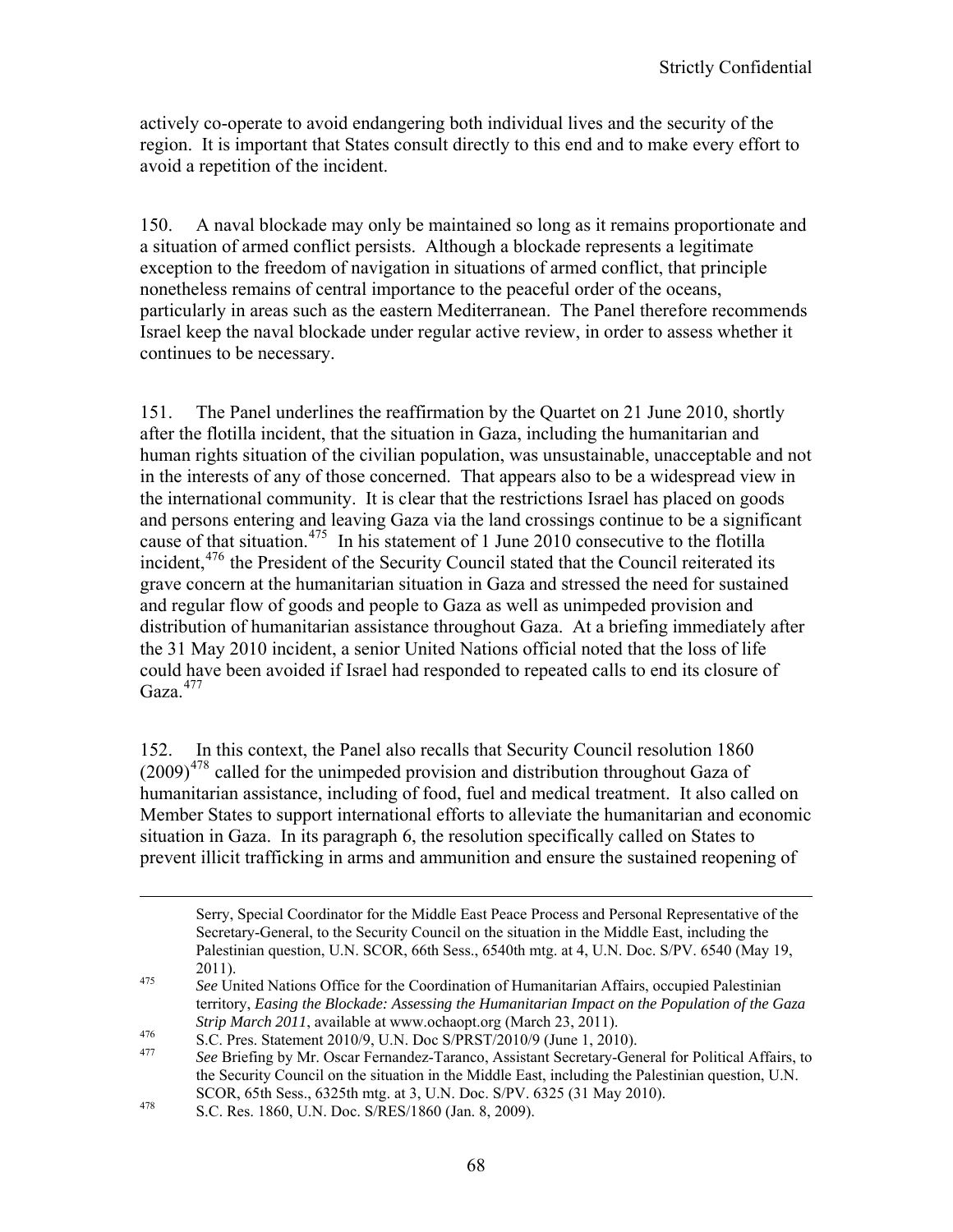actively co-operate to avoid endangering both individual lives and the security of the region. It is important that States consult directly to this end and to make every effort to avoid a repetition of the incident.

150. A naval blockade may only be maintained so long as it remains proportionate and a situation of armed conflict persists. Although a blockade represents a legitimate exception to the freedom of navigation in situations of armed conflict, that principle nonetheless remains of central importance to the peaceful order of the oceans, particularly in areas such as the eastern Mediterranean. The Panel therefore recommends Israel keep the naval blockade under regular active review, in order to assess whether it continues to be necessary.

151. The Panel underlines the reaffirmation by the Quartet on 21 June 2010, shortly after the flotilla incident, that the situation in Gaza, including the humanitarian and human rights situation of the civilian population, was unsustainable, unacceptable and not in the interests of any of those concerned. That appears also to be a widespread view in the international community. It is clear that the restrictions Israel has placed on goods and persons entering and leaving Gaza via the land crossings continue to be a significant cause of that situation.[475] In his statement of 1 June 2010 consecutive to the flotilla incident,[476] the President of the Security Council stated that the Council reiterated its grave concern at the humanitarian situation in Gaza and stressed the need for sustained and regular flow of goods and people to Gaza as well as unimpeded provision and distribution of humanitarian assistance throughout Gaza. At a briefing immediately after the 31 May 2010 incident, a senior United Nations official noted that the loss of life could have been avoided if Israel had responded to repeated calls to end its closure of Gaza.[477]

152. In this context, the Panel also recalls that Security Council resolution 1860 (2009)[478] called for the unimpeded provision and distribution throughout Gaza of humanitarian assistance, including of food, fuel and medical treatment. It also called on Member States to support international efforts to alleviate the humanitarian and economic situation in Gaza. In its paragraph 6, the resolution specifically called on States to prevent illicit trafficking in arms and ammunition and ensure the sustained reopening of

---

Serry, Special Coordinator for the Middle East Peace Process and Personal Representative of the Secretary-General, to the Security Council on the situation in the Middle East, including the Palestinian question, U.N. SCOR, 66th Sess., 6540th mtg. at 4, U.N. Doc. S/PV. 6540 (May 19, 2011).

475 *See* United Nations Office for the Coordination of Humanitarian Affairs, occupied Palestinian territory, *Easing the Blockade: Assessing the Humanitarian Impact on the Population of the Gaza Strip March 2011*, available at www.ochaopt.org (March 23, 2011).

476 S.C. Pres. Statement 2010/9, U.N. Doc S/PRST/2010/9 (June 1, 2010).

477 *See* Briefing by Mr. Oscar Fernandez-Taranco, Assistant Secretary-General for Political Affairs, to the Security Council on the situation in the Middle East, including the Palestinian question, U.N. SCOR, 65th Sess., 6325th mtg. at 3, U.N. Doc. S/PV. 6325 (31 May 2010).

478 S.C. Res. 1860, U.N. Doc. S/RES/1860 (Jan. 8, 2009).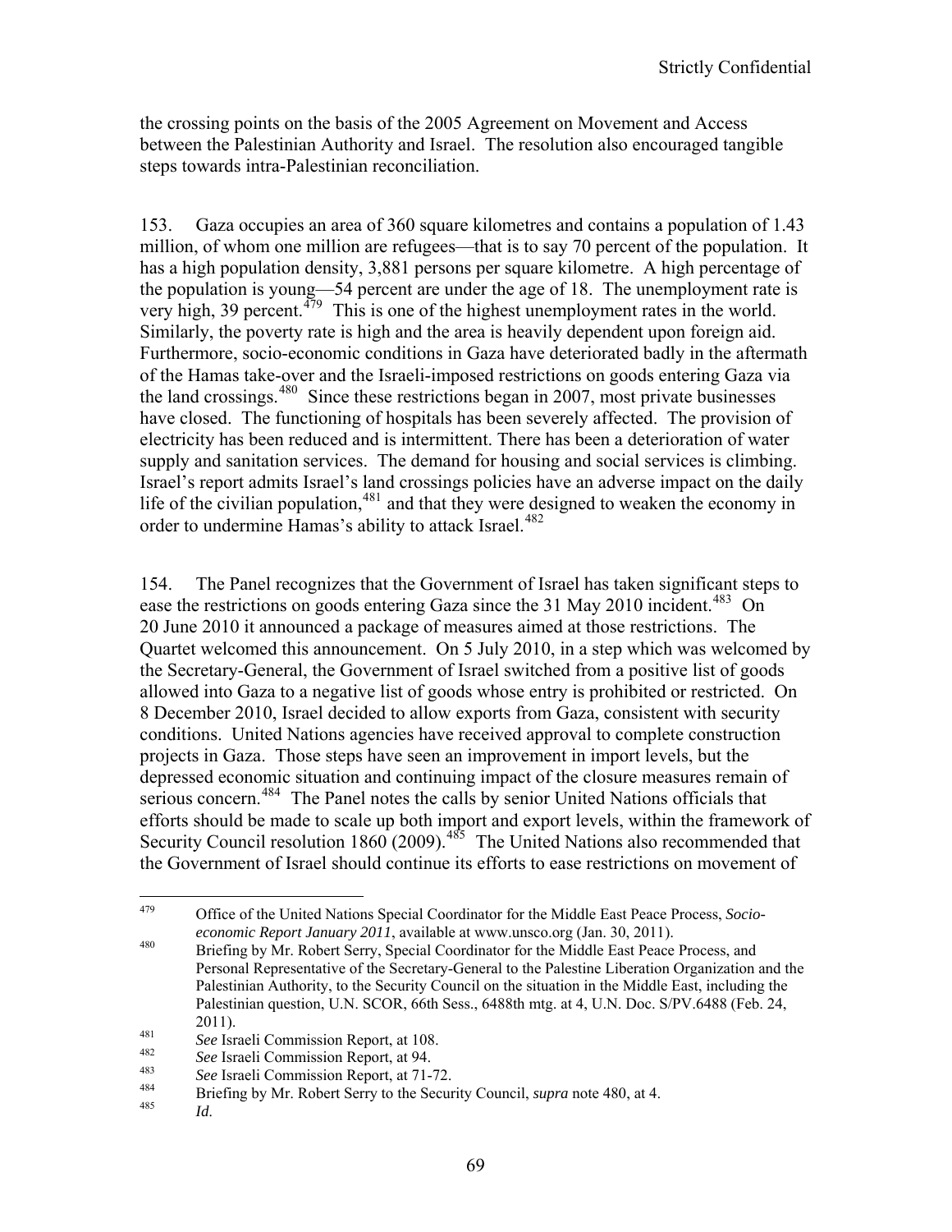the crossing points on the basis of the 2005 Agreement on Movement and Access between the Palestinian Authority and Israel. The resolution also encouraged tangible steps towards intra-Palestinian reconciliation.

153. Gaza occupies an area of 360 square kilometres and contains a population of 1.43 million, of whom one million are refugees—that is to say 70 percent of the population. It has a high population density, 3,881 persons per square kilometre. A high percentage of the population is young—54 percent are under the age of 18. The unemployment rate is very high, 39 percent.[479] This is one of the highest unemployment rates in the world. Similarly, the poverty rate is high and the area is heavily dependent upon foreign aid. Furthermore, socio-economic conditions in Gaza have deteriorated badly in the aftermath of the Hamas take-over and the Israeli-imposed restrictions on goods entering Gaza via the land crossings.[480] Since these restrictions began in 2007, most private businesses have closed. The functioning of hospitals has been severely affected. The provision of electricity has been reduced and is intermittent. There has been a deterioration of water supply and sanitation services. The demand for housing and social services is climbing. Israel's report admits Israel's land crossings policies have an adverse impact on the daily life of the civilian population,[481] and that they were designed to weaken the economy in order to undermine Hamas's ability to attack Israel.[482]

154. The Panel recognizes that the Government of Israel has taken significant steps to ease the restrictions on goods entering Gaza since the 31 May 2010 incident.[483] On 20 June 2010 it announced a package of measures aimed at those restrictions. The Quartet welcomed this announcement. On 5 July 2010, in a step which was welcomed by the Secretary-General, the Government of Israel switched from a positive list of goods allowed into Gaza to a negative list of goods whose entry is prohibited or restricted. On 8 December 2010, Israel decided to allow exports from Gaza, consistent with security conditions. United Nations agencies have received approval to complete construction projects in Gaza. Those steps have seen an improvement in import levels, but the depressed economic situation and continuing impact of the closure measures remain of serious concern.[484] The Panel notes the calls by senior United Nations officials that efforts should be made to scale up both import and export levels, within the framework of Security Council resolution 1860 (2009).[485] The United Nations also recommended that the Government of Israel should continue its efforts to ease restrictions on movement of

---

[479] Office of the United Nations Special Coordinator for the Middle East Peace Process, *Socio-economic Report January 2011*, available at www.unsco.org (Jan. 30, 2011).

[480] Briefing by Mr. Robert Serry, Special Coordinator for the Middle East Peace Process, and Personal Representative of the Secretary-General to the Palestine Liberation Organization and the Palestinian Authority, to the Security Council on the situation in the Middle East, including the Palestinian question, U.N. SCOR, 66th Sess., 6488th mtg. at 4, U.N. Doc. S/PV.6488 (Feb. 24, 2011).

[481] *See* Israeli Commission Report, at 108.

[482] *See* Israeli Commission Report, at 94.

[483] *See* Israeli Commission Report, at 71-72.

[484] Briefing by Mr. Robert Serry to the Security Council, *supra* note 480, at 4.

[485] *Id.*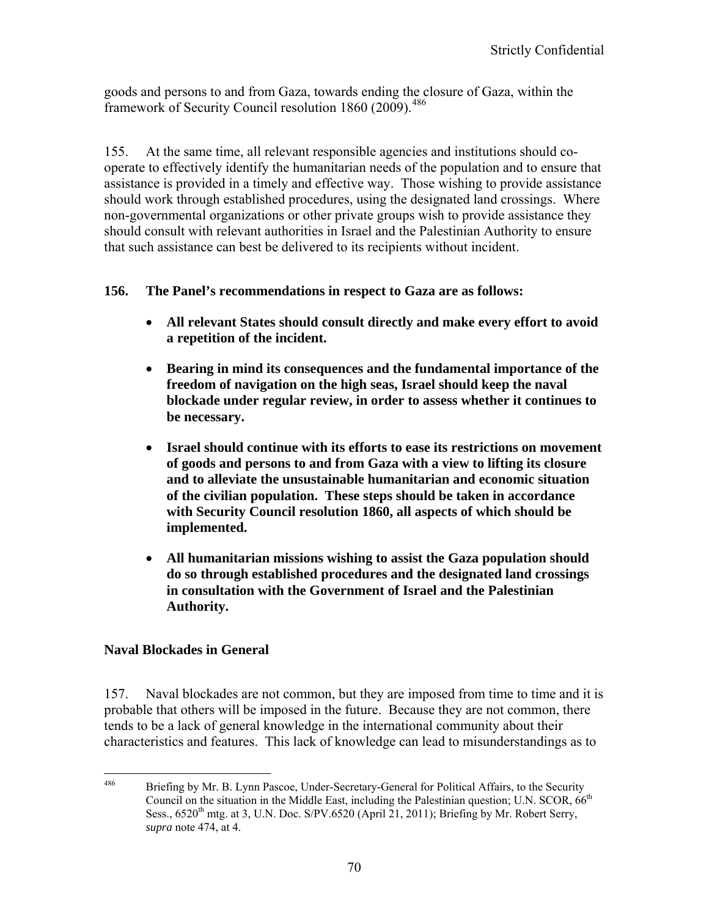goods and persons to and from Gaza, towards ending the closure of Gaza, within the framework of Security Council resolution 1860 (2009).[486]

155. At the same time, all relevant responsible agencies and institutions should co-operate to effectively identify the humanitarian needs of the population and to ensure that assistance is provided in a timely and effective way. Those wishing to provide assistance should work through established procedures, using the designated land crossings. Where non-governmental organizations or other private groups wish to provide assistance they should consult with relevant authorities in Israel and the Palestinian Authority to ensure that such assistance can best be delivered to its recipients without incident.

**156. The Panel's recommendations in respect to Gaza are as follows:**

- **All relevant States should consult directly and make every effort to avoid a repetition of the incident.**

- **Bearing in mind its consequences and the fundamental importance of the freedom of navigation on the high seas, Israel should keep the naval blockade under regular review, in order to assess whether it continues to be necessary.**

- **Israel should continue with its efforts to ease its restrictions on movement of goods and persons to and from Gaza with a view to lifting its closure and to alleviate the unsustainable humanitarian and economic situation of the civilian population. These steps should be taken in accordance with Security Council resolution 1860, all aspects of which should be implemented.**

- **All humanitarian missions wishing to assist the Gaza population should do so through established procedures and the designated land crossings in consultation with the Government of Israel and the Palestinian Authority.**

### Naval Blockades in General

157. Naval blockades are not common, but they are imposed from time to time and it is probable that others will be imposed in the future. Because they are not common, there tends to be a lack of general knowledge in the international community about their characteristics and features. This lack of knowledge can lead to misunderstandings as to

---

[486] Briefing by Mr. B. Lynn Pascoe, Under-Secretary-General for Political Affairs, to the Security Council on the situation in the Middle East, including the Palestinian question; U.N. SCOR, 66th Sess., 6520th mtg. at 3, U.N. Doc. S/PV.6520 (April 21, 2011); Briefing by Mr. Robert Serry, *supra* note 474, at 4.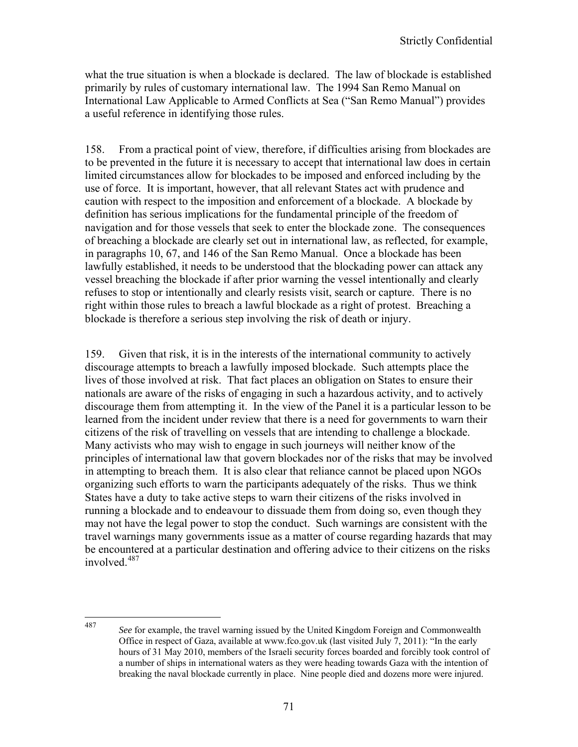what the true situation is when a blockade is declared. The law of blockade is established primarily by rules of customary international law. The 1994 San Remo Manual on International Law Applicable to Armed Conflicts at Sea ("San Remo Manual") provides a useful reference in identifying those rules.

158. From a practical point of view, therefore, if difficulties arising from blockades are to be prevented in the future it is necessary to accept that international law does in certain limited circumstances allow for blockades to be imposed and enforced including by the use of force. It is important, however, that all relevant States act with prudence and caution with respect to the imposition and enforcement of a blockade. A blockade by definition has serious implications for the fundamental principle of the freedom of navigation and for those vessels that seek to enter the blockade zone. The consequences of breaching a blockade are clearly set out in international law, as reflected, for example, in paragraphs 10, 67, and 146 of the San Remo Manual. Once a blockade has been lawfully established, it needs to be understood that the blockading power can attack any vessel breaching the blockade if after prior warning the vessel intentionally and clearly refuses to stop or intentionally and clearly resists visit, search or capture. There is no right within those rules to breach a lawful blockade as a right of protest. Breaching a blockade is therefore a serious step involving the risk of death or injury.

159. Given that risk, it is in the interests of the international community to actively discourage attempts to breach a lawfully imposed blockade. Such attempts place the lives of those involved at risk. That fact places an obligation on States to ensure their nationals are aware of the risks of engaging in such a hazardous activity, and to actively discourage them from attempting it. In the view of the Panel it is a particular lesson to be learned from the incident under review that there is a need for governments to warn their citizens of the risk of travelling on vessels that are intending to challenge a blockade. Many activists who may wish to engage in such journeys will neither know of the principles of international law that govern blockades nor of the risks that may be involved in attempting to breach them. It is also clear that reliance cannot be placed upon NGOs organizing such efforts to warn the participants adequately of the risks. Thus we think States have a duty to take active steps to warn their citizens of the risks involved in running a blockade and to endeavour to dissuade them from doing so, even though they may not have the legal power to stop the conduct. Such warnings are consistent with the travel warnings many governments issue as a matter of course regarding hazards that may be encountered at a particular destination and offering advice to their citizens on the risks involved.[487]

---

[487] *See* for example, the travel warning issued by the United Kingdom Foreign and Commonwealth Office in respect of Gaza, available at www.fco.gov.uk (last visited July 7, 2011): "In the early hours of 31 May 2010, members of the Israeli security forces boarded and forcibly took control of a number of ships in international waters as they were heading towards Gaza with the intention of breaking the naval blockade currently in place. Nine people died and dozens more were injured.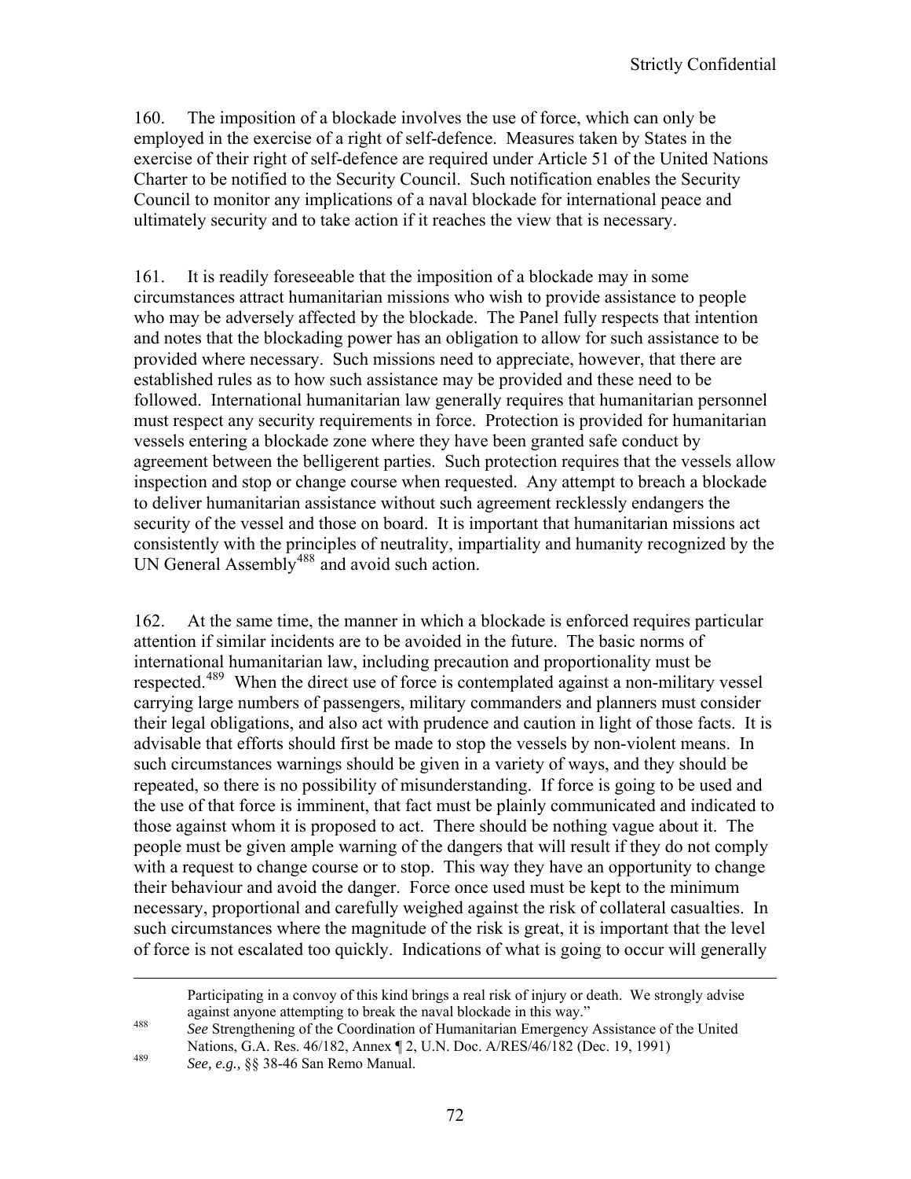160. The imposition of a blockade involves the use of force, which can only be employed in the exercise of a right of self-defence. Measures taken by States in the exercise of their right of self-defence are required under Article 51 of the United Nations Charter to be notified to the Security Council. Such notification enables the Security Council to monitor any implications of a naval blockade for international peace and ultimately security and to take action if it reaches the view that is necessary.

161. It is readily foreseeable that the imposition of a blockade may in some circumstances attract humanitarian missions who wish to provide assistance to people who may be adversely affected by the blockade. The Panel fully respects that intention and notes that the blockading power has an obligation to allow for such assistance to be provided where necessary. Such missions need to appreciate, however, that there are established rules as to how such assistance may be provided and these need to be followed. International humanitarian law generally requires that humanitarian personnel must respect any security requirements in force. Protection is provided for humanitarian vessels entering a blockade zone where they have been granted safe conduct by agreement between the belligerent parties. Such protection requires that the vessels allow inspection and stop or change course when requested. Any attempt to breach a blockade to deliver humanitarian assistance without such agreement recklessly endangers the security of the vessel and those on board. It is important that humanitarian missions act consistently with the principles of neutrality, impartiality and humanity recognized by the UN General Assembly[488] and avoid such action.

162. At the same time, the manner in which a blockade is enforced requires particular attention if similar incidents are to be avoided in the future. The basic norms of international humanitarian law, including precaution and proportionality must be respected.[489] When the direct use of force is contemplated against a non-military vessel carrying large numbers of passengers, military commanders and planners must consider their legal obligations, and also act with prudence and caution in light of those facts. It is advisable that efforts should first be made to stop the vessels by non-violent means. In such circumstances warnings should be given in a variety of ways, and they should be repeated, so there is no possibility of misunderstanding. If force is going to be used and the use of that force is imminent, that fact must be plainly communicated and indicated to those against whom it is proposed to act. There should be nothing vague about it. The people must be given ample warning of the dangers that will result if they do not comply with a request to change course or to stop. This way they have an opportunity to change their behaviour and avoid the danger. Force once used must be kept to the minimum necessary, proportional and carefully weighed against the risk of collateral casualties. In such circumstances where the magnitude of the risk is great, it is important that the level of force is not escalated too quickly. Indications of what is going to occur will generally

---

Participating in a convoy of this kind brings a real risk of injury or death. We strongly advise against anyone attempting to break the naval blockade in this way."

[488] *See* Strengthening of the Coordination of Humanitarian Emergency Assistance of the United Nations, G.A. Res. 46/182, Annex ¶ 2, U.N. Doc. A/RES/46/182 (Dec. 19, 1991)

[489] *See, e.g.,* §§ 38-46 San Remo Manual.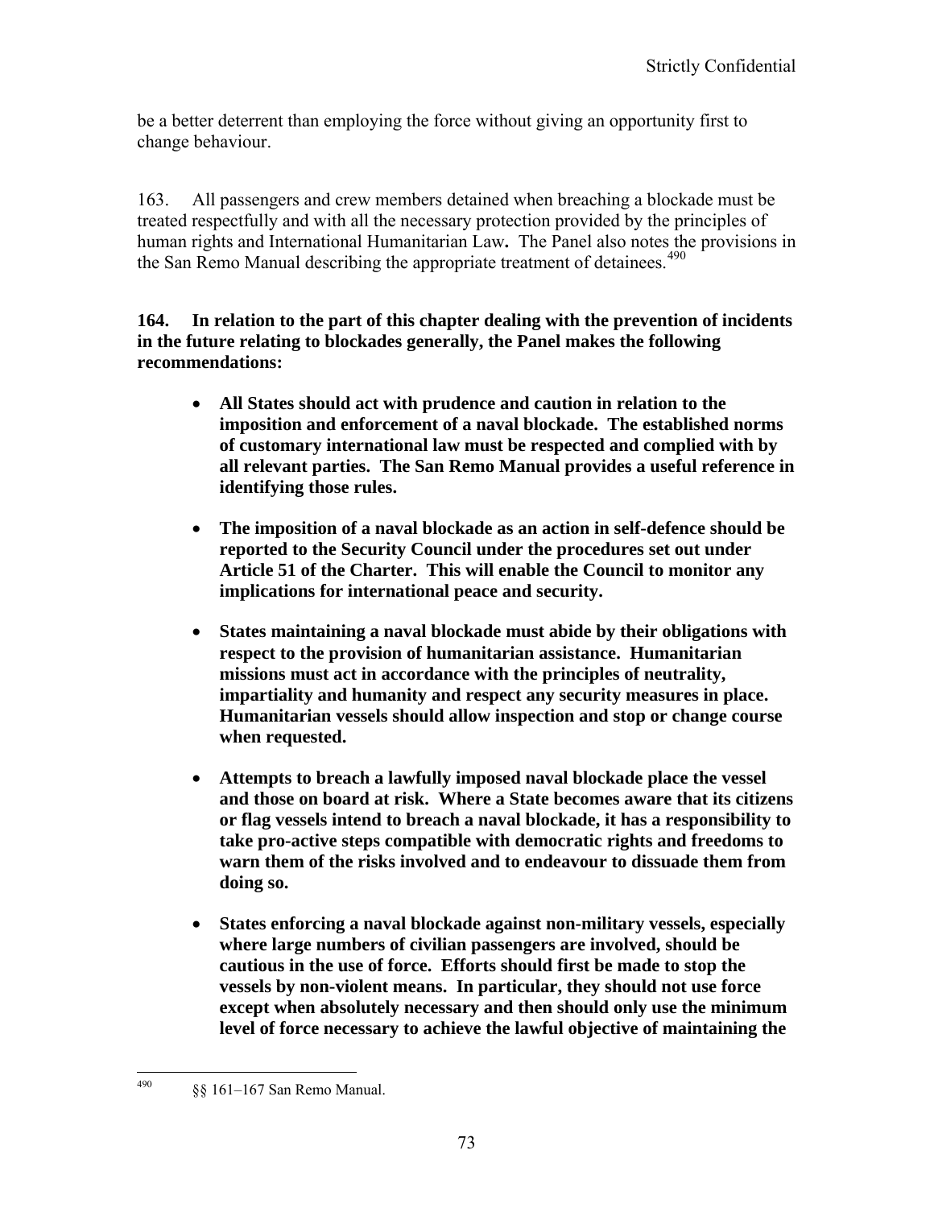be a better deterrent than employing the force without giving an opportunity first to change behaviour.

163. All passengers and crew members detained when breaching a blockade must be treated respectfully and with all the necessary protection provided by the principles of human rights and International Humanitarian Law**.** The Panel also notes the provisions in the San Remo Manual describing the appropriate treatment of detainees.[490]

**164. In relation to the part of this chapter dealing with the prevention of incidents in the future relating to blockades generally, the Panel makes the following recommendations:**

- **All States should act with prudence and caution in relation to the imposition and enforcement of a naval blockade. The established norms of customary international law must be respected and complied with by all relevant parties. The San Remo Manual provides a useful reference in identifying those rules.**

- **The imposition of a naval blockade as an action in self-defence should be reported to the Security Council under the procedures set out under Article 51 of the Charter. This will enable the Council to monitor any implications for international peace and security.**

- **States maintaining a naval blockade must abide by their obligations with respect to the provision of humanitarian assistance. Humanitarian missions must act in accordance with the principles of neutrality, impartiality and humanity and respect any security measures in place. Humanitarian vessels should allow inspection and stop or change course when requested.**

- **Attempts to breach a lawfully imposed naval blockade place the vessel and those on board at risk. Where a State becomes aware that its citizens or flag vessels intend to breach a naval blockade, it has a responsibility to take pro-active steps compatible with democratic rights and freedoms to warn them of the risks involved and to endeavour to dissuade them from doing so.**

- **States enforcing a naval blockade against non-military vessels, especially where large numbers of civilian passengers are involved, should be cautious in the use of force. Efforts should first be made to stop the vessels by non-violent means. In particular, they should not use force except when absolutely necessary and then should only use the minimum level of force necessary to achieve the lawful objective of maintaining the**

[490] §§ 161–167 San Remo Manual.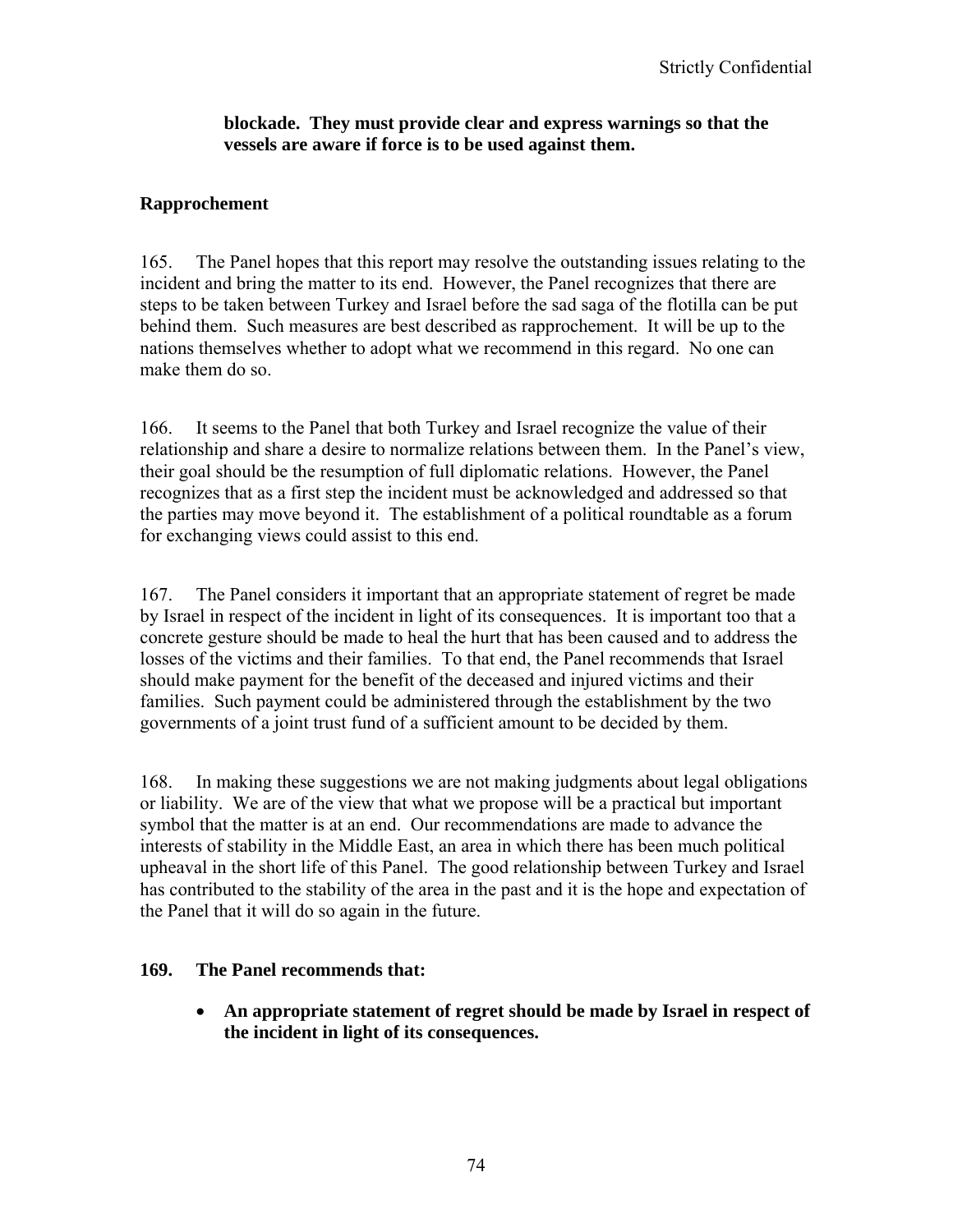**blockade. They must provide clear and express warnings so that the vessels are aware if force is to be used against them.**

## Rapprochement

165. The Panel hopes that this report may resolve the outstanding issues relating to the incident and bring the matter to its end. However, the Panel recognizes that there are steps to be taken between Turkey and Israel before the sad saga of the flotilla can be put behind them. Such measures are best described as rapprochement. It will be up to the nations themselves whether to adopt what we recommend in this regard. No one can make them do so.

166. It seems to the Panel that both Turkey and Israel recognize the value of their relationship and share a desire to normalize relations between them. In the Panel's view, their goal should be the resumption of full diplomatic relations. However, the Panel recognizes that as a first step the incident must be acknowledged and addressed so that the parties may move beyond it. The establishment of a political roundtable as a forum for exchanging views could assist to this end.

167. The Panel considers it important that an appropriate statement of regret be made by Israel in respect of the incident in light of its consequences. It is important too that a concrete gesture should be made to heal the hurt that has been caused and to address the losses of the victims and their families. To that end, the Panel recommends that Israel should make payment for the benefit of the deceased and injured victims and their families. Such payment could be administered through the establishment by the two governments of a joint trust fund of a sufficient amount to be decided by them.

168. In making these suggestions we are not making judgments about legal obligations or liability. We are of the view that what we propose will be a practical but important symbol that the matter is at an end. Our recommendations are made to advance the interests of stability in the Middle East, an area in which there has been much political upheaval in the short life of this Panel. The good relationship between Turkey and Israel has contributed to the stability of the area in the past and it is the hope and expectation of the Panel that it will do so again in the future.

**169. The Panel recommends that:**

- **An appropriate statement of regret should be made by Israel in respect of the incident in light of its consequences.**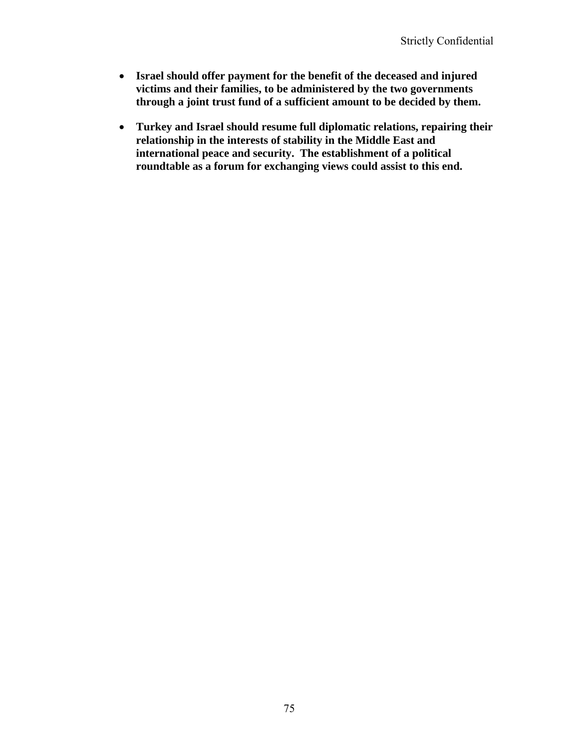- **Israel should offer payment for the benefit of the deceased and injured victims and their families, to be administered by the two governments through a joint trust fund of a sufficient amount to be decided by them.**

- **Turkey and Israel should resume full diplomatic relations, repairing their relationship in the interests of stability in the Middle East and international peace and security. The establishment of a political roundtable as a forum for exchanging views could assist to this end.**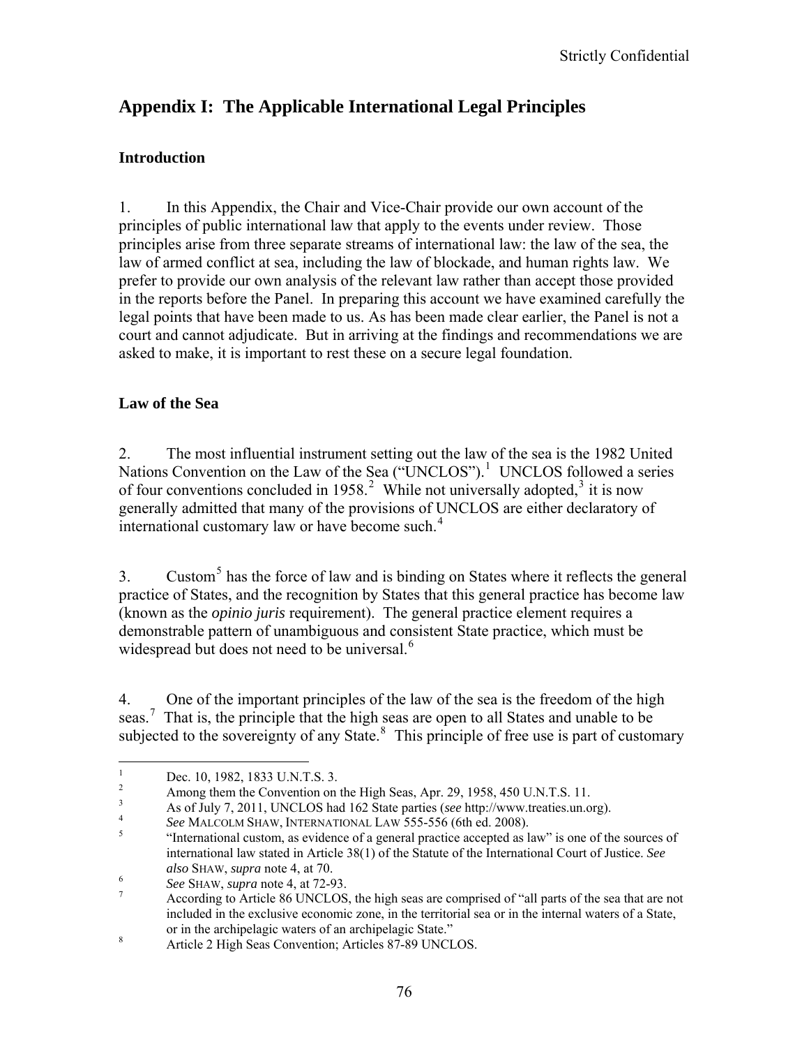## Appendix I: The Applicable International Legal Principles

### Introduction

1. In this Appendix, the Chair and Vice-Chair provide our own account of the principles of public international law that apply to the events under review. Those principles arise from three separate streams of international law: the law of the sea, the law of armed conflict at sea, including the law of blockade, and human rights law. We prefer to provide our own analysis of the relevant law rather than accept those provided in the reports before the Panel. In preparing this account we have examined carefully the legal points that have been made to us. As has been made clear earlier, the Panel is not a court and cannot adjudicate. But in arriving at the findings and recommendations we are asked to make, it is important to rest these on a secure legal foundation.

### Law of the Sea

2. The most influential instrument setting out the law of the sea is the 1982 United Nations Convention on the Law of the Sea ("UNCLOS").[1] UNCLOS followed a series of four conventions concluded in 1958.[2] While not universally adopted,[3] it is now generally admitted that many of the provisions of UNCLOS are either declaratory of international customary law or have become such.[4]

3. Custom[5] has the force of law and is binding on States where it reflects the general practice of States, and the recognition by States that this general practice has become law (known as the *opinio juris* requirement). The general practice element requires a demonstrable pattern of unambiguous and consistent State practice, which must be widespread but does not need to be universal.[6]

4. One of the important principles of the law of the sea is the freedom of the high seas.[7] That is, the principle that the high seas are open to all States and unable to be subjected to the sovereignty of any State.[8] This principle of free use is part of customary

---

[1] Dec. 10, 1982, 1833 U.N.T.S. 3.

[2] Among them the Convention on the High Seas, Apr. 29, 1958, 450 U.N.T.S. 11.

[3] As of July 7, 2011, UNCLOS had 162 State parties (*see* http://www.treaties.un.org).

[4] *See* MALCOLM SHAW, INTERNATIONAL LAW 555-556 (6th ed. 2008).

[5] "International custom, as evidence of a general practice accepted as law" is one of the sources of international law stated in Article 38(1) of the Statute of the International Court of Justice. *See also* SHAW, *supra* note 4, at 70.

[6] *See* SHAW, *supra* note 4, at 72-93.

[7] According to Article 86 UNCLOS, the high seas are comprised of "all parts of the sea that are not included in the exclusive economic zone, in the territorial sea or in the internal waters of a State, or in the archipelagic waters of an archipelagic State."

[8] Article 2 High Seas Convention; Articles 87-89 UNCLOS.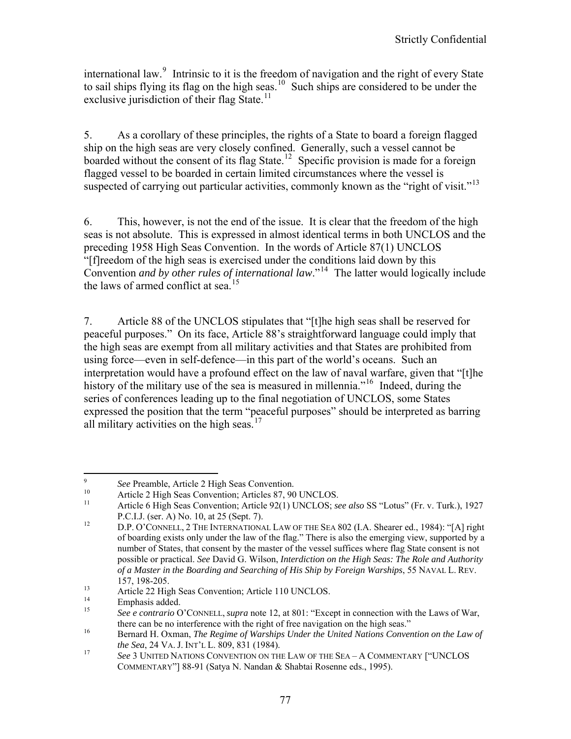international law.[9] Intrinsic to it is the freedom of navigation and the right of every State to sail ships flying its flag on the high seas.[10] Such ships are considered to be under the exclusive jurisdiction of their flag State.[11]

5. As a corollary of these principles, the rights of a State to board a foreign flagged ship on the high seas are very closely confined. Generally, such a vessel cannot be boarded without the consent of its flag State.[12] Specific provision is made for a foreign flagged vessel to be boarded in certain limited circumstances where the vessel is suspected of carrying out particular activities, commonly known as the "right of visit."[13]

6. This, however, is not the end of the issue. It is clear that the freedom of the high seas is not absolute. This is expressed in almost identical terms in both UNCLOS and the preceding 1958 High Seas Convention. In the words of Article 87(1) UNCLOS "[f]reedom of the high seas is exercised under the conditions laid down by this Convention *and by other rules of international law*."[14] The latter would logically include the laws of armed conflict at sea.[15]

7. Article 88 of the UNCLOS stipulates that "[t]he high seas shall be reserved for peaceful purposes." On its face, Article 88's straightforward language could imply that the high seas are exempt from all military activities and that States are prohibited from using force—even in self-defence—in this part of the world's oceans. Such an interpretation would have a profound effect on the law of naval warfare, given that "[t]he history of the military use of the sea is measured in millennia."[16] Indeed, during the series of conferences leading up to the final negotiation of UNCLOS, some States expressed the position that the term "peaceful purposes" should be interpreted as barring all military activities on the high seas.[17]

---

[9] *See* Preamble, Article 2 High Seas Convention.

[10] Article 2 High Seas Convention; Articles 87, 90 UNCLOS.

[11] Article 6 High Seas Convention; Article 92(1) UNCLOS; *see also* SS "Lotus" (Fr. v. Turk.), 1927 P.C.I.J. (ser. A) No. 10, at 25 (Sept. 7).

[12] D.P. O'CONNELL, 2 THE INTERNATIONAL LAW OF THE SEA 802 (I.A. Shearer ed., 1984): "[A] right of boarding exists only under the law of the flag." There is also the emerging view, supported by a number of States, that consent by the master of the vessel suffices where flag State consent is not possible or practical. *See* David G. Wilson, *Interdiction on the High Seas: The Role and Authority of a Master in the Boarding and Searching of His Ship by Foreign Warships*, 55 NAVAL L. REV. 157, 198-205.

[13] Article 22 High Seas Convention; Article 110 UNCLOS.

[14] Emphasis added.

[15] *See e contrario* O'CONNELL, *supra* note 12, at 801: "Except in connection with the Laws of War, there can be no interference with the right of free navigation on the high seas."

[16] Bernard H. Oxman, *The Regime of Warships Under the United Nations Convention on the Law of the Sea*, 24 VA. J. INT'L L. 809, 831 (1984).

[17] *See* 3 UNITED NATIONS CONVENTION ON THE LAW OF THE SEA – A COMMENTARY ["UNCLOS COMMENTARY"] 88-91 (Satya N. Nandan & Shabtai Rosenne eds., 1995).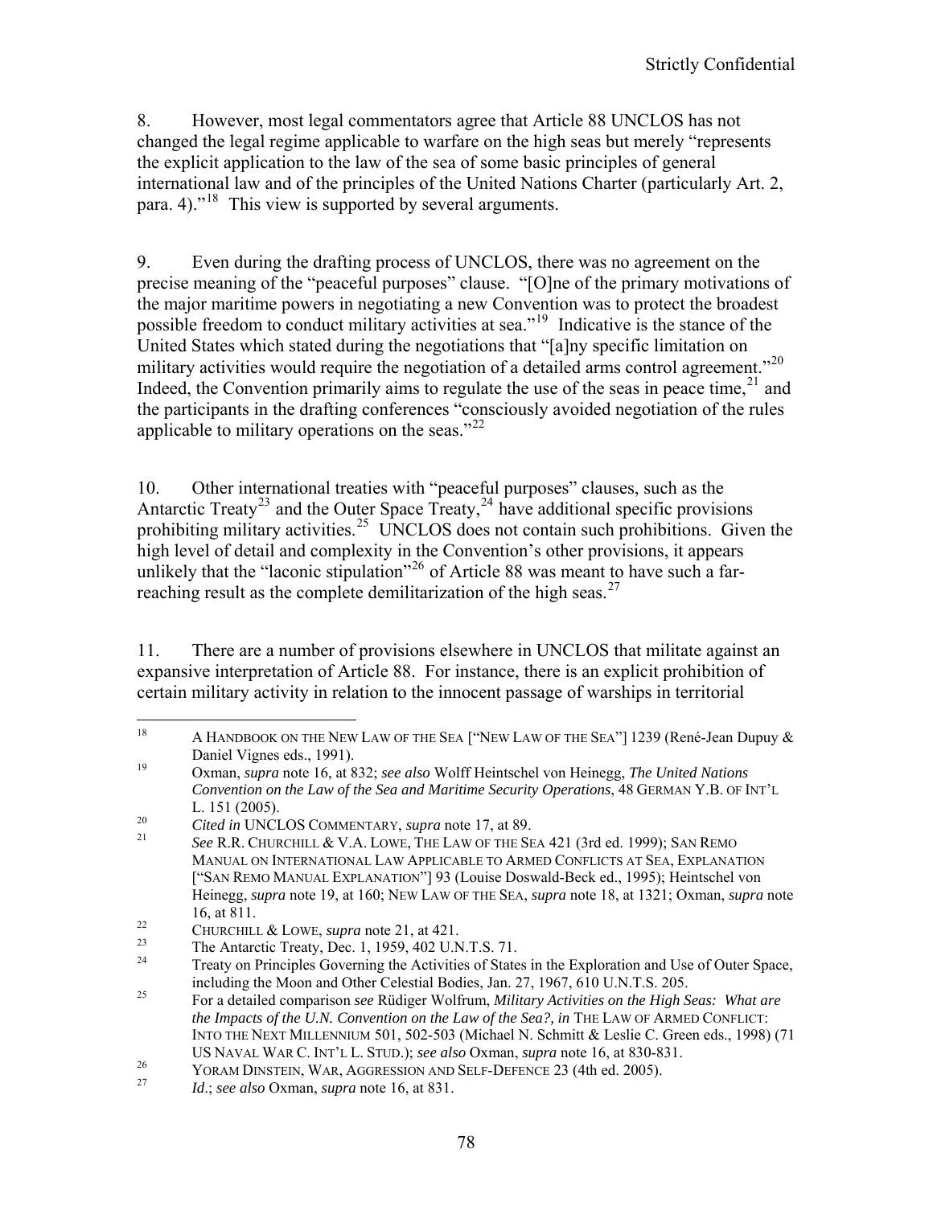8. However, most legal commentators agree that Article 88 UNCLOS has not changed the legal regime applicable to warfare on the high seas but merely "represents the explicit application to the law of the sea of some basic principles of general international law and of the principles of the United Nations Charter (particularly Art. 2, para. 4)."[18] This view is supported by several arguments.

9. Even during the drafting process of UNCLOS, there was no agreement on the precise meaning of the "peaceful purposes" clause. "[O]ne of the primary motivations of the major maritime powers in negotiating a new Convention was to protect the broadest possible freedom to conduct military activities at sea."[19] Indicative is the stance of the United States which stated during the negotiations that "[a]ny specific limitation on military activities would require the negotiation of a detailed arms control agreement."[20] Indeed, the Convention primarily aims to regulate the use of the seas in peace time,[21] and the participants in the drafting conferences "consciously avoided negotiation of the rules applicable to military operations on the seas."[22]

10. Other international treaties with "peaceful purposes" clauses, such as the Antarctic Treaty[23] and the Outer Space Treaty,[24] have additional specific provisions prohibiting military activities.[25] UNCLOS does not contain such prohibitions. Given the high level of detail and complexity in the Convention's other provisions, it appears unlikely that the "laconic stipulation"[26] of Article 88 was meant to have such a far-reaching result as the complete demilitarization of the high seas.[27]

11. There are a number of provisions elsewhere in UNCLOS that militate against an expansive interpretation of Article 88. For instance, there is an explicit prohibition of certain military activity in relation to the innocent passage of warships in territorial

---

[18] A HANDBOOK ON THE NEW LAW OF THE SEA ["NEW LAW OF THE SEA"] 1239 (René-Jean Dupuy & Daniel Vignes eds., 1991).

[19] Oxman, *supra* note 16, at 832; *see also* Wolff Heintschel von Heinegg, *The United Nations Convention on the Law of the Sea and Maritime Security Operations*, 48 GERMAN Y.B. OF INT'L L. 151 (2005).

[20] *Cited in* UNCLOS COMMENTARY, *supra* note 17, at 89.

[21] *See* R.R. CHURCHILL & V.A. LOWE, THE LAW OF THE SEA 421 (3rd ed. 1999); SAN REMO MANUAL ON INTERNATIONAL LAW APPLICABLE TO ARMED CONFLICTS AT SEA, EXPLANATION ["SAN REMO MANUAL EXPLANATION"] 93 (Louise Doswald-Beck ed., 1995); Heintschel von Heinegg, *supra* note 19, at 160; NEW LAW OF THE SEA, *supra* note 18, at 1321; Oxman, *supra* note 16, at 811.

[22] CHURCHILL & LOWE, *supra* note 21, at 421.

[23] The Antarctic Treaty, Dec. 1, 1959, 402 U.N.T.S. 71.

[24] Treaty on Principles Governing the Activities of States in the Exploration and Use of Outer Space, including the Moon and Other Celestial Bodies, Jan. 27, 1967, 610 U.N.T.S. 205.

[25] For a detailed comparison *see* Rüdiger Wolfrum, *Military Activities on the High Seas: What are the Impacts of the U.N. Convention on the Law of the Sea?, in* THE LAW OF ARMED CONFLICT: INTO THE NEXT MILLENNIUM 501, 502-503 (Michael N. Schmitt & Leslie C. Green eds., 1998) (71 US NAVAL WAR C. INT'L L. STUD.); *see also* Oxman, *supra* note 16, at 830-831.

[26] YORAM DINSTEIN, WAR, AGGRESSION AND SELF-DEFENCE 23 (4th ed. 2005).

[27] *Id*.; *see also* Oxman, *supra* note 16, at 831.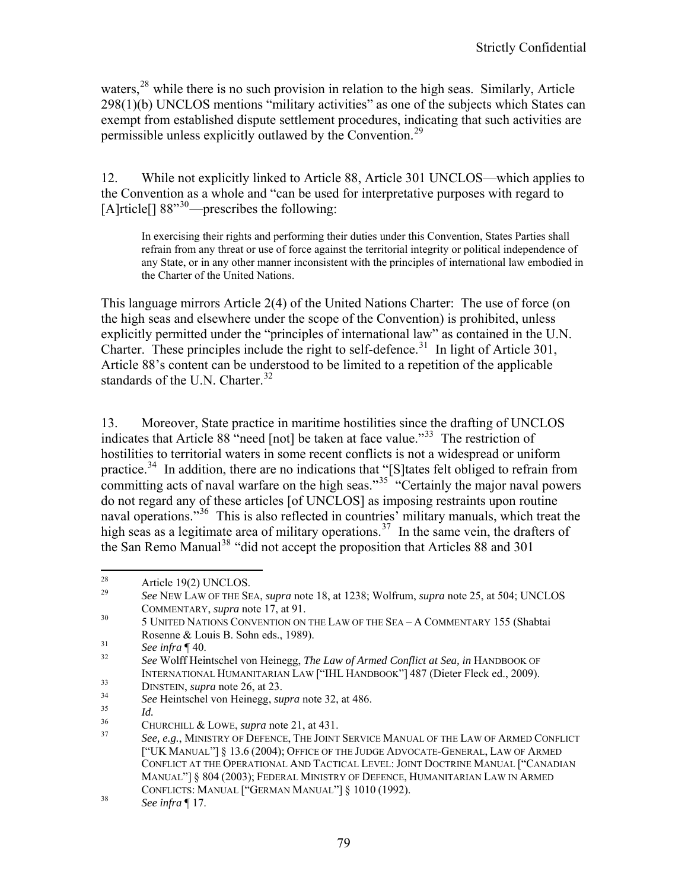waters,[28] while there is no such provision in relation to the high seas. Similarly, Article 298(1)(b) UNCLOS mentions "military activities" as one of the subjects which States can exempt from established dispute settlement procedures, indicating that such activities are permissible unless explicitly outlawed by the Convention.[29]

12. While not explicitly linked to Article 88, Article 301 UNCLOS—which applies to the Convention as a whole and "can be used for interpretative purposes with regard to [A]rticle[] 88"[30]—prescribes the following:

> In exercising their rights and performing their duties under this Convention, States Parties shall refrain from any threat or use of force against the territorial integrity or political independence of any State, or in any other manner inconsistent with the principles of international law embodied in the Charter of the United Nations.

This language mirrors Article 2(4) of the United Nations Charter: The use of force (on the high seas and elsewhere under the scope of the Convention) is prohibited, unless explicitly permitted under the "principles of international law" as contained in the U.N. Charter. These principles include the right to self-defence.[31] In light of Article 301, Article 88's content can be understood to be limited to a repetition of the applicable standards of the U.N. Charter.[32]

13. Moreover, State practice in maritime hostilities since the drafting of UNCLOS indicates that Article 88 "need [not] be taken at face value."[33] The restriction of hostilities to territorial waters in some recent conflicts is not a widespread or uniform practice.[34] In addition, there are no indications that "[S]tates felt obliged to refrain from committing acts of naval warfare on the high seas."[35] "Certainly the major naval powers do not regard any of these articles [of UNCLOS] as imposing restraints upon routine naval operations."[36] This is also reflected in countries' military manuals, which treat the high seas as a legitimate area of military operations.[37] In the same vein, the drafters of the San Remo Manual[38] "did not accept the proposition that Articles 88 and 301

---

28 Article 19(2) UNCLOS.

29 *See* NEW LAW OF THE SEA, *supra* note 18, at 1238; Wolfrum, *supra* note 25, at 504; UNCLOS COMMENTARY, *supra* note 17, at 91.

30 5 UNITED NATIONS CONVENTION ON THE LAW OF THE SEA – A COMMENTARY 155 (Shabtai Rosenne & Louis B. Sohn eds., 1989).

31 *See infra* ¶ 40.

32 *See* Wolff Heintschel von Heinegg, *The Law of Armed Conflict at Sea, in* HANDBOOK OF INTERNATIONAL HUMANITARIAN LAW ["IHL HANDBOOK"] 487 (Dieter Fleck ed., 2009).

33 DINSTEIN, *supra* note 26, at 23.

34 *See* Heintschel von Heinegg, *supra* note 32, at 486.

35 *Id.*

36 CHURCHILL & LOWE, *supra* note 21, at 431.

37 *See, e.g.*, MINISTRY OF DEFENCE, THE JOINT SERVICE MANUAL OF THE LAW OF ARMED CONFLICT ["UK MANUAL"] § 13.6 (2004); OFFICE OF THE JUDGE ADVOCATE-GENERAL, LAW OF ARMED CONFLICT AT THE OPERATIONAL AND TACTICAL LEVEL: JOINT DOCTRINE MANUAL ["CANADIAN MANUAL"] § 804 (2003); FEDERAL MINISTRY OF DEFENCE, HUMANITARIAN LAW IN ARMED CONFLICTS: MANUAL ["GERMAN MANUAL"] § 1010 (1992).

38 *See infra* ¶ 17.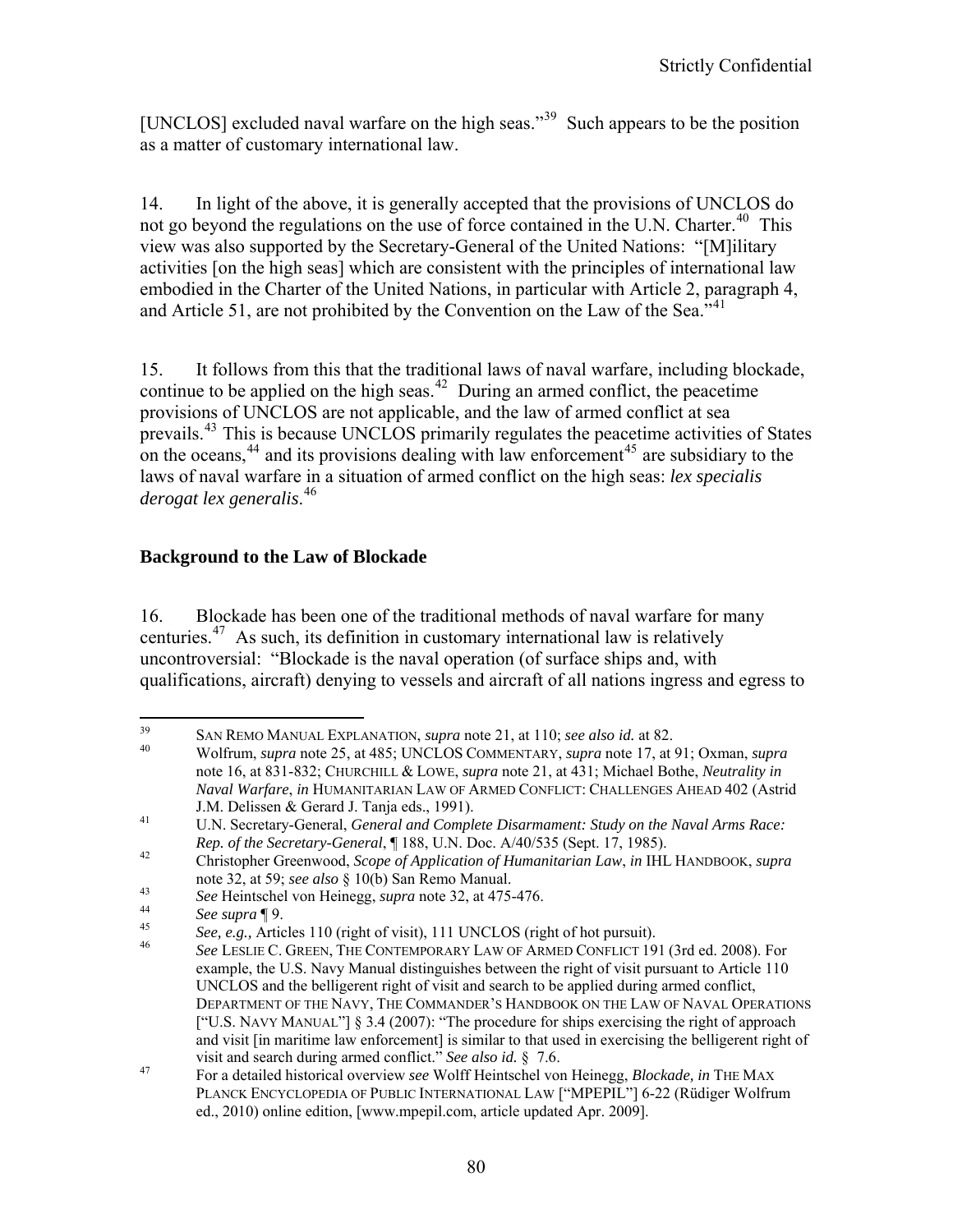[UNCLOS] excluded naval warfare on the high seas."[39] Such appears to be the position as a matter of customary international law.

14. In light of the above, it is generally accepted that the provisions of UNCLOS do not go beyond the regulations on the use of force contained in the U.N. Charter.[40] This view was also supported by the Secretary-General of the United Nations: "[M]ilitary activities [on the high seas] which are consistent with the principles of international law embodied in the Charter of the United Nations, in particular with Article 2, paragraph 4, and Article 51, are not prohibited by the Convention on the Law of the Sea."[41]

15. It follows from this that the traditional laws of naval warfare, including blockade, continue to be applied on the high seas.[42] During an armed conflict, the peacetime provisions of UNCLOS are not applicable, and the law of armed conflict at sea prevails.[43] This is because UNCLOS primarily regulates the peacetime activities of States on the oceans,[44] and its provisions dealing with law enforcement[45] are subsidiary to the laws of naval warfare in a situation of armed conflict on the high seas: *lex specialis derogat lex generalis*.[46]

### Background to the Law of Blockade

16. Blockade has been one of the traditional methods of naval warfare for many centuries.[47] As such, its definition in customary international law is relatively uncontroversial: "Blockade is the naval operation (of surface ships and, with qualifications, aircraft) denying to vessels and aircraft of all nations ingress and egress to

---

[39] SAN REMO MANUAL EXPLANATION, *supra* note 21, at 110; *see also id.* at 82.

[40] Wolfrum, *supra* note 25, at 485; UNCLOS COMMENTARY, *supra* note 17, at 91; Oxman, *supra* note 16, at 831-832; CHURCHILL & LOWE, *supra* note 21, at 431; Michael Bothe, *Neutrality in Naval Warfare*, *in* HUMANITARIAN LAW OF ARMED CONFLICT: CHALLENGES AHEAD 402 (Astrid J.M. Delissen & Gerard J. Tanja eds., 1991).

[41] U.N. Secretary-General, *General and Complete Disarmament: Study on the Naval Arms Race: Rep. of the Secretary-General*, ¶ 188, U.N. Doc. A/40/535 (Sept. 17, 1985).

[42] Christopher Greenwood, *Scope of Application of Humanitarian Law*, *in* IHL HANDBOOK, *supra* note 32, at 59; *see also* § 10(b) San Remo Manual.

[43] *See* Heintschel von Heinegg, *supra* note 32, at 475-476.

[44] *See supra* ¶ 9.

[45] *See, e.g.,* Articles 110 (right of visit), 111 UNCLOS (right of hot pursuit).

[46] *See* LESLIE C. GREEN, THE CONTEMPORARY LAW OF ARMED CONFLICT 191 (3rd ed. 2008). For example, the U.S. Navy Manual distinguishes between the right of visit pursuant to Article 110 UNCLOS and the belligerent right of visit and search to be applied during armed conflict, DEPARTMENT OF THE NAVY, THE COMMANDER'S HANDBOOK ON THE LAW OF NAVAL OPERATIONS ["U.S. NAVY MANUAL"] § 3.4 (2007): "The procedure for ships exercising the right of approach and visit [in maritime law enforcement] is similar to that used in exercising the belligerent right of visit and search during armed conflict." *See also id.* § 7.6.

[47] For a detailed historical overview *see* Wolff Heintschel von Heinegg, *Blockade, in* THE MAX PLANCK ENCYCLOPEDIA OF PUBLIC INTERNATIONAL LAW ["MPEPIL"] 6-22 (Rüdiger Wolfrum ed., 2010) online edition, [www.mpepil.com, article updated Apr. 2009].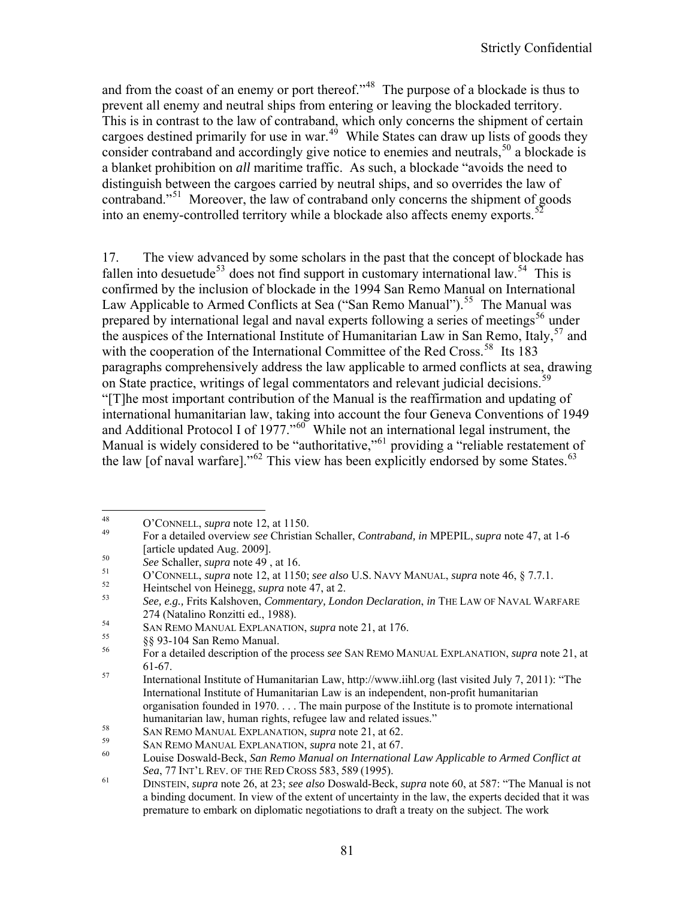and from the coast of an enemy or port thereof."[48] The purpose of a blockade is thus to prevent all enemy and neutral ships from entering or leaving the blockaded territory. This is in contrast to the law of contraband, which only concerns the shipment of certain cargoes destined primarily for use in war.[49] While States can draw up lists of goods they consider contraband and accordingly give notice to enemies and neutrals,[50] a blockade is a blanket prohibition on *all* maritime traffic. As such, a blockade "avoids the need to distinguish between the cargoes carried by neutral ships, and so overrides the law of contraband."[51] Moreover, the law of contraband only concerns the shipment of goods into an enemy-controlled territory while a blockade also affects enemy exports.[52]

17. The view advanced by some scholars in the past that the concept of blockade has fallen into desuetude[53] does not find support in customary international law.[54] This is confirmed by the inclusion of blockade in the 1994 San Remo Manual on International Law Applicable to Armed Conflicts at Sea ("San Remo Manual").[55] The Manual was prepared by international legal and naval experts following a series of meetings[56] under the auspices of the International Institute of Humanitarian Law in San Remo, Italy,[57] and with the cooperation of the International Committee of the Red Cross.[58] Its 183 paragraphs comprehensively address the law applicable to armed conflicts at sea, drawing on State practice, writings of legal commentators and relevant judicial decisions.[59] "[T]he most important contribution of the Manual is the reaffirmation and updating of international humanitarian law, taking into account the four Geneva Conventions of 1949 and Additional Protocol I of 1977."[60] While not an international legal instrument, the Manual is widely considered to be "authoritative,"[61] providing a "reliable restatement of the law [of naval warfare]."[62] This view has been explicitly endorsed by some States.[63]

---

48 O'CONNELL, *supra* note 12, at 1150.

49 For a detailed overview *see* Christian Schaller, *Contraband, in* MPEPIL, *supra* note 47, at 1-6 [article updated Aug. 2009].

50 *See* Schaller, *supra* note 49 , at 16.

51 O'CONNELL, *supra* note 12, at 1150; *see also* U.S. NAVY MANUAL, *supra* note 46, § 7.7.1.

52 Heintschel von Heinegg, *supra* note 47, at 2.

53 *See, e.g.,* Frits Kalshoven, *Commentary, London Declaration*, *in* THE LAW OF NAVAL WARFARE 274 (Natalino Ronzitti ed., 1988).

54 SAN REMO MANUAL EXPLANATION, *supra* note 21, at 176.

55 §§ 93-104 San Remo Manual.

56 For a detailed description of the process *see* SAN REMO MANUAL EXPLANATION, *supra* note 21, at 61-67.

57 International Institute of Humanitarian Law, http://www.iihl.org (last visited July 7, 2011): "The International Institute of Humanitarian Law is an independent, non-profit humanitarian organisation founded in 1970. . . . The main purpose of the Institute is to promote international humanitarian law, human rights, refugee law and related issues."

58 SAN REMO MANUAL EXPLANATION, *supra* note 21, at 62.

59 SAN REMO MANUAL EXPLANATION, *supra* note 21, at 67.

60 Louise Doswald-Beck, *San Remo Manual on International Law Applicable to Armed Conflict at Sea*, 77 INT'L REV. OF THE RED CROSS 583, 589 (1995).

61 DINSTEIN, *supra* note 26, at 23; *see also* Doswald-Beck, *supra* note 60, at 587: "The Manual is not a binding document. In view of the extent of uncertainty in the law, the experts decided that it was premature to embark on diplomatic negotiations to draft a treaty on the subject. The work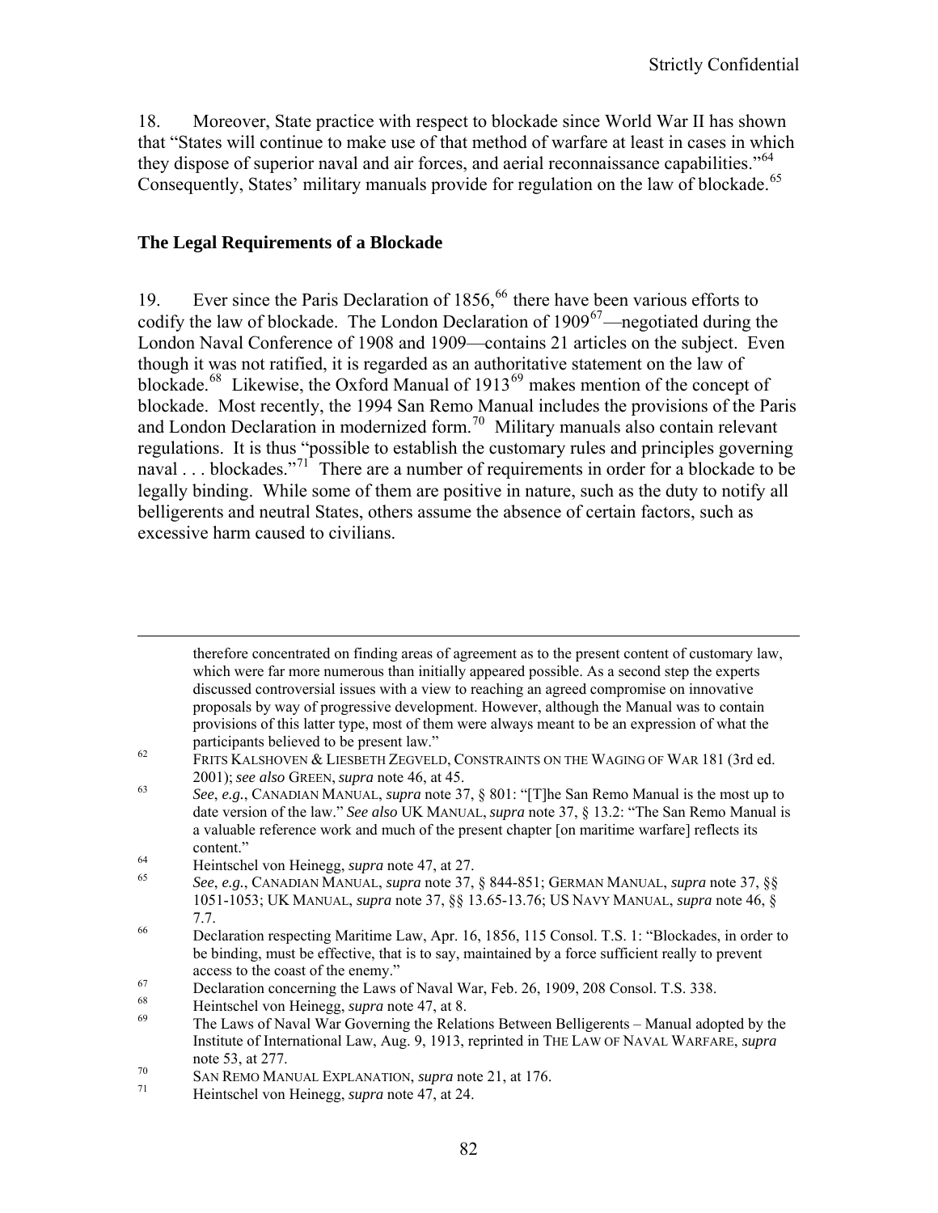18. Moreover, State practice with respect to blockade since World War II has shown that "States will continue to make use of that method of warfare at least in cases in which they dispose of superior naval and air forces, and aerial reconnaissance capabilities."[64] Consequently, States' military manuals provide for regulation on the law of blockade.[65]

### The Legal Requirements of a Blockade

19. Ever since the Paris Declaration of 1856,[66] there have been various efforts to codify the law of blockade. The London Declaration of 1909[67]—negotiated during the London Naval Conference of 1908 and 1909—contains 21 articles on the subject. Even though it was not ratified, it is regarded as an authoritative statement on the law of blockade.[68] Likewise, the Oxford Manual of 1913[69] makes mention of the concept of blockade. Most recently, the 1994 San Remo Manual includes the provisions of the Paris and London Declaration in modernized form.[70] Military manuals also contain relevant regulations. It is thus "possible to establish the customary rules and principles governing naval . . . blockades."[71] There are a number of requirements in order for a blockade to be legally binding. While some of them are positive in nature, such as the duty to notify all belligerents and neutral States, others assume the absence of certain factors, such as excessive harm caused to civilians.

---

therefore concentrated on finding areas of agreement as to the present content of customary law, which were far more numerous than initially appeared possible. As a second step the experts discussed controversial issues with a view to reaching an agreed compromise on innovative proposals by way of progressive development. However, although the Manual was to contain provisions of this latter type, most of them were always meant to be an expression of what the participants believed to be present law."

[62] FRITS KALSHOVEN & LIESBETH ZEGVELD, CONSTRAINTS ON THE WAGING OF WAR 181 (3rd ed. 2001); *see also* GREEN, *supra* note 46, at 45.

[63] *See*, *e.g.*, CANADIAN MANUAL, *supra* note 37, § 801: "[T]he San Remo Manual is the most up to date version of the law." *See also* UK MANUAL, *supra* note 37, § 13.2: "The San Remo Manual is a valuable reference work and much of the present chapter [on maritime warfare] reflects its content."

[64] Heintschel von Heinegg, *supra* note 47, at 27.

[65] *See*, *e.g.*, CANADIAN MANUAL, *supra* note 37, § 844-851; GERMAN MANUAL, *supra* note 37, §§ 1051-1053; UK MANUAL, *supra* note 37, §§ 13.65-13.76; US NAVY MANUAL, *supra* note 46, § 7.7.

[66] Declaration respecting Maritime Law, Apr. 16, 1856, 115 Consol. T.S. 1: "Blockades, in order to be binding, must be effective, that is to say, maintained by a force sufficient really to prevent access to the coast of the enemy."

[67] Declaration concerning the Laws of Naval War, Feb. 26, 1909, 208 Consol. T.S. 338.

[68] Heintschel von Heinegg, *supra* note 47, at 8.

[69] The Laws of Naval War Governing the Relations Between Belligerents – Manual adopted by the Institute of International Law, Aug. 9, 1913, reprinted in THE LAW OF NAVAL WARFARE, *supra* note 53, at 277.

[70] SAN REMO MANUAL EXPLANATION, *supra* note 21, at 176.

[71] Heintschel von Heinegg, *supra* note 47, at 24.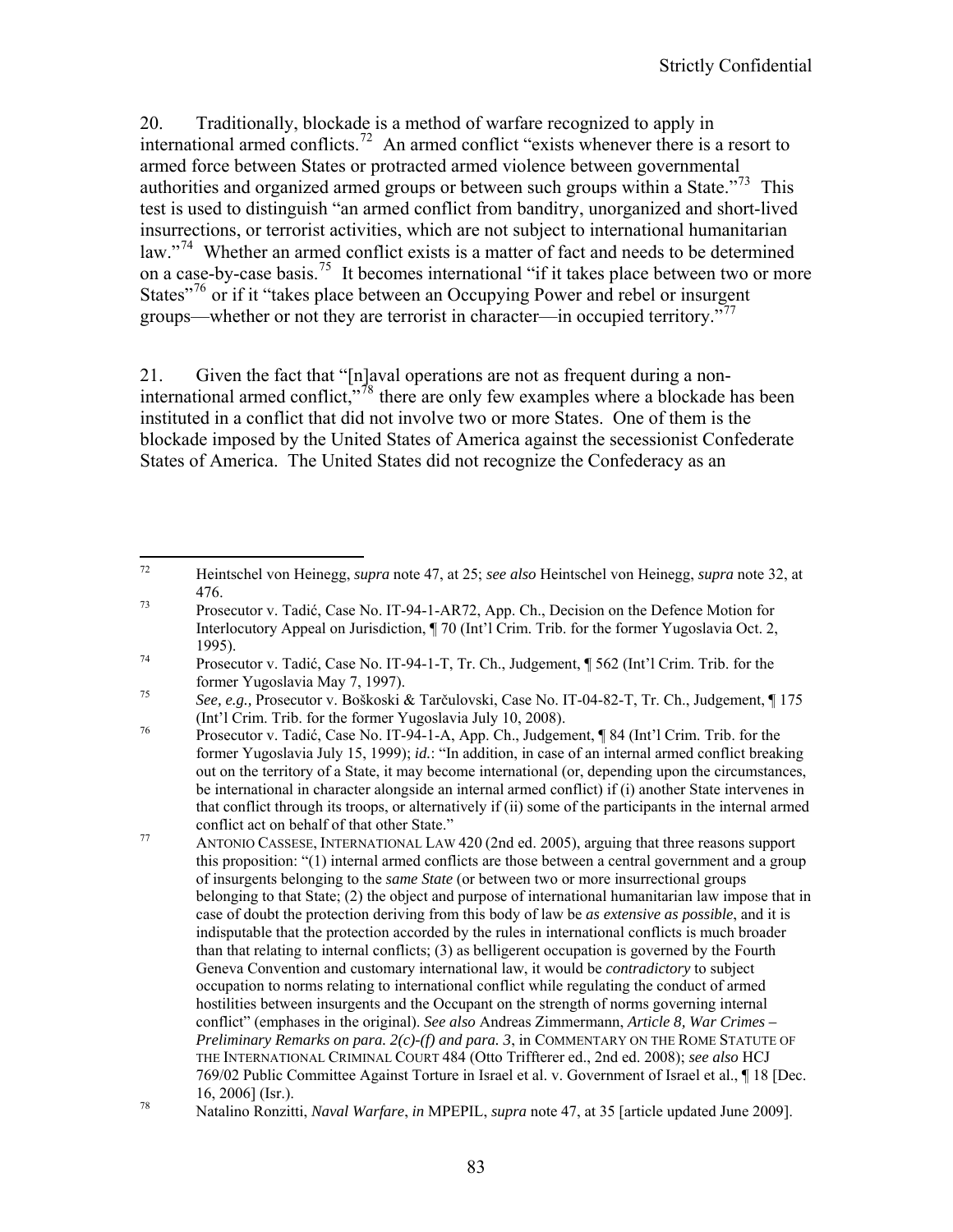20. Traditionally, blockade is a method of warfare recognized to apply in international armed conflicts.[72] An armed conflict "exists whenever there is a resort to armed force between States or protracted armed violence between governmental authorities and organized armed groups or between such groups within a State."[73] This test is used to distinguish "an armed conflict from banditry, unorganized and short-lived insurrections, or terrorist activities, which are not subject to international humanitarian law."[74] Whether an armed conflict exists is a matter of fact and needs to be determined on a case-by-case basis.[75] It becomes international "if it takes place between two or more States"[76] or if it "takes place between an Occupying Power and rebel or insurgent groups—whether or not they are terrorist in character—in occupied territory."[77]

21. Given the fact that "[n]aval operations are not as frequent during a non-international armed conflict,"[78] there are only few examples where a blockade has been instituted in a conflict that did not involve two or more States. One of them is the blockade imposed by the United States of America against the secessionist Confederate States of America. The United States did not recognize the Confederacy as an

---

[72] Heintschel von Heinegg, *supra* note 47, at 25; *see also* Heintschel von Heinegg, *supra* note 32, at 476.

[73] Prosecutor v. Tadić, Case No. IT-94-1-AR72, App. Ch., Decision on the Defence Motion for Interlocutory Appeal on Jurisdiction, ¶ 70 (Int'l Crim. Trib. for the former Yugoslavia Oct. 2, 1995).

[74] Prosecutor v. Tadić, Case No. IT-94-1-T, Tr. Ch., Judgement, ¶ 562 (Int'l Crim. Trib. for the former Yugoslavia May 7, 1997).

[75] *See, e.g.,* Prosecutor v. Boškoski & Tarčulovski, Case No. IT-04-82-T, Tr. Ch., Judgement, ¶ 175 (Int'l Crim. Trib. for the former Yugoslavia July 10, 2008).

[76] Prosecutor v. Tadić, Case No. IT-94-1-A, App. Ch., Judgement, ¶ 84 (Int'l Crim. Trib. for the former Yugoslavia July 15, 1999); *id.*: "In addition, in case of an internal armed conflict breaking out on the territory of a State, it may become international (or, depending upon the circumstances, be international in character alongside an internal armed conflict) if (i) another State intervenes in that conflict through its troops, or alternatively if (ii) some of the participants in the internal armed conflict act on behalf of that other State."

[77] ANTONIO CASSESE, INTERNATIONAL LAW 420 (2nd ed. 2005), arguing that three reasons support this proposition: "(1) internal armed conflicts are those between a central government and a group of insurgents belonging to the *same State* (or between two or more insurrectional groups belonging to that State; (2) the object and purpose of international humanitarian law impose that in case of doubt the protection deriving from this body of law be *as extensive as possible*, and it is indisputable that the protection accorded by the rules in international conflicts is much broader than that relating to internal conflicts; (3) as belligerent occupation is governed by the Fourth Geneva Convention and customary international law, it would be *contradictory* to subject occupation to norms relating to international conflict while regulating the conduct of armed hostilities between insurgents and the Occupant on the strength of norms governing internal conflict" (emphases in the original). *See also* Andreas Zimmermann, *Article 8, War Crimes – Preliminary Remarks on para. 2(c)-(f) and para. 3*, in COMMENTARY ON THE ROME STATUTE OF THE INTERNATIONAL CRIMINAL COURT 484 (Otto Triffterer ed., 2nd ed. 2008); *see also* HCJ 769/02 Public Committee Against Torture in Israel et al. v. Government of Israel et al., ¶ 18 [Dec. 16, 2006] (Isr.).

[78] Natalino Ronzitti, *Naval Warfare*, *in* MPEPIL, *supra* note 47, at 35 [article updated June 2009].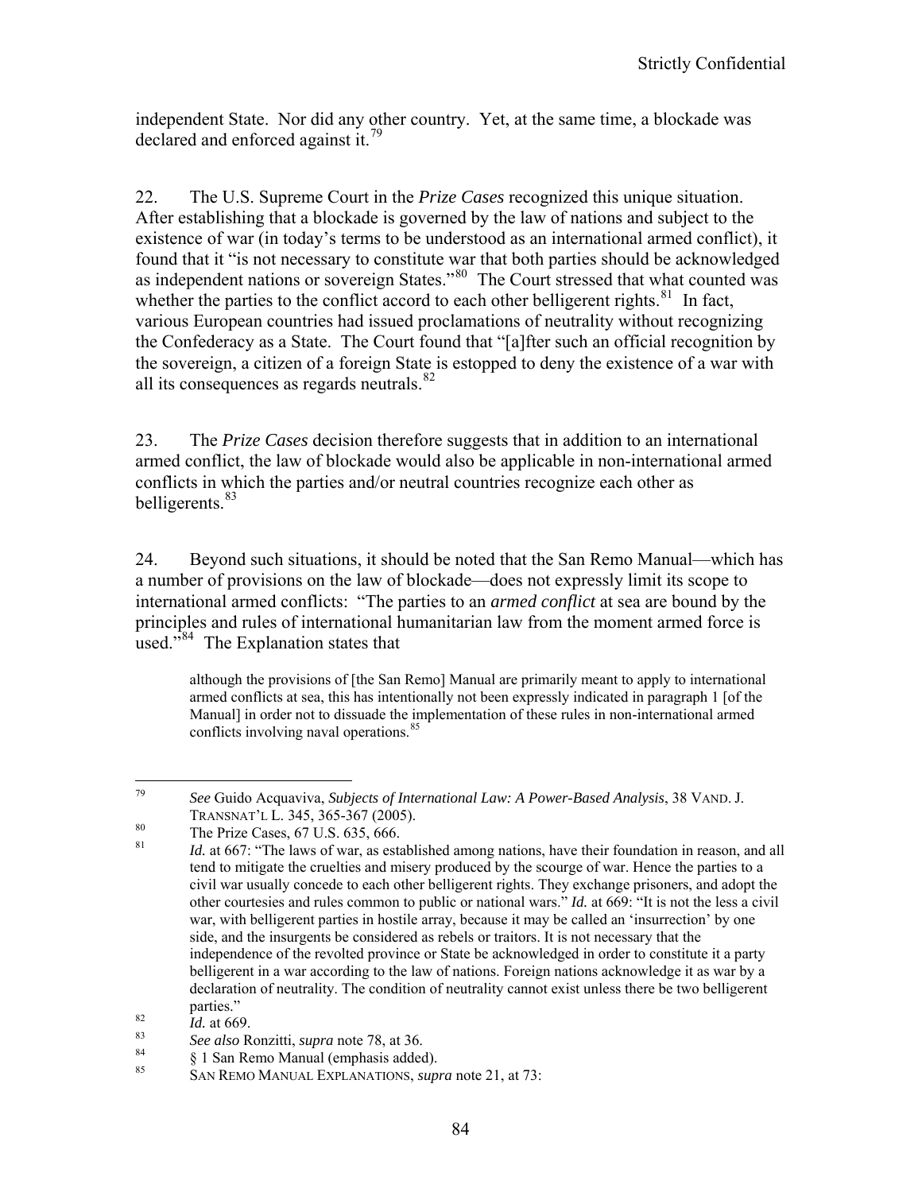independent State. Nor did any other country. Yet, at the same time, a blockade was declared and enforced against it.[79]

22. The U.S. Supreme Court in the *Prize Cases* recognized this unique situation. After establishing that a blockade is governed by the law of nations and subject to the existence of war (in today's terms to be understood as an international armed conflict), it found that it "is not necessary to constitute war that both parties should be acknowledged as independent nations or sovereign States."[80] The Court stressed that what counted was whether the parties to the conflict accord to each other belligerent rights.[81] In fact, various European countries had issued proclamations of neutrality without recognizing the Confederacy as a State. The Court found that "[a]fter such an official recognition by the sovereign, a citizen of a foreign State is estopped to deny the existence of a war with all its consequences as regards neutrals.[82]

23. The *Prize Cases* decision therefore suggests that in addition to an international armed conflict, the law of blockade would also be applicable in non-international armed conflicts in which the parties and/or neutral countries recognize each other as belligerents.[83]

24. Beyond such situations, it should be noted that the San Remo Manual—which has a number of provisions on the law of blockade—does not expressly limit its scope to international armed conflicts: "The parties to an *armed conflict* at sea are bound by the principles and rules of international humanitarian law from the moment armed force is used."[84] The Explanation states that

> although the provisions of [the San Remo] Manual are primarily meant to apply to international armed conflicts at sea, this has intentionally not been expressly indicated in paragraph 1 [of the Manual] in order not to dissuade the implementation of these rules in non-international armed conflicts involving naval operations.[85]

---

[79] *See* Guido Acquaviva, *Subjects of International Law: A Power-Based Analysis*, 38 VAND. J. TRANSNAT'L L. 345, 365-367 (2005).

[80] The Prize Cases, 67 U.S. 635, 666.

[81] *Id.* at 667: "The laws of war, as established among nations, have their foundation in reason, and all tend to mitigate the cruelties and misery produced by the scourge of war. Hence the parties to a civil war usually concede to each other belligerent rights. They exchange prisoners, and adopt the other courtesies and rules common to public or national wars." *Id.* at 669: "It is not the less a civil war, with belligerent parties in hostile array, because it may be called an 'insurrection' by one side, and the insurgents be considered as rebels or traitors. It is not necessary that the independence of the revolted province or State be acknowledged in order to constitute it a party belligerent in a war according to the law of nations. Foreign nations acknowledge it as war by a declaration of neutrality. The condition of neutrality cannot exist unless there be two belligerent parties."

[82] *Id.* at 669.

[83] *See also* Ronzitti, *supra* note 78, at 36.

[84] § 1 San Remo Manual (emphasis added).

[85] SAN REMO MANUAL EXPLANATIONS, *supra* note 21, at 73: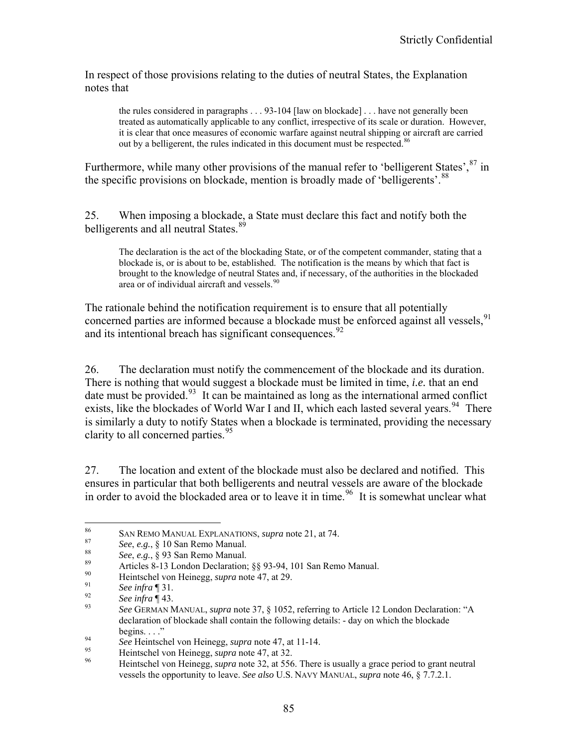In respect of those provisions relating to the duties of neutral States, the Explanation notes that

> the rules considered in paragraphs . . . 93-104 [law on blockade] . . . have not generally been treated as automatically applicable to any conflict, irrespective of its scale or duration. However, it is clear that once measures of economic warfare against neutral shipping or aircraft are carried out by a belligerent, the rules indicated in this document must be respected.[86]

Furthermore, while many other provisions of the manual refer to 'belligerent States',[87] in the specific provisions on blockade, mention is broadly made of 'belligerents'.[88]

25. When imposing a blockade, a State must declare this fact and notify both the belligerents and all neutral States.[89]

> The declaration is the act of the blockading State, or of the competent commander, stating that a blockade is, or is about to be, established. The notification is the means by which that fact is brought to the knowledge of neutral States and, if necessary, of the authorities in the blockaded area or of individual aircraft and vessels.[90]

The rationale behind the notification requirement is to ensure that all potentially concerned parties are informed because a blockade must be enforced against all vessels,[91] and its intentional breach has significant consequences.[92]

26. The declaration must notify the commencement of the blockade and its duration. There is nothing that would suggest a blockade must be limited in time, *i.e.* that an end date must be provided.[93] It can be maintained as long as the international armed conflict exists, like the blockades of World War I and II, which each lasted several years.[94] There is similarly a duty to notify States when a blockade is terminated, providing the necessary clarity to all concerned parties.[95]

27. The location and extent of the blockade must also be declared and notified. This ensures in particular that both belligerents and neutral vessels are aware of the blockade in order to avoid the blockaded area or to leave it in time.[96] It is somewhat unclear what

---

[86] SAN REMO MANUAL EXPLANATIONS, *supra* note 21, at 74.

[87] *See*, *e.g.*, § 10 San Remo Manual.

[88] *See*, *e.g.*, § 93 San Remo Manual.

[89] Articles 8-13 London Declaration; §§ 93-94, 101 San Remo Manual.

[90] Heintschel von Heinegg, *supra* note 47, at 29.

[91] *See infra* ¶ 31.

[92] *See infra* ¶ 43.

[93] *See* GERMAN MANUAL, *supra* note 37, § 1052, referring to Article 12 London Declaration: "A declaration of blockade shall contain the following details: - day on which the blockade begins. . . ."

[94] *See* Heintschel von Heinegg, *supra* note 47, at 11-14.

[95] Heintschel von Heinegg, *supra* note 47, at 32.

[96] Heintschel von Heinegg, *supra* note 32, at 556. There is usually a grace period to grant neutral vessels the opportunity to leave. *See also* U.S. NAVY MANUAL, *supra* note 46, § 7.7.2.1.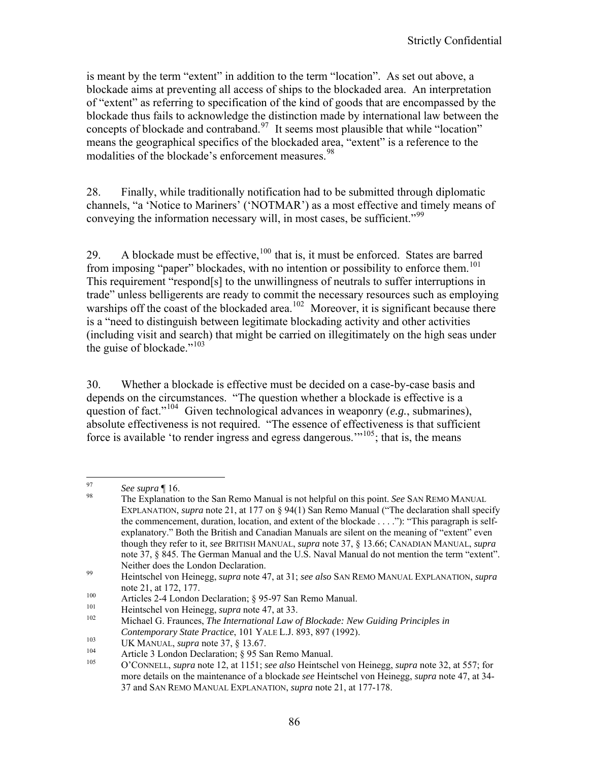is meant by the term "extent" in addition to the term "location". As set out above, a blockade aims at preventing all access of ships to the blockaded area. An interpretation of "extent" as referring to specification of the kind of goods that are encompassed by the blockade thus fails to acknowledge the distinction made by international law between the concepts of blockade and contraband.[97] It seems most plausible that while "location" means the geographical specifics of the blockaded area, "extent" is a reference to the modalities of the blockade's enforcement measures.[98]

28. Finally, while traditionally notification had to be submitted through diplomatic channels, "a 'Notice to Mariners' ('NOTMAR') as a most effective and timely means of conveying the information necessary will, in most cases, be sufficient."[99]

29. A blockade must be effective,[100] that is, it must be enforced. States are barred from imposing "paper" blockades, with no intention or possibility to enforce them.[101] This requirement "respond[s] to the unwillingness of neutrals to suffer interruptions in trade" unless belligerents are ready to commit the necessary resources such as employing warships off the coast of the blockaded area.[102] Moreover, it is significant because there is a "need to distinguish between legitimate blockading activity and other activities (including visit and search) that might be carried on illegitimately on the high seas under the guise of blockade."[103]

30. Whether a blockade is effective must be decided on a case-by-case basis and depends on the circumstances. "The question whether a blockade is effective is a question of fact."[104] Given technological advances in weaponry (*e.g.*, submarines), absolute effectiveness is not required. "The essence of effectiveness is that sufficient force is available 'to render ingress and egress dangerous.'"[105]; that is, the means

---

[97] *See supra* ¶ 16.

[98] The Explanation to the San Remo Manual is not helpful on this point. *See* SAN REMO MANUAL EXPLANATION, *supra* note 21, at 177 on § 94(1) San Remo Manual ("The declaration shall specify the commencement, duration, location, and extent of the blockade . . . ."): "This paragraph is self-explanatory." Both the British and Canadian Manuals are silent on the meaning of "extent" even though they refer to it, *see* BRITISH MANUAL, *supra* note 37, § 13.66; CANADIAN MANUAL, *supra* note 37, § 845. The German Manual and the U.S. Naval Manual do not mention the term "extent". Neither does the London Declaration.

[99] Heintschel von Heinegg, *supra* note 47, at 31; *see also* SAN REMO MANUAL EXPLANATION, *supra* note 21, at 172, 177.

[100] Articles 2-4 London Declaration; § 95-97 San Remo Manual.

[101] Heintschel von Heinegg, *supra* note 47, at 33.

[102] Michael G. Fraunces, *The International Law of Blockade: New Guiding Principles in Contemporary State Practice*, 101 YALE L.J. 893, 897 (1992).

[103] UK MANUAL, *supra* note 37, § 13.67.

[104] Article 3 London Declaration; § 95 San Remo Manual.

[105] O'CONNELL, *supra* note 12, at 1151; *see also* Heintschel von Heinegg, *supra* note 32, at 557; for more details on the maintenance of a blockade *see* Heintschel von Heinegg, *supra* note 47, at 34-37 and SAN REMO MANUAL EXPLANATION, *supra* note 21, at 177-178.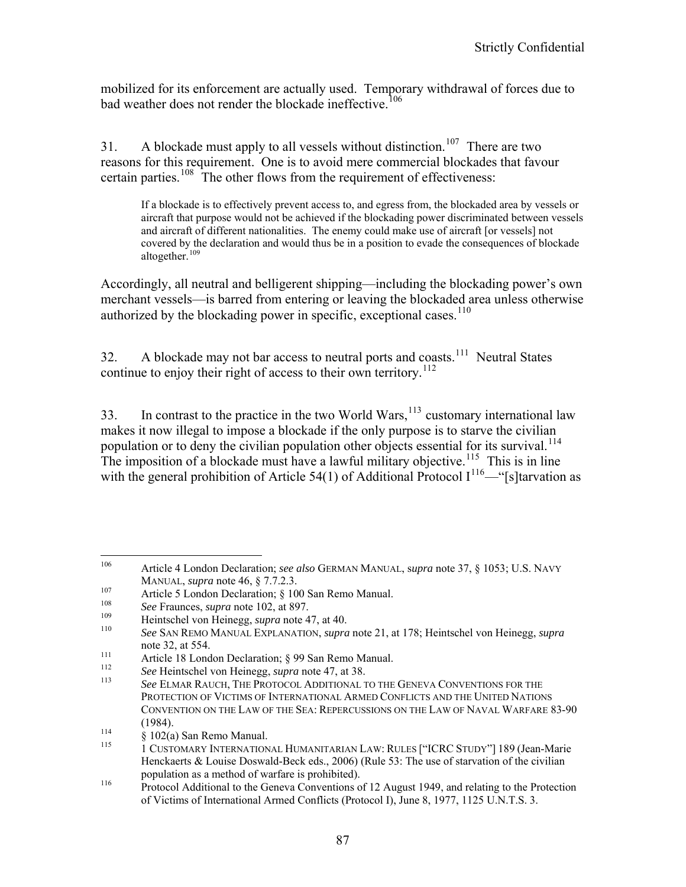mobilized for its enforcement are actually used. Temporary withdrawal of forces due to bad weather does not render the blockade ineffective.[106]

31. A blockade must apply to all vessels without distinction.[107] There are two reasons for this requirement. One is to avoid mere commercial blockades that favour certain parties.[108] The other flows from the requirement of effectiveness:

> If a blockade is to effectively prevent access to, and egress from, the blockaded area by vessels or aircraft that purpose would not be achieved if the blockading power discriminated between vessels and aircraft of different nationalities. The enemy could make use of aircraft [or vessels] not covered by the declaration and would thus be in a position to evade the consequences of blockade altogether.[109]

Accordingly, all neutral and belligerent shipping—including the blockading power's own merchant vessels—is barred from entering or leaving the blockaded area unless otherwise authorized by the blockading power in specific, exceptional cases.[110]

32. A blockade may not bar access to neutral ports and coasts.[111] Neutral States continue to enjoy their right of access to their own territory.[112]

33. In contrast to the practice in the two World Wars,[113] customary international law makes it now illegal to impose a blockade if the only purpose is to starve the civilian population or to deny the civilian population other objects essential for its survival.[114] The imposition of a blockade must have a lawful military objective.[115] This is in line with the general prohibition of Article 54(1) of Additional Protocol I[116]—"[s]tarvation as

---

[106] Article 4 London Declaration; *see also* GERMAN MANUAL, *supra* note 37, § 1053; U.S. NAVY MANUAL, *supra* note 46, § 7.7.2.3.

[107] Article 5 London Declaration; § 100 San Remo Manual.

[108] *See* Fraunces, *supra* note 102, at 897.

[109] Heintschel von Heinegg, *supra* note 47, at 40.

[110] *See* SAN REMO MANUAL EXPLANATION, *supra* note 21, at 178; Heintschel von Heinegg, *supra* note 32, at 554.

[111] Article 18 London Declaration; § 99 San Remo Manual.

[112] *See* Heintschel von Heinegg, *supra* note 47, at 38.

[113] *See* ELMAR RAUCH, THE PROTOCOL ADDITIONAL TO THE GENEVA CONVENTIONS FOR THE PROTECTION OF VICTIMS OF INTERNATIONAL ARMED CONFLICTS AND THE UNITED NATIONS CONVENTION ON THE LAW OF THE SEA: REPERCUSSIONS ON THE LAW OF NAVAL WARFARE 83-90 (1984).

[114] § 102(a) San Remo Manual.

[115] 1 CUSTOMARY INTERNATIONAL HUMANITARIAN LAW: RULES ["ICRC STUDY"] 189 (Jean-Marie Henckaerts & Louise Doswald-Beck eds., 2006) (Rule 53: The use of starvation of the civilian population as a method of warfare is prohibited).

[116] Protocol Additional to the Geneva Conventions of 12 August 1949, and relating to the Protection of Victims of International Armed Conflicts (Protocol I), June 8, 1977, 1125 U.N.T.S. 3.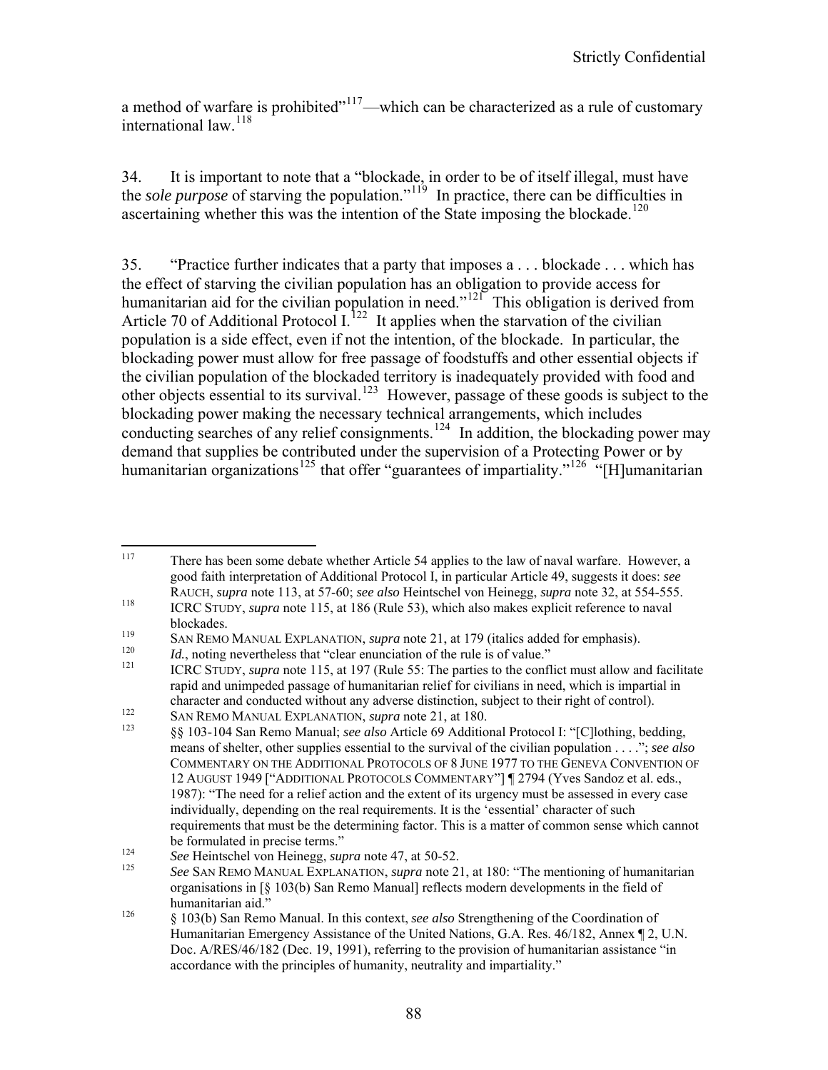a method of warfare is prohibited"[117]—which can be characterized as a rule of customary international law.[118]

34. It is important to note that a "blockade, in order to be of itself illegal, must have the *sole purpose* of starving the population."[119] In practice, there can be difficulties in ascertaining whether this was the intention of the State imposing the blockade.[120]

35. "Practice further indicates that a party that imposes a . . . blockade . . . which has the effect of starving the civilian population has an obligation to provide access for humanitarian aid for the civilian population in need."[121] This obligation is derived from Article 70 of Additional Protocol I.[122] It applies when the starvation of the civilian population is a side effect, even if not the intention, of the blockade. In particular, the blockading power must allow for free passage of foodstuffs and other essential objects if the civilian population of the blockaded territory is inadequately provided with food and other objects essential to its survival.[123] However, passage of these goods is subject to the blockading power making the necessary technical arrangements, which includes conducting searches of any relief consignments.[124] In addition, the blockading power may demand that supplies be contributed under the supervision of a Protecting Power or by humanitarian organizations[125] that offer "guarantees of impartiality."[126] "[H]umanitarian

---

[117] There has been some debate whether Article 54 applies to the law of naval warfare. However, a good faith interpretation of Additional Protocol I, in particular Article 49, suggests it does: *see* RAUCH, *supra* note 113, at 57-60; *see also* Heintschel von Heinegg, *supra* note 32, at 554-555.

[118] ICRC STUDY, *supra* note 115, at 186 (Rule 53), which also makes explicit reference to naval blockades.

[119] SAN REMO MANUAL EXPLANATION, *supra* note 21, at 179 (italics added for emphasis).

[120] *Id.*, noting nevertheless that "clear enunciation of the rule is of value."

[121] ICRC STUDY, *supra* note 115, at 197 (Rule 55: The parties to the conflict must allow and facilitate rapid and unimpeded passage of humanitarian relief for civilians in need, which is impartial in character and conducted without any adverse distinction, subject to their right of control).

[122] SAN REMO MANUAL EXPLANATION, *supra* note 21, at 180.

[123] §§ 103-104 San Remo Manual; *see also* Article 69 Additional Protocol I: "[C]lothing, bedding, means of shelter, other supplies essential to the survival of the civilian population . . . ."; *see also* COMMENTARY ON THE ADDITIONAL PROTOCOLS OF 8 JUNE 1977 TO THE GENEVA CONVENTION OF 12 AUGUST 1949 ["ADDITIONAL PROTOCOLS COMMENTARY"] ¶ 2794 (Yves Sandoz et al. eds., 1987): "The need for a relief action and the extent of its urgency must be assessed in every case individually, depending on the real requirements. It is the 'essential' character of such requirements that must be the determining factor. This is a matter of common sense which cannot be formulated in precise terms."

[124] *See* Heintschel von Heinegg, *supra* note 47, at 50-52.

[125] *See* SAN REMO MANUAL EXPLANATION, *supra* note 21, at 180: "The mentioning of humanitarian organisations in [§ 103(b) San Remo Manual] reflects modern developments in the field of humanitarian aid."

[126] § 103(b) San Remo Manual. In this context, *see also* Strengthening of the Coordination of Humanitarian Emergency Assistance of the United Nations, G.A. Res. 46/182, Annex ¶ 2, U.N. Doc. A/RES/46/182 (Dec. 19, 1991), referring to the provision of humanitarian assistance "in accordance with the principles of humanity, neutrality and impartiality."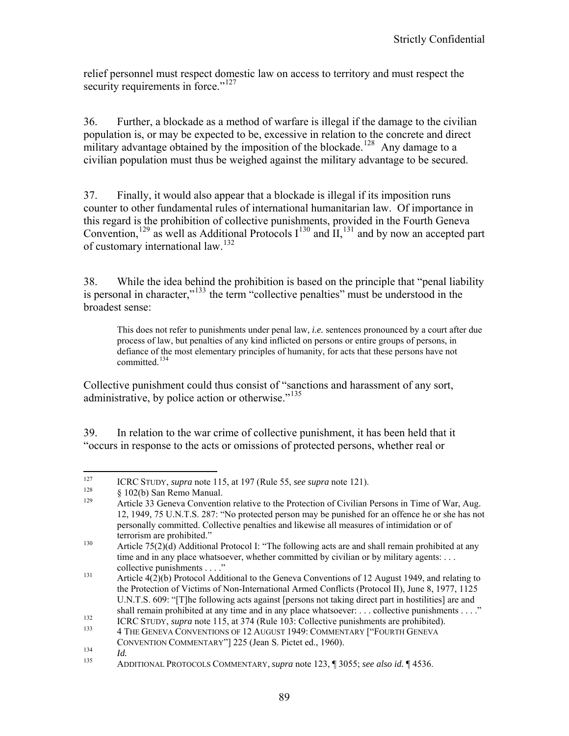relief personnel must respect domestic law on access to territory and must respect the security requirements in force."[127]

36. Further, a blockade as a method of warfare is illegal if the damage to the civilian population is, or may be expected to be, excessive in relation to the concrete and direct military advantage obtained by the imposition of the blockade.[128] Any damage to a civilian population must thus be weighed against the military advantage to be secured.

37. Finally, it would also appear that a blockade is illegal if its imposition runs counter to other fundamental rules of international humanitarian law. Of importance in this regard is the prohibition of collective punishments, provided in the Fourth Geneva Convention,[129] as well as Additional Protocols I[130] and II,[131] and by now an accepted part of customary international law.[132]

38. While the idea behind the prohibition is based on the principle that "penal liability is personal in character,"[133] the term "collective penalties" must be understood in the broadest sense:

> This does not refer to punishments under penal law, *i.e.* sentences pronounced by a court after due process of law, but penalties of any kind inflicted on persons or entire groups of persons, in defiance of the most elementary principles of humanity, for acts that these persons have not committed.[134]

Collective punishment could thus consist of "sanctions and harassment of any sort, administrative, by police action or otherwise."[135]

39. In relation to the war crime of collective punishment, it has been held that it "occurs in response to the acts or omissions of protected persons, whether real or

---

[127] ICRC STUDY, *supra* note 115, at 197 (Rule 55, *see supra* note 121).

[128] § 102(b) San Remo Manual.

[129] Article 33 Geneva Convention relative to the Protection of Civilian Persons in Time of War, Aug. 12, 1949, 75 U.N.T.S. 287: "No protected person may be punished for an offence he or she has not personally committed. Collective penalties and likewise all measures of intimidation or of terrorism are prohibited."

[130] Article 75(2)(d) Additional Protocol I: "The following acts are and shall remain prohibited at any time and in any place whatsoever, whether committed by civilian or by military agents: . . . collective punishments . . . ."

[131] Article 4(2)(b) Protocol Additional to the Geneva Conventions of 12 August 1949, and relating to the Protection of Victims of Non-International Armed Conflicts (Protocol II), June 8, 1977, 1125 U.N.T.S. 609: "[T]he following acts against [persons not taking direct part in hostilities] are and shall remain prohibited at any time and in any place whatsoever: . . . collective punishments . . . ."

[132] ICRC STUDY, *supra* note 115, at 374 (Rule 103: Collective punishments are prohibited).

[133] 4 THE GENEVA CONVENTIONS OF 12 AUGUST 1949: COMMENTARY ["FOURTH GENEVA CONVENTION COMMENTARY"] 225 (Jean S. Pictet ed., 1960).

[134] *Id.*

[135] ADDITIONAL PROTOCOLS COMMENTARY, *supra* note 123, ¶ 3055; *see also id.* ¶ 4536.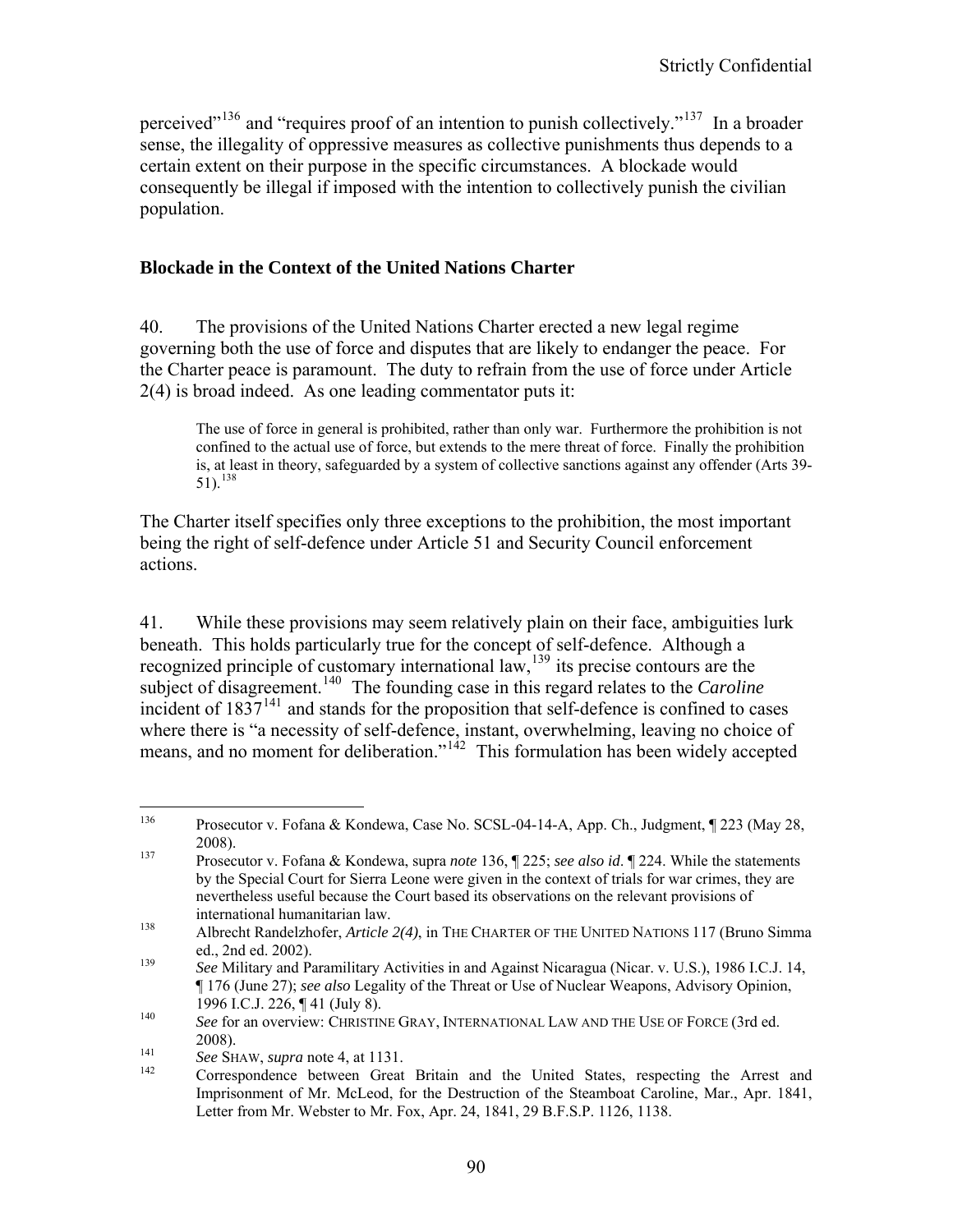perceived"[136] and "requires proof of an intention to punish collectively."[137] In a broader sense, the illegality of oppressive measures as collective punishments thus depends to a certain extent on their purpose in the specific circumstances. A blockade would consequently be illegal if imposed with the intention to collectively punish the civilian population.

**Blockade in the Context of the United Nations Charter**

40. The provisions of the United Nations Charter erected a new legal regime governing both the use of force and disputes that are likely to endanger the peace. For the Charter peace is paramount. The duty to refrain from the use of force under Article 2(4) is broad indeed. As one leading commentator puts it:

> The use of force in general is prohibited, rather than only war. Furthermore the prohibition is not confined to the actual use of force, but extends to the mere threat of force. Finally the prohibition is, at least in theory, safeguarded by a system of collective sanctions against any offender (Arts 39-51).[138]

The Charter itself specifies only three exceptions to the prohibition, the most important being the right of self-defence under Article 51 and Security Council enforcement actions.

41. While these provisions may seem relatively plain on their face, ambiguities lurk beneath. This holds particularly true for the concept of self-defence. Although a recognized principle of customary international law,[139] its precise contours are the subject of disagreement.[140] The founding case in this regard relates to the *Caroline* incident of 1837[141] and stands for the proposition that self-defence is confined to cases where there is "a necessity of self-defence, instant, overwhelming, leaving no choice of means, and no moment for deliberation."[142] This formulation has been widely accepted

---

[136] Prosecutor v. Fofana & Kondewa, Case No. SCSL-04-14-A, App. Ch., Judgment, ¶ 223 (May 28, 2008).

[137] Prosecutor v. Fofana & Kondewa, supra *note* 136, ¶ 225; *see also id*. ¶ 224. While the statements by the Special Court for Sierra Leone were given in the context of trials for war crimes, they are nevertheless useful because the Court based its observations on the relevant provisions of international humanitarian law.

[138] Albrecht Randelzhofer, *Article 2(4)*, in THE CHARTER OF THE UNITED NATIONS 117 (Bruno Simma ed., 2nd ed. 2002).

[139] *See* Military and Paramilitary Activities in and Against Nicaragua (Nicar. v. U.S.), 1986 I.C.J. 14, ¶ 176 (June 27); *see also* Legality of the Threat or Use of Nuclear Weapons, Advisory Opinion, 1996 I.C.J. 226, ¶ 41 (July 8).

[140] *See* for an overview: CHRISTINE GRAY, INTERNATIONAL LAW AND THE USE OF FORCE (3rd ed. 2008).

[141] *See* SHAW, *supra* note 4, at 1131.

[142] Correspondence between Great Britain and the United States, respecting the Arrest and Imprisonment of Mr. McLeod, for the Destruction of the Steamboat Caroline, Mar., Apr. 1841, Letter from Mr. Webster to Mr. Fox, Apr. 24, 1841, 29 B.F.S.P. 1126, 1138.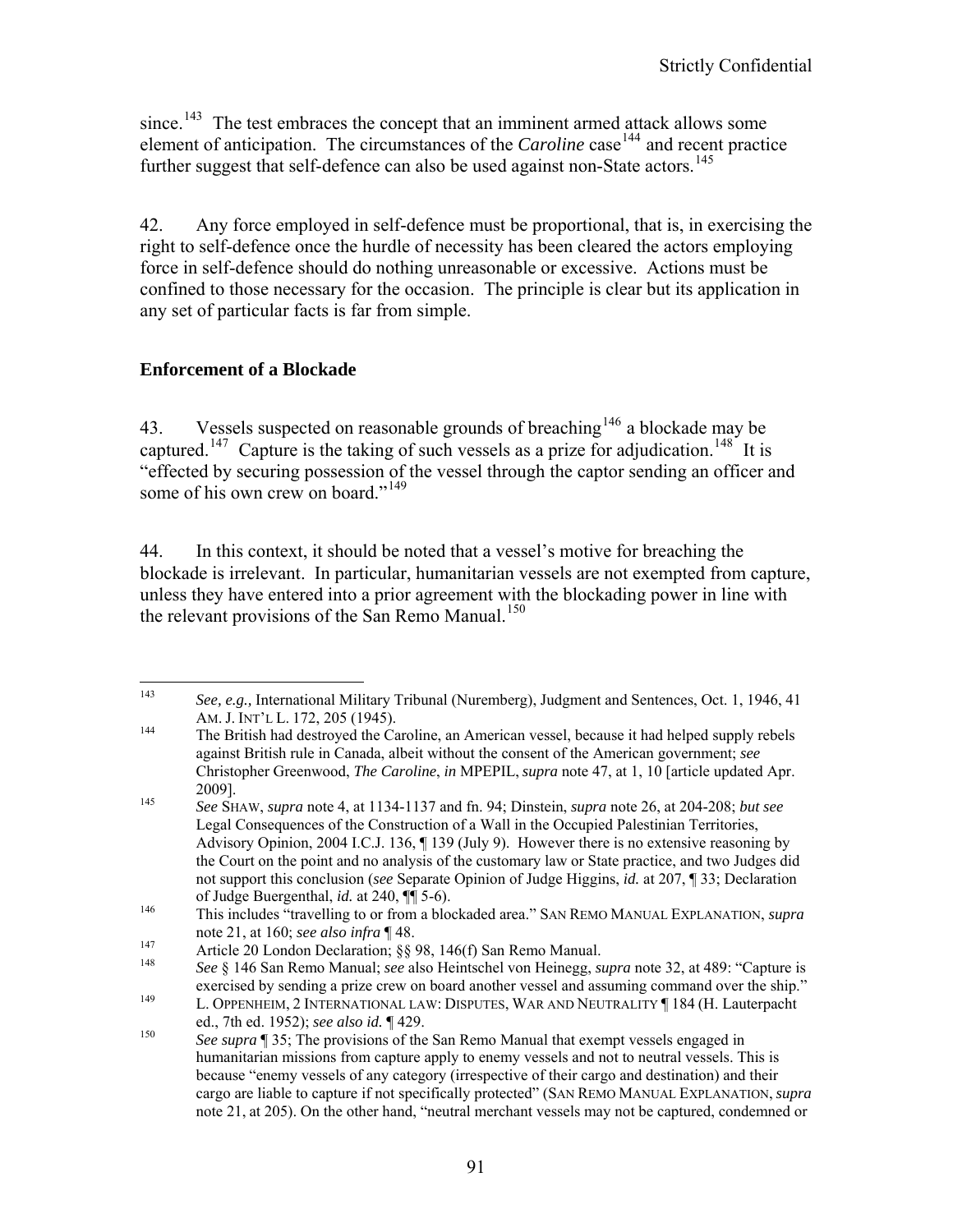since.[143] The test embraces the concept that an imminent armed attack allows some element of anticipation. The circumstances of the *Caroline* case[144] and recent practice further suggest that self-defence can also be used against non-State actors.[145]

42. Any force employed in self-defence must be proportional, that is, in exercising the right to self-defence once the hurdle of necessity has been cleared the actors employing force in self-defence should do nothing unreasonable or excessive. Actions must be confined to those necessary for the occasion. The principle is clear but its application in any set of particular facts is far from simple.

## Enforcement of a Blockade

43. Vessels suspected on reasonable grounds of breaching[146] a blockade may be captured.[147] Capture is the taking of such vessels as a prize for adjudication.[148] It is "effected by securing possession of the vessel through the captor sending an officer and some of his own crew on board."[149]

44. In this context, it should be noted that a vessel's motive for breaching the blockade is irrelevant. In particular, humanitarian vessels are not exempted from capture, unless they have entered into a prior agreement with the blockading power in line with the relevant provisions of the San Remo Manual.[150]

---

[143] *See, e.g.,* International Military Tribunal (Nuremberg), Judgment and Sentences, Oct. 1, 1946, 41 AM. J. INT'L L. 172, 205 (1945).

[144] The British had destroyed the Caroline, an American vessel, because it had helped supply rebels against British rule in Canada, albeit without the consent of the American government; *see* Christopher Greenwood, *The Caroline*, *in* MPEPIL, *supra* note 47, at 1, 10 [article updated Apr. 2009].

[145] *See* SHAW, *supra* note 4, at 1134-1137 and fn. 94; Dinstein, *supra* note 26, at 204-208; *but see* Legal Consequences of the Construction of a Wall in the Occupied Palestinian Territories, Advisory Opinion, 2004 I.C.J. 136, ¶ 139 (July 9). However there is no extensive reasoning by the Court on the point and no analysis of the customary law or State practice, and two Judges did not support this conclusion (*see* Separate Opinion of Judge Higgins, *id.* at 207, ¶ 33; Declaration of Judge Buergenthal, *id.* at 240, ¶¶ 5-6).

[146] This includes "travelling to or from a blockaded area." SAN REMO MANUAL EXPLANATION, *supra* note 21, at 160; *see also infra* ¶ 48.

[147] Article 20 London Declaration; §§ 98, 146(f) San Remo Manual.

[148] *See* § 146 San Remo Manual; *see* also Heintschel von Heinegg, *supra* note 32, at 489: "Capture is exercised by sending a prize crew on board another vessel and assuming command over the ship."

[149] L. OPPENHEIM, 2 INTERNATIONAL LAW: DISPUTES, WAR AND NEUTRALITY ¶ 184 (H. Lauterpacht ed., 7th ed. 1952); *see also id.* ¶ 429.

[150] *See supra* ¶ 35; The provisions of the San Remo Manual that exempt vessels engaged in humanitarian missions from capture apply to enemy vessels and not to neutral vessels. This is because "enemy vessels of any category (irrespective of their cargo and destination) and their cargo are liable to capture if not specifically protected" (SAN REMO MANUAL EXPLANATION, *supra* note 21, at 205). On the other hand, "neutral merchant vessels may not be captured, condemned or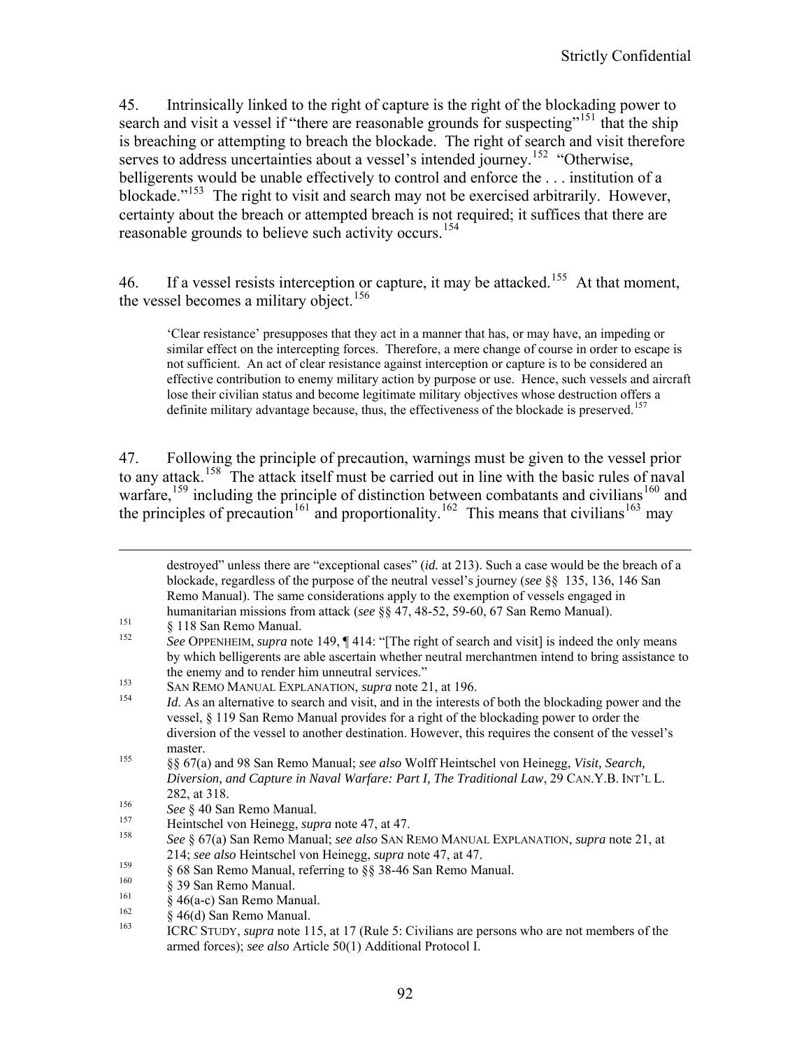45. Intrinsically linked to the right of capture is the right of the blockading power to search and visit a vessel if "there are reasonable grounds for suspecting"[151] that the ship is breaching or attempting to breach the blockade. The right of search and visit therefore serves to address uncertainties about a vessel's intended journey.[152] "Otherwise, belligerents would be unable effectively to control and enforce the . . . institution of a blockade."[153] The right to visit and search may not be exercised arbitrarily. However, certainty about the breach or attempted breach is not required; it suffices that there are reasonable grounds to believe such activity occurs.[154]

46. If a vessel resists interception or capture, it may be attacked.[155] At that moment, the vessel becomes a military object.[156]

> 'Clear resistance' presupposes that they act in a manner that has, or may have, an impeding or similar effect on the intercepting forces. Therefore, a mere change of course in order to escape is not sufficient. An act of clear resistance against interception or capture is to be considered an effective contribution to enemy military action by purpose or use. Hence, such vessels and aircraft lose their civilian status and become legitimate military objectives whose destruction offers a definite military advantage because, thus, the effectiveness of the blockade is preserved.[157]

47. Following the principle of precaution, warnings must be given to the vessel prior to any attack.[158] The attack itself must be carried out in line with the basic rules of naval warfare,[159] including the principle of distinction between combatants and civilians[160] and the principles of precaution[161] and proportionality.[162] This means that civilians[163] may

---

destroyed" unless there are "exceptional cases" (*id.* at 213). Such a case would be the breach of a blockade, regardless of the purpose of the neutral vessel's journey (*see* §§ 135, 136, 146 San Remo Manual). The same considerations apply to the exemption of vessels engaged in humanitarian missions from attack (*see* §§ 47, 48-52, 59-60, 67 San Remo Manual).

[151] § 118 San Remo Manual.

[152] *See* OPPENHEIM, *supra* note 149, ¶ 414: "[The right of search and visit] is indeed the only means by which belligerents are able ascertain whether neutral merchantmen intend to bring assistance to the enemy and to render him unneutral services."

[153] SAN REMO MANUAL EXPLANATION, *supra* note 21, at 196.

[154] *Id.* As an alternative to search and visit, and in the interests of both the blockading power and the vessel, § 119 San Remo Manual provides for a right of the blockading power to order the diversion of the vessel to another destination. However, this requires the consent of the vessel's master.

[155] §§ 67(a) and 98 San Remo Manual; *see also* Wolff Heintschel von Heinegg, *Visit, Search, Diversion, and Capture in Naval Warfare: Part I, The Traditional Law*, 29 CAN.Y.B. INT'L L. 282, at 318.

[156] *See* § 40 San Remo Manual.

[157] Heintschel von Heinegg, *supra* note 47, at 47.

[158] *See* § 67(a) San Remo Manual; *see also* SAN REMO MANUAL EXPLANATION, *supra* note 21, at 214; *see also* Heintschel von Heinegg, *supra* note 47, at 47.

[159] § 68 San Remo Manual, referring to §§ 38-46 San Remo Manual.

[160] § 39 San Remo Manual.

[161] § 46(a-c) San Remo Manual.

[162] § 46(d) San Remo Manual.

[163] ICRC STUDY, *supra* note 115, at 17 (Rule 5: Civilians are persons who are not members of the armed forces); *see also* Article 50(1) Additional Protocol I.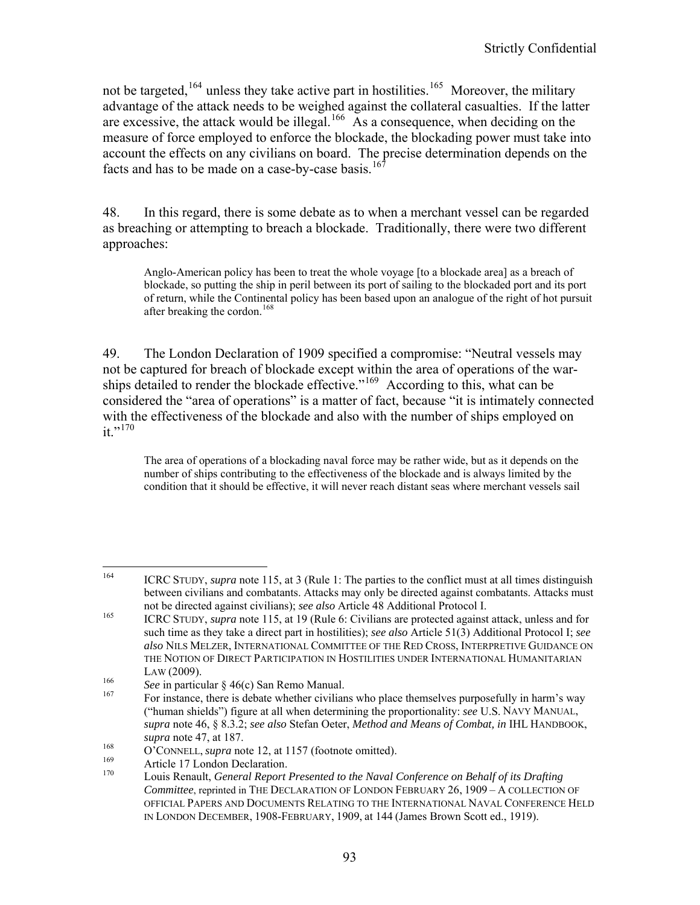not be targeted,[164] unless they take active part in hostilities.[165] Moreover, the military advantage of the attack needs to be weighed against the collateral casualties. If the latter are excessive, the attack would be illegal.[166] As a consequence, when deciding on the measure of force employed to enforce the blockade, the blockading power must take into account the effects on any civilians on board. The precise determination depends on the facts and has to be made on a case-by-case basis.[167]

48. In this regard, there is some debate as to when a merchant vessel can be regarded as breaching or attempting to breach a blockade. Traditionally, there were two different approaches:

> Anglo-American policy has been to treat the whole voyage [to a blockade area] as a breach of blockade, so putting the ship in peril between its port of sailing to the blockaded port and its port of return, while the Continental policy has been based upon an analogue of the right of hot pursuit after breaking the cordon.[168]

49. The London Declaration of 1909 specified a compromise: "Neutral vessels may not be captured for breach of blockade except within the area of operations of the war-ships detailed to render the blockade effective."[169] According to this, what can be considered the "area of operations" is a matter of fact, because "it is intimately connected with the effectiveness of the blockade and also with the number of ships employed on it."[170]

> The area of operations of a blockading naval force may be rather wide, but as it depends on the number of ships contributing to the effectiveness of the blockade and is always limited by the condition that it should be effective, it will never reach distant seas where merchant vessels sail

---

[164] ICRC STUDY, *supra* note 115, at 3 (Rule 1: The parties to the conflict must at all times distinguish between civilians and combatants. Attacks may only be directed against combatants. Attacks must not be directed against civilians); *see also* Article 48 Additional Protocol I.

[165] ICRC STUDY, *supra* note 115, at 19 (Rule 6: Civilians are protected against attack, unless and for such time as they take a direct part in hostilities); *see also* Article 51(3) Additional Protocol I; *see also* NILS MELZER, INTERNATIONAL COMMITTEE OF THE RED CROSS, INTERPRETIVE GUIDANCE ON THE NOTION OF DIRECT PARTICIPATION IN HOSTILITIES UNDER INTERNATIONAL HUMANITARIAN LAW (2009).

[166] *See* in particular § 46(c) San Remo Manual.

[167] For instance, there is debate whether civilians who place themselves purposefully in harm's way ("human shields") figure at all when determining the proportionality: *see* U.S. NAVY MANUAL, *supra* note 46, § 8.3.2; *see also* Stefan Oeter, *Method and Means of Combat, in* IHL HANDBOOK, *supra* note 47, at 187.

[168] O'CONNELL, *supra* note 12, at 1157 (footnote omitted).

[169] Article 17 London Declaration.

[170] Louis Renault, *General Report Presented to the Naval Conference on Behalf of its Drafting Committee*, reprinted in THE DECLARATION OF LONDON FEBRUARY 26, 1909 – A COLLECTION OF OFFICIAL PAPERS AND DOCUMENTS RELATING TO THE INTERNATIONAL NAVAL CONFERENCE HELD IN LONDON DECEMBER, 1908-FEBRUARY, 1909, at 144 (James Brown Scott ed., 1919).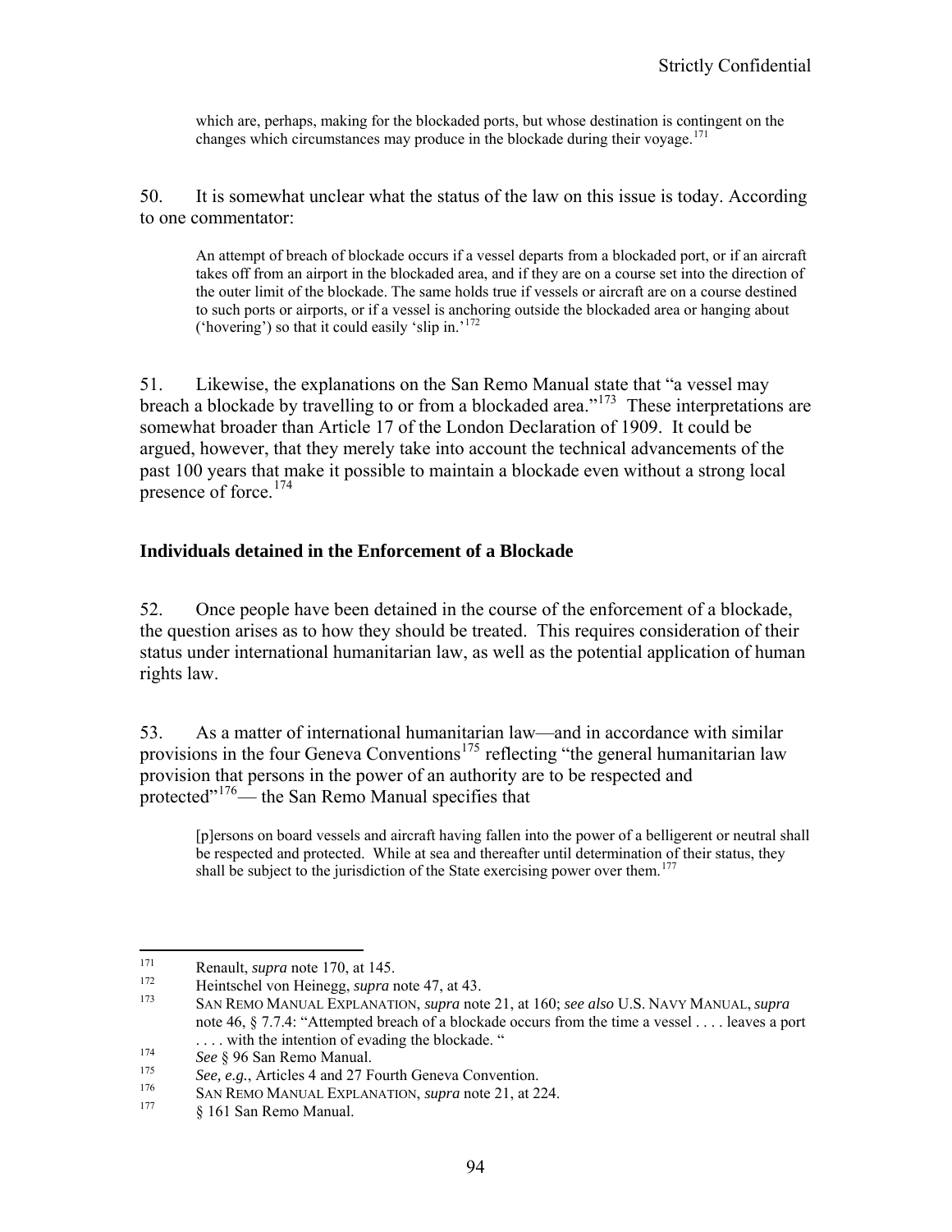which are, perhaps, making for the blockaded ports, but whose destination is contingent on the changes which circumstances may produce in the blockade during their voyage.[171]

50. It is somewhat unclear what the status of the law on this issue is today. According to one commentator:

> An attempt of breach of blockade occurs if a vessel departs from a blockaded port, or if an aircraft takes off from an airport in the blockaded area, and if they are on a course set into the direction of the outer limit of the blockade. The same holds true if vessels or aircraft are on a course destined to such ports or airports, or if a vessel is anchoring outside the blockaded area or hanging about ('hovering') so that it could easily 'slip in.'[172]

51. Likewise, the explanations on the San Remo Manual state that "a vessel may breach a blockade by travelling to or from a blockaded area."[173] These interpretations are somewhat broader than Article 17 of the London Declaration of 1909. It could be argued, however, that they merely take into account the technical advancements of the past 100 years that make it possible to maintain a blockade even without a strong local presence of force.[174]

## Individuals detained in the Enforcement of a Blockade

52. Once people have been detained in the course of the enforcement of a blockade, the question arises as to how they should be treated. This requires consideration of their status under international humanitarian law, as well as the potential application of human rights law.

53. As a matter of international humanitarian law—and in accordance with similar provisions in the four Geneva Conventions[175] reflecting "the general humanitarian law provision that persons in the power of an authority are to be respected and protected"[176]— the San Remo Manual specifies that

> [p]ersons on board vessels and aircraft having fallen into the power of a belligerent or neutral shall be respected and protected. While at sea and thereafter until determination of their status, they shall be subject to the jurisdiction of the State exercising power over them.[177]

---

[171] Renault, *supra* note 170, at 145.

[172] Heintschel von Heinegg, *supra* note 47, at 43.

[173] SAN REMO MANUAL EXPLANATION, *supra* note 21, at 160; *see also* U.S. NAVY MANUAL, *supra* note 46, § 7.7.4: "Attempted breach of a blockade occurs from the time a vessel . . . . leaves a port . . . . with the intention of evading the blockade. "

[174] *See* § 96 San Remo Manual.

[175] *See, e.g.*, Articles 4 and 27 Fourth Geneva Convention.

[176] SAN REMO MANUAL EXPLANATION, *supra* note 21, at 224.

[177] § 161 San Remo Manual.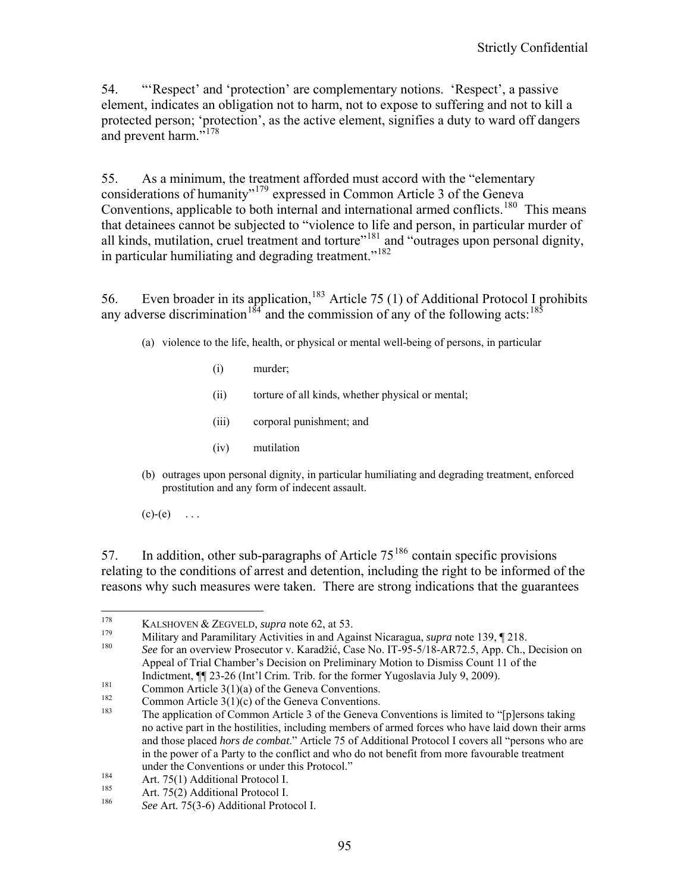54. "'Respect' and 'protection' are complementary notions. 'Respect', a passive element, indicates an obligation not to harm, not to expose to suffering and not to kill a protected person; 'protection', as the active element, signifies a duty to ward off dangers and prevent harm."[178]

55. As a minimum, the treatment afforded must accord with the "elementary considerations of humanity"[179] expressed in Common Article 3 of the Geneva Conventions, applicable to both internal and international armed conflicts.[180] This means that detainees cannot be subjected to "violence to life and person, in particular murder of all kinds, mutilation, cruel treatment and torture"[181] and "outrages upon personal dignity, in particular humiliating and degrading treatment."[182]

56. Even broader in its application,[183] Article 75 (1) of Additional Protocol I prohibits any adverse discrimination[184] and the commission of any of the following acts:[185]

> (a) violence to the life, health, or physical or mental well-being of persons, in particular
>
> > (i) murder;
> >
> > (ii) torture of all kinds, whether physical or mental;
> >
> > (iii) corporal punishment; and
> >
> > (iv) mutilation
>
> (b) outrages upon personal dignity, in particular humiliating and degrading treatment, enforced prostitution and any form of indecent assault.
>
> (c)-(e) . . .

57. In addition, other sub-paragraphs of Article 75[186] contain specific provisions relating to the conditions of arrest and detention, including the right to be informed of the reasons why such measures were taken. There are strong indications that the guarantees

---

[178] KALSHOVEN & ZEGVELD, *supra* note 62, at 53.

[179] Military and Paramilitary Activities in and Against Nicaragua, *supra* note 139, ¶ 218.

[180] *See* for an overview Prosecutor v. Karadžić, Case No. IT-95-5/18-AR72.5, App. Ch., Decision on Appeal of Trial Chamber's Decision on Preliminary Motion to Dismiss Count 11 of the Indictment, ¶¶ 23-26 (Int'l Crim. Trib. for the former Yugoslavia July 9, 2009).

[181] Common Article 3(1)(a) of the Geneva Conventions.

[182] Common Article 3(1)(c) of the Geneva Conventions.

[183] The application of Common Article 3 of the Geneva Conventions is limited to "[p]ersons taking no active part in the hostilities, including members of armed forces who have laid down their arms and those placed *hors de combat*." Article 75 of Additional Protocol I covers all "persons who are in the power of a Party to the conflict and who do not benefit from more favourable treatment under the Conventions or under this Protocol."

[184] Art. 75(1) Additional Protocol I.

[185] Art. 75(2) Additional Protocol I.

[186] *See* Art. 75(3-6) Additional Protocol I.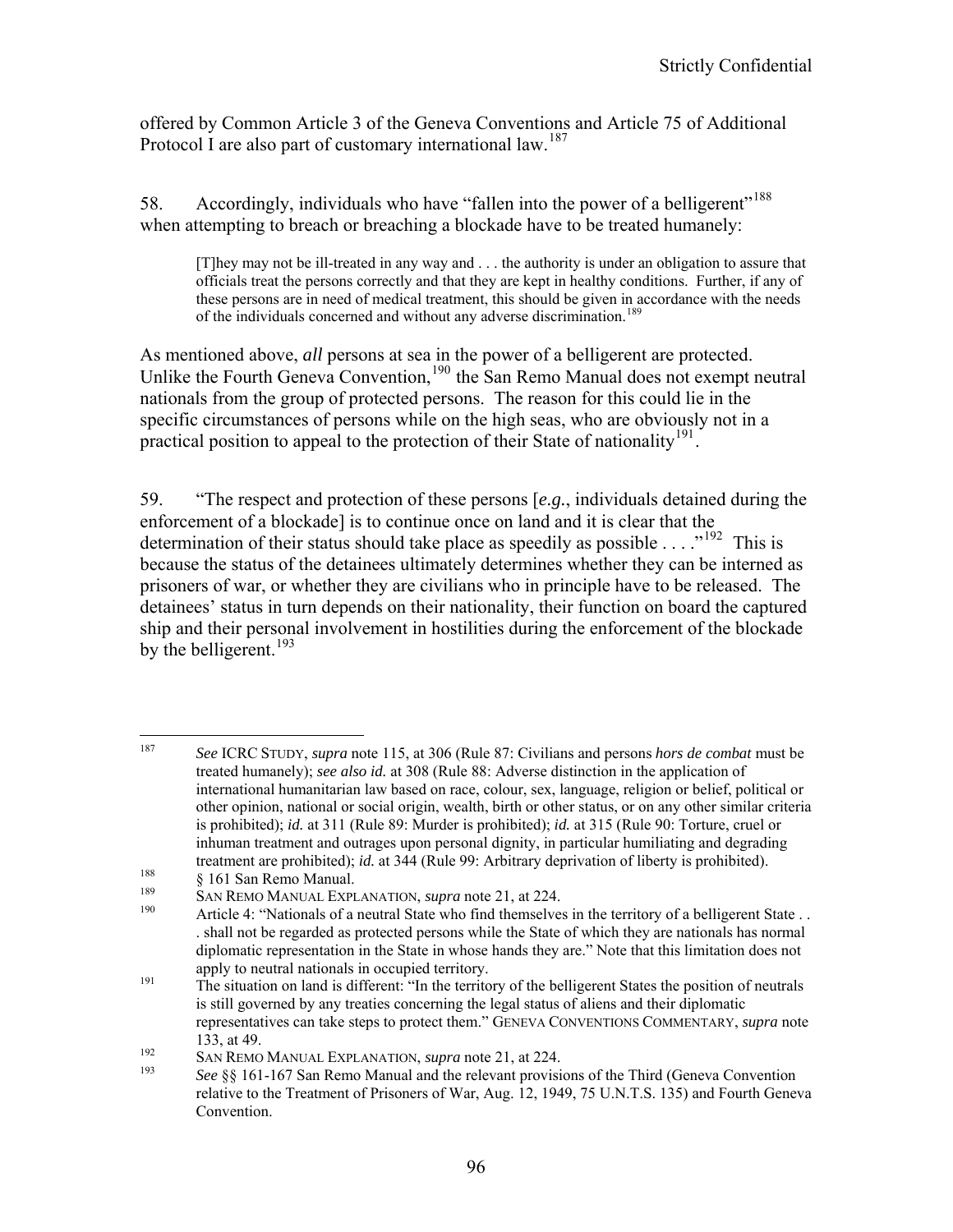offered by Common Article 3 of the Geneva Conventions and Article 75 of Additional Protocol I are also part of customary international law.[187]

58. Accordingly, individuals who have "fallen into the power of a belligerent"[188] when attempting to breach or breaching a blockade have to be treated humanely:

> [T]hey may not be ill-treated in any way and . . . the authority is under an obligation to assure that officials treat the persons correctly and that they are kept in healthy conditions. Further, if any of these persons are in need of medical treatment, this should be given in accordance with the needs of the individuals concerned and without any adverse discrimination.[189]

As mentioned above, *all* persons at sea in the power of a belligerent are protected. Unlike the Fourth Geneva Convention,[190] the San Remo Manual does not exempt neutral nationals from the group of protected persons. The reason for this could lie in the specific circumstances of persons while on the high seas, who are obviously not in a practical position to appeal to the protection of their State of nationality[191].

59. "The respect and protection of these persons [*e.g.*, individuals detained during the enforcement of a blockade] is to continue once on land and it is clear that the determination of their status should take place as speedily as possible . . . ."[192] This is because the status of the detainees ultimately determines whether they can be interned as prisoners of war, or whether they are civilians who in principle have to be released. The detainees' status in turn depends on their nationality, their function on board the captured ship and their personal involvement in hostilities during the enforcement of the blockade by the belligerent.[193]

---

187 *See* ICRC STUDY, *supra* note 115, at 306 (Rule 87: Civilians and persons *hors de combat* must be treated humanely); *see also id.* at 308 (Rule 88: Adverse distinction in the application of international humanitarian law based on race, colour, sex, language, religion or belief, political or other opinion, national or social origin, wealth, birth or other status, or on any other similar criteria is prohibited); *id.* at 311 (Rule 89: Murder is prohibited); *id.* at 315 (Rule 90: Torture, cruel or inhuman treatment and outrages upon personal dignity, in particular humiliating and degrading treatment are prohibited); *id.* at 344 (Rule 99: Arbitrary deprivation of liberty is prohibited).

188 § 161 San Remo Manual.

189 SAN REMO MANUAL EXPLANATION, *supra* note 21, at 224.

190 Article 4: "Nationals of a neutral State who find themselves in the territory of a belligerent State . . . shall not be regarded as protected persons while the State of which they are nationals has normal diplomatic representation in the State in whose hands they are." Note that this limitation does not apply to neutral nationals in occupied territory.

191 The situation on land is different: "In the territory of the belligerent States the position of neutrals is still governed by any treaties concerning the legal status of aliens and their diplomatic representatives can take steps to protect them." GENEVA CONVENTIONS COMMENTARY, *supra* note 133, at 49.

192 SAN REMO MANUAL EXPLANATION, *supra* note 21, at 224.

193 *See* §§ 161-167 San Remo Manual and the relevant provisions of the Third (Geneva Convention relative to the Treatment of Prisoners of War, Aug. 12, 1949, 75 U.N.T.S. 135) and Fourth Geneva Convention.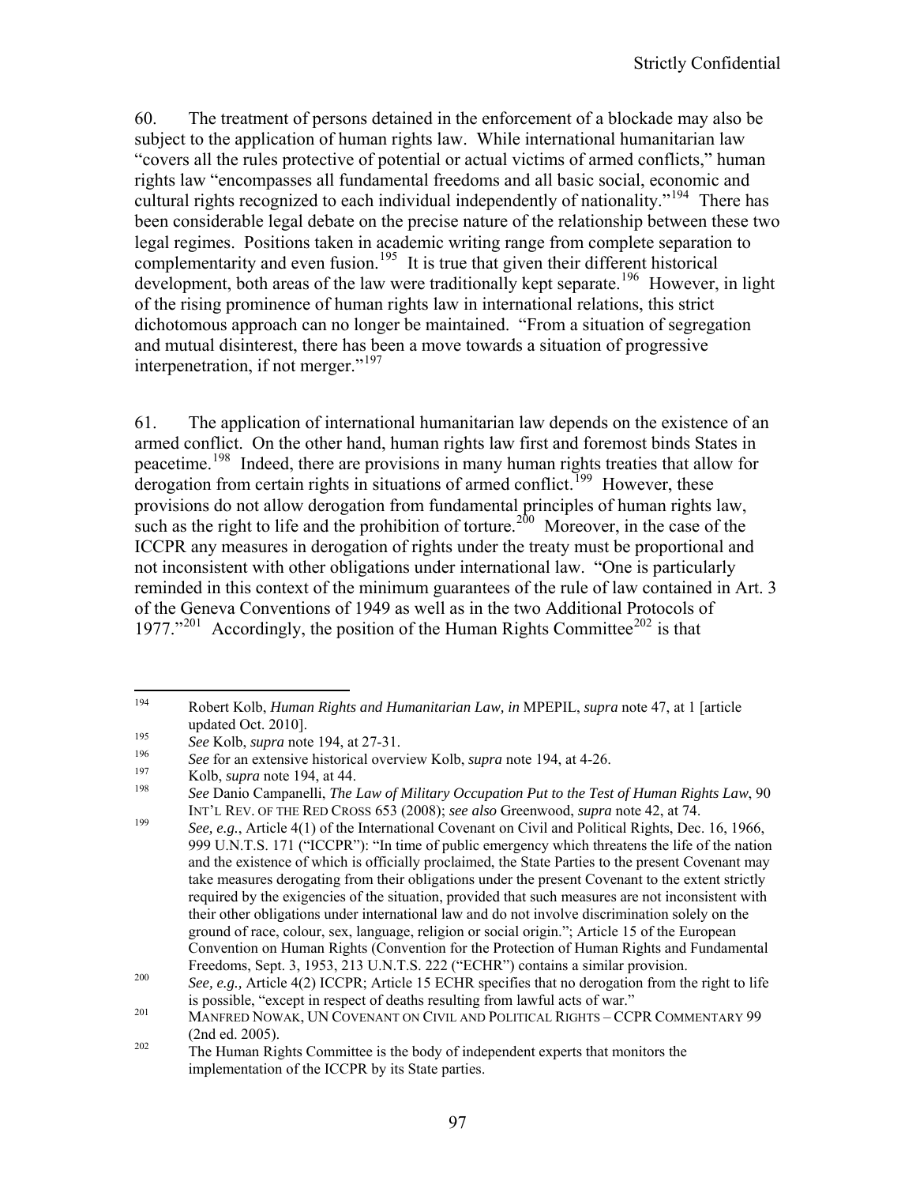60. The treatment of persons detained in the enforcement of a blockade may also be subject to the application of human rights law. While international humanitarian law "covers all the rules protective of potential or actual victims of armed conflicts," human rights law "encompasses all fundamental freedoms and all basic social, economic and cultural rights recognized to each individual independently of nationality."[194] There has been considerable legal debate on the precise nature of the relationship between these two legal regimes. Positions taken in academic writing range from complete separation to complementarity and even fusion.[195] It is true that given their different historical development, both areas of the law were traditionally kept separate.[196] However, in light of the rising prominence of human rights law in international relations, this strict dichotomous approach can no longer be maintained. "From a situation of segregation and mutual disinterest, there has been a move towards a situation of progressive interpenetration, if not merger."[197]

61. The application of international humanitarian law depends on the existence of an armed conflict. On the other hand, human rights law first and foremost binds States in peacetime.[198] Indeed, there are provisions in many human rights treaties that allow for derogation from certain rights in situations of armed conflict.[199] However, these provisions do not allow derogation from fundamental principles of human rights law, such as the right to life and the prohibition of torture.[200] Moreover, in the case of the ICCPR any measures in derogation of rights under the treaty must be proportional and not inconsistent with other obligations under international law. "One is particularly reminded in this context of the minimum guarantees of the rule of law contained in Art. 3 of the Geneva Conventions of 1949 as well as in the two Additional Protocols of 1977."[201] Accordingly, the position of the Human Rights Committee[202] is that

---

[194] Robert Kolb, *Human Rights and Humanitarian Law, in* MPEPIL, *supra* note 47, at 1 [article updated Oct. 2010].

[195] *See* Kolb, *supra* note 194, at 27-31.

[196] *See* for an extensive historical overview Kolb, *supra* note 194, at 4-26.

[197] Kolb, *supra* note 194, at 44.

[198] *See* Danio Campanelli, *The Law of Military Occupation Put to the Test of Human Rights Law*, 90 INT'L REV. OF THE RED CROSS 653 (2008); *see also* Greenwood, *supra* note 42, at 74.

[199] *See, e.g.*, Article 4(1) of the International Covenant on Civil and Political Rights, Dec. 16, 1966, 999 U.N.T.S. 171 ("ICCPR"): "In time of public emergency which threatens the life of the nation and the existence of which is officially proclaimed, the State Parties to the present Covenant may take measures derogating from their obligations under the present Covenant to the extent strictly required by the exigencies of the situation, provided that such measures are not inconsistent with their other obligations under international law and do not involve discrimination solely on the ground of race, colour, sex, language, religion or social origin."; Article 15 of the European Convention on Human Rights (Convention for the Protection of Human Rights and Fundamental Freedoms, Sept. 3, 1953, 213 U.N.T.S. 222 ("ECHR") contains a similar provision.

[200] *See, e.g.,* Article 4(2) ICCPR; Article 15 ECHR specifies that no derogation from the right to life is possible, "except in respect of deaths resulting from lawful acts of war."

[201] MANFRED NOWAK, UN COVENANT ON CIVIL AND POLITICAL RIGHTS – CCPR COMMENTARY 99 (2nd ed. 2005).

[202] The Human Rights Committee is the body of independent experts that monitors the implementation of the ICCPR by its State parties.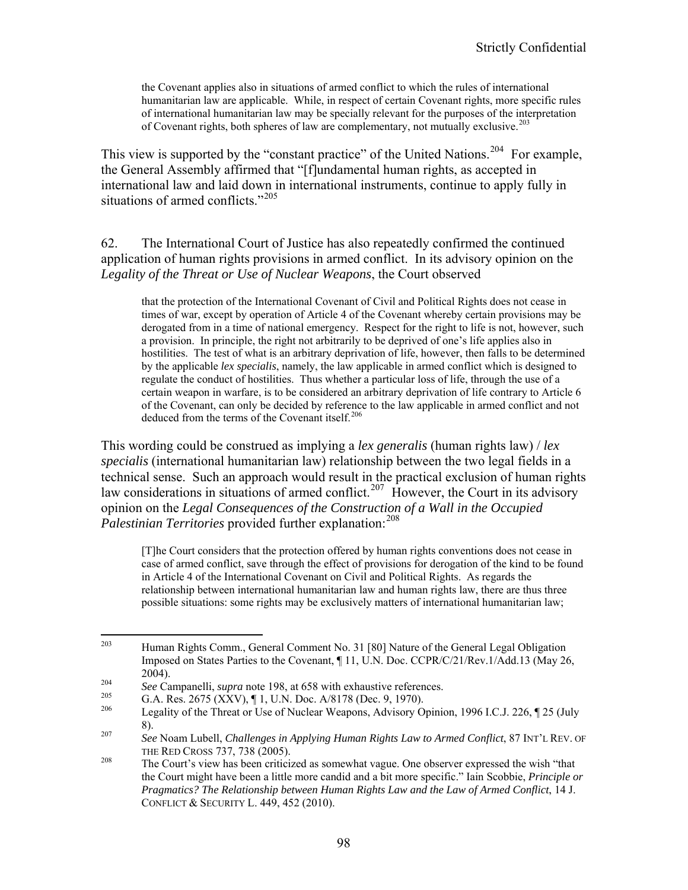> the Covenant applies also in situations of armed conflict to which the rules of international humanitarian law are applicable. While, in respect of certain Covenant rights, more specific rules of international humanitarian law may be specially relevant for the purposes of the interpretation of Covenant rights, both spheres of law are complementary, not mutually exclusive.[203]

This view is supported by the "constant practice" of the United Nations.[204] For example, the General Assembly affirmed that "[f]undamental human rights, as accepted in international law and laid down in international instruments, continue to apply fully in situations of armed conflicts."[205]

62. The International Court of Justice has also repeatedly confirmed the continued application of human rights provisions in armed conflict. In its advisory opinion on the *Legality of the Threat or Use of Nuclear Weapons*, the Court observed

> that the protection of the International Covenant of Civil and Political Rights does not cease in times of war, except by operation of Article 4 of the Covenant whereby certain provisions may be derogated from in a time of national emergency. Respect for the right to life is not, however, such a provision. In principle, the right not arbitrarily to be deprived of one's life applies also in hostilities. The test of what is an arbitrary deprivation of life, however, then falls to be determined by the applicable *lex specialis*, namely, the law applicable in armed conflict which is designed to regulate the conduct of hostilities. Thus whether a particular loss of life, through the use of a certain weapon in warfare, is to be considered an arbitrary deprivation of life contrary to Article 6 of the Covenant, can only be decided by reference to the law applicable in armed conflict and not deduced from the terms of the Covenant itself.[206]

This wording could be construed as implying a *lex generalis* (human rights law) / *lex specialis* (international humanitarian law) relationship between the two legal fields in a technical sense. Such an approach would result in the practical exclusion of human rights law considerations in situations of armed conflict.[207] However, the Court in its advisory opinion on the *Legal Consequences of the Construction of a Wall in the Occupied Palestinian Territories* provided further explanation:[208]

> [T]he Court considers that the protection offered by human rights conventions does not cease in case of armed conflict, save through the effect of provisions for derogation of the kind to be found in Article 4 of the International Covenant on Civil and Political Rights. As regards the relationship between international humanitarian law and human rights law, there are thus three possible situations: some rights may be exclusively matters of international humanitarian law;

---

[203] Human Rights Comm., General Comment No. 31 [80] Nature of the General Legal Obligation Imposed on States Parties to the Covenant, ¶ 11, U.N. Doc. CCPR/C/21/Rev.1/Add.13 (May 26, 2004).

[204] *See* Campanelli, *supra* note 198, at 658 with exhaustive references.

[205] G.A. Res. 2675 (XXV), ¶ 1, U.N. Doc. A/8178 (Dec. 9, 1970).

[206] Legality of the Threat or Use of Nuclear Weapons, Advisory Opinion, 1996 I.C.J. 226, ¶ 25 (July 8).

[207] *See* Noam Lubell, *Challenges in Applying Human Rights Law to Armed Conflict*, 87 INT'L REV. OF THE RED CROSS 737, 738 (2005).

[208] The Court's view has been criticized as somewhat vague. One observer expressed the wish "that the Court might have been a little more candid and a bit more specific." Iain Scobbie, *Principle or Pragmatics? The Relationship between Human Rights Law and the Law of Armed Conflict*, 14 J. CONFLICT & SECURITY L. 449, 452 (2010).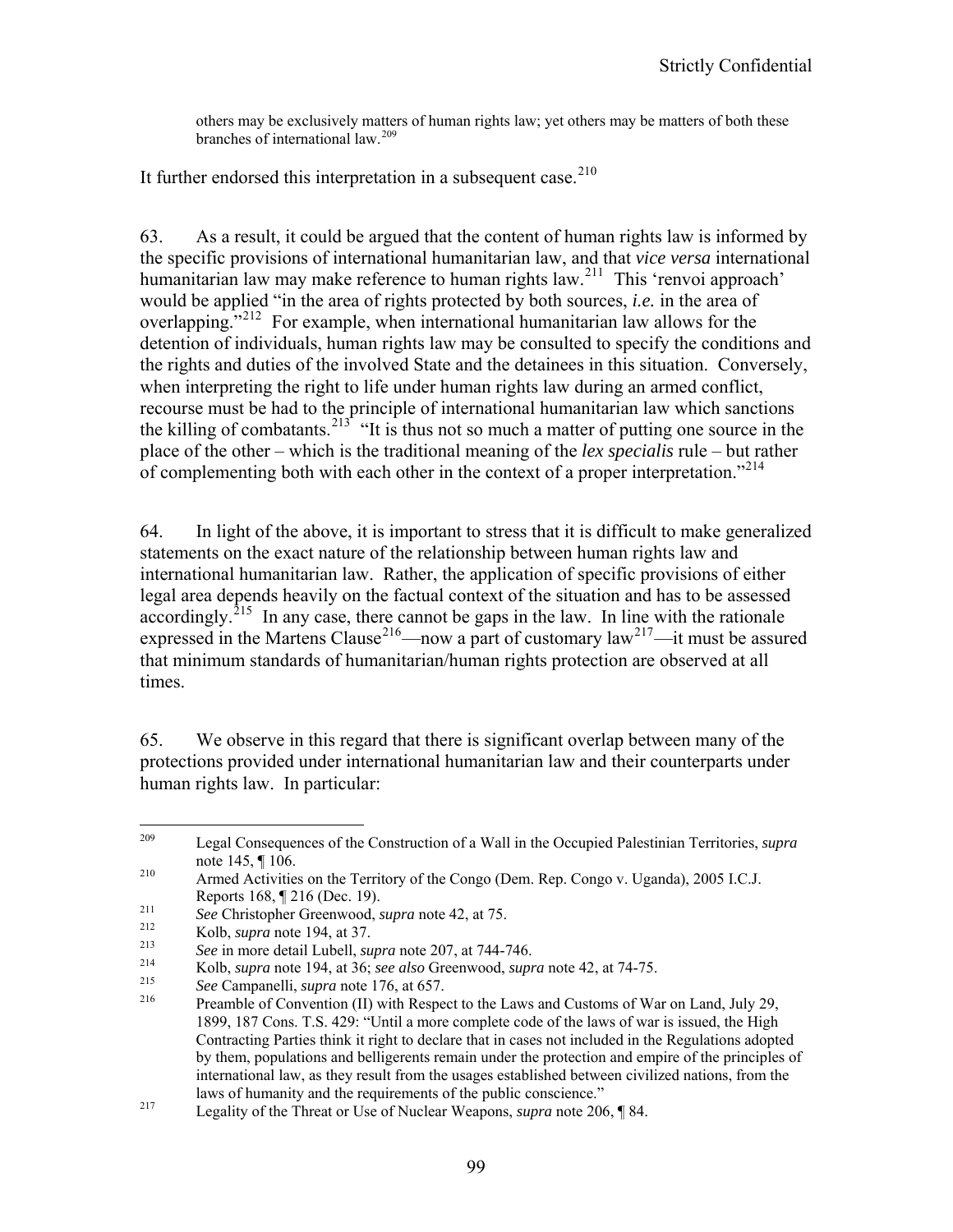> others may be exclusively matters of human rights law; yet others may be matters of both these branches of international law.[209]

It further endorsed this interpretation in a subsequent case.[210]

63. As a result, it could be argued that the content of human rights law is informed by the specific provisions of international humanitarian law, and that *vice versa* international humanitarian law may make reference to human rights law.[211] This 'renvoi approach' would be applied "in the area of rights protected by both sources, *i.e.* in the area of overlapping."[212] For example, when international humanitarian law allows for the detention of individuals, human rights law may be consulted to specify the conditions and the rights and duties of the involved State and the detainees in this situation. Conversely, when interpreting the right to life under human rights law during an armed conflict, recourse must be had to the principle of international humanitarian law which sanctions the killing of combatants.[213] "It is thus not so much a matter of putting one source in the place of the other – which is the traditional meaning of the *lex specialis* rule – but rather of complementing both with each other in the context of a proper interpretation."[214]

64. In light of the above, it is important to stress that it is difficult to make generalized statements on the exact nature of the relationship between human rights law and international humanitarian law. Rather, the application of specific provisions of either legal area depends heavily on the factual context of the situation and has to be assessed accordingly.[215] In any case, there cannot be gaps in the law. In line with the rationale expressed in the Martens Clause[216]—now a part of customary law[217]—it must be assured that minimum standards of humanitarian/human rights protection are observed at all times.

65. We observe in this regard that there is significant overlap between many of the protections provided under international humanitarian law and their counterparts under human rights law. In particular:

---

[209] Legal Consequences of the Construction of a Wall in the Occupied Palestinian Territories, *supra* note 145, ¶ 106.

[210] Armed Activities on the Territory of the Congo (Dem. Rep. Congo v. Uganda), 2005 I.C.J. Reports 168, ¶ 216 (Dec. 19).

[211] *See* Christopher Greenwood, *supra* note 42, at 75.

[212] Kolb, *supra* note 194, at 37.

[213] *See* in more detail Lubell, *supra* note 207, at 744-746.

[214] Kolb, *supra* note 194, at 36; *see also* Greenwood, *supra* note 42, at 74-75.

[215] *See* Campanelli, *supra* note 176, at 657.

[216] Preamble of Convention (II) with Respect to the Laws and Customs of War on Land, July 29, 1899, 187 Cons. T.S. 429: "Until a more complete code of the laws of war is issued, the High Contracting Parties think it right to declare that in cases not included in the Regulations adopted by them, populations and belligerents remain under the protection and empire of the principles of international law, as they result from the usages established between civilized nations, from the laws of humanity and the requirements of the public conscience."

[217] Legality of the Threat or Use of Nuclear Weapons, *supra* note 206, ¶ 84.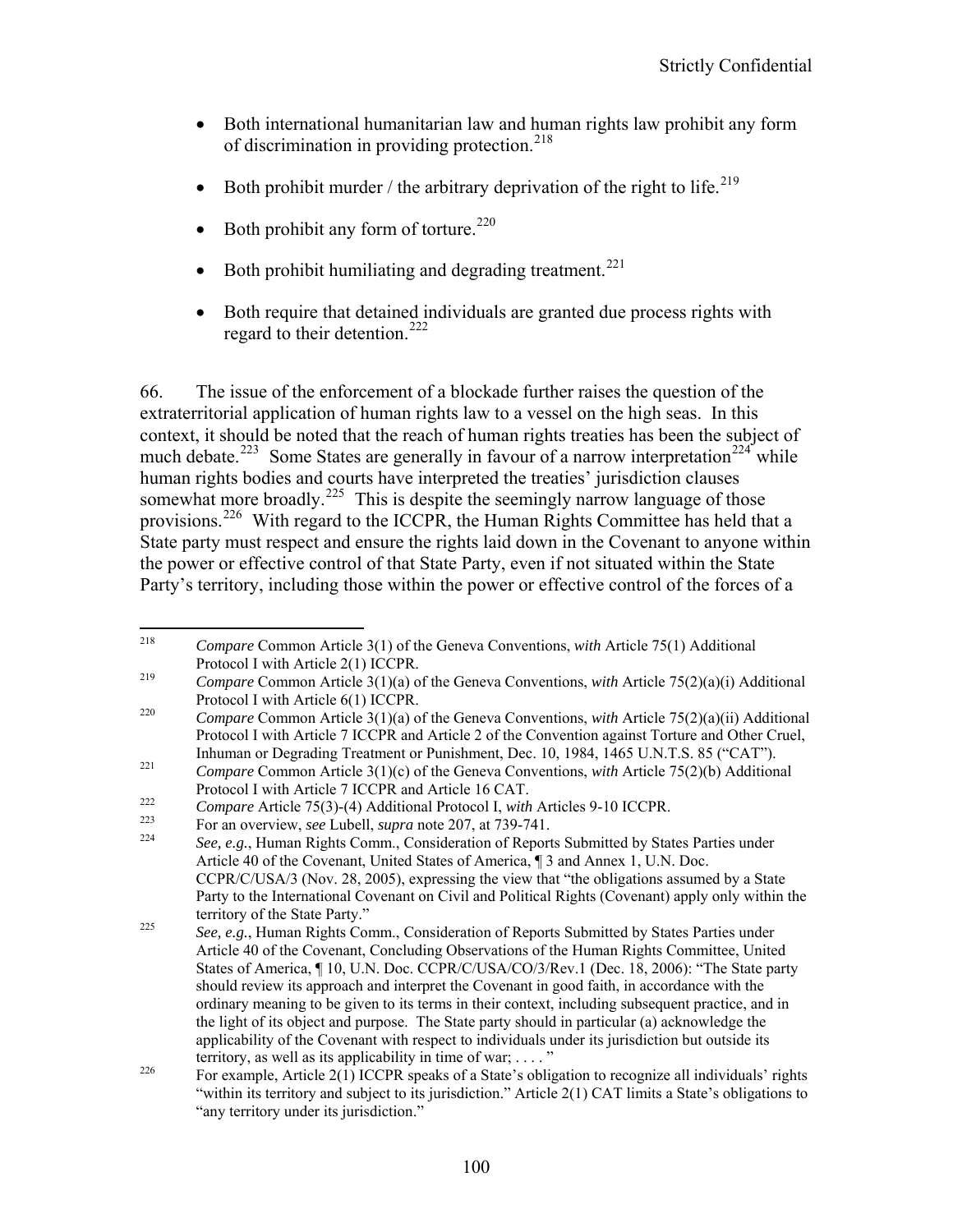- Both international humanitarian law and human rights law prohibit any form of discrimination in providing protection.[218]
- Both prohibit murder / the arbitrary deprivation of the right to life.[219]
- Both prohibit any form of torture.[220]
- Both prohibit humiliating and degrading treatment.[221]
- Both require that detained individuals are granted due process rights with regard to their detention.[222]

66. The issue of the enforcement of a blockade further raises the question of the extraterritorial application of human rights law to a vessel on the high seas. In this context, it should be noted that the reach of human rights treaties has been the subject of much debate.[223] Some States are generally in favour of a narrow interpretation[224] while human rights bodies and courts have interpreted the treaties' jurisdiction clauses somewhat more broadly.[225] This is despite the seemingly narrow language of those provisions.[226] With regard to the ICCPR, the Human Rights Committee has held that a State party must respect and ensure the rights laid down in the Covenant to anyone within the power or effective control of that State Party, even if not situated within the State Party's territory, including those within the power or effective control of the forces of a

---

[218] *Compare* Common Article 3(1) of the Geneva Conventions, *with* Article 75(1) Additional Protocol I with Article 2(1) ICCPR.

[219] *Compare* Common Article 3(1)(a) of the Geneva Conventions, *with* Article 75(2)(a)(i) Additional Protocol I with Article 6(1) ICCPR.

[220] *Compare* Common Article 3(1)(a) of the Geneva Conventions, *with* Article 75(2)(a)(ii) Additional Protocol I with Article 7 ICCPR and Article 2 of the Convention against Torture and Other Cruel, Inhuman or Degrading Treatment or Punishment, Dec. 10, 1984, 1465 U.N.T.S. 85 ("CAT").

[221] *Compare* Common Article 3(1)(c) of the Geneva Conventions, *with* Article 75(2)(b) Additional Protocol I with Article 7 ICCPR and Article 16 CAT.

[222] *Compare* Article 75(3)-(4) Additional Protocol I, *with* Articles 9-10 ICCPR.

[223] For an overview, *see* Lubell, *supra* note 207, at 739-741.

[224] *See, e.g.*, Human Rights Comm., Consideration of Reports Submitted by States Parties under Article 40 of the Covenant, United States of America, ¶ 3 and Annex 1, U.N. Doc. CCPR/C/USA/3 (Nov. 28, 2005), expressing the view that "the obligations assumed by a State Party to the International Covenant on Civil and Political Rights (Covenant) apply only within the territory of the State Party."

[225] *See, e.g.*, Human Rights Comm., Consideration of Reports Submitted by States Parties under Article 40 of the Covenant, Concluding Observations of the Human Rights Committee, United States of America, ¶ 10, U.N. Doc. CCPR/C/USA/CO/3/Rev.1 (Dec. 18, 2006): "The State party should review its approach and interpret the Covenant in good faith, in accordance with the ordinary meaning to be given to its terms in their context, including subsequent practice, and in the light of its object and purpose. The State party should in particular (a) acknowledge the applicability of the Covenant with respect to individuals under its jurisdiction but outside its territory, as well as its applicability in time of war; . . . ."

[226] For example, Article 2(1) ICCPR speaks of a State's obligation to recognize all individuals' rights "within its territory and subject to its jurisdiction." Article 2(1) CAT limits a State's obligations to "any territory under its jurisdiction."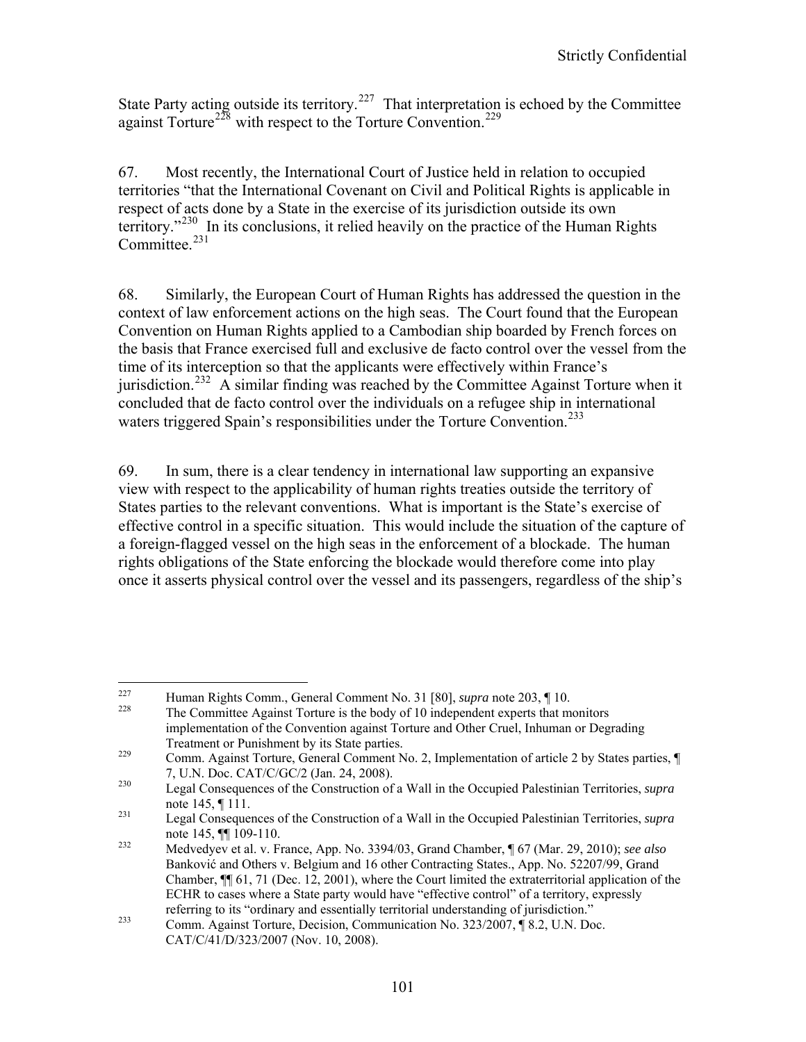State Party acting outside its territory.[227] That interpretation is echoed by the Committee against Torture[228] with respect to the Torture Convention.[229]

67. Most recently, the International Court of Justice held in relation to occupied territories "that the International Covenant on Civil and Political Rights is applicable in respect of acts done by a State in the exercise of its jurisdiction outside its own territory."[230] In its conclusions, it relied heavily on the practice of the Human Rights Committee.[231]

68. Similarly, the European Court of Human Rights has addressed the question in the context of law enforcement actions on the high seas. The Court found that the European Convention on Human Rights applied to a Cambodian ship boarded by French forces on the basis that France exercised full and exclusive de facto control over the vessel from the time of its interception so that the applicants were effectively within France's jurisdiction.[232] A similar finding was reached by the Committee Against Torture when it concluded that de facto control over the individuals on a refugee ship in international waters triggered Spain's responsibilities under the Torture Convention.[233]

69. In sum, there is a clear tendency in international law supporting an expansive view with respect to the applicability of human rights treaties outside the territory of States parties to the relevant conventions. What is important is the State's exercise of effective control in a specific situation. This would include the situation of the capture of a foreign-flagged vessel on the high seas in the enforcement of a blockade. The human rights obligations of the State enforcing the blockade would therefore come into play once it asserts physical control over the vessel and its passengers, regardless of the ship's

---

[227] Human Rights Comm., General Comment No. 31 [80], *supra* note 203, ¶ 10.

[228] The Committee Against Torture is the body of 10 independent experts that monitors implementation of the Convention against Torture and Other Cruel, Inhuman or Degrading Treatment or Punishment by its State parties.

[229] Comm. Against Torture, General Comment No. 2, Implementation of article 2 by States parties, ¶ 7, U.N. Doc. CAT/C/GC/2 (Jan. 24, 2008).

[230] Legal Consequences of the Construction of a Wall in the Occupied Palestinian Territories, *supra* note 145, ¶ 111.

[231] Legal Consequences of the Construction of a Wall in the Occupied Palestinian Territories, *supra* note 145, ¶¶ 109-110.

[232] Medvedyev et al. v. France, App. No. 3394/03, Grand Chamber, ¶ 67 (Mar. 29, 2010); *see also* Banković and Others v. Belgium and 16 other Contracting States., App. No. 52207/99, Grand Chamber, ¶¶ 61, 71 (Dec. 12, 2001), where the Court limited the extraterritorial application of the ECHR to cases where a State party would have "effective control" of a territory, expressly referring to its "ordinary and essentially territorial understanding of jurisdiction."

[233] Comm. Against Torture, Decision, Communication No. 323/2007, ¶ 8.2, U.N. Doc. CAT/C/41/D/323/2007 (Nov. 10, 2008).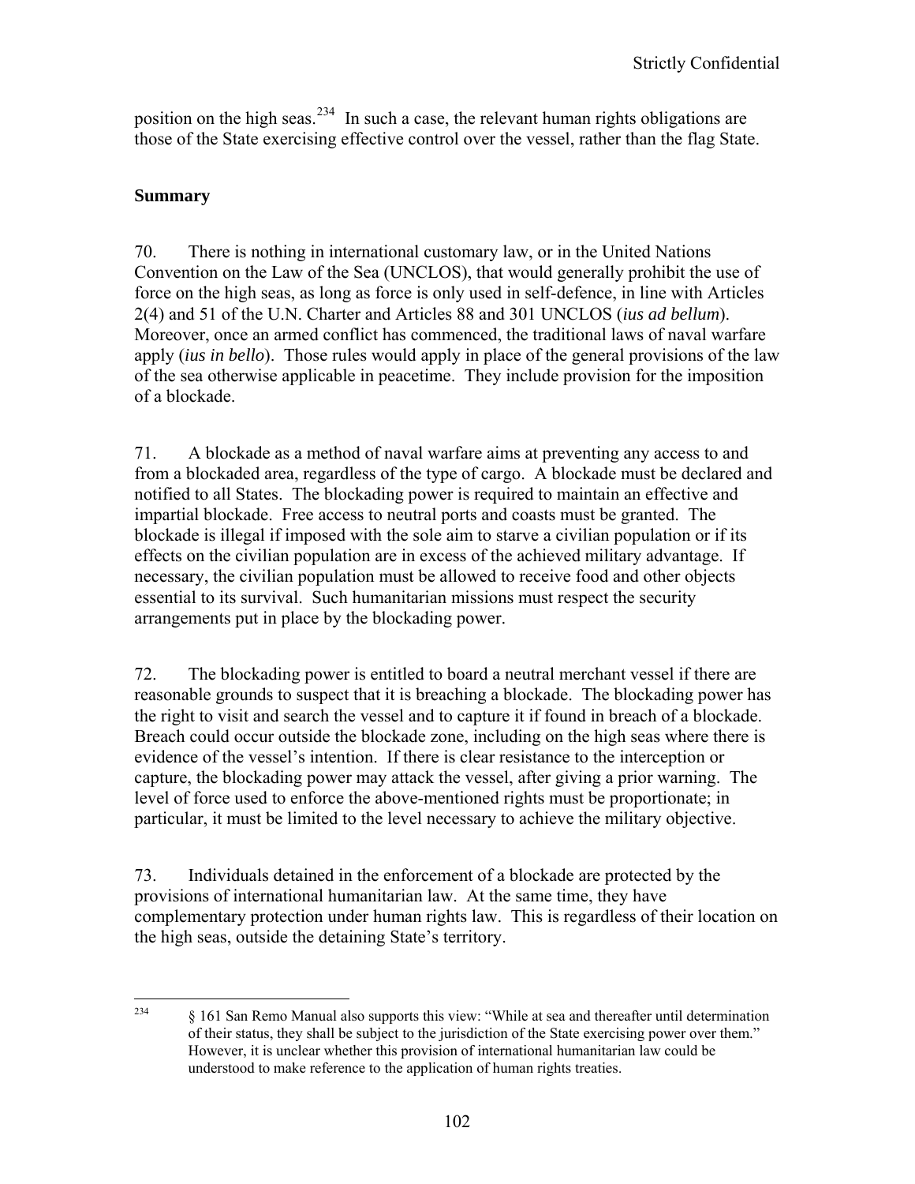position on the high seas.[234] In such a case, the relevant human rights obligations are those of the State exercising effective control over the vessel, rather than the flag State.

## Summary

70. There is nothing in international customary law, or in the United Nations Convention on the Law of the Sea (UNCLOS), that would generally prohibit the use of force on the high seas, as long as force is only used in self-defence, in line with Articles 2(4) and 51 of the U.N. Charter and Articles 88 and 301 UNCLOS (*ius ad bellum*). Moreover, once an armed conflict has commenced, the traditional laws of naval warfare apply (*ius in bello*). Those rules would apply in place of the general provisions of the law of the sea otherwise applicable in peacetime. They include provision for the imposition of a blockade.

71. A blockade as a method of naval warfare aims at preventing any access to and from a blockaded area, regardless of the type of cargo. A blockade must be declared and notified to all States. The blockading power is required to maintain an effective and impartial blockade. Free access to neutral ports and coasts must be granted. The blockade is illegal if imposed with the sole aim to starve a civilian population or if its effects on the civilian population are in excess of the achieved military advantage. If necessary, the civilian population must be allowed to receive food and other objects essential to its survival. Such humanitarian missions must respect the security arrangements put in place by the blockading power.

72. The blockading power is entitled to board a neutral merchant vessel if there are reasonable grounds to suspect that it is breaching a blockade. The blockading power has the right to visit and search the vessel and to capture it if found in breach of a blockade. Breach could occur outside the blockade zone, including on the high seas where there is evidence of the vessel's intention. If there is clear resistance to the interception or capture, the blockading power may attack the vessel, after giving a prior warning. The level of force used to enforce the above-mentioned rights must be proportionate; in particular, it must be limited to the level necessary to achieve the military objective.

73. Individuals detained in the enforcement of a blockade are protected by the provisions of international humanitarian law. At the same time, they have complementary protection under human rights law. This is regardless of their location on the high seas, outside the detaining State's territory.

---

[234] § 161 San Remo Manual also supports this view: "While at sea and thereafter until determination of their status, they shall be subject to the jurisdiction of the State exercising power over them." However, it is unclear whether this provision of international humanitarian law could be understood to make reference to the application of human rights treaties.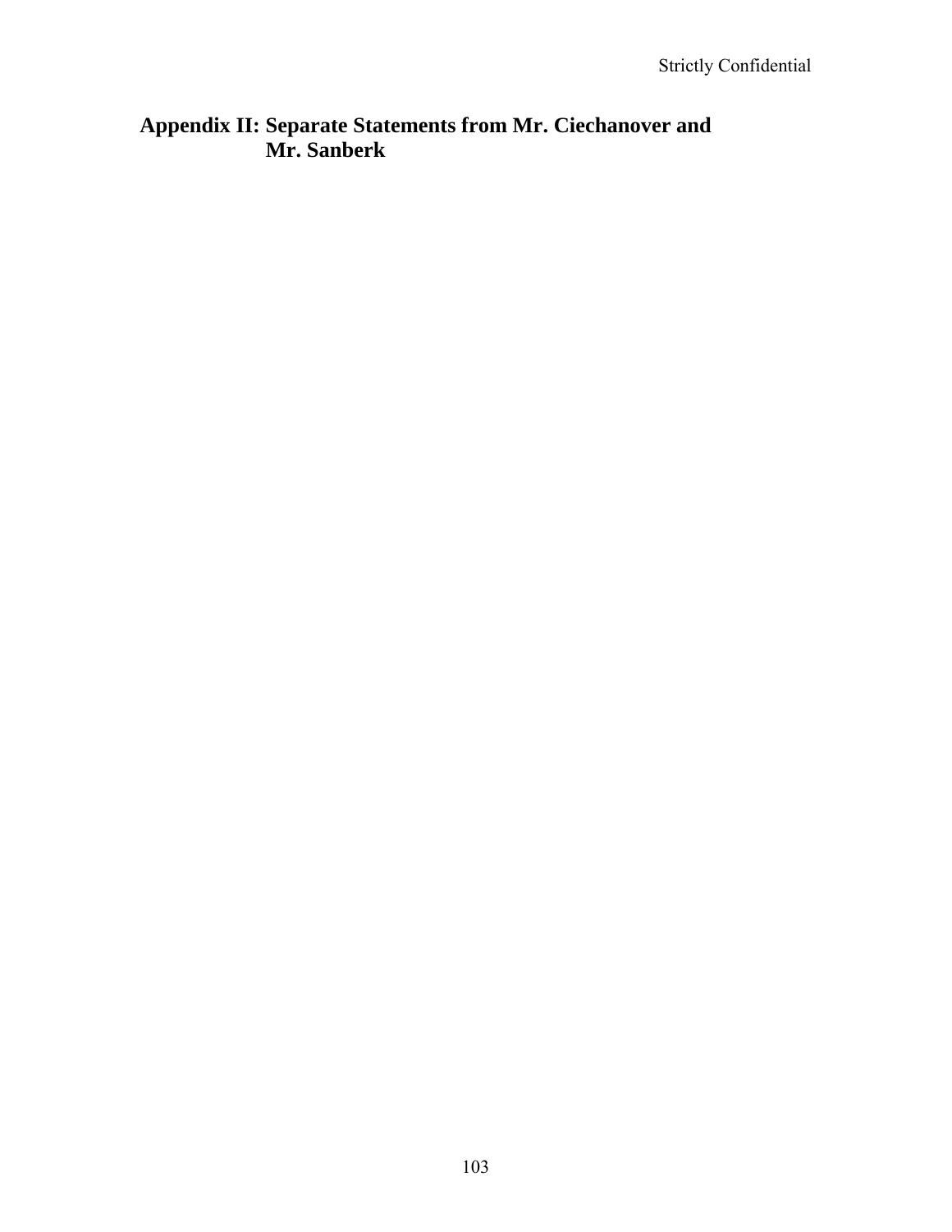# Appendix II: Separate Statements from Mr. Ciechanover and Mr. Sanberk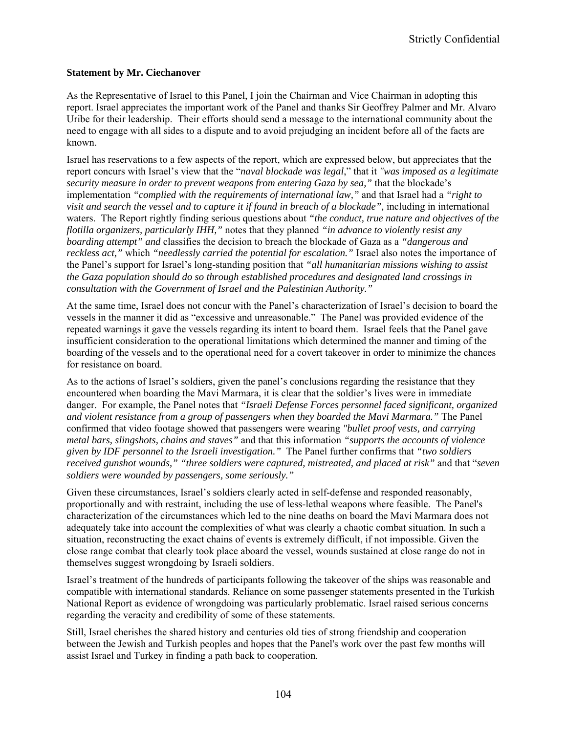**Statement by Mr. Ciechanover**

As the Representative of Israel to this Panel, I join the Chairman and Vice Chairman in adopting this report. Israel appreciates the important work of the Panel and thanks Sir Geoffrey Palmer and Mr. Alvaro Uribe for their leadership. Their efforts should send a message to the international community about the need to engage with all sides to a dispute and to avoid prejudging an incident before all of the facts are known.

Israel has reservations to a few aspects of the report, which are expressed below, but appreciates that the report concurs with Israel's view that the "*naval blockade was legal*," that it *"was imposed as a legitimate security measure in order to prevent weapons from entering Gaza by sea,"* that the blockade's implementation *"complied with the requirements of international law,"* and that Israel had a *"right to visit and search the vessel and to capture it if found in breach of a blockade"*, including in international waters. The Report rightly finding serious questions about *"the conduct, true nature and objectives of the flotilla organizers, particularly IHH,"* notes that they planned *"in advance to violently resist any boarding attempt" and* classifies the decision to breach the blockade of Gaza as a *"dangerous and reckless act,"* which *"needlessly carried the potential for escalation."* Israel also notes the importance of the Panel's support for Israel's long-standing position that *"all humanitarian missions wishing to assist the Gaza population should do so through established procedures and designated land crossings in consultation with the Government of Israel and the Palestinian Authority."*

At the same time, Israel does not concur with the Panel's characterization of Israel's decision to board the vessels in the manner it did as "excessive and unreasonable." The Panel was provided evidence of the repeated warnings it gave the vessels regarding its intent to board them. Israel feels that the Panel gave insufficient consideration to the operational limitations which determined the manner and timing of the boarding of the vessels and to the operational need for a covert takeover in order to minimize the chances for resistance on board.

As to the actions of Israel's soldiers, given the panel's conclusions regarding the resistance that they encountered when boarding the Mavi Marmara, it is clear that the soldier's lives were in immediate danger. For example, the Panel notes that *"Israeli Defense Forces personnel faced significant, organized and violent resistance from a group of passengers when they boarded the Mavi Marmara."* The Panel confirmed that video footage showed that passengers were wearing *"bullet proof vests, and carrying metal bars, slingshots, chains and staves"* and that this information *"supports the accounts of violence given by IDF personnel to the Israeli investigation."* The Panel further confirms that *"two soldiers received gunshot wounds," "three soldiers were captured, mistreated, and placed at risk"* and that "*seven soldiers were wounded by passengers, some seriously."*

Given these circumstances, Israel's soldiers clearly acted in self-defense and responded reasonably, proportionally and with restraint, including the use of less-lethal weapons where feasible. The Panel's characterization of the circumstances which led to the nine deaths on board the Mavi Marmara does not adequately take into account the complexities of what was clearly a chaotic combat situation. In such a situation, reconstructing the exact chains of events is extremely difficult, if not impossible. Given the close range combat that clearly took place aboard the vessel, wounds sustained at close range do not in themselves suggest wrongdoing by Israeli soldiers.

Israel's treatment of the hundreds of participants following the takeover of the ships was reasonable and compatible with international standards. Reliance on some passenger statements presented in the Turkish National Report as evidence of wrongdoing was particularly problematic. Israel raised serious concerns regarding the veracity and credibility of some of these statements.

Still, Israel cherishes the shared history and centuries old ties of strong friendship and cooperation between the Jewish and Turkish peoples and hopes that the Panel's work over the past few months will assist Israel and Turkey in finding a path back to cooperation.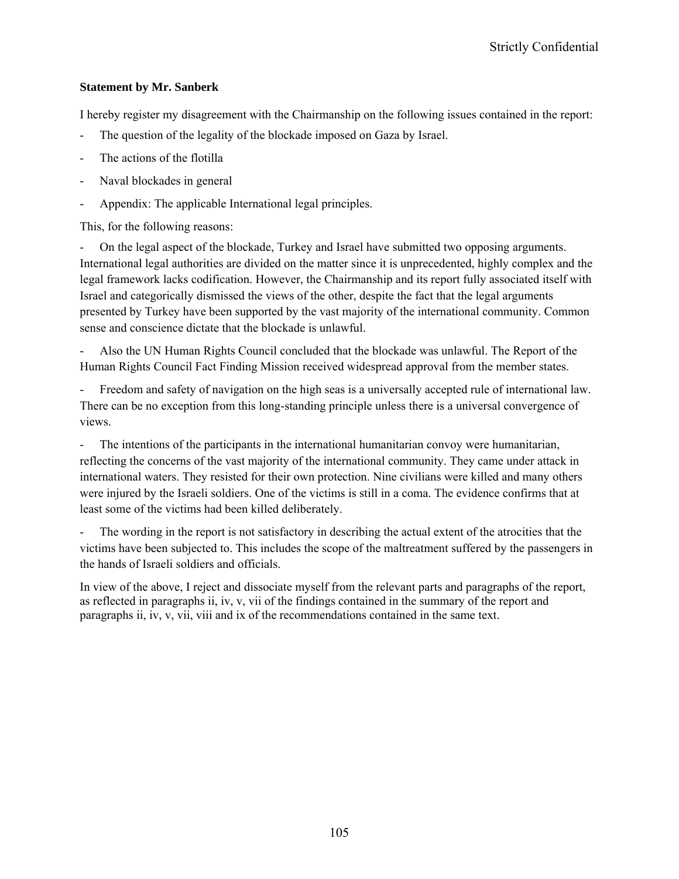**Statement by Mr. Sanberk**

I hereby register my disagreement with the Chairmanship on the following issues contained in the report:

- The question of the legality of the blockade imposed on Gaza by Israel.
- The actions of the flotilla
- Naval blockades in general
- Appendix: The applicable International legal principles.

This, for the following reasons:

- On the legal aspect of the blockade, Turkey and Israel have submitted two opposing arguments. International legal authorities are divided on the matter since it is unprecedented, highly complex and the legal framework lacks codification. However, the Chairmanship and its report fully associated itself with Israel and categorically dismissed the views of the other, despite the fact that the legal arguments presented by Turkey have been supported by the vast majority of the international community. Common sense and conscience dictate that the blockade is unlawful.
- Also the UN Human Rights Council concluded that the blockade was unlawful. The Report of the Human Rights Council Fact Finding Mission received widespread approval from the member states.
- Freedom and safety of navigation on the high seas is a universally accepted rule of international law. There can be no exception from this long-standing principle unless there is a universal convergence of views.
- The intentions of the participants in the international humanitarian convoy were humanitarian, reflecting the concerns of the vast majority of the international community. They came under attack in international waters. They resisted for their own protection. Nine civilians were killed and many others were injured by the Israeli soldiers. One of the victims is still in a coma. The evidence confirms that at least some of the victims had been killed deliberately.
- The wording in the report is not satisfactory in describing the actual extent of the atrocities that the victims have been subjected to. This includes the scope of the maltreatment suffered by the passengers in the hands of Israeli soldiers and officials.

In view of the above, I reject and dissociate myself from the relevant parts and paragraphs of the report, as reflected in paragraphs ii, iv, v, vii of the findings contained in the summary of the report and paragraphs ii, iv, v, vii, viii and ix of the recommendations contained in the same text.